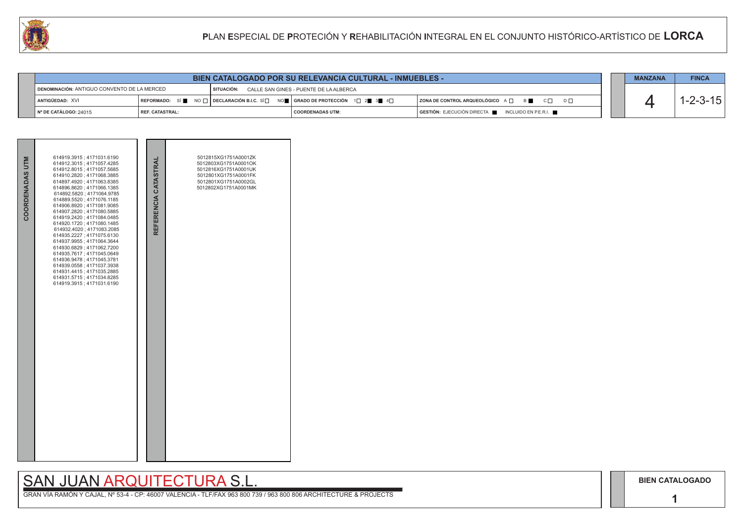# PLAN ESPECIAL DE PROTECIÓN Y REHABILITACIÓN INTEGRAL EN EL CONJUNTO HISTÓRICO-ARTÍSTICO DE LORCA

| BIEN CATALOGADO POR SU RELEVANCIA CULTURAL - INMUEBLES - | | | | |
|---|---|---|---|---|
| DENOMINACIÓN: ANTIGUO CONVENTO DE LA MERCED | SITUACIÓN: CALLE SAN GINES - PUENTE DE LA ALBERCA | | | |
| ANTIGÜEDAD: XVI | REFORMADO: SÍ ■ NO □ | DECLARACIÓN B.I.C. SÍ □ NO ■ | GRADO DE PROTECCIÓN 1□ 2■ 3■ 4□ | ZONA DE CONTROL ARQUEOLÓGICO A □ B ■ C □ D □ |
| Nº DE CATÁLOGO: 24015 | REF. CATASTRAL: | | COORDENADAS UTM: | GESTIÓN: EJECUCIÓN DIRECTA ■ INCLUIDO EN P.E.R.I. ■ |

| MANZANA | FINCA |
|---|---|
| 4 | 1-2-3-15 |

## COORDENADAS UTM

614919.3915 ; 4171031.6190
614912.3015 ; 4171057.4285
614912.8015 ; 4171057.5685
614910.2820 ; 4171068.3885
614897.4920 ; 4171063.8385
614896.8620 ; 4171066.1385
614892.5820 ; 4171064.9785
614889.5520 ; 4171076.1185
614906.8920 ; 4171081.9085
614907.2820 ; 4171080.5885
614919.2420 ; 4171084.0485
614920.1720 ; 4171080.1485
614932.4020 ; 4171083.2085
614935.2227 ; 4171075.6130
614937.9955 ; 4171064.3644
614930.6829 ; 4171062.7200
614935.7617 ; 4171045.0649
614936.9478 ; 4171045.3781
614939.0558 ; 4171037.3938
614931.4415 ; 4171035.2885
614931.5715 ; 4171034.8285
614919.3915 ; 4171031.6190

## REFERENCIA CATASTRAL

5012815XG1751A0001ZK
5012803XG1751A0001OK
5012816XG1751A0001UK
5012801XG1751A0001FK
5012801XG1751A0002GL
5012802XG1751A0001MK

SAN JUAN ARQUITECTURA S.L.

GRAN VÍA RAMÓN Y CAJAL, Nº 53-4 - CP: 46007 VALENCIA - TLF/FAX 963 800 739 / 963 800 806 ARCHITECTURE & PROJECTS

BIEN CATALOGADO

1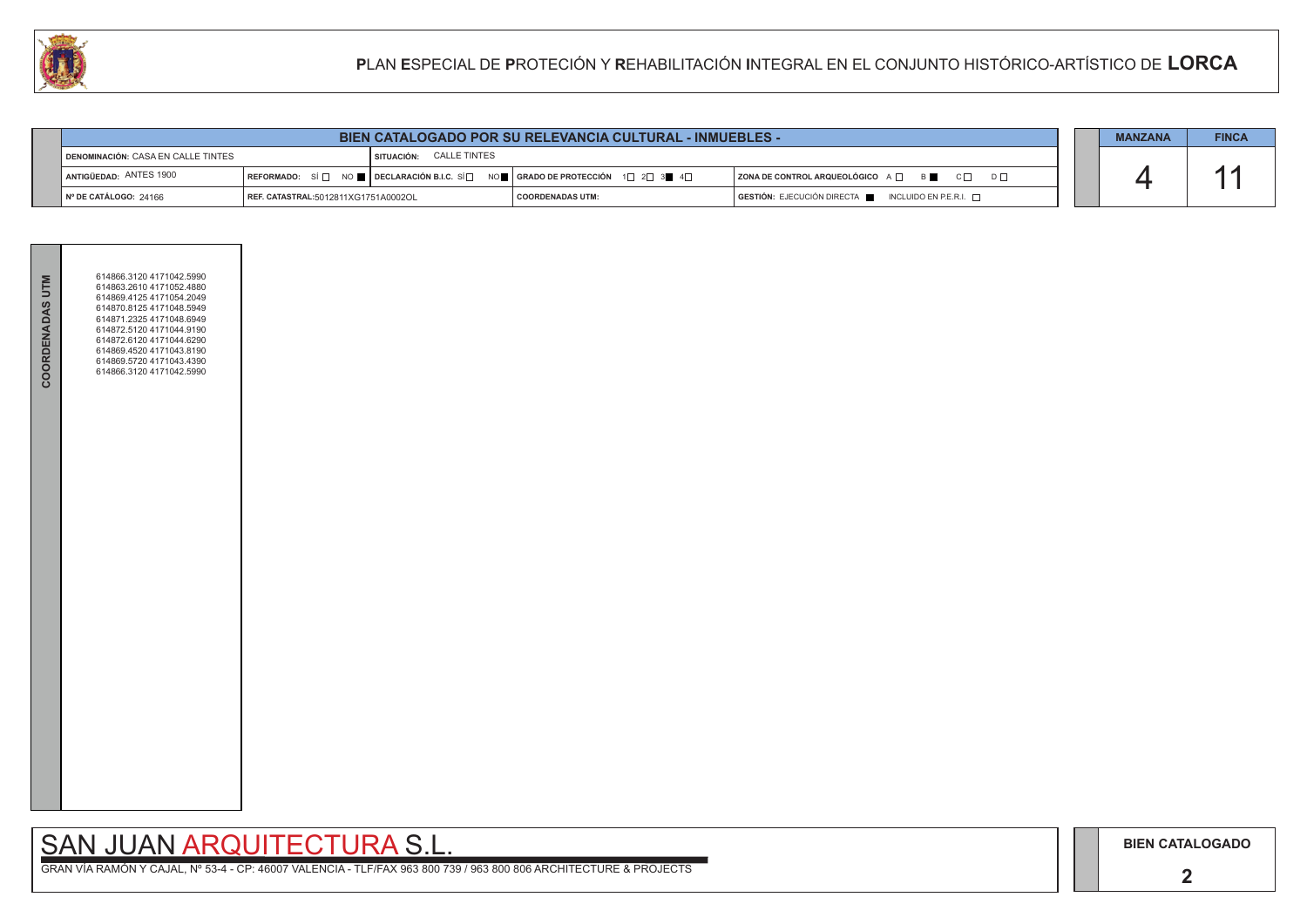# PLAN ESPECIAL DE PROTECIÓN Y REHABILITACIÓN INTEGRAL EN EL CONJUNTO HISTÓRICO-ARTÍSTICO DE LORCA

## BIEN CATALOGADO POR SU RELEVANCIA CULTURAL - INMUEBLES -

| | | | |
|---|---|---|---|
| DENOMINACIÓN: CASA EN CALLE TINTES | SITUACIÓN: CALLE TINTES | | |
| ANTIGÜEDAD: ANTES 1900 | REFORMADO: SÍ ☐ NO ■ · DECLARACIÓN B.I.C. SÍ ☐ NO ■ | GRADO DE PROTECCIÓN 1☐ 2☐ 3■ 4☐ | ZONA DE CONTROL ARQUEOLÓGICO A ☐ B ■ C ☐ D ☐ |
| Nº DE CATÁLOGO: 24166 | REF. CATASTRAL: 5012811XG1751A0002OL | COORDENADAS UTM: | GESTIÓN: EJECUCIÓN DIRECTA ■ INCLUIDO EN P.E.R.I. ☐ |

| MANZANA | FINCA |
|---|---|
| 4 | 11 |

**COORDENADAS UTM**

614866.3120 4171042.5990
614863.2610 4171052.4880
614869.4125 4171054.2049
614870.8125 4171048.5949
614871.2325 4171048.6949
614872.5120 4171044.9190
614872.6120 4171044.6290
614869.4520 4171043.8190
614869.5720 4171043.4390
614866.3120 4171042.5990

SAN JUAN ARQUITECTURA S.L.

GRAN VÍA RAMÓN Y CAJAL, Nº 53-4 - CP: 46007 VALENCIA - TLF/FAX 963 800 739 / 963 800 806 ARCHITECTURE & PROJECTS

**BIEN CATALOGADO**

**2**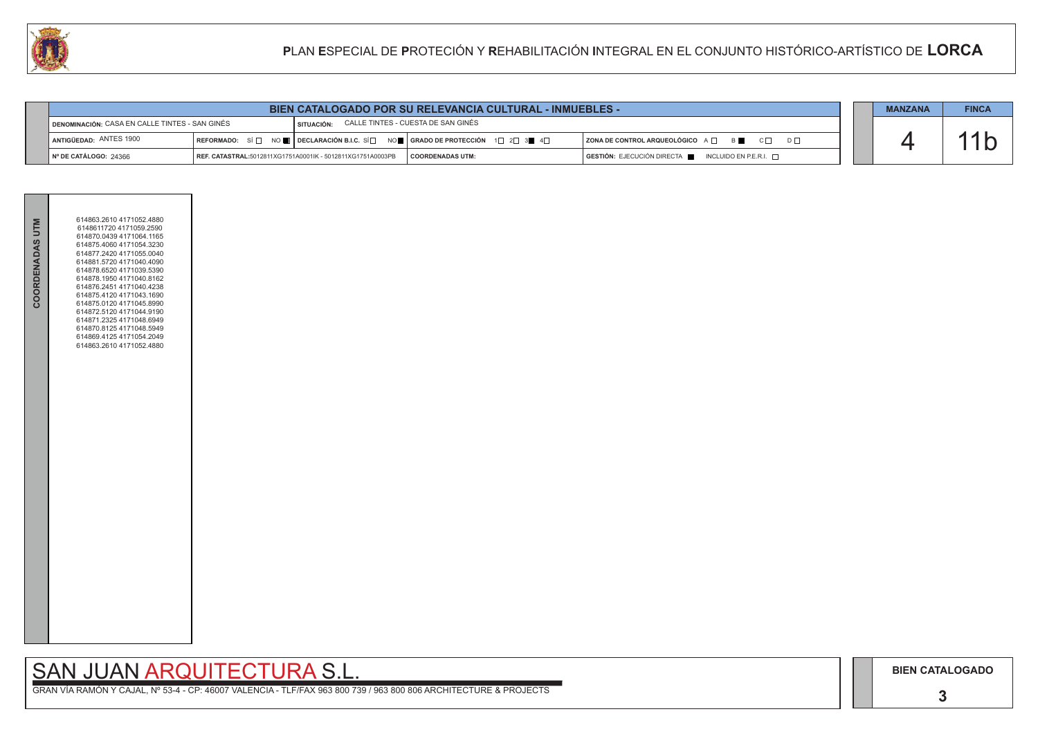# PLAN ESPECIAL DE PROTECIÓN Y REHABILITACIÓN INTEGRAL EN EL CONJUNTO HISTÓRICO-ARTÍSTICO DE LORCA

## BIEN CATALOGADO POR SU RELEVANCIA CULTURAL - INMUEBLES -

| | | | |
|---|---|---|---|
| DENOMINACIÓN: CASA EN CALLE TINTES - SAN GINÉS | SITUACIÓN: CALLE TINTES - CUESTA DE SAN GINÉS | | |
| ANTIGÜEDAD: ANTES 1900 | REFORMADO: SÍ ☐ NO ■ / DECLARACIÓN B.I.C. SÍ ☐ NO ■ | GRADO DE PROTECCIÓN 1☐ 2☐ 3■ 4☐ | ZONA DE CONTROL ARQUEOLÓGICO A ☐ B ■ C ☐ D ☐ |
| Nº DE CATÁLOGO: 24366 | REF. CATASTRAL:5012811XG1751A0001IK - 5012811XG1751A0003PB | COORDENADAS UTM: | GESTIÓN: EJECUCIÓN DIRECTA ■ INCLUIDO EN P.E.R.I. ☐ |

| MANZANA | FINCA |
|---|---|
| 4 | 11b |

**COORDENADAS UTM**

614863.2610 4171052.4880
6148611720 4171059.2590
614870.0439 4171064.1165
614875.4060 4171054.3230
614877.2420 4171055.0040
614881.5720 4171040.4090
614878.6520 4171039.5390
614878.1950 4171040.8162
614876.2451 4171040.4238
614875.4120 4171043.1690
614875.0120 4171045.8990
614872.5120 4171044.9190
614871.2325 4171048.6949
614870.8125 4171048.5949
614869.4125 4171054.2049
614863.2610 4171052.4880

SAN JUAN ARQUITECTURA S.L.

GRAN VÍA RAMÓN Y CAJAL, Nº 53-4 - CP: 46007 VALENCIA - TLF/FAX 963 800 739 / 963 800 806 ARCHITECTURE & PROJECTS

BIEN CATALOGADO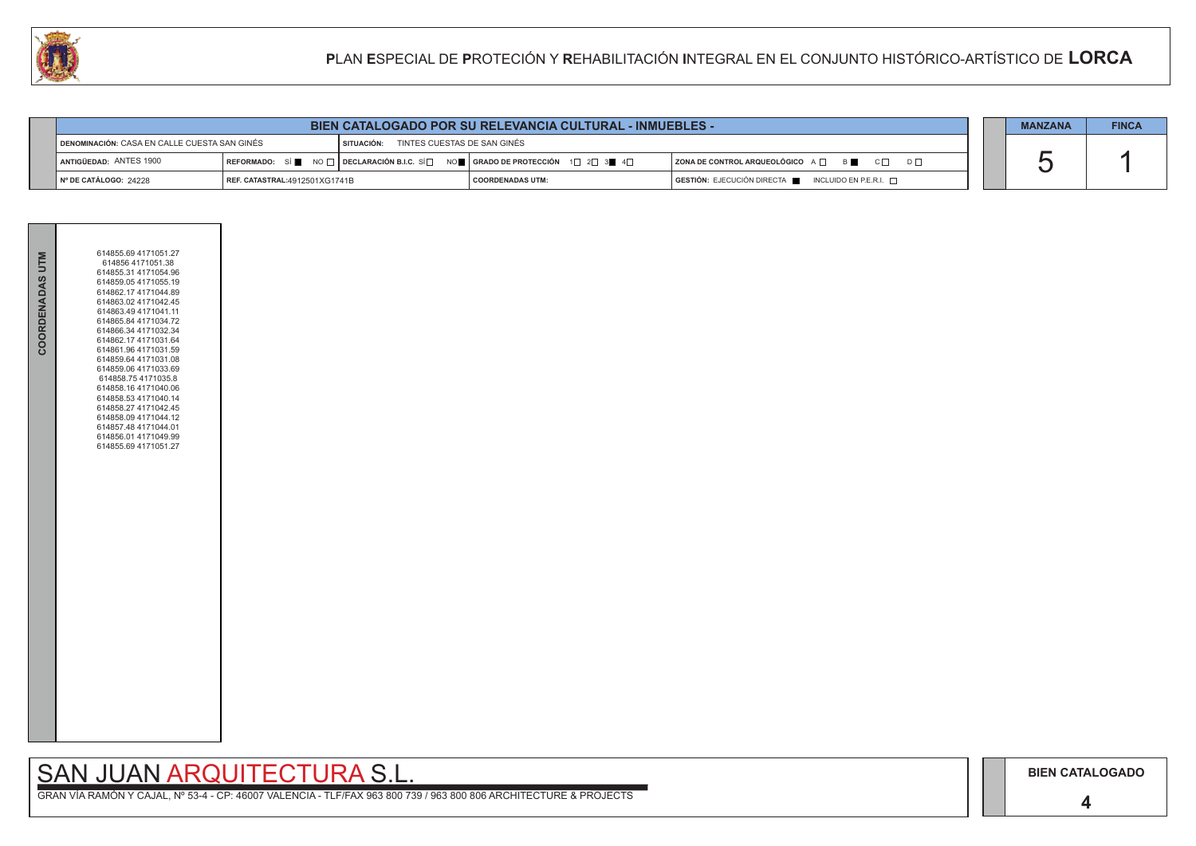# PLAN ESPECIAL DE PROTECIÓN Y REHABILITACIÓN INTEGRAL EN EL CONJUNTO HISTÓRICO-ARTÍSTICO DE LORCA

| BIEN CATALOGADO POR SU RELEVANCIA CULTURAL - INMUEBLES - | | | | |
|---|---|---|---|---|
| DENOMINACIÓN: CASA EN CALLE CUESTA SAN GINÉS | SITUACIÓN: TINTES CUESTAS DE SAN GINÉS | | | |
| ANTIGÜEDAD: ANTES 1900 | REFORMADO: SÍ ■ NO □ | DECLARACIÓN B.I.C. SÍ □ NO ■ | GRADO DE PROTECCIÓN 1□ 2□ 3■ 4□ | ZONA DE CONTROL ARQUEOLÓGICO A □ B ■ C □ D □ |
| Nº DE CATÁLOGO: 24228 | REF. CATASTRAL:4912501XG1741B | | COORDENADAS UTM: | GESTIÓN: EJECUCIÓN DIRECTA ■ INCLUIDO EN P.E.R.I. □ |

| MANZANA | FINCA |
|---|---|
| 5 | 1 |

**COORDENADAS UTM**

614855.69 4171051.27
614856 4171051.38
614855.31 4171054.96
614859.05 4171055.19
614862.17 4171044.89
614863.02 4171042.45
614863.49 4171041.11
614865.84 4171034.72
614866.34 4171032.34
614862.17 4171031.64
614861.96 4171031.59
614859.64 4171031.08
614859.06 4171033.69
614858.75 4171035.8
614858.16 4171040.06
614858.53 4171040.14
614858.27 4171042.45
614858.09 4171044.12
614857.48 4171044.01
614856.01 4171049.99
614855.69 4171051.27

SAN JUAN ARQUITECTURA S.L.

GRAN VÍA RAMÓN Y CAJAL, Nº 53-4 - CP: 46007 VALENCIA - TLF/FAX 963 800 739 / 963 800 806 ARCHITECTURE & PROJECTS

**BIEN CATALOGADO**

**4**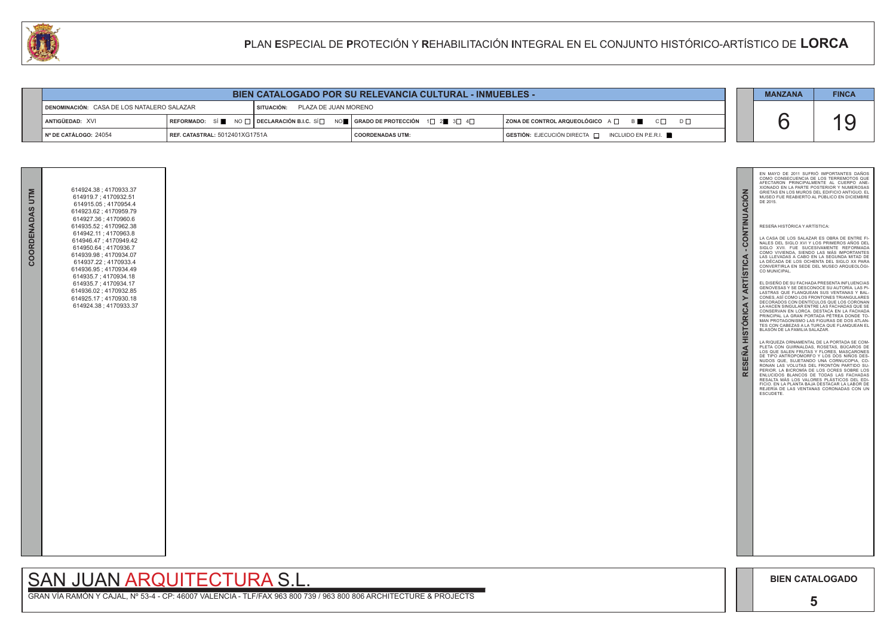# PLAN ESPECIAL DE PROTECIÓN Y REHABILITACIÓN INTEGRAL EN EL CONJUNTO HISTÓRICO-ARTÍSTICO DE LORCA

## BIEN CATALOGADO POR SU RELEVANCIA CULTURAL - INMUEBLES -

| | | | | MANZANA | FINCA |
|---|---|---|---|---|---|
| DENOMINACIÓN: CASA DE LOS NATALERO SALAZAR | SITUACIÓN: PLAZA DE JUAN MORENO | | | 6 | 19 |
| ANTIGÜEDAD: XVI | REFORMADO: SÍ ■ NO □ | DECLARACIÓN B.I.C. SÍ □ NO ■ | GRADO DE PROTECCIÓN 1□ 2■ 3□ 4□ | ZONA DE CONTROL ARQUEOLÓGICO A □ B ■ C □ D □ | |
| Nº DE CATÁLOGO: 24054 | REF. CATASTRAL: 5012401XG1751A | COORDENADAS UTM: | GESTIÓN: EJECUCIÓN DIRECTA □ INCLUIDO EN P.E.R.I. ■ | | |

### COORDENADAS UTM

614924.38 ; 4170933.37
614919.7 ; 4170932.51
614915.05 ; 4170954.4
614923.62 ; 4170959.79
614927.36 ; 4170960.6
614935.52 ; 4170962.38
614942.11 ; 4170963.8
614946.47 ; 4170949.42
614950.64 ; 4170936.7
614939.98 ; 4170934.07
614937.22 ; 4170933.4
614936.95 ; 4170934.49
614935.7 ; 4170934.18
614935.7 ; 4170934.17
614936.02 ; 4170932.85
614925.17 ; 4170930.18
614924.38 ; 4170933.37

### RESEÑA HISTÓRICA Y ARTÍSTICA - CONTINUACIÓN

EN MAYO DE 2011 SUFRIÓ IMPORTANTES DAÑOS COMO CONSECUENCIA DE LOS TERREMOTOS QUE AFECTARON PRINCIPALMENTE AL CUERPO ANEXIONADO EN LA PARTE POSTERIOR Y NUMEROSAS GRIETAS EN LOS MUROS DEL EDIFICIO ANTIGUO. EL MUSEO FUE REABIERTO AL PÚBLICO EN DICIEMBRE DE 2015.

RESEÑA HISTÓRICA Y ARTÍSTICA:

LA CASA DE LOS SALAZAR ES OBRA DE ENTRE FINALES DEL SIGLO XVI Y LOS PRIMEROS AÑOS DEL SIGLO XVII. FUE SUCESIVAMENTE REFORMADA COMO VIVIENDA, SIENDO LAS MÁS IMPORTANTES LAS LLEVADAS A CABO EN LA SEGUNDA MITAD DE LA DÉCADA DE LOS OCHENTA DEL SIGLO XX PARA CONVERTIRLA EN SEDE DEL MUSEO ARQUEOLÓGICO MUNICIPAL.

EL DISEÑO DE SU FACHADA PRESENTA INFLUENCIAS GENOVESAS Y SE DESCONOCE SU AUTORÍA. LAS PILASTRAS QUE FLANQUEAN SUS VENTANAS Y BALCONES, ASÍ COMO LOS FRONTONES TRIANGULARES DECORADOS CON DENTÍCULOS QUE LOS CORONAN LA HACEN SINGULAR ENTRE LAS FACHADAS QUE SE CONSERVAN EN LORCA. DESTACA EN LA FACHADA PRINCIPAL LA GRAN PORTADA PÉTREA DONDE TOMAN PROTAGONISMO LAS FIGURAS DE DOS ATLANTES CON CABEZAS A LA TURCA QUE FLANQUEAN EL BLASÓN DE LA FAMILIA SALAZAR.

LA RIQUEZA ORNAMENTAL DE LA PORTADA SE COMPLETA CON GUIRNALDAS, ROSETAS, BÚCAROS DE LOS QUE SALEN FRUTAS Y FLORES, MASCARONES DE TIPO ANTROPOMORFO Y LOS DOS NIÑOS DESNUDOS QUE, SUJETANDO UNA CORNUCOPIA, CORONAN LAS VOLUTAS DEL FRONTÓN PARTIDO SUPERIOR. LA BICROMÍA DE LOS OCRES SOBRE LOS ENLUCIDOS BLANCOS DE TODAS LAS FACHADAS RESALTA MÁS LOS VALORES PLÁSTICOS DEL EDIFICIO. EN LA PLANTA BAJA DESTACAR LA LABOR DE REJERÍA DE LAS VENTANAS CORONADAS CON UN ESCUDETE.

SAN JUAN ARQUITECTURA S.L.

GRAN VÍA RAMÓN Y CAJAL, Nº 53-4 - CP: 46007 VALENCIA - TLF/FAX 963 800 739 / 963 800 806 ARCHITECTURE & PROJECTS

BIEN CATALOGADO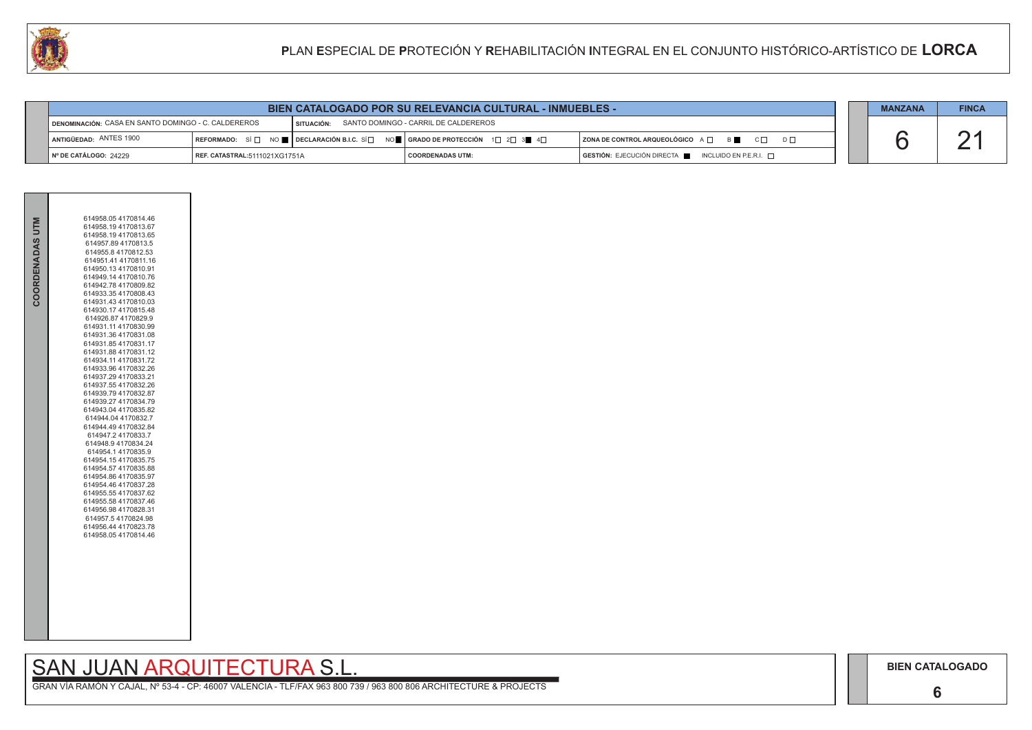# PLAN ESPECIAL DE PROTECIÓN Y REHABILITACIÓN INTEGRAL EN EL CONJUNTO HISTÓRICO-ARTÍSTICO DE LORCA

## BIEN CATALOGADO POR SU RELEVANCIA CULTURAL - INMUEBLES -

| | | | | |
|---|---|---|---|---|
| DENOMINACIÓN: CASA EN SANTO DOMINGO - C. CALDEREROS | | SITUACIÓN: SANTO DOMINGO - CARRIL DE CALDEREROS | | |
| ANTIGÜEDAD: ANTES 1900 | REFORMADO: SÍ ☐ NO ■ | DECLARACIÓN B.I.C. SÍ ☐ NO ■ | GRADO DE PROTECCIÓN 1☐ 2☐ 3■ 4☐ | ZONA DE CONTROL ARQUEOLÓGICO A ☐ B ■ C ☐ D ☐ |
| Nº DE CATÁLOGO: 24229 | REF. CATASTRAL:5111021XG1751A | | COORDENADAS UTM: | GESTIÓN: EJECUCIÓN DIRECTA ■ INCLUIDO EN P.E.R.I. ☐ |

| MANZANA | FINCA |
|---|---|
| 6 | 21 |

**COORDENADAS UTM**

614958.05 4170814.46
614958.19 4170813.67
614958.19 4170813.65
614957.89 4170813.5
614955.8 4170812.53
614951.41 4170811.16
614950.13 4170810.91
614949.14 4170810.76
614942.78 4170809.82
614933.35 4170808.43
614931.43 4170810.03
614930.17 4170815.48
614926.87 4170829.9
614931.11 4170830.99
614931.36 4170831.08
614931.85 4170831.17
614931.88 4170831.12
614934.11 4170831.72
614933.96 4170832.26
614937.29 4170833.21
614937.55 4170832.26
614939.79 4170832.87
614939.27 4170834.79
614943.04 4170835.82
614944.04 4170832.7
614944.49 4170832.84
614947.2 4170833.7
614948.9 4170834.24
614954.1 4170835.9
614954.15 4170835.75
614954.57 4170835.88
614954.86 4170835.97
614954.46 4170837.28
614955.55 4170837.62
614955.58 4170837.46
614956.98 4170828.31
614957.5 4170824.98
614956.44 4170823.78
614958.05 4170814.46

SAN JUAN ARQUITECTURA S.L.

GRAN VÍA RAMÓN Y CAJAL, Nº 53-4 - CP: 46007 VALENCIA - TLF/FAX 963 800 739 / 963 800 806 ARCHITECTURE & PROJECTS

BIEN CATALOGADO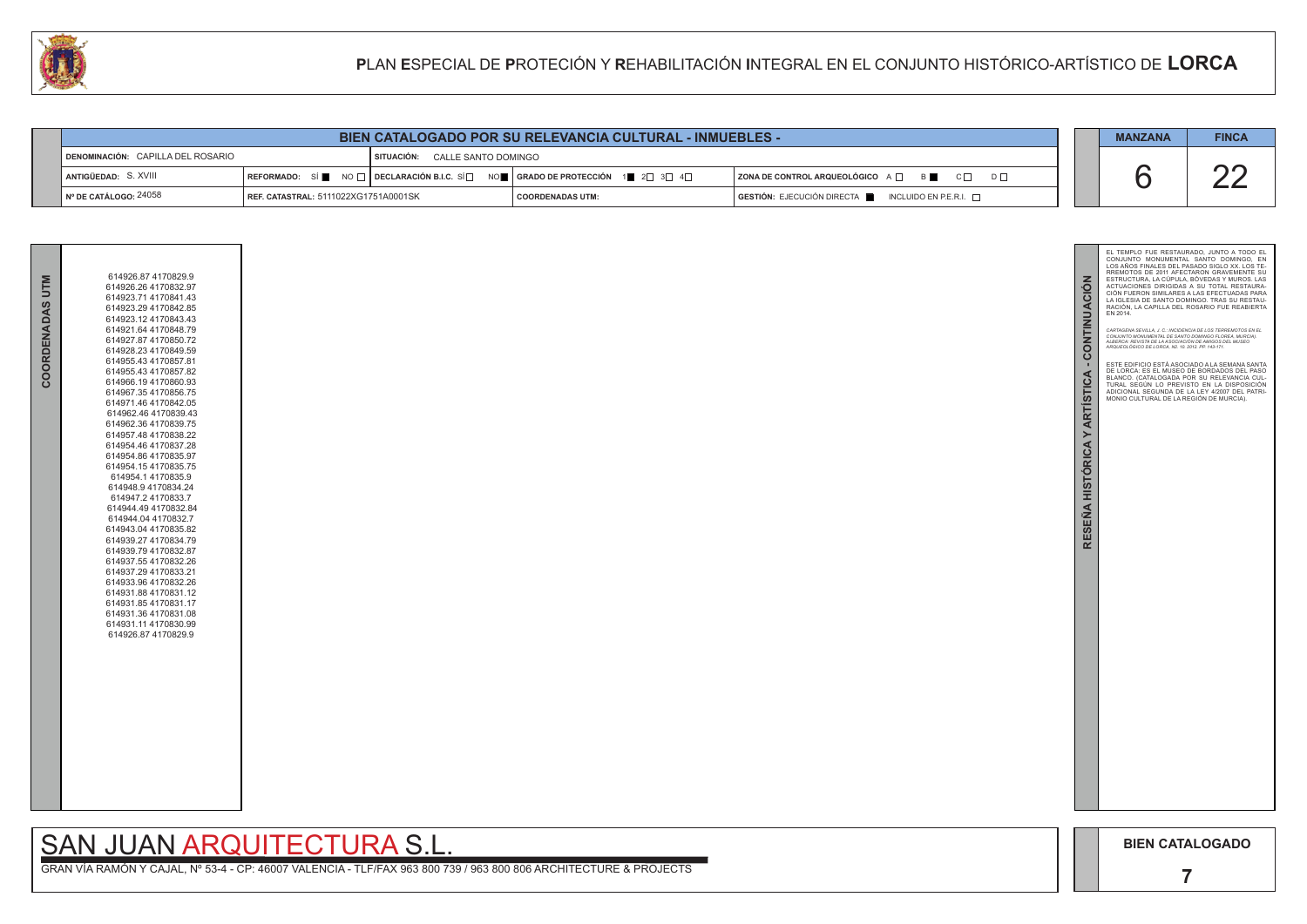# PLAN ESPECIAL DE PROTECIÓN Y REHABILITACIÓN INTEGRAL EN EL CONJUNTO HISTÓRICO-ARTÍSTICO DE LORCA

## BIEN CATALOGADO POR SU RELEVANCIA CULTURAL - INMUEBLES -

| | | | |
|---|---|---|---|
| DENOMINACIÓN: CAPILLA DEL ROSARIO | SITUACIÓN: CALLE SANTO DOMINGO | | |
| ANTIGÜEDAD: S. XVIII | REFORMADO: SÍ ■ NO ☐ / DECLARACIÓN B.I.C. SÍ ☐ NO ■ | GRADO DE PROTECCIÓN 1 ■ 2 ☐ 3 ☐ 4 ☐ | ZONA DE CONTROL ARQUEOLÓGICO A ☐ B ■ C ☐ D ☐ |
| Nº DE CATÁLOGO: 24058 | REF. CATASTRAL: 5111022XG1751A0001SK | COORDENADAS UTM: | GESTIÓN: EJECUCIÓN DIRECTA ■ INCLUIDO EN P.E.R.I. ☐ |

| MANZANA | FINCA |
|---|---|
| 6 | 22 |

### COORDENADAS UTM

614926.87 4170829.9
614926.26 4170832.97
614923.71 4170841.43
614923.29 4170842.85
614923.12 4170843.43
614921.64 4170848.79
614927.87 4170850.72
614928.23 4170849.59
614955.43 4170857.81
614955.43 4170857.82
614966.19 4170860.93
614967.35 4170856.75
614971.46 4170842.05
614962.46 4170839.43
614962.36 4170839.75
614957.48 4170838.22
614954.46 4170837.28
614954.86 4170835.97
614954.15 4170835.75
614954.1 4170835.9
614948.9 4170834.24
614947.2 4170833.7
614944.49 4170832.84
614944.04 4170832.7
614943.04 4170835.82
614939.27 4170834.79
614939.79 4170832.87
614937.55 4170832.26
614937.29 4170833.21
614933.96 4170832.26
614931.88 4170831.12
614931.85 4170831.17
614931.36 4170831.08
614931.11 4170830.99
614926.87 4170829.9

### RESEÑA HISTÓRICA Y ARTÍSTICA - CONTINUACIÓN

EL TEMPLO FUE RESTAURADO, JUNTO A TODO EL CONJUNTO MONUMENTAL SANTO DOMINGO, EN LOS AÑOS FINALES DEL PASADO SIGLO XX. LOS TERREMOTOS DE 2011 AFECTARON GRAVEMENTE SU ESTRUCTURA, LA CÚPULA, BÓVEDAS Y MUROS. LAS ACTUACIONES DIRIGIDAS A SU TOTAL RESTAURACIÓN FUERON SIMILARES A LAS EFECTUADAS PARA LA IGLESIA DE SANTO DOMINGO. TRAS SU RESTAURACIÓN, LA CAPILLA DEL ROSARIO FUE REABIERTA EN 2014.

*CARTAGENA SEVILLA, J. C.: INCIDENCIA DE LOS TERREMOTOS EN EL CONJUNTO MONUMENTAL DE SANTO DOMINGO FLOREA, MURCIA) ALBERCA: REVISTA DE LA ASOCIACIÓN DE AMIGOS DEL MUSEO ARQUEOLÓGICO DE LORCA, Nº. 10, 2012. PP. 143-171.*

ESTE EDIFICIO ESTÁ ASOCIADO A LA SEMANA SANTA DE LORCA: ES EL MUSEO DE BORDADOS DEL PASO BLANCO. (CATALOGADA POR SU RELEVANCIA CULTURAL SEGÚN LO PREVISTO EN LA DISPOSICIÓN ADICIONAL SEGUNDA DE LA LEY 4/2007 DEL PATRIMONIO CULTURAL DE LA REGIÓN DE MURCIA).

SAN JUAN ARQUITECTURA S.L.

GRAN VÍA RAMÓN Y CAJAL, Nº 53-4 - CP: 46007 VALENCIA - TLF/FAX 963 800 739 / 963 800 806 ARCHITECTURE & PROJECTS

BIEN CATALOGADO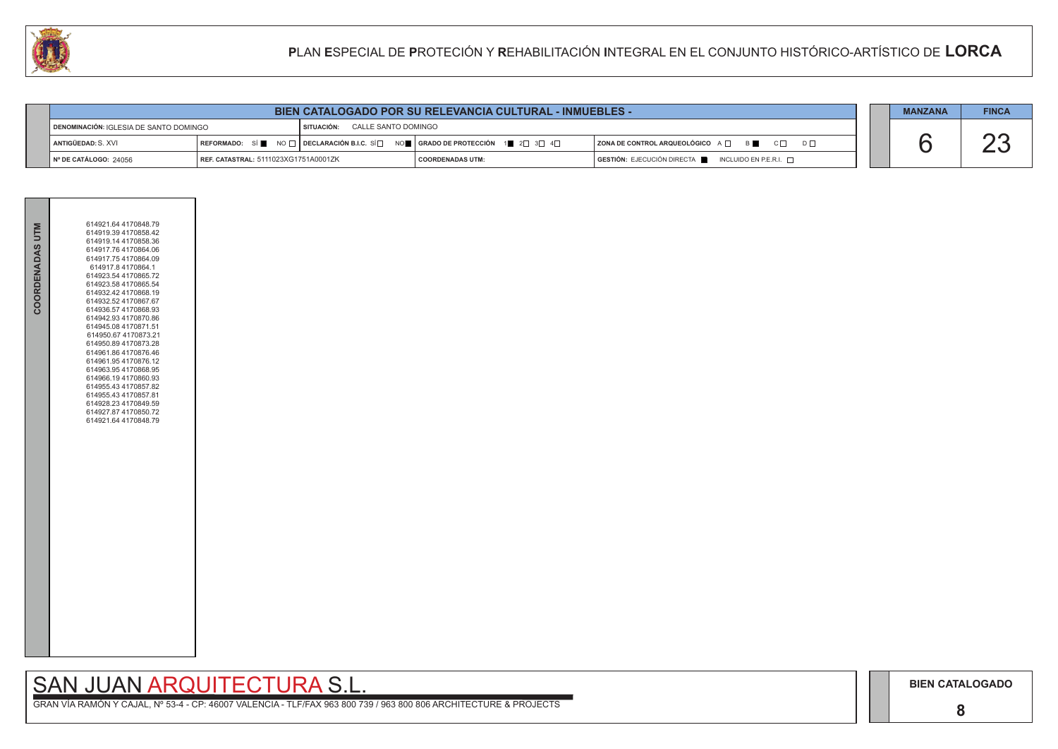# PLAN ESPECIAL DE PROTECIÓN Y REHABILITACIÓN INTEGRAL EN EL CONJUNTO HISTÓRICO-ARTÍSTICO DE LORCA

## BIEN CATALOGADO POR SU RELEVANCIA CULTURAL - INMUEBLES -

| | | | | |
|---|---|---|---|---|
| DENOMINACIÓN: IGLESIA DE SANTO DOMINGO | | SITUACIÓN: CALLE SANTO DOMINGO | | |
| ANTIGÜEDAD: S. XVI | REFORMADO: SÍ ■ NO □ | DECLARACIÓN B.I.C. SÍ □ NO ■ | GRADO DE PROTECCIÓN 1 ■ 2 □ 3 □ 4 □ | ZONA DE CONTROL ARQUEOLÓGICO A □ B ■ C □ D □ |
| Nº DE CATÁLOGO: 24056 | REF. CATASTRAL: 5111023XG1751A0001ZK | | COORDENADAS UTM: | GESTIÓN: EJECUCIÓN DIRECTA ■ INCLUIDO EN P.E.R.I. □ |

| MANZANA | FINCA |
|---|---|
| 6 | 23 |

**COORDENADAS UTM**

614921.64 4170848.79
614919.39 4170858.42
614919.14 4170858.36
614917.76 4170864.06
614917.75 4170864.09
614917.8 4170864.1
614923.54 4170865.72
614923.58 4170865.54
614932.42 4170868.19
614932.52 4170867.67
614936.57 4170868.93
614942.93 4170870.86
614945.08 4170871.51
614950.67 4170873.21
614950.89 4170873.28
614961.86 4170876.46
614961.95 4170876.12
614963.95 4170868.95
614966.19 4170860.93
614955.43 4170857.82
614955.43 4170857.81
614928.23 4170849.59
614927.87 4170850.72
614921.64 4170848.79

SAN JUAN ARQUITECTURA S.L.

GRAN VÍA RAMÓN Y CAJAL, Nº 53-4 - CP: 46007 VALENCIA - TLF/FAX 963 800 739 / 963 800 806 ARCHITECTURE & PROJECTS

BIEN CATALOGADO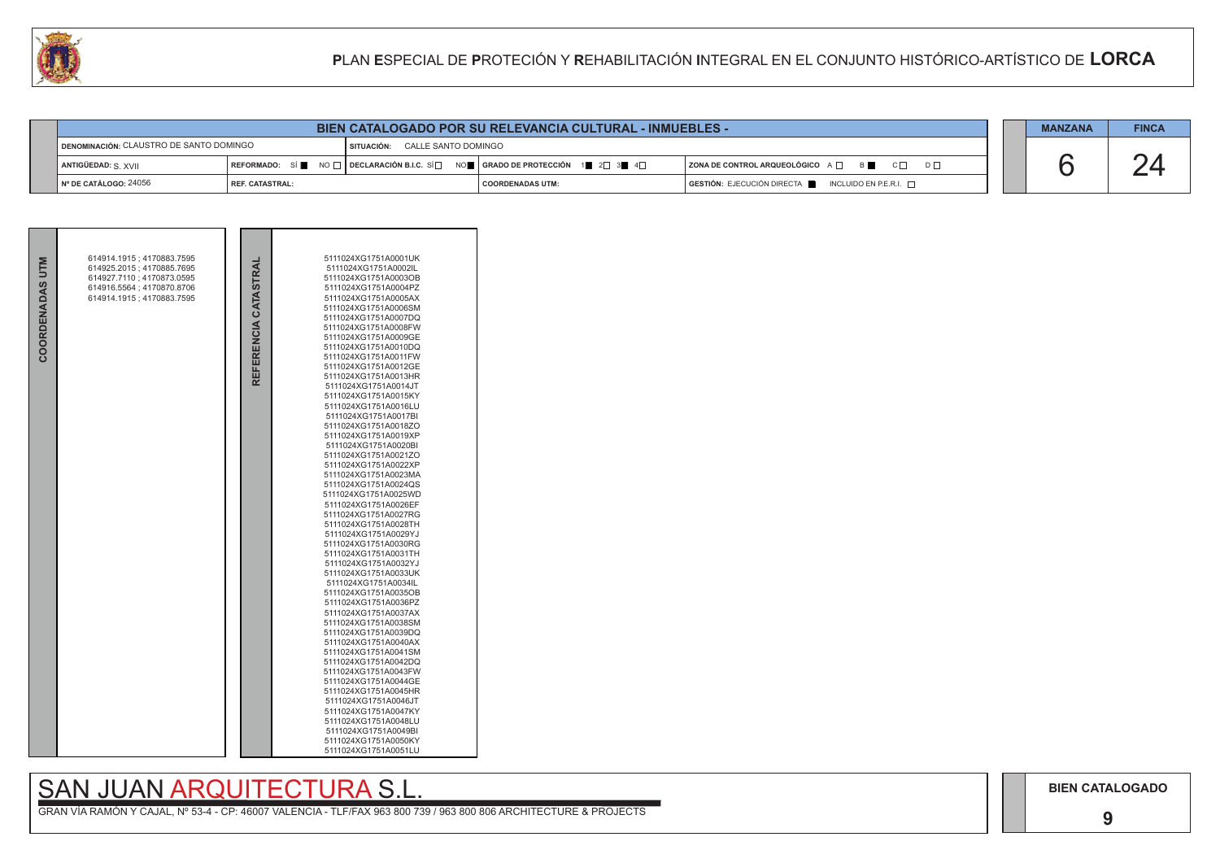# PLAN ESPECIAL DE PROTECIÓN Y REHABILITACIÓN INTEGRAL EN EL CONJUNTO HISTÓRICO-ARTÍSTICO DE LORCA

## BIEN CATALOGADO POR SU RELEVANCIA CULTURAL - INMUEBLES -

| | | | | |
|---|---|---|---|---|
| DENOMINACIÓN: CLAUSTRO DE SANTO DOMINGO | | SITUACIÓN: CALLE SANTO DOMINGO | | |
| ANTIGÜEDAD: S. XVII | REFORMADO: SÍ ■ NO □ | DECLARACIÓN B.I.C. SÍ □ NO ■ | GRADO DE PROTECCIÓN 1 ■ 2 □ 3 ■ 4 □ | ZONA DE CONTROL ARQUEOLÓGICO A □ B ■ C □ D □ |
| Nº DE CATÁLOGO: 24056 | REF. CATASTRAL: | | COORDENADAS UTM: | GESTIÓN: EJECUCIÓN DIRECTA ■ INCLUIDO EN P.E.R.I. □ |

| MANZANA | FINCA |
|---|---|
| 6 | 24 |

**COORDENADAS UTM**

614914.1915 ; 4170883.7595
614925.2015 ; 4170885.7695
614927.7110 ; 4170873.0595
614916.5564 ; 4170870.8706
614914.1915 ; 4170883.7595

**REFERENCIA CATASTRAL**

5111024XG1751A0001UK
5111024XG1751A0002IL
5111024XG1751A0003OB
5111024XG1751A0004PZ
5111024XG1751A0005AX
5111024XG1751A0006SM
5111024XG1751A0007DQ
5111024XG1751A0008FW
5111024XG1751A0009GE
5111024XG1751A0010DQ
5111024XG1751A0011FW
5111024XG1751A0012GE
5111024XG1751A0013HR
5111024XG1751A0014JT
5111024XG1751A0015KY
5111024XG1751A0016LU
5111024XG1751A0017BI
5111024XG1751A0018ZO
5111024XG1751A0019XP
5111024XG1751A0020BI
5111024XG1751A0021ZO
5111024XG1751A0022XP
5111024XG1751A0023MA
5111024XG1751A0024QS
5111024XG1751A0025WD
5111024XG1751A0026EF
5111024XG1751A0027RG
5111024XG1751A0028TH
5111024XG1751A0029YJ
5111024XG1751A0030RG
5111024XG1751A0031TH
5111024XG1751A0032YJ
5111024XG1751A0033UK
5111024XG1751A0034IL
5111024XG1751A0035OB
5111024XG1751A0036PZ
5111024XG1751A0037AX
5111024XG1751A0038SM
5111024XG1751A0039DQ
5111024XG1751A0040AX
5111024XG1751A0041SM
5111024XG1751A0042DQ
5111024XG1751A0043FW
5111024XG1751A0044GE
5111024XG1751A0045HR
5111024XG1751A0046JT
5111024XG1751A0047KY
5111024XG1751A0048LU
5111024XG1751A0049BI
5111024XG1751A0050KY
5111024XG1751A0051LU

SAN JUAN ARQUITECTURA S.L.

GRAN VÍA RAMÓN Y CAJAL, Nº 53-4 - CP: 46007 VALENCIA - TLF/FAX 963 800 739 / 963 800 806 ARCHITECTURE & PROJECTS

BIEN CATALOGADO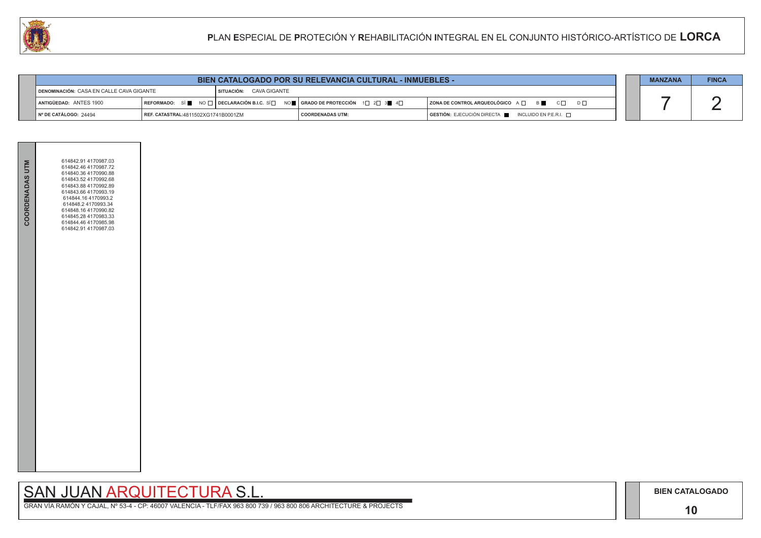# PLAN ESPECIAL DE PROTECIÓN Y REHABILITACIÓN INTEGRAL EN EL CONJUNTO HISTÓRICO-ARTÍSTICO DE LORCA

| BIEN CATALOGADO POR SU RELEVANCIA CULTURAL - INMUEBLES - | | | | |
|---|---|---|---|---|
| DENOMINACIÓN: CASA EN CALLE CAVA GIGANTE | | SITUACIÓN: CAVA GIGANTE | | |
| ANTIGÜEDAD: ANTES 1900 | REFORMADO: SÍ ■ NO □ | DECLARACIÓN B.I.C. SÍ □ NO ■ | GRADO DE PROTECCIÓN 1□ 2□ 3■ 4□ | ZONA DE CONTROL ARQUEOLÓGICO A □ B ■ C □ D □ |
| Nº DE CATÁLOGO: 24494 | REF. CATASTRAL:4811502XG1741B0001ZM | | COORDENADAS UTM: | GESTIÓN: EJECUCIÓN DIRECTA ■ INCLUIDO EN P.E.R.I. □ |

| MANZANA | FINCA |
|---|---|
| 7 | 2 |

**COORDENADAS UTM**

614842.91 4170987.03
614842.46 4170987.72
614840.36 4170990.88
614843.52 4170992.68
614843.88 4170992.89
614843.66 4170993.19
614844.16 4170993.2
614848.2 4170993.34
614848.16 4170990.82
614845.28 4170983.33
614844.46 4170985.98
614842.91 4170987.03

SAN JUAN ARQUITECTURA S.L.

GRAN VÍA RAMÓN Y CAJAL, Nº 53-4 - CP: 46007 VALENCIA - TLF/FAX 963 800 739 / 963 800 806 ARCHITECTURE & PROJECTS

**BIEN CATALOGADO**

**10**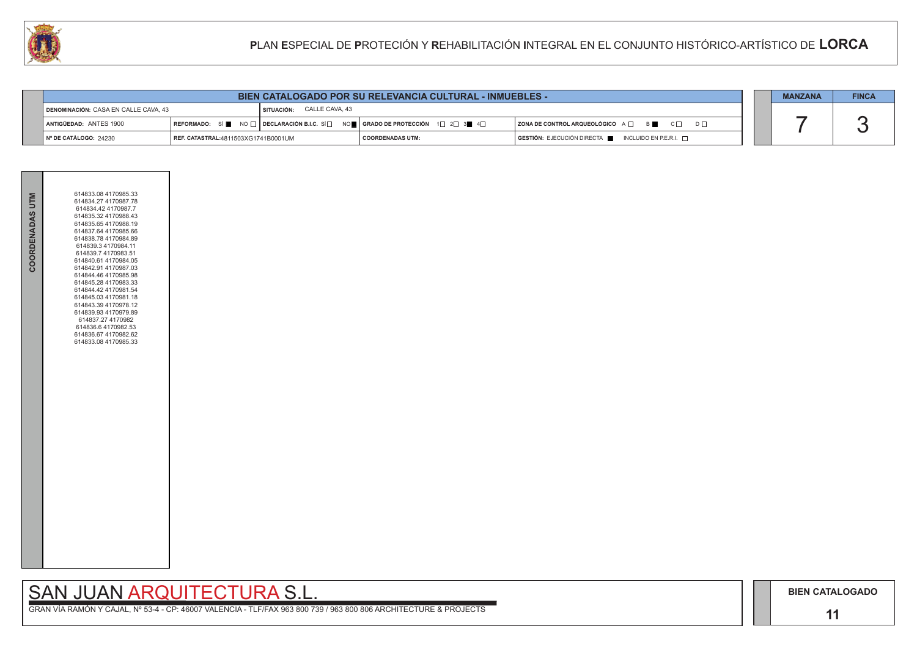# PLAN ESPECIAL DE PROTECIÓN Y REHABILITACIÓN INTEGRAL EN EL CONJUNTO HISTÓRICO-ARTÍSTICO DE LORCA

## BIEN CATALOGADO POR SU RELEVANCIA CULTURAL - INMUEBLES -

| | | | |
|---|---|---|---|
| DENOMINACIÓN: CASA EN CALLE CAVA, 43 | SITUACIÓN: CALLE CAVA, 43 | | |
| ANTIGÜEDAD: ANTES 1900 | REFORMADO: SÍ ■ NO □ / DECLARACIÓN B.I.C. SÍ □ NO ■ | GRADO DE PROTECCIÓN 1□ 2□ 3■ 4□ | ZONA DE CONTROL ARQUEOLÓGICO A □ B ■ C □ D □ |
| Nº DE CATÁLOGO: 24230 | REF. CATASTRAL: 4811503XG1741B0001UM | COORDENADAS UTM: | GESTIÓN: EJECUCIÓN DIRECTA ■ INCLUIDO EN P.E.R.I. □ |

| MANZANA | FINCA |
|---|---|
| 7 | 3 |

**COORDENADAS UTM**

614833.08 4170985.33
614834.27 4170987.78
614834.42 4170987.7
614835.32 4170988.43
614835.65 4170988.19
614837.64 4170985.66
614838.78 4170984.89
614839.3 4170984.11
614839.7 4170983.51
614840.61 4170984.05
614842.91 4170987.03
614844.46 4170985.98
614845.28 4170983.33
614844.42 4170981.54
614845.03 4170981.18
614843.39 4170978.12
614839.93 4170979.89
614837.27 4170982
614836.6 4170982.53
614836.67 4170982.62
614833.08 4170985.33

SAN JUAN ARQUITECTURA S.L.

GRAN VÍA RAMÓN Y CAJAL, Nº 53-4 - CP: 46007 VALENCIA - TLF/FAX 963 800 739 / 963 800 806 ARCHITECTURE & PROJECTS

**BIEN CATALOGADO**

**11**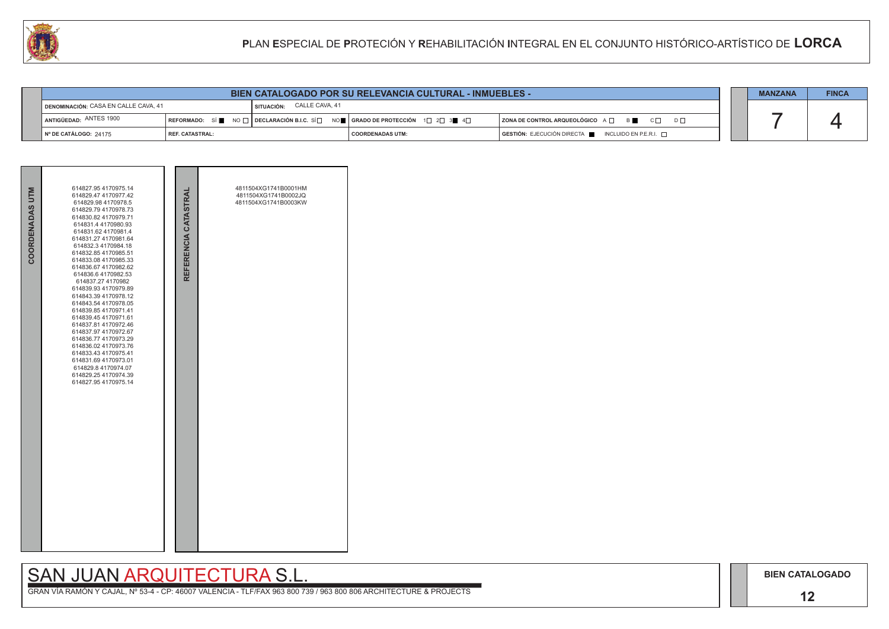# PLAN ESPECIAL DE PROTECIÓN Y REHABILITACIÓN INTEGRAL EN EL CONJUNTO HISTÓRICO-ARTÍSTICO DE LORCA

## BIEN CATALOGADO POR SU RELEVANCIA CULTURAL - INMUEBLES -

| | | | | |
|---|---|---|---|---|
| DENOMINACIÓN: CASA EN CALLE CAVA, 41 | SITUACIÓN: CALLE CAVA, 41 | | | |
| ANTIGÜEDAD: ANTES 1900 | REFORMADO: SÍ ■ NO □ | DECLARACIÓN B.I.C. SÍ □ NO ■ | GRADO DE PROTECCIÓN 1□ 2□ 3■ 4□ | ZONA DE CONTROL ARQUEOLÓGICO A □ B ■ C □ D □ |
| Nº DE CATÁLOGO: 24175 | REF. CATASTRAL: | | COORDENADAS UTM: | GESTIÓN: EJECUCIÓN DIRECTA ■ INCLUIDO EN P.E.R.I. □ |

| MANZANA | FINCA |
|---|---|
| 7 | 4 |

**COORDENADAS UTM**

614827.95 4170975.14
614829.47 4170977.42
614829.98 4170978.5
614829.79 4170978.73
614830.82 4170979.71
614831.4 4170980.93
614831.62 4170981.4
614831.27 4170981.64
614832.3 4170984.18
614832.85 4170985.51
614833.08 4170985.33
614836.67 4170982.62
614836.6 4170982.53
614837.27 4170982
614839.93 4170979.89
614843.39 4170978.12
614843.54 4170978.05
614839.85 4170971.41
614839.45 4170971.61
614837.81 4170972.46
614837.97 4170972.67
614836.77 4170973.29
614836.02 4170973.76
614833.43 4170975.41
614831.69 4170973.01
614829.8 4170974.07
614829.25 4170974.39
614827.95 4170975.14

**REFERENCIA CATASTRAL**

4811504XG1741B0001HM
4811504XG1741B0002JQ
4811504XG1741B0003KW

SAN JUAN ARQUITECTURA S.L.

GRAN VÍA RAMÓN Y CAJAL, Nº 53-4 - CP: 46007 VALENCIA - TLF/FAX 963 800 739 / 963 800 806 ARCHITECTURE & PROJECTS

BIEN CATALOGADO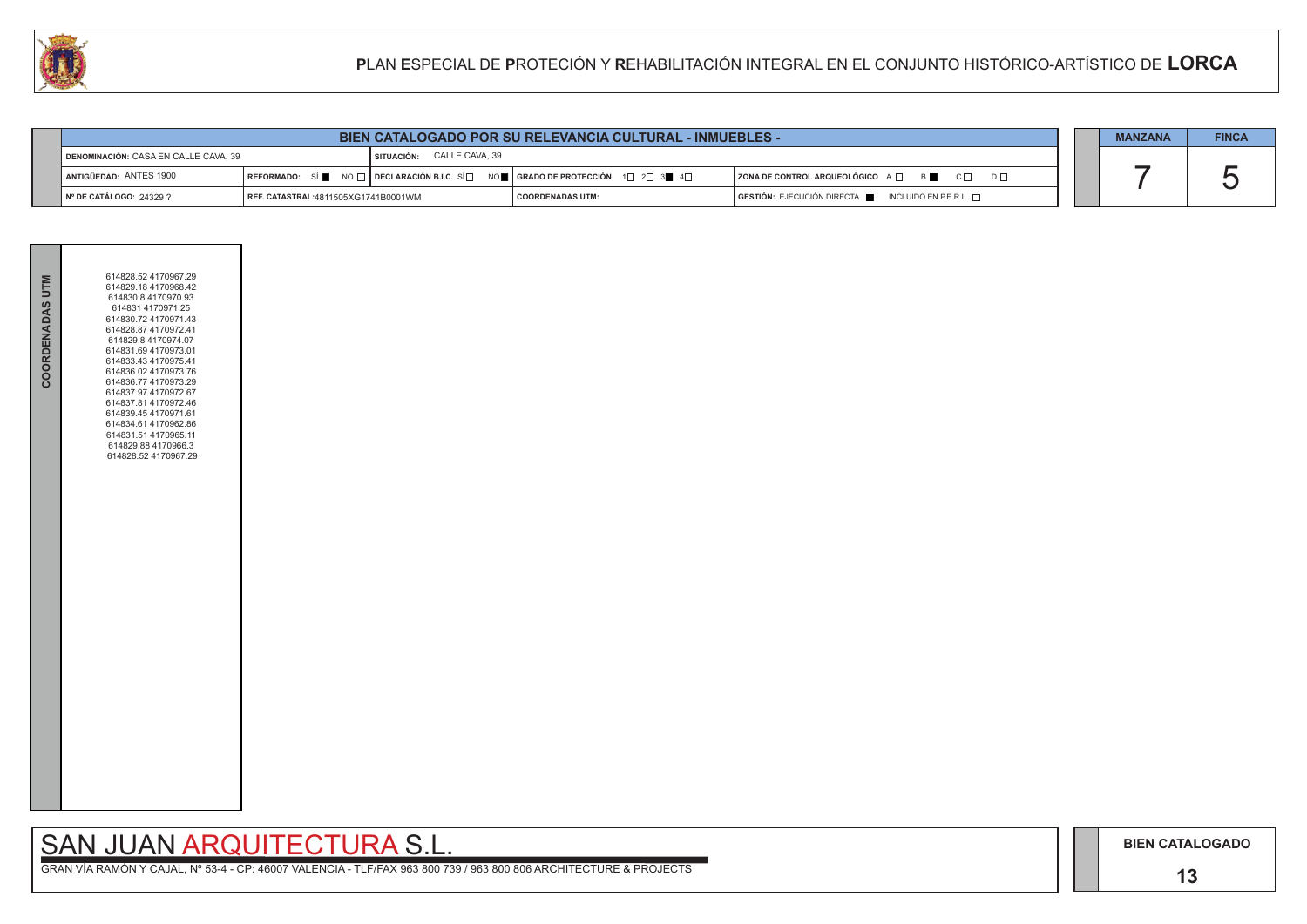# PLAN ESPECIAL DE PROTECIÓN Y REHABILITACIÓN INTEGRAL EN EL CONJUNTO HISTÓRICO-ARTÍSTICO DE LORCA

| BIEN CATALOGADO POR SU RELEVANCIA CULTURAL - INMUEBLES - | | | | |
|---|---|---|---|---|
| DENOMINACIÓN: CASA EN CALLE CAVA, 39 | SITUACIÓN: CALLE CAVA, 39 | | | |
| ANTIGÜEDAD: ANTES 1900 | REFORMADO: SÍ ■ NO □ | DECLARACIÓN B.I.C. SÍ □ NO ■ | GRADO DE PROTECCIÓN 1□ 2□ 3■ 4□ | ZONA DE CONTROL ARQUEOLÓGICO A □ B ■ C □ D □ |
| Nº DE CATÁLOGO: 24329 ? | REF. CATASTRAL:4811505XG1741B0001WM | | COORDENADAS UTM: | GESTIÓN: EJECUCIÓN DIRECTA ■ INCLUIDO EN P.E.R.I. □ |

| MANZANA | FINCA |
|---|---|
| 7 | 5 |

**COORDENADAS UTM**

614828.52 4170967.29
614829.18 4170968.42
614830.8 4170970.93
614831 4170971.25
614830.72 4170971.43
614828.87 4170972.41
614829.8 4170974.07
614831.69 4170973.01
614833.43 4170975.41
614836.02 4170973.76
614836.77 4170973.29
614837.97 4170972.67
614837.81 4170972.46
614839.45 4170971.61
614834.61 4170962.86
614831.51 4170965.11
614829.88 4170966.3
614828.52 4170967.29

SAN JUAN ARQUITECTURA S.L.

GRAN VÍA RAMÓN Y CAJAL, Nº 53-4 - CP: 46007 VALENCIA - TLF/FAX 963 800 739 / 963 800 806 ARCHITECTURE & PROJECTS

BIEN CATALOGADO

13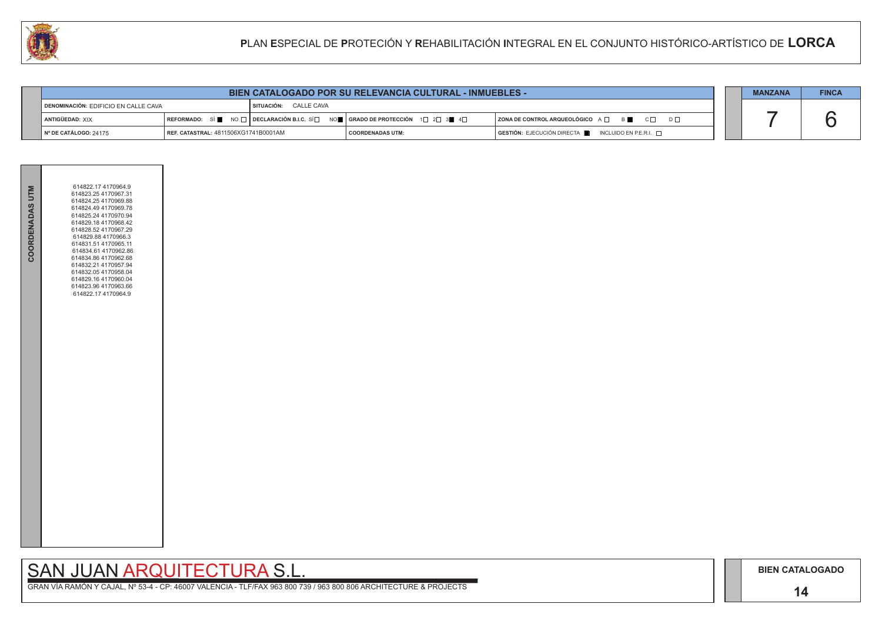# PLAN ESPECIAL DE PROTECIÓN Y REHABILITACIÓN INTEGRAL EN EL CONJUNTO HISTÓRICO-ARTÍSTICO DE LORCA

## BIEN CATALOGADO POR SU RELEVANCIA CULTURAL - INMUEBLES -

| DENOMINACIÓN: EDIFICIO EN CALLE CAVA | | SITUACIÓN: CALLE CAVA | | |
|---|---|---|---|---|
| ANTIGÜEDAD: XIX | REFORMADO: SÍ ■ NO □ | DECLARACIÓN B.I.C. SÍ □ NO ■ | GRADO DE PROTECCIÓN 1□ 2□ 3■ 4□ | ZONA DE CONTROL ARQUEOLÓGICO A □ B ■ C □ D □ |
| Nº DE CATÁLOGO: 24175 | REF. CATASTRAL: 4811506XG1741B0001AM | | COORDENADAS UTM: | GESTIÓN: EJECUCIÓN DIRECTA ■ INCLUIDO EN P.E.R.I. □ |

| MANZANA | FINCA |
|---|---|
| 7 | 6 |

**COORDENADAS UTM**

614822.17 4170964.9
614823.25 4170967.31
614824.25 4170969.88
614824.49 4170969.78
614825.24 4170970.94
614829.18 4170968.42
614828.52 4170967.29
614829.88 4170966.3
614831.51 4170965.11
614834.61 4170962.86
614834.86 4170962.68
614832.21 4170957.94
614832.05 4170958.04
614829.16 4170960.04
614823.96 4170963.66
614822.17 4170964.9

SAN JUAN ARQUITECTURA S.L.

GRAN VÍA RAMÓN Y CAJAL, Nº 53-4 - CP: 46007 VALENCIA - TLF/FAX 963 800 739 / 963 800 806 ARCHITECTURE & PROJECTS

BIEN CATALOGADO

14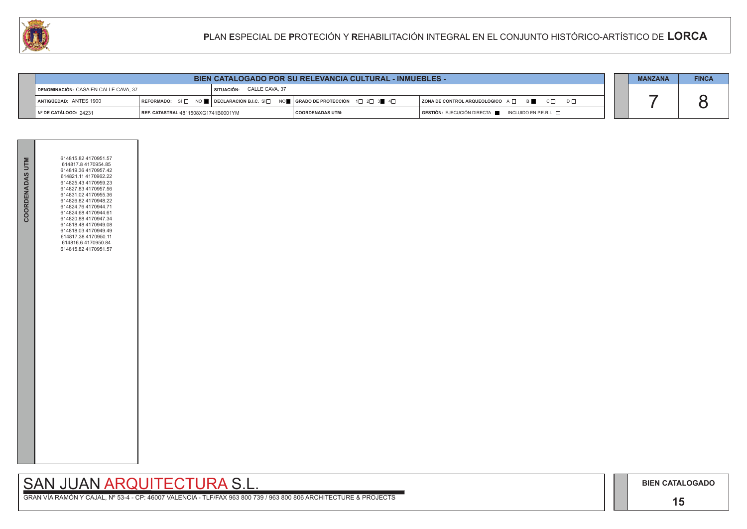# PLAN ESPECIAL DE PROTECIÓN Y REHABILITACIÓN INTEGRAL EN EL CONJUNTO HISTÓRICO-ARTÍSTICO DE LORCA

## BIEN CATALOGADO POR SU RELEVANCIA CULTURAL - INMUEBLES -

| | | | |
|---|---|---|---|
| DENOMINACIÓN: CASA EN CALLE CAVA, 37 | SITUACIÓN: CALLE CAVA, 37 | | |
| ANTIGÜEDAD: ANTES 1900 | REFORMADO: SÍ ☐ NO ■ / DECLARACIÓN B.I.C. SÍ ☐ NO ■ | GRADO DE PROTECCIÓN 1☐ 2☐ 3■ 4☐ | ZONA DE CONTROL ARQUEOLÓGICO A ☐ B ■ C ☐ D ☐ |
| Nº DE CATÁLOGO: 24231 | REF. CATASTRAL:4811508XG1741B0001YM | COORDENADAS UTM: | GESTIÓN: EJECUCIÓN DIRECTA ■ INCLUIDO EN P.E.R.I. ☐ |

| MANZANA | FINCA |
|---|---|
| 7 | 8 |

**COORDENADAS UTM**

614815.82 4170951.57
614817.8 4170954.85
614819.36 4170957.42
614821.11 4170962.22
614825.43 4170959.23
614827.83 4170957.56
614831.02 4170955.36
614826.82 4170948.22
614824.76 4170944.71
614824.68 4170944.61
614820.88 4170947.34
614818.48 4170949.08
614818.03 4170949.49
614817.38 4170950.11
614816.6 4170950.84
614815.82 4170951.57

SAN JUAN ARQUITECTURA S.L.

GRAN VÍA RAMÓN Y CAJAL, Nº 53-4 - CP: 46007 VALENCIA - TLF/FAX 963 800 739 / 963 800 806 ARCHITECTURE & PROJECTS

BIEN CATALOGADO

15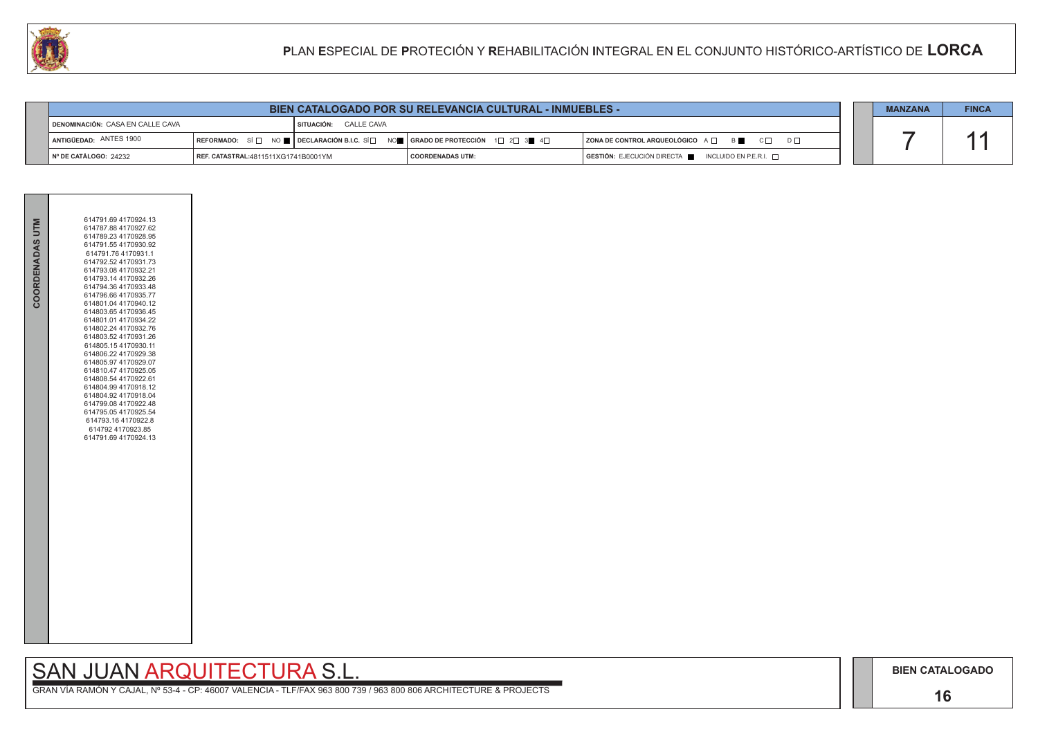# PLAN ESPECIAL DE PROTECIÓN Y REHABILITACIÓN INTEGRAL EN EL CONJUNTO HISTÓRICO-ARTÍSTICO DE LORCA

## BIEN CATALOGADO POR SU RELEVANCIA CULTURAL - INMUEBLES -

| | | | |
|---|---|---|---|
| DENOMINACIÓN: CASA EN CALLE CAVA | SITUACIÓN: CALLE CAVA | | |
| ANTIGÜEDAD: ANTES 1900 | REFORMADO: SÍ ☐ NO ■ · DECLARACIÓN B.I.C. SÍ ☐ NO ■ | GRADO DE PROTECCIÓN 1☐ 2☐ 3■ 4☐ | ZONA DE CONTROL ARQUEOLÓGICO A ☐ B ■ C ☐ D ☐ |
| Nº DE CATÁLOGO: 24232 | REF. CATASTRAL: 4811511XG1741B0001YM | COORDENADAS UTM: | GESTIÓN: EJECUCIÓN DIRECTA ■ INCLUIDO EN P.E.R.I. ☐ |

| MANZANA | FINCA |
|---|---|
| 7 | 11 |

**COORDENADAS UTM**

614791.69 4170924.13
614787.88 4170927.62
614789.23 4170928.95
614791.55 4170930.92
614791.76 4170931.1
614792.52 4170931.73
614793.08 4170932.21
614793.14 4170932.26
614794.36 4170933.48
614796.66 4170935.77
614801.04 4170940.12
614803.65 4170936.45
614801.01 4170934.22
614802.24 4170932.76
614803.52 4170931.26
614805.15 4170930.11
614806.22 4170929.38
614805.97 4170929.07
614810.47 4170925.05
614808.54 4170922.61
614804.99 4170918.12
614804.92 4170918.04
614799.08 4170922.48
614795.05 4170925.54
614793.16 4170922.8
614792 4170923.85
614791.69 4170924.13

SAN JUAN ARQUITECTURA S.L.

GRAN VÍA RAMÓN Y CAJAL, Nº 53-4 - CP: 46007 VALENCIA - TLF/FAX 963 800 739 / 963 800 806 ARCHITECTURE & PROJECTS

**BIEN CATALOGADO**

**16**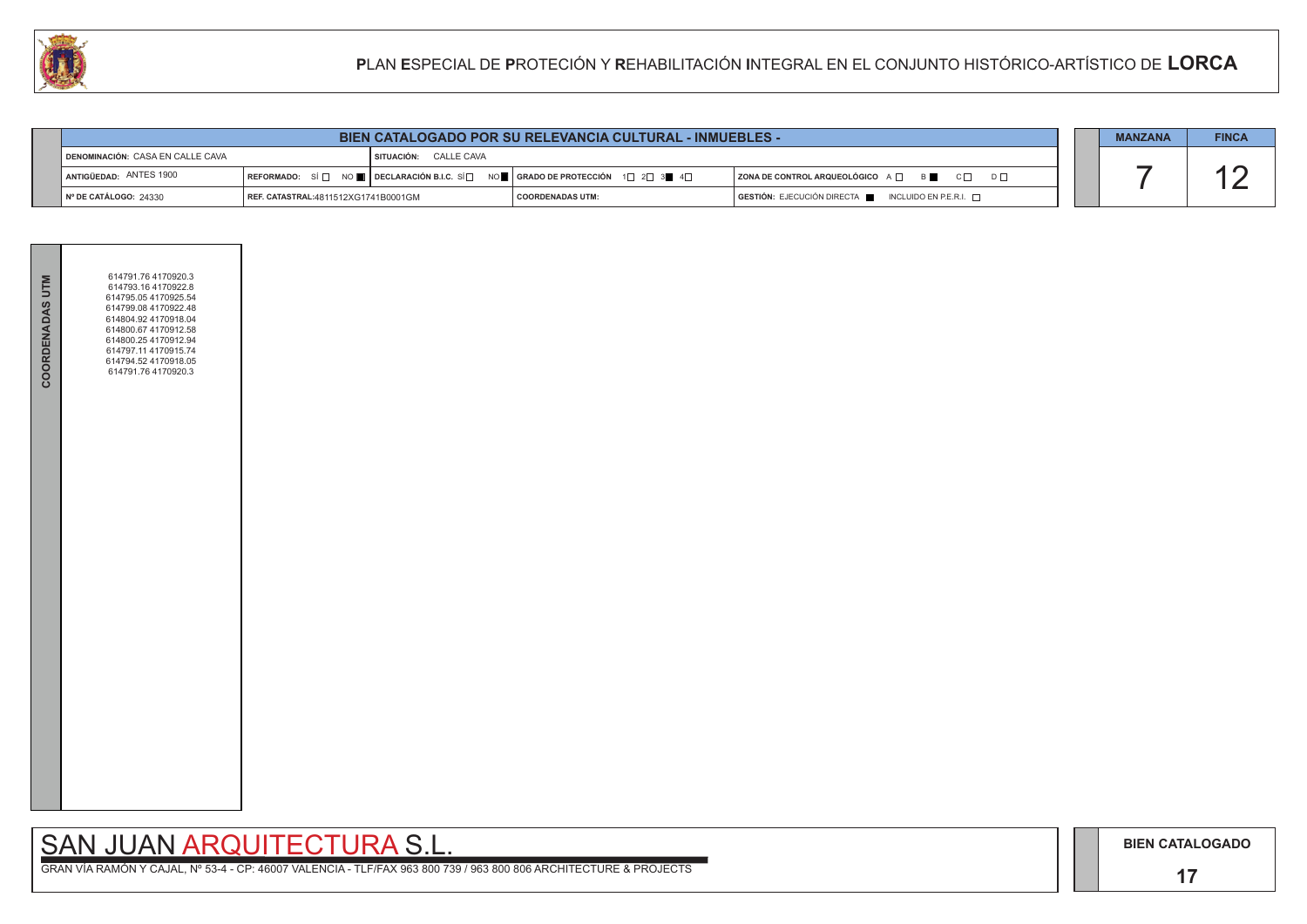# PLAN ESPECIAL DE PROTECIÓN Y REHABILITACIÓN INTEGRAL EN EL CONJUNTO HISTÓRICO-ARTÍSTICO DE LORCA

## BIEN CATALOGADO POR SU RELEVANCIA CULTURAL - INMUEBLES -

| | | | | |
|---|---|---|---|---|
| DENOMINACIÓN: CASA EN CALLE CAVA | | SITUACIÓN: CALLE CAVA | | |
| ANTIGÜEDAD: ANTES 1900 | REFORMADO: SÍ ☐ NO ■ | DECLARACIÓN B.I.C. SÍ ☐ NO ■ | GRADO DE PROTECCIÓN 1☐ 2☐ 3■ 4☐ | ZONA DE CONTROL ARQUEOLÓGICO A ☐ B ■ C ☐ D ☐ |
| Nº DE CATÁLOGO: 24330 | REF. CATASTRAL:4811512XG1741B0001GM | | COORDENADAS UTM: | GESTIÓN: EJECUCIÓN DIRECTA ■ INCLUIDO EN P.E.R.I. ☐ |

| MANZANA | FINCA |
|---|---|
| 7 | 12 |

**COORDENADAS UTM**

614791.76 4170920.3
614793.16 4170922.8
614795.05 4170925.54
614799.08 4170922.48
614804.92 4170918.04
614800.67 4170912.58
614800.25 4170912.94
614797.11 4170915.74
614794.52 4170918.05
614791.76 4170920.3

SAN JUAN ARQUITECTURA S.L.

GRAN VÍA RAMÓN Y CAJAL, Nº 53-4 - CP: 46007 VALENCIA - TLF/FAX 963 800 739 / 963 800 806 ARCHITECTURE & PROJECTS

BIEN CATALOGADO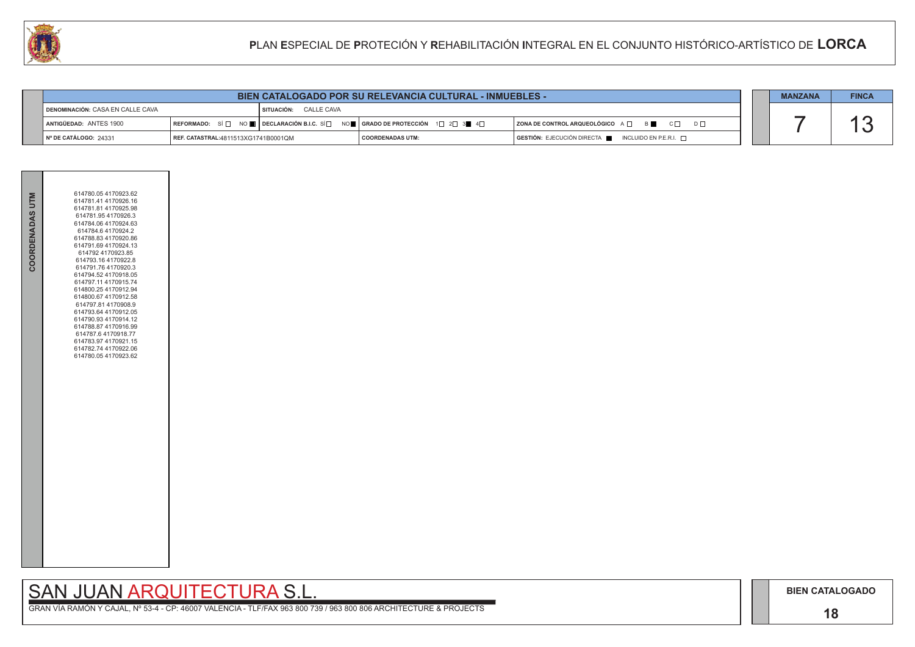# PLAN ESPECIAL DE PROTECIÓN Y REHABILITACIÓN INTEGRAL EN EL CONJUNTO HISTÓRICO-ARTÍSTICO DE LORCA

## BIEN CATALOGADO POR SU RELEVANCIA CULTURAL - INMUEBLES -

| | | | | | |
|---|---|---|---|---|---|
| **DENOMINACIÓN:** CASA EN CALLE CAVA | | **SITUACIÓN:** CALLE CAVA | | | |
| **ANTIGÜEDAD:** ANTES 1900 | **REFORMADO:** SÍ ☐ NO ■ | **DECLARACIÓN B.I.C.** SÍ ☐ NO ■ | **GRADO DE PROTECCIÓN** 1☐ 2☐ 3■ 4☐ | **ZONA DE CONTROL ARQUEOLÓGICO** A ☐ B ■ C ☐ D ☐ | |
| **Nº DE CATÁLOGO:** 24331 | **REF. CATASTRAL:** 4811513XG1741B0001QM | | **COORDENADAS UTM:** | **GESTIÓN:** EJECUCIÓN DIRECTA ■ INCLUIDO EN P.E.R.I. ☐ | |

| MANZANA | FINCA |
|---|---|
| 7 | 13 |

**COORDENADAS UTM**

614780.05 4170923.62
614781.41 4170926.16
614781.81 4170925.98
614781.95 4170926.3
614784.06 4170924.63
614784.6 4170924.2
614788.83 4170920.86
614791.69 4170924.13
614792 4170923.85
614793.16 4170922.8
614791.76 4170920.3
614794.52 4170918.05
614797.11 4170915.74
614800.25 4170912.94
614800.67 4170912.58
614797.81 4170908.9
614793.64 4170912.05
614790.93 4170914.12
614788.87 4170916.99
614787.6 4170918.77
614783.97 4170921.15
614782.74 4170922.06
614780.05 4170923.62

SAN JUAN ARQUITECTURA S.L.

GRAN VÍA RAMÓN Y CAJAL, Nº 53-4 - CP: 46007 VALENCIA - TLF/FAX 963 800 739 / 963 800 806 ARCHITECTURE & PROJECTS

**BIEN CATALOGADO**

**18**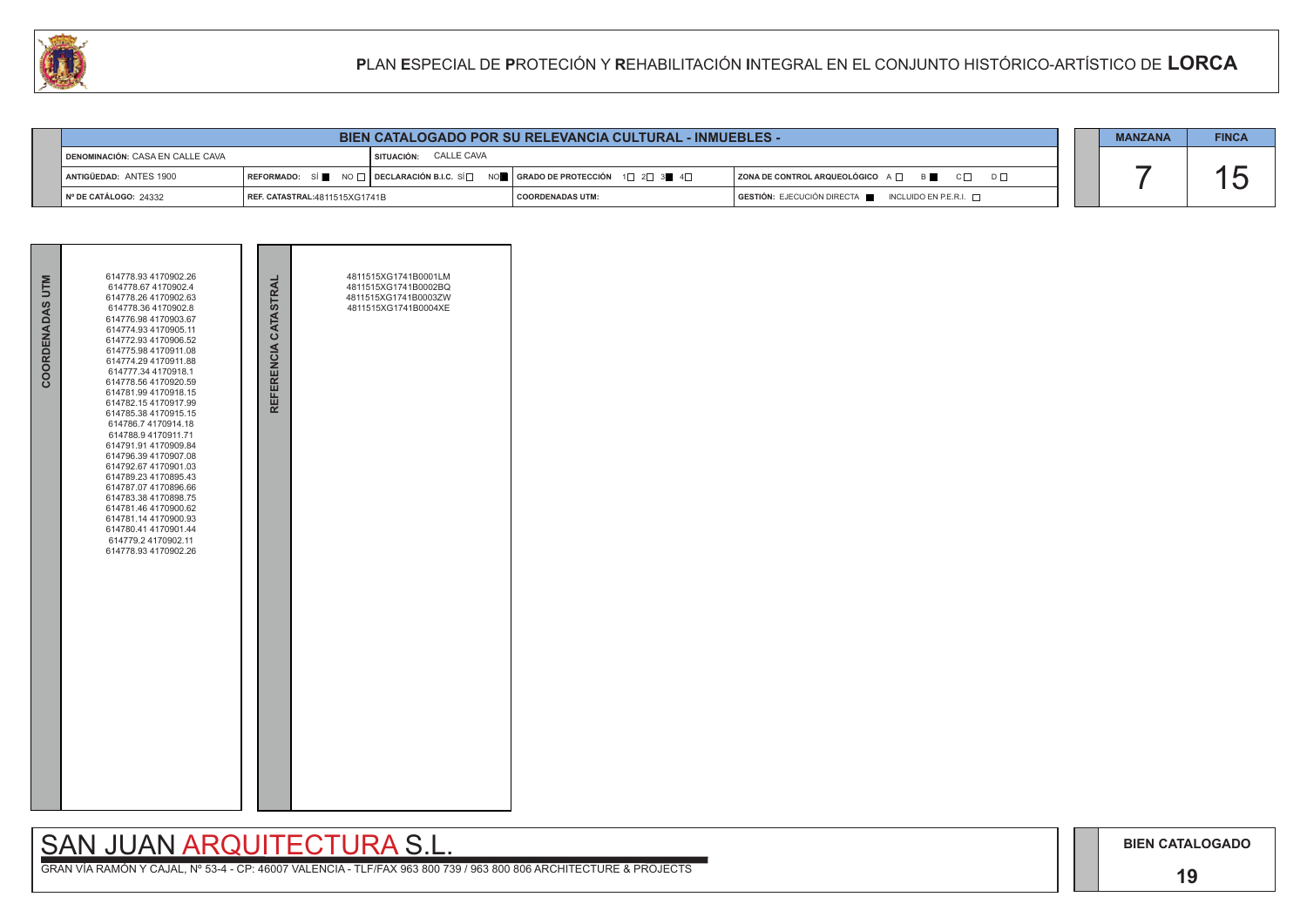# PLAN ESPECIAL DE PROTECIÓN Y REHABILITACIÓN INTEGRAL EN EL CONJUNTO HISTÓRICO-ARTÍSTICO DE LORCA

## BIEN CATALOGADO POR SU RELEVANCIA CULTURAL - INMUEBLES -

| | | | | |
|---|---|---|---|---|
| DENOMINACIÓN: CASA EN CALLE CAVA | | SITUACIÓN: CALLE CAVA | | |
| ANTIGÜEDAD: ANTES 1900 | REFORMADO: SÍ ■ NO □ | DECLARACIÓN B.I.C. SÍ □ NO ■ | GRADO DE PROTECCIÓN 1□ 2□ 3■ 4□ | ZONA DE CONTROL ARQUEOLÓGICO A □ B ■ C □ D □ |
| Nº DE CATÁLOGO: 24332 | REF. CATASTRAL: 4811515XG1741B | | COORDENADAS UTM: | GESTIÓN: EJECUCIÓN DIRECTA ■ INCLUIDO EN P.E.R.I. □ |

| MANZANA | FINCA |
|---|---|
| 7 | 15 |

**COORDENADAS UTM**

614778.93 4170902.26
614778.67 4170902.4
614778.26 4170902.63
614778.36 4170902.8
614776.98 4170903.67
614774.93 4170905.11
614772.93 4170906.52
614775.98 4170911.08
614774.29 4170911.88
614777.34 4170918.1
614778.56 4170920.59
614781.99 4170918.15
614782.15 4170917.99
614785.38 4170915.15
614786.7 4170914.18
614788.9 4170911.71
614791.91 4170909.84
614796.39 4170907.08
614792.67 4170901.03
614789.23 4170895.43
614787.07 4170896.66
614783.38 4170898.75
614781.46 4170900.62
614781.14 4170900.93
614780.41 4170901.44
614779.2 4170902.11
614778.93 4170902.26

**REFERENCIA CATASTRAL**

4811515XG1741B0001LM
4811515XG1741B0002BQ
4811515XG1741B0003ZW
4811515XG1741B0004XE

SAN JUAN ARQUITECTURA S.L.

GRAN VÍA RAMÓN Y CAJAL, Nº 53-4 - CP: 46007 VALENCIA - TLF/FAX 963 800 739 / 963 800 806 ARCHITECTURE & PROJECTS

**BIEN CATALOGADO**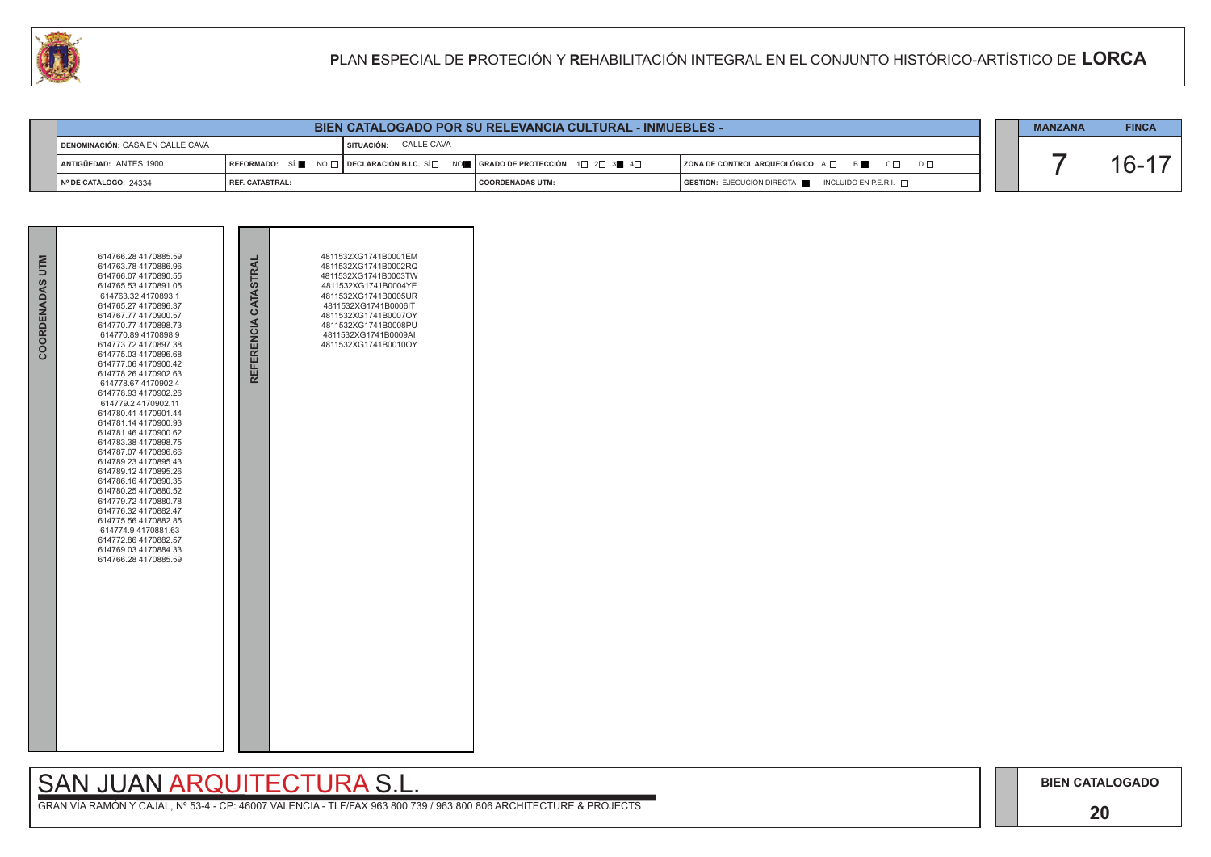# PLAN ESPECIAL DE PROTECIÓN Y REHABILITACIÓN INTEGRAL EN EL CONJUNTO HISTÓRICO-ARTÍSTICO DE LORCA

## BIEN CATALOGADO POR SU RELEVANCIA CULTURAL - INMUEBLES -

| | | | | | |
|---|---|---|---|---|---|
| DENOMINACIÓN: CASA EN CALLE CAVA | | SITUACIÓN: CALLE CAVA | | | |
| ANTIGÜEDAD: ANTES 1900 | REFORMADO: SÍ ■ NO □ | DECLARACIÓN B.I.C. SÍ □ NO ■ | GRADO DE PROTECCIÓN 1□ 2□ 3■ 4□ | ZONA DE CONTROL ARQUEOLÓGICO A □ B ■ C □ D □ | |
| Nº DE CATÁLOGO: 24334 | REF. CATASTRAL: | | COORDENADAS UTM: | GESTIÓN: EJECUCIÓN DIRECTA ■ INCLUIDO EN P.E.R.I. □ | |

| MANZANA | FINCA |
|---|---|
| 7 | 16-17 |

**COORDENADAS UTM**

614766.28 4170885.59
614763.78 4170886.96
614766.07 4170890.55
614765.53 4170891.05
614763.32 4170893.1
614765.27 4170896.37
614767.77 4170900.57
614770.77 4170898.73
614770.89 4170898.9
614773.72 4170897.38
614775.03 4170896.68
614777.06 4170900.42
614778.26 4170902.63
614778.67 4170902.4
614778.93 4170902.26
614779.2 4170902.11
614780.41 4170901.44
614781.14 4170900.93
614781.46 4170900.62
614783.38 4170898.75
614787.07 4170896.66
614789.23 4170895.43
614789.12 4170895.26
614786.16 4170890.35
614780.25 4170880.52
614779.72 4170880.78
614776.32 4170882.47
614775.56 4170882.85
614774.9 4170881.63
614772.86 4170882.57
614769.03 4170884.33
614766.28 4170885.59

**REFERENCIA CATASTRAL**

4811532XG1741B0001EM
4811532XG1741B0002RQ
4811532XG1741B0003TW
4811532XG1741B0004YE
4811532XG1741B0005UR
4811532XG1741B0006IT
4811532XG1741B0007OY
4811532XG1741B0008PU
4811532XG1741B0009AI
4811532XG1741B0010OY

SAN JUAN ARQUITECTURA S.L.

GRAN VÍA RAMÓN Y CAJAL, Nº 53-4 - CP: 46007 VALENCIA - TLF/FAX 963 800 739 / 963 800 806 ARCHITECTURE & PROJECTS

BIEN CATALOGADO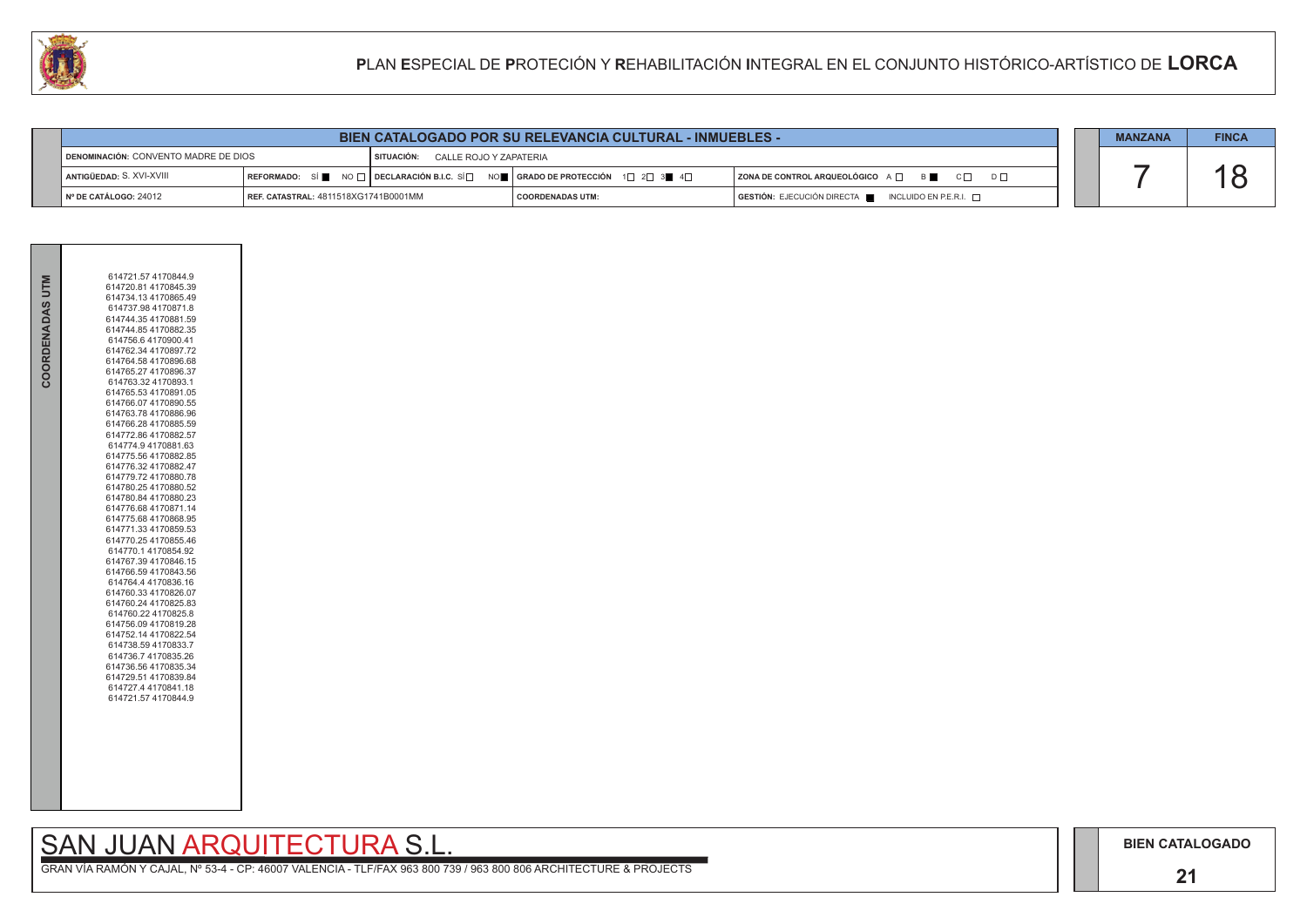## BIEN CATALOGADO POR SU RELEVANCIA CULTURAL - INMUEBLES -

| | | | | MANZANA | FINCA |
|---|---|---|---|---|---|
| DENOMINACIÓN: CONVENTO MADRE DE DIOS | SITUACIÓN: CALLE ROJO Y ZAPATERIA | | | 7 | 18 |
| ANTIGÜEDAD: S. XVI-XVIII | REFORMADO: SÍ ■ NO □ DECLARACIÓN B.I.C. SÍ □ NO ■ | GRADO DE PROTECCIÓN 1□ 2□ 3■ 4□ | ZONA DE CONTROL ARQUEOLÓGICO A □ B ■ C □ D □ | | |
| Nº DE CATÁLOGO: 24012 | REF. CATASTRAL: 4811518XG1741B0001MM | COORDENADAS UTM: | GESTIÓN: EJECUCIÓN DIRECTA ■ INCLUIDO EN P.E.R.I. □ | | |

**COORDENADAS UTM**

614721.57 4170844.9
614720.81 4170845.39
614734.13 4170865.49
614737.98 4170871.8
614744.35 4170881.59
614744.85 4170882.35
614756.6 4170900.41
614762.34 4170897.72
614764.58 4170896.68
614765.27 4170896.37
614763.32 4170893.1
614765.53 4170891.05
614766.07 4170890.55
614763.78 4170886.96
614766.28 4170885.59
614772.86 4170882.57
614774.9 4170881.63
614775.56 4170882.85
614776.32 4170882.47
614779.72 4170880.78
614780.25 4170880.52
614780.84 4170880.23
614776.68 4170871.14
614775.68 4170868.95
614771.33 4170859.53
614770.25 4170855.46
614770.1 4170854.92
614767.39 4170846.15
614766.59 4170843.56
614764.4 4170836.16
614760.33 4170826.07
614760.24 4170825.83
614760.22 4170825.8
614756.09 4170819.28
614752.14 4170822.54
614738.59 4170833.7
614736.7 4170835.26
614736.56 4170835.34
614729.51 4170839.84
614727.4 4170841.18
614721.57 4170844.9

SAN JUAN ARQUITECTURA S.L.

GRAN VÍA RAMÓN Y CAJAL, Nº 53-4 - CP: 46007 VALENCIA - TLF/FAX 963 800 739 / 963 800 806 ARCHITECTURE & PROJECTS

BIEN CATALOGADO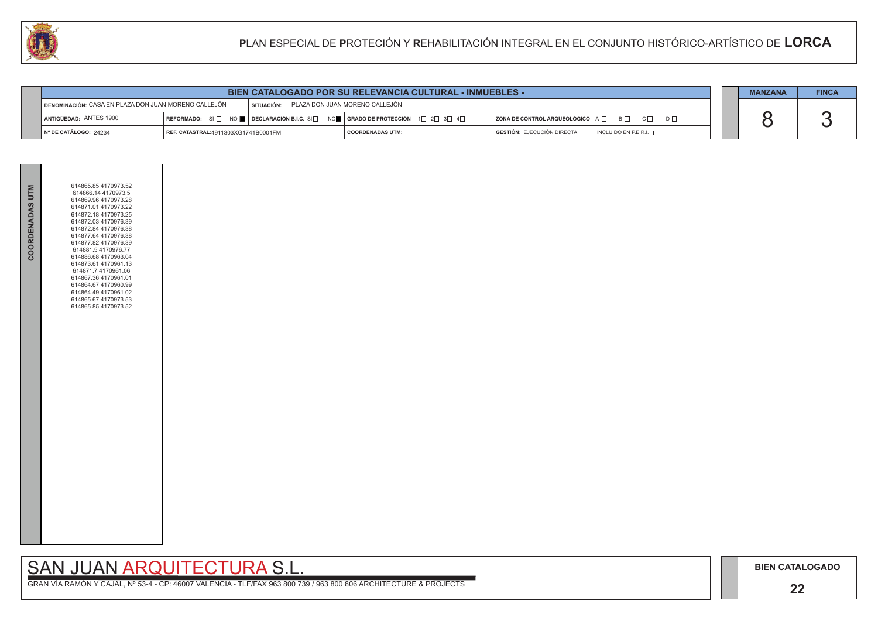# PLAN ESPECIAL DE PROTECIÓN Y REHABILITACIÓN INTEGRAL EN EL CONJUNTO HISTÓRICO-ARTÍSTICO DE LORCA

## BIEN CATALOGADO POR SU RELEVANCIA CULTURAL - INMUEBLES -

| | | | |
|---|---|---|---|
| DENOMINACIÓN: CASA EN PLAZA DON JUAN MORENO CALLEJÓN | SITUACIÓN: PLAZA DON JUAN MORENO CALLEJÓN | | |
| ANTIGÜEDAD: ANTES 1900 | REFORMADO: SÍ ☐ NO ■ / DECLARACIÓN B.I.C. SÍ ☐ NO ■ | GRADO DE PROTECCIÓN 1☐ 2☐ 3☐ 4☐ | ZONA DE CONTROL ARQUEOLÓGICO A ☐ B ☐ C ☐ D ☐ |
| Nº DE CATÁLOGO: 24234 | REF. CATASTRAL:4911303XG1741B0001FM | COORDENADAS UTM: | GESTIÓN: EJECUCIÓN DIRECTA ☐ INCLUIDO EN P.E.R.I. ☐ |

| MANZANA | FINCA |
|---|---|
| 8 | 3 |

**COORDENADAS UTM**

614865.85 4170973.52
614866.14 4170973.5
614869.96 4170973.28
614871.01 4170973.22
614872.18 4170973.25
614872.03 4170976.39
614872.84 4170976.38
614877.64 4170976.38
614877.82 4170976.39
614881.5 4170976.77
614886.68 4170963.04
614873.61 4170961.13
614871.7 4170961.06
614867.36 4170961.01
614864.67 4170960.99
614864.49 4170961.02
614865.67 4170973.53
614865.85 4170973.52

SAN JUAN ARQUITECTURA S.L.

GRAN VÍA RAMÓN Y CAJAL, Nº 53-4 - CP: 46007 VALENCIA - TLF/FAX 963 800 739 / 963 800 806 ARCHITECTURE & PROJECTS

BIEN CATALOGADO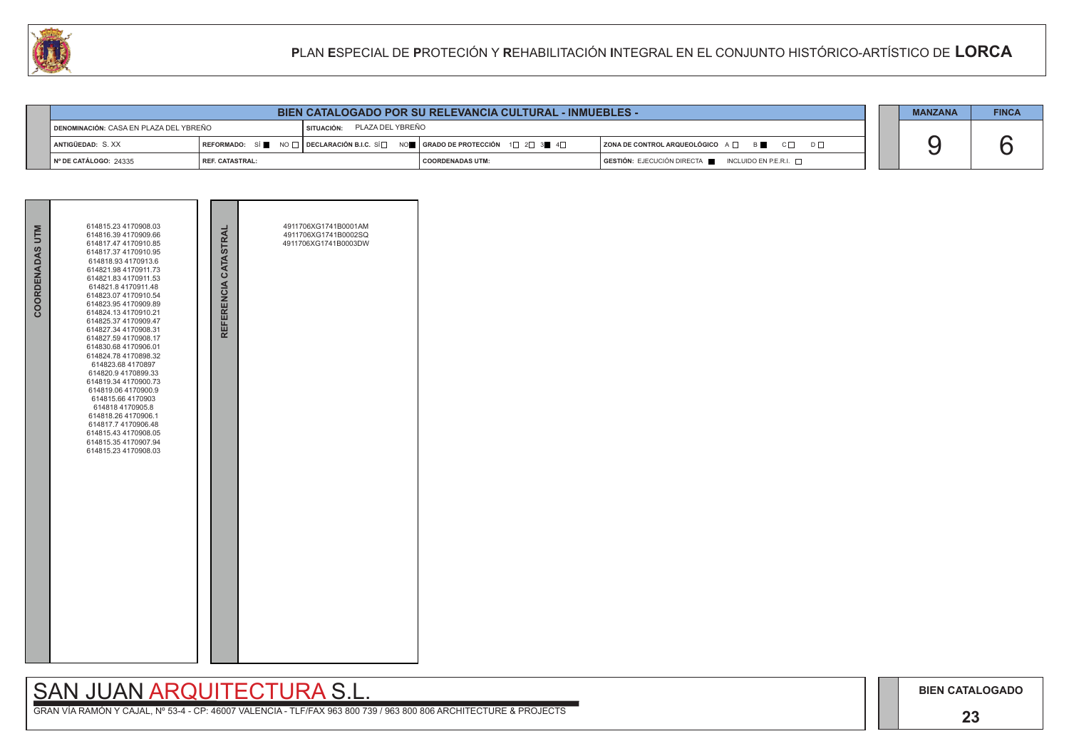# PLAN ESPECIAL DE PROTECIÓN Y REHABILITACIÓN INTEGRAL EN EL CONJUNTO HISTÓRICO-ARTÍSTICO DE LORCA

| BIEN CATALOGADO POR SU RELEVANCIA CULTURAL - INMUEBLES - | | | | |
|---|---|---|---|---|
| DENOMINACIÓN: CASA EN PLAZA DEL YBREÑO | | SITUACIÓN: PLAZA DEL YBREÑO | | |
| ANTIGÜEDAD: S. XX | REFORMADO: SÍ ■ NO □ | DECLARACIÓN B.I.C. SÍ □ NO ■ | GRADO DE PROTECCIÓN 1□ 2□ 3■ 4□ | ZONA DE CONTROL ARQUEOLÓGICO A □ B ■ C □ D □ |
| Nº DE CATÁLOGO: 24335 | REF. CATASTRAL: | | COORDENADAS UTM: | GESTIÓN: EJECUCIÓN DIRECTA ■ INCLUIDO EN P.E.R.I. □ |

| MANZANA | FINCA |
|---|---|
| 9 | 6 |

| COORDENADAS UTM | REFERENCIA CATASTRAL |
|---|---|
| 614815.23 4170908.03<br>614816.39 4170909.66<br>614817.47 4170910.85<br>614817.37 4170910.95<br>614818.93 4170913.6<br>614821.98 4170911.73<br>614821.83 4170911.53<br>614821.8 4170911.48<br>614823.07 4170910.54<br>614823.95 4170909.89<br>614824.13 4170910.21<br>614825.37 4170909.47<br>614827.34 4170908.31<br>614827.59 4170908.17<br>614830.68 4170906.01<br>614824.78 4170898.32<br>614823.68 4170897<br>614820.9 4170899.33<br>614819.34 4170900.73<br>614819.06 4170900.9<br>614815.66 4170903<br>614818 4170905.8<br>614818.26 4170906.1<br>614817.7 4170906.48<br>614815.43 4170908.05<br>614815.35 4170907.94<br>614815.23 4170908.03 | 4911706XG1741B0001AM<br>4911706XG1741B0002SQ<br>4911706XG1741B0003DW |

SAN JUAN ARQUITECTURA S.L.

GRAN VÍA RAMÓN Y CAJAL, Nº 53-4 - CP: 46007 VALENCIA - TLF/FAX 963 800 739 / 963 800 806 ARCHITECTURE & PROJECTS

BIEN CATALOGADO

23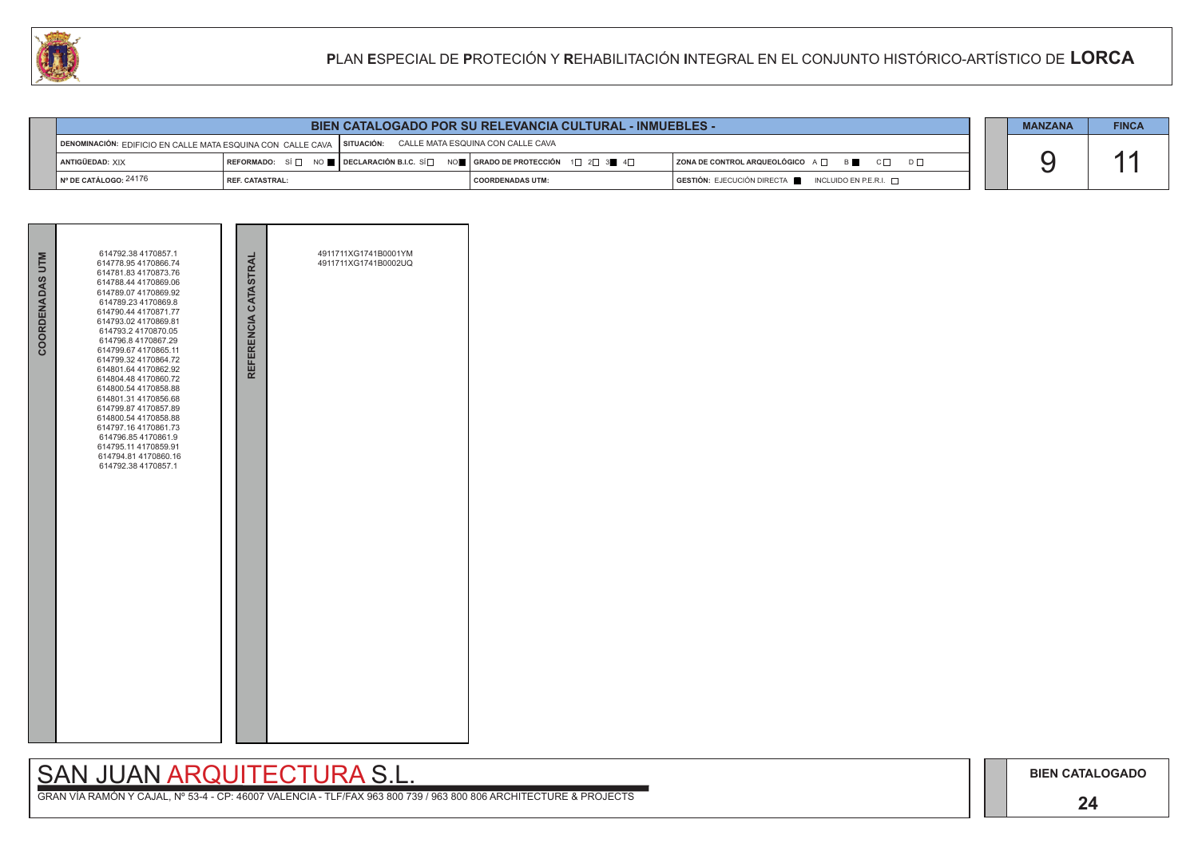# PLAN ESPECIAL DE PROTECIÓN Y REHABILITACIÓN INTEGRAL EN EL CONJUNTO HISTÓRICO-ARTÍSTICO DE LORCA

## BIEN CATALOGADO POR SU RELEVANCIA CULTURAL - INMUEBLES -

| | | | | |
|---|---|---|---|---|
| DENOMINACIÓN: EDIFICIO EN CALLE MATA ESQUINA CON CALLE CAVA | SITUACIÓN: CALLE MATA ESQUINA CON CALLE CAVA | | | |
| ANTIGÜEDAD: XIX | REFORMADO: SÍ ☐ NO ■ | DECLARACIÓN B.I.C. SÍ ☐ NO ■ | GRADO DE PROTECCIÓN 1☐ 2☐ 3■ 4☐ | ZONA DE CONTROL ARQUEOLÓGICO A ☐ B ■ C ☐ D ☐ |
| Nº DE CATÁLOGO: 24176 | REF. CATASTRAL: | | COORDENADAS UTM: | GESTIÓN: EJECUCIÓN DIRECTA ■ INCLUIDO EN P.E.R.I. ☐ |

| MANZANA | FINCA |
|---|---|
| 9 | 11 |

**COORDENADAS UTM**

614792.38 4170857.1
614778.95 4170866.74
614781.83 4170873.76
614788.44 4170869.06
614789.07 4170869.92
614789.23 4170869.8
614790.44 4170871.77
614793.02 4170869.81
614793.2 4170870.05
614796.8 4170867.29
614799.67 4170865.11
614799.32 4170864.72
614801.64 4170862.92
614804.48 4170860.72
614800.54 4170858.88
614801.31 4170856.68
614799.87 4170857.89
614800.54 4170858.88
614797.16 4170861.73
614796.85 4170861.9
614795.11 4170859.91
614794.81 4170860.16
614792.38 4170857.1

**REFERENCIA CATASTRAL**

4911711XG1741B0001YM
4911711XG1741B0002UQ

SAN JUAN ARQUITECTURA S.L.

GRAN VÍA RAMÓN Y CAJAL, Nº 53-4 - CP: 46007 VALENCIA - TLF/FAX 963 800 739 / 963 800 806 ARCHITECTURE & PROJECTS

BIEN CATALOGADO

24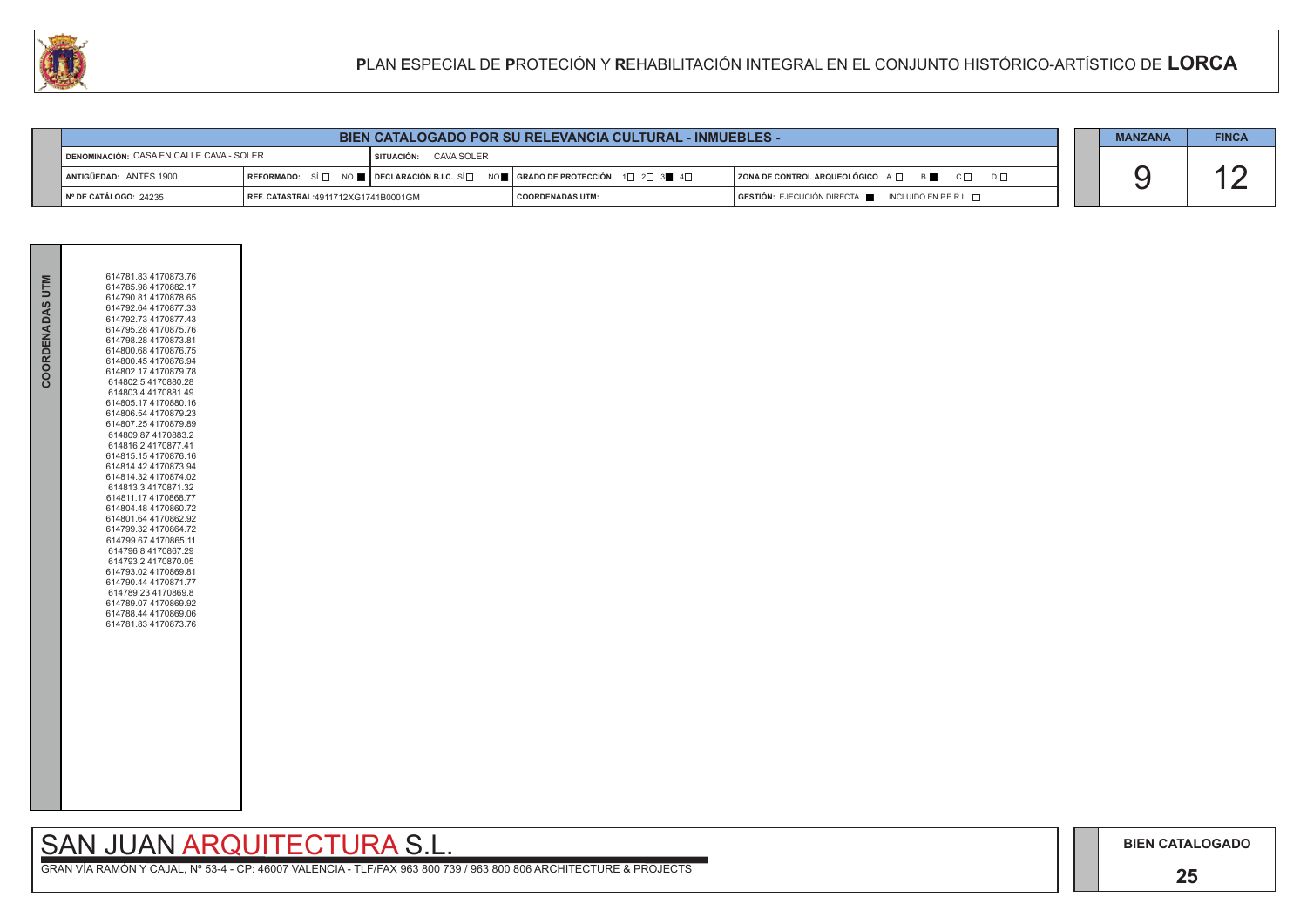# PLAN ESPECIAL DE PROTECIÓN Y REHABILITACIÓN INTEGRAL EN EL CONJUNTO HISTÓRICO-ARTÍSTICO DE LORCA

| BIEN CATALOGADO POR SU RELEVANCIA CULTURAL - INMUEBLES - | | | | |
|---|---|---|---|---|
| DENOMINACIÓN: CASA EN CALLE CAVA - SOLER | SITUACIÓN: CAVA SOLER | | | |
| ANTIGÜEDAD: ANTES 1900 | REFORMADO: SÍ ☐ NO ■ | DECLARACIÓN B.I.C. SÍ ☐ NO ■ | GRADO DE PROTECCIÓN 1☐ 2☐ 3■ 4☐ | ZONA DE CONTROL ARQUEOLÓGICO A ☐ B ■ C ☐ D ☐ |
| Nº DE CATÁLOGO: 24235 | REF. CATASTRAL:4911712XG1741B0001GM | | COORDENADAS UTM: | GESTIÓN: EJECUCIÓN DIRECTA ■ INCLUIDO EN P.E.R.I. ☐ |

| MANZANA | FINCA |
|---|---|
| 9 | 12 |

**COORDENADAS UTM**

614781.83 4170873.76
614785.98 4170882.17
614790.81 4170878.65
614792.64 4170877.33
614792.73 4170877.43
614795.28 4170875.76
614798.28 4170873.81
614800.68 4170876.75
614800.45 4170876.94
614802.17 4170879.78
614802.5 4170880.28
614803.4 4170881.49
614805.17 4170880.16
614806.54 4170879.23
614807.25 4170879.89
614809.87 4170883.2
614816.2 4170877.41
614815.15 4170876.16
614814.42 4170873.94
614814.32 4170874.02
614813.3 4170871.32
614811.17 4170868.77
614804.48 4170860.72
614801.64 4170862.92
614799.32 4170864.72
614799.67 4170865.11
614796.8 4170867.29
614793.2 4170870.05
614793.02 4170869.81
614790.44 4170871.77
614789.23 4170869.8
614789.07 4170869.92
614788.44 4170869.06
614781.83 4170873.76

SAN JUAN ARQUITECTURA S.L.

GRAN VÍA RAMÓN Y CAJAL, Nº 53-4 - CP: 46007 VALENCIA - TLF/FAX 963 800 739 / 963 800 806 ARCHITECTURE & PROJECTS

BIEN CATALOGADO

25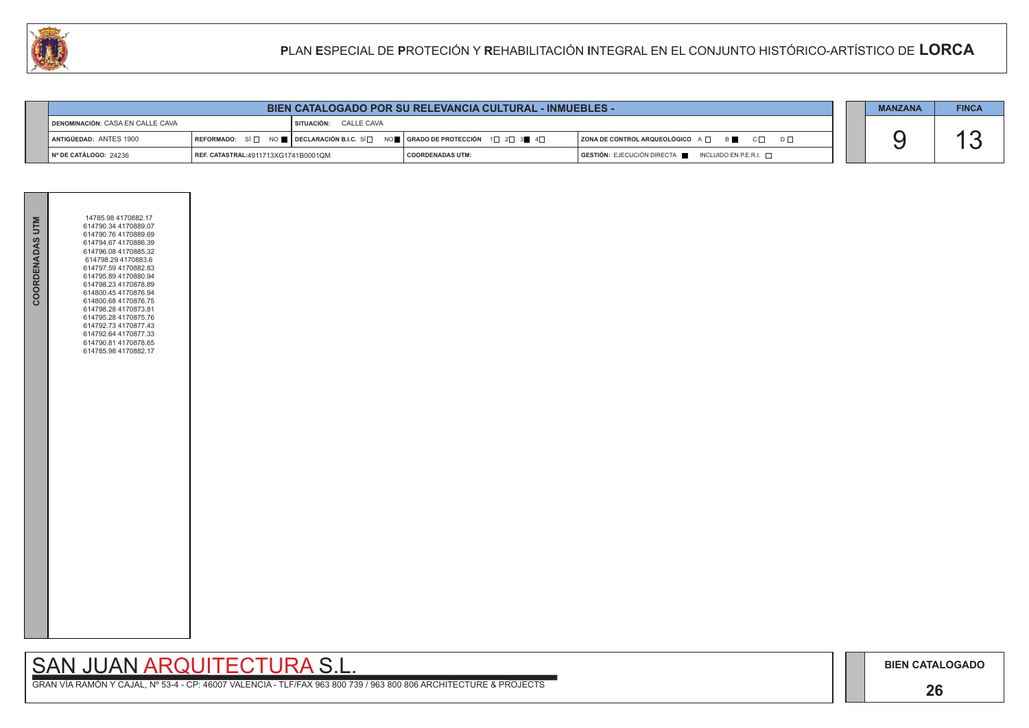# PLAN ESPECIAL DE PROTECIÓN Y REHABILITACIÓN INTEGRAL EN EL CONJUNTO HISTÓRICO-ARTÍSTICO DE LORCA

| BIEN CATALOGADO POR SU RELEVANCIA CULTURAL - INMUEBLES - | | | | |
|---|---|---|---|---|
| DENOMINACIÓN: CASA EN CALLE CAVA | SITUACIÓN: CALLE CAVA | | | |
| ANTIGÜEDAD: ANTES 1900 | REFORMADO: SÍ ☐ NO ■ | DECLARACIÓN B.I.C. SÍ ☐ NO ■ | GRADO DE PROTECCIÓN 1☐ 2☐ 3■ 4☐ | ZONA DE CONTROL ARQUEOLÓGICO A ☐ B ■ C ☐ D ☐ |
| Nº DE CATÁLOGO: 24236 | REF. CATASTRAL:4911713XG1741B0001QM | | COORDENADAS UTM: | GESTIÓN: EJECUCIÓN DIRECTA ■ INCLUIDO EN P.E.R.I. ☐ |

| MANZANA | FINCA |
|---|---|
| 9 | 13 |

**COORDENADAS UTM**

14785.98 4170882.17
614790.34 4170889.07
614790.76 4170889.69
614794.67 4170886.39
614796.08 4170885.32
614798.29 4170883.6
614797.59 4170882.83
614795.89 4170880.94
614798.23 4170878.89
614800.45 4170876.94
614800.68 4170876.75
614798.28 4170873.81
614795.28 4170875.76
614792.73 4170877.43
614792.64 4170877.33
614790.81 4170878.65
614785.98 4170882.17

SAN JUAN ARQUITECTURA S.L.

GRAN VÍA RAMÓN Y CAJAL, Nº 53-4 - CP: 46007 VALENCIA - TLF/FAX 963 800 739 / 963 800 806 ARCHITECTURE & PROJECTS

BIEN CATALOGADO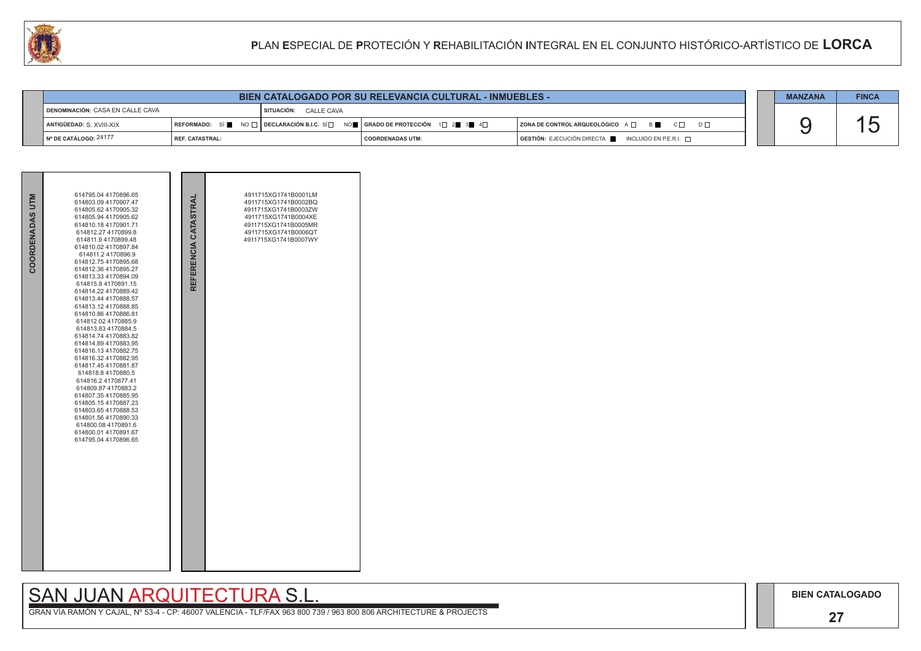**PLAN ESPECIAL DE PROTECIÓN Y REHABILITACIÓN INTEGRAL EN EL CONJUNTO HISTÓRICO-ARTÍSTICO DE LORCA**

| BIEN CATALOGADO POR SU RELEVANCIA CULTURAL - INMUEBLES - | | | | |
|---|---|---|---|---|
| DENOMINACIÓN: CASA EN CALLE CAVA | | SITUACIÓN: CALLE CAVA | | |
| ANTIGÜEDAD: S. XVIII-XIX | REFORMADO: SÍ ■ NO ☐ | DECLARACIÓN B.I.C. SÍ ☐ NO ■ | GRADO DE PROTECCIÓN 1☐ 2■ 3■ 4☐ | ZONA DE CONTROL ARQUEOLÓGICO A ☐ B ■ C ☐ D ☐ |
| Nº DE CATÁLOGO: 24177 | REF. CATASTRAL: | | COORDENADAS UTM: | GESTIÓN: EJECUCIÓN DIRECTA ■ INCLUIDO EN P.E.R.I. ☐ |

| MANZANA | FINCA |
|---|---|
| 9 | 15 |

| COORDENADAS UTM | REFERENCIA CATASTRAL |
|---|---|
| 614795.04 4170896.65<br>614803.09 4170907.47<br>614805.62 4170905.32<br>614805.94 4170905.62<br>614810.18 4170901.71<br>614812.27 4170899.8<br>614811.9 4170899.48<br>614810.02 4170897.84<br>614811.2 4170896.9<br>614812.75 4170895.68<br>614812.36 4170895.27<br>614813.33 4170894.09<br>614815.8 4170891.15<br>614814.22 4170889.42<br>614813.44 4170888.57<br>614813.12 4170888.85<br>614810.86 4170886.81<br>614812.02 4170885.9<br>614813.83 4170884.5<br>614814.74 4170883.82<br>614814.89 4170883.95<br>614816.13 4170882.75<br>614816.32 4170882.95<br>614817.45 4170881.87<br>614818.8 4170880.5<br>614816.2 4170877.41<br>614809.87 4170883.2<br>614807.35 4170885.95<br>614805.15 4170887.23<br>614803.65 4170888.53<br>614801.56 4170890.33<br>614800.08 4170891.6<br>614800.01 4170891.67<br>614795.04 4170896.65 | 4911715XG1741B0001LM<br>4911715XG1741B0002BQ<br>4911715XG1741B0003ZW<br>4911715XG1741B0004XE<br>4911715XG1741B0005MR<br>4911715XG1741B0006QT<br>4911715XG1741B0007WY |

SAN JUAN ARQUITECTURA S.L.

GRAN VÍA RAMÓN Y CAJAL, Nº 53-4 - CP: 46007 VALENCIA - TLF/FAX 963 800 739 / 963 800 806 ARCHITECTURE & PROJECTS

BIEN CATALOGADO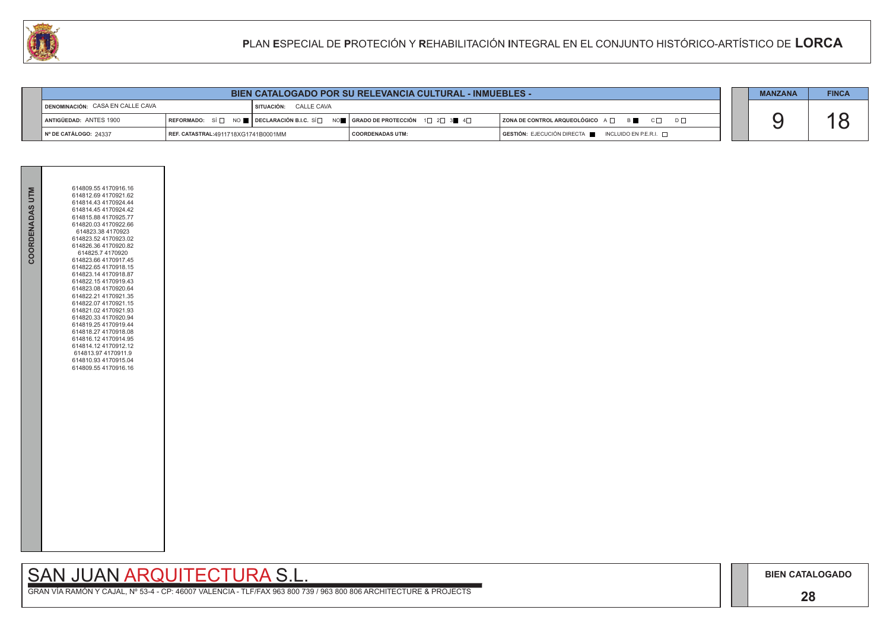# BIEN CATALOGADO POR SU RELEVANCIA CULTURAL - INMUEBLES -

| | | | |
|---|---|---|---|
| DENOMINACIÓN: CASA EN CALLE CAVA | SITUACIÓN: CALLE CAVA | | |
| ANTIGÜEDAD: ANTES 1900 | REFORMADO: SÍ ☐ NO ■ / DECLARACIÓN B.I.C. SÍ ☐ NO ■ | GRADO DE PROTECCIÓN 1☐ 2☐ 3■ 4☐ | ZONA DE CONTROL ARQUEOLÓGICO A ☐ B ■ C ☐ D ☐ |
| Nº DE CATÁLOGO: 24337 | REF. CATASTRAL: 4911718XG1741B0001MM | COORDENADAS UTM: | GESTIÓN: EJECUCIÓN DIRECTA ■ INCLUIDO EN P.E.R.I. ☐ |

| MANZANA | FINCA |
|---|---|
| 9 | 18 |

**COORDENADAS UTM**

614809.55 4170916.16
614812.69 4170921.62
614814.43 4170924.44
614814.45 4170924.42
614815.88 4170925.77
614820.03 4170922.66
614823.38 4170923
614823.52 4170923.02
614826.36 4170920.82
614825.7 4170920
614823.66 4170917.45
614822.65 4170918.15
614823.14 4170918.87
614822.15 4170919.43
614823.08 4170920.64
614822.21 4170921.35
614822.07 4170921.15
614821.02 4170921.93
614820.33 4170920.94
614819.25 4170919.44
614818.27 4170918.08
614816.12 4170914.95
614814.12 4170912.12
614813.97 4170911.9
614810.93 4170915.04
614809.55 4170916.16

SAN JUAN ARQUITECTURA S.L.

GRAN VÍA RAMÓN Y CAJAL, Nº 53-4 - CP: 46007 VALENCIA - TLF/FAX 963 800 739 / 963 800 806 ARCHITECTURE & PROJECTS

BIEN CATALOGADO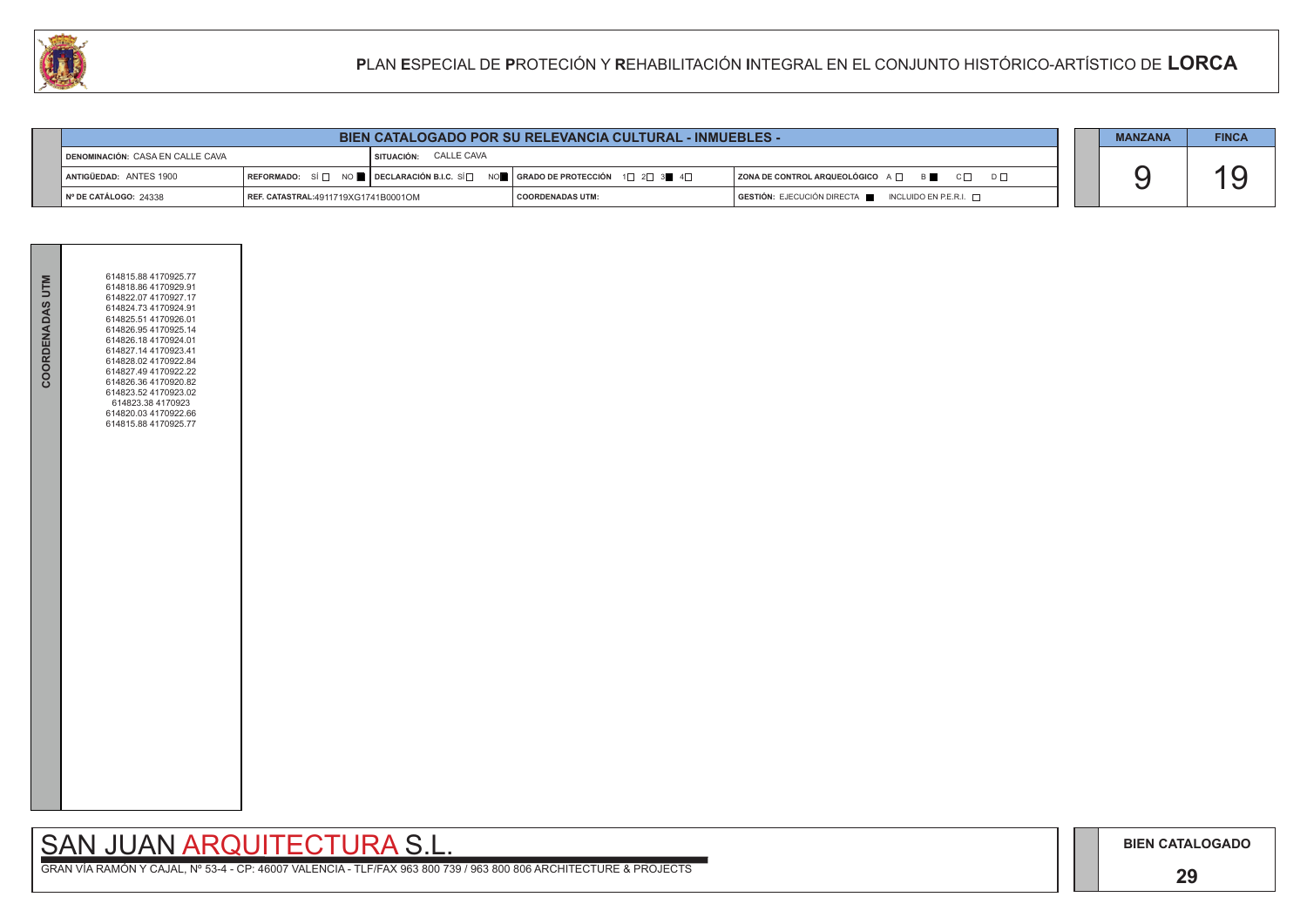## BIEN CATALOGADO POR SU RELEVANCIA CULTURAL - INMUEBLES -

| | | | |
|---|---|---|---|
| DENOMINACIÓN: CASA EN CALLE CAVA | SITUACIÓN: CALLE CAVA | | |
| ANTIGÜEDAD: ANTES 1900 | REFORMADO: SÍ ☐ NO ■ DECLARACIÓN B.I.C. SÍ ☐ NO ■ | GRADO DE PROTECCIÓN 1☐ 2☐ 3■ 4☐ | ZONA DE CONTROL ARQUEOLÓGICO A ☐ B ■ C ☐ D ☐ |
| Nº DE CATÁLOGO: 24338 | REF. CATASTRAL:4911719XG1741B0001OM | COORDENADAS UTM: | GESTIÓN: EJECUCIÓN DIRECTA ■ INCLUIDO EN P.E.R.I. ☐ |

| MANZANA | FINCA |
|---|---|
| 9 | 19 |

**COORDENADAS UTM**

614815.88 4170925.77
614818.86 4170929.91
614822.07 4170927.17
614824.73 4170924.91
614825.51 4170926.01
614826.95 4170925.14
614826.18 4170924.01
614827.14 4170923.41
614828.02 4170922.84
614827.49 4170922.22
614826.36 4170920.82
614823.52 4170923.02
614823.38 4170923
614820.03 4170922.66
614815.88 4170925.77

SAN JUAN ARQUITECTURA S.L.

GRAN VÍA RAMÓN Y CAJAL, Nº 53-4 - CP: 46007 VALENCIA - TLF/FAX 963 800 739 / 963 800 806 ARCHITECTURE & PROJECTS

BIEN CATALOGADO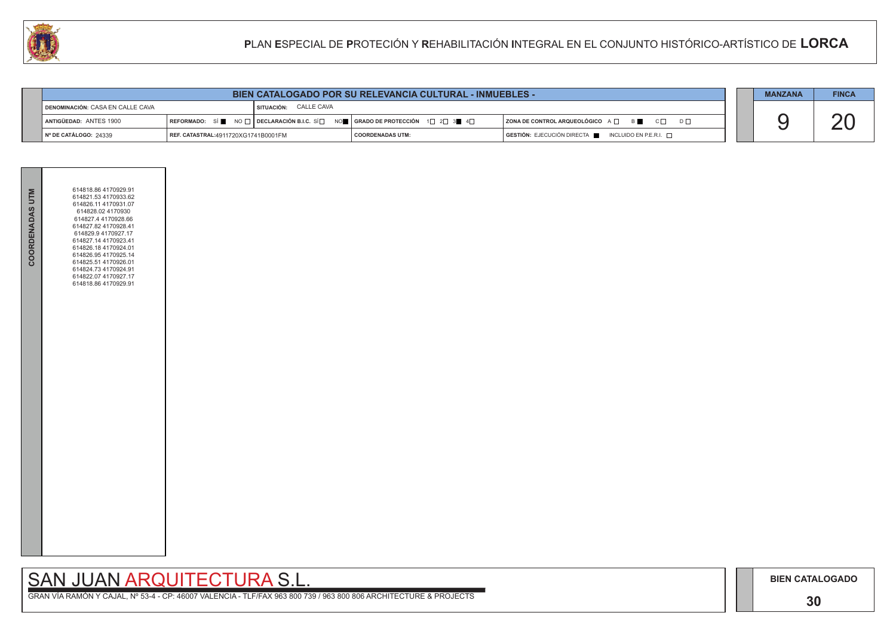## BIEN CATALOGADO POR SU RELEVANCIA CULTURAL - INMUEBLES -

| | | | | |
|---|---|---|---|---|
| DENOMINACIÓN: CASA EN CALLE CAVA | SITUACIÓN: CALLE CAVA | | | |
| ANTIGÜEDAD: ANTES 1900 | REFORMADO: SÍ ■ NO ☐ | DECLARACIÓN B.I.C. SÍ ☐ NO ■ | GRADO DE PROTECCIÓN 1☐ 2☐ 3■ 4☐ | ZONA DE CONTROL ARQUEOLÓGICO A ☐ B ■ C ☐ D ☐ |
| Nº DE CATÁLOGO: 24339 | REF. CATASTRAL:4911720XG1741B0001FM | | COORDENADAS UTM: | GESTIÓN: EJECUCIÓN DIRECTA ■ INCLUIDO EN P.E.R.I. ☐ |

| MANZANA | FINCA |
|---|---|
| 9 | 20 |

**COORDENADAS UTM**

614818.86 4170929.91
614821.53 4170933.62
614826.11 4170931.07
614828.02 4170930
614827.4 4170928.66
614827.82 4170928.41
614829.9 4170927.17
614827.14 4170923.41
614826.18 4170924.01
614826.95 4170925.14
614825.51 4170926.01
614824.73 4170924.91
614822.07 4170927.17
614818.86 4170929.91

SAN JUAN ARQUITECTURA S.L.

GRAN VÍA RAMÓN Y CAJAL, Nº 53-4 - CP: 46007 VALENCIA - TLF/FAX 963 800 739 / 963 800 806 ARCHITECTURE & PROJECTS

BIEN CATALOGADO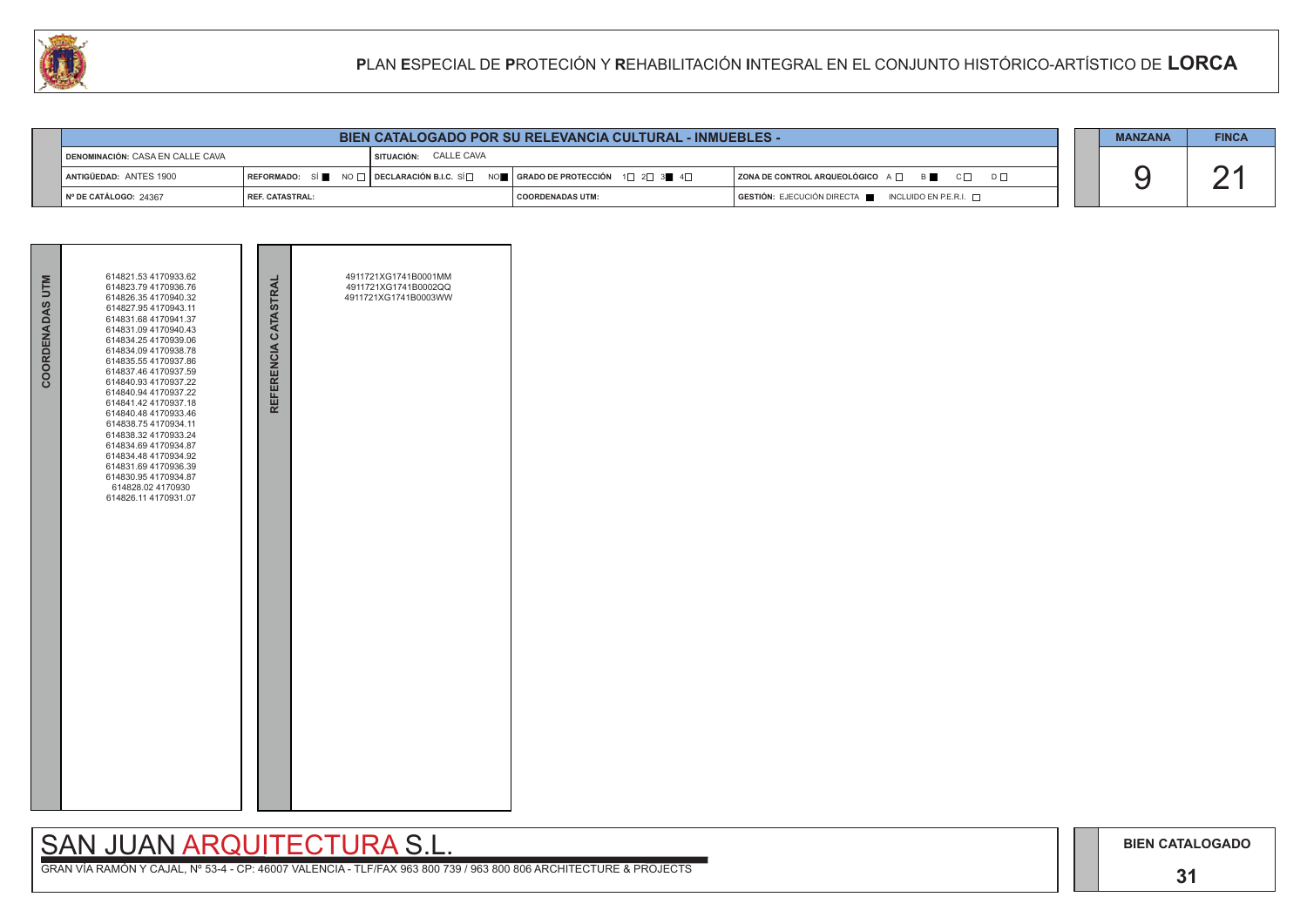# PLAN ESPECIAL DE PROTECIÓN Y REHABILITACIÓN INTEGRAL EN EL CONJUNTO HISTÓRICO-ARTÍSTICO DE LORCA

| BIEN CATALOGADO POR SU RELEVANCIA CULTURAL - INMUEBLES - | | | | |
|---|---|---|---|---|
| DENOMINACIÓN: CASA EN CALLE CAVA | | SITUACIÓN: CALLE CAVA | | |
| ANTIGÜEDAD: ANTES 1900 | REFORMADO: SÍ ■ NO □ | DECLARACIÓN B.I.C. SÍ □ NO ■ | GRADO DE PROTECCIÓN 1□ 2□ 3■ 4□ | ZONA DE CONTROL ARQUEOLÓGICO A □ B ■ C □ D □ |
| Nº DE CATÁLOGO: 24367 | REF. CATASTRAL: | | COORDENADAS UTM: | GESTIÓN: EJECUCIÓN DIRECTA ■ INCLUIDO EN P.E.R.I. □ |

| MANZANA | FINCA |
|---|---|
| 9 | 21 |

| COORDENADAS UTM | REFERENCIA CATASTRAL |
|---|---|
| 614821.53 4170933.62<br>614823.79 4170936.76<br>614826.35 4170940.32<br>614827.95 4170943.11<br>614831.68 4170941.37<br>614831.09 4170940.43<br>614834.25 4170939.06<br>614834.09 4170938.78<br>614835.55 4170937.86<br>614837.46 4170937.59<br>614840.93 4170937.22<br>614840.94 4170937.22<br>614841.42 4170937.18<br>614840.48 4170933.46<br>614838.75 4170934.11<br>614838.32 4170933.24<br>614834.69 4170934.87<br>614834.48 4170934.92<br>614831.69 4170936.39<br>614830.95 4170934.87<br>614828.02 4170930<br>614826.11 4170931.07 | 4911721XG1741B0001MM<br>4911721XG1741B0002QQ<br>4911721XG1741B0003WW |

SAN JUAN ARQUITECTURA S.L.

GRAN VÍA RAMÓN Y CAJAL, Nº 53-4 - CP: 46007 VALENCIA - TLF/FAX 963 800 739 / 963 800 806 ARCHITECTURE & PROJECTS

BIEN CATALOGADO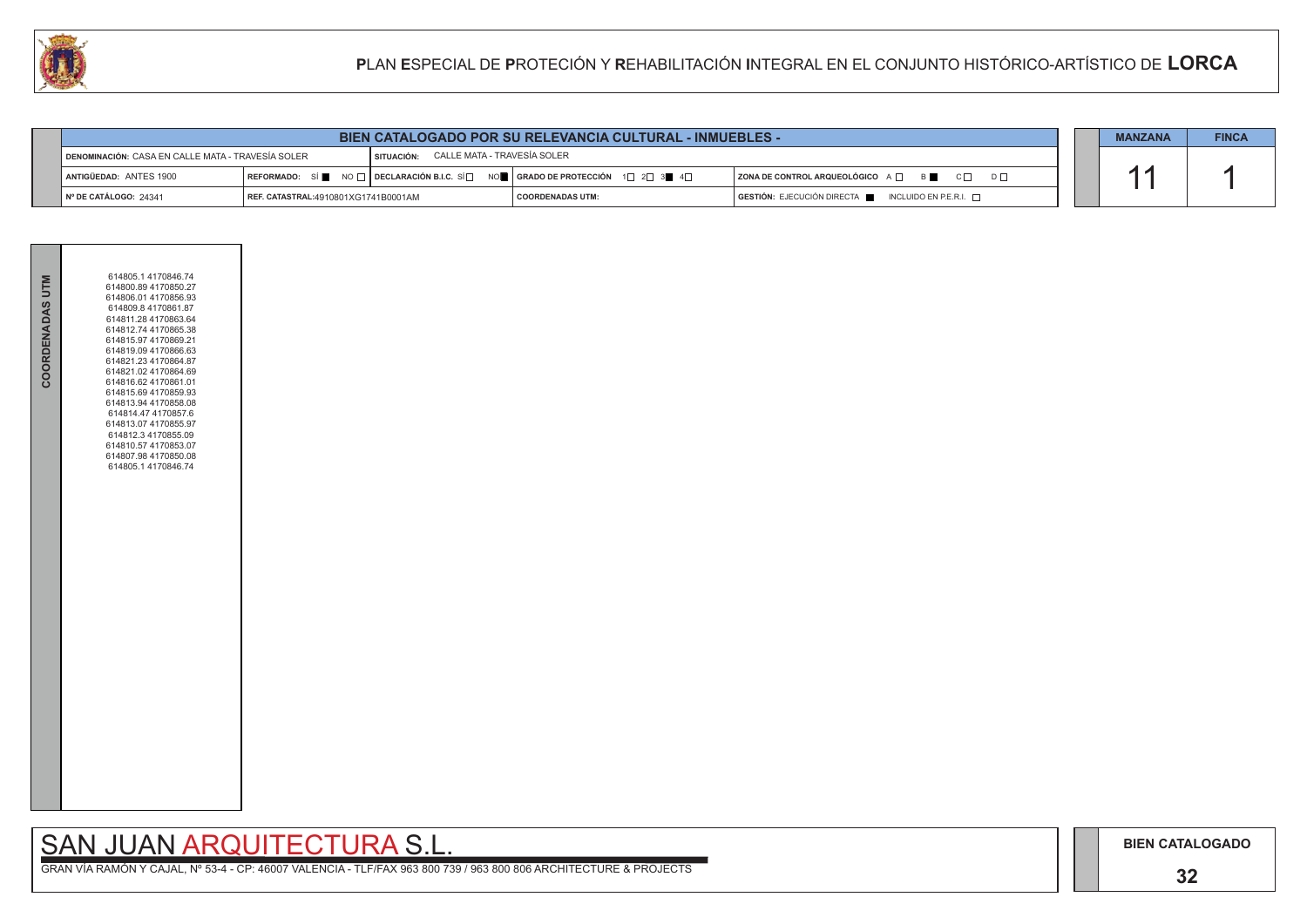# PLAN ESPECIAL DE PROTECIÓN Y REHABILITACIÓN INTEGRAL EN EL CONJUNTO HISTÓRICO-ARTÍSTICO DE LORCA

## BIEN CATALOGADO POR SU RELEVANCIA CULTURAL - INMUEBLES -

| | | | |
|---|---|---|---|
| DENOMINACIÓN: CASA EN CALLE MATA - TRAVESÍA SOLER | SITUACIÓN: CALLE MATA - TRAVESÍA SOLER | | |
| ANTIGÜEDAD: ANTES 1900 | REFORMADO: SÍ ■ NO □ / DECLARACIÓN B.I.C. SÍ □ NO ■ | GRADO DE PROTECCIÓN 1□ 2□ 3■ 4□ | ZONA DE CONTROL ARQUEOLÓGICO A □ B ■ C □ D □ |
| Nº DE CATÁLOGO: 24341 | REF. CATASTRAL:4910801XG1741B0001AM | COORDENADAS UTM: | GESTIÓN: EJECUCIÓN DIRECTA ■ INCLUIDO EN P.E.R.I. □ |

| MANZANA | FINCA |
|---|---|
| 11 | 1 |

**COORDENADAS UTM**

614805.1 4170846.74
614800.89 4170850.27
614806.01 4170856.93
614809.8 4170861.87
614811.28 4170863.64
614812.74 4170865.38
614815.97 4170869.21
614819.09 4170866.63
614821.23 4170864.87
614821.02 4170864.69
614816.62 4170861.01
614815.69 4170859.93
614813.94 4170858.08
614814.47 4170857.6
614813.07 4170855.97
614812.3 4170855.09
614810.57 4170853.07
614807.98 4170850.08
614805.1 4170846.74

SAN JUAN ARQUITECTURA S.L.

GRAN VÍA RAMÓN Y CAJAL, Nº 53-4 - CP: 46007 VALENCIA - TLF/FAX 963 800 739 / 963 800 806 ARCHITECTURE & PROJECTS

BIEN CATALOGADO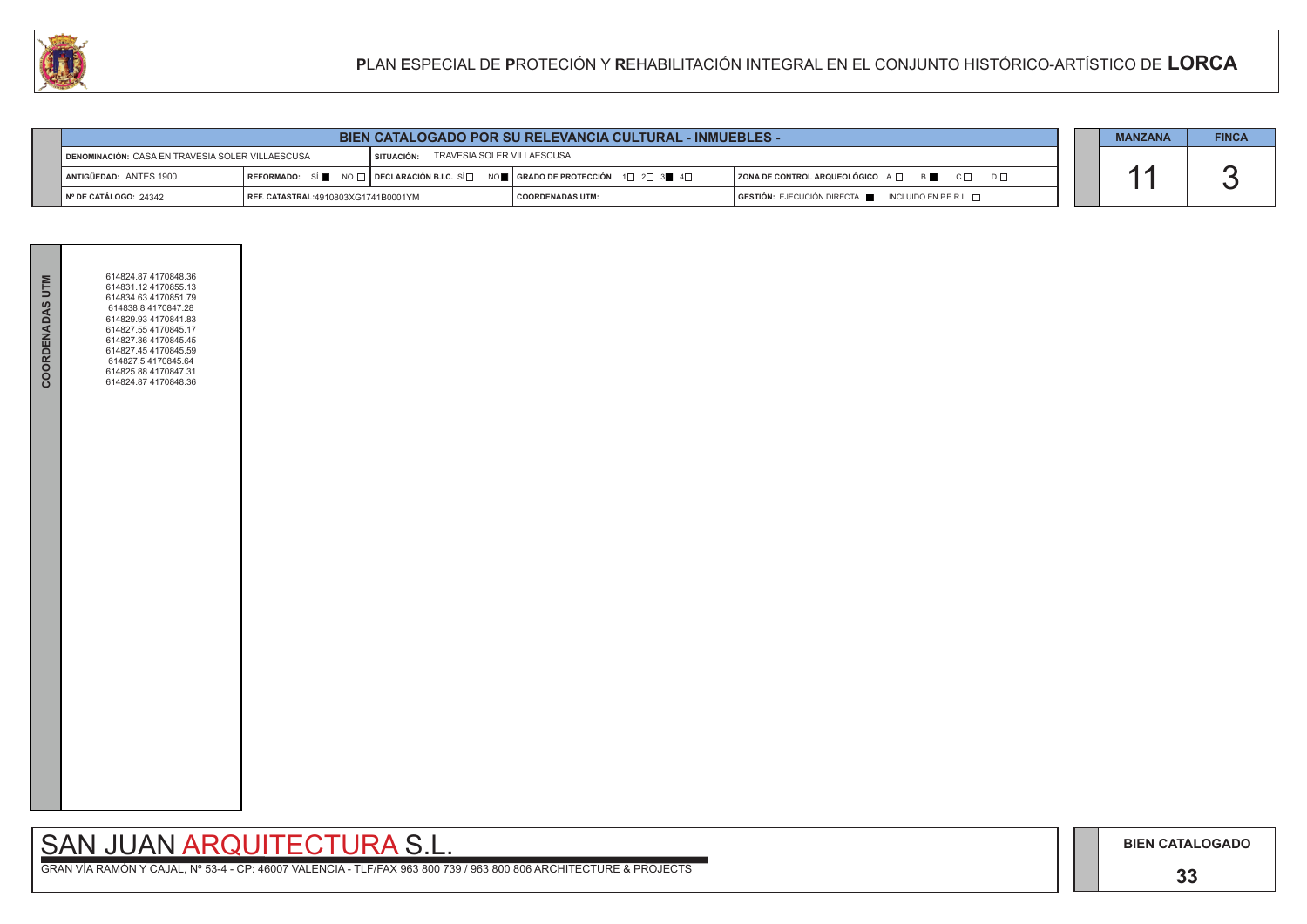# PLAN ESPECIAL DE PROTECIÓN Y REHABILITACIÓN INTEGRAL EN EL CONJUNTO HISTÓRICO-ARTÍSTICO DE LORCA

| BIEN CATALOGADO POR SU RELEVANCIA CULTURAL - INMUEBLES - | | | |
|---|---|---|---|
| DENOMINACIÓN: CASA EN TRAVESIA SOLER VILLAESCUSA | SITUACIÓN: TRAVESIA SOLER VILLAESCUSA | | |
| ANTIGÜEDAD: ANTES 1900 | REFORMADO: SÍ ■ NO □ / DECLARACIÓN B.I.C. SÍ □ NO ■ | GRADO DE PROTECCIÓN 1□ 2□ 3■ 4□ | ZONA DE CONTROL ARQUEOLÓGICO A □ B ■ C □ D □ |
| Nº DE CATÁLOGO: 24342 | REF. CATASTRAL:4910803XG1741B0001YM | COORDENADAS UTM: | GESTIÓN: EJECUCIÓN DIRECTA ■ INCLUIDO EN P.E.R.I. □ |

| MANZANA | FINCA |
|---|---|
| 11 | 3 |

**COORDENADAS UTM**

614824.87 4170848.36
614831.12 4170855.13
614834.63 4170851.79
614838.8 4170847.28
614829.93 4170841.83
614827.55 4170845.17
614827.36 4170845.45
614827.45 4170845.59
614827.5 4170845.64
614825.88 4170847.31
614824.87 4170848.36

SAN JUAN ARQUITECTURA S.L.

GRAN VÍA RAMÓN Y CAJAL, Nº 53-4 - CP: 46007 VALENCIA - TLF/FAX 963 800 739 / 963 800 806 ARCHITECTURE & PROJECTS

BIEN CATALOGADO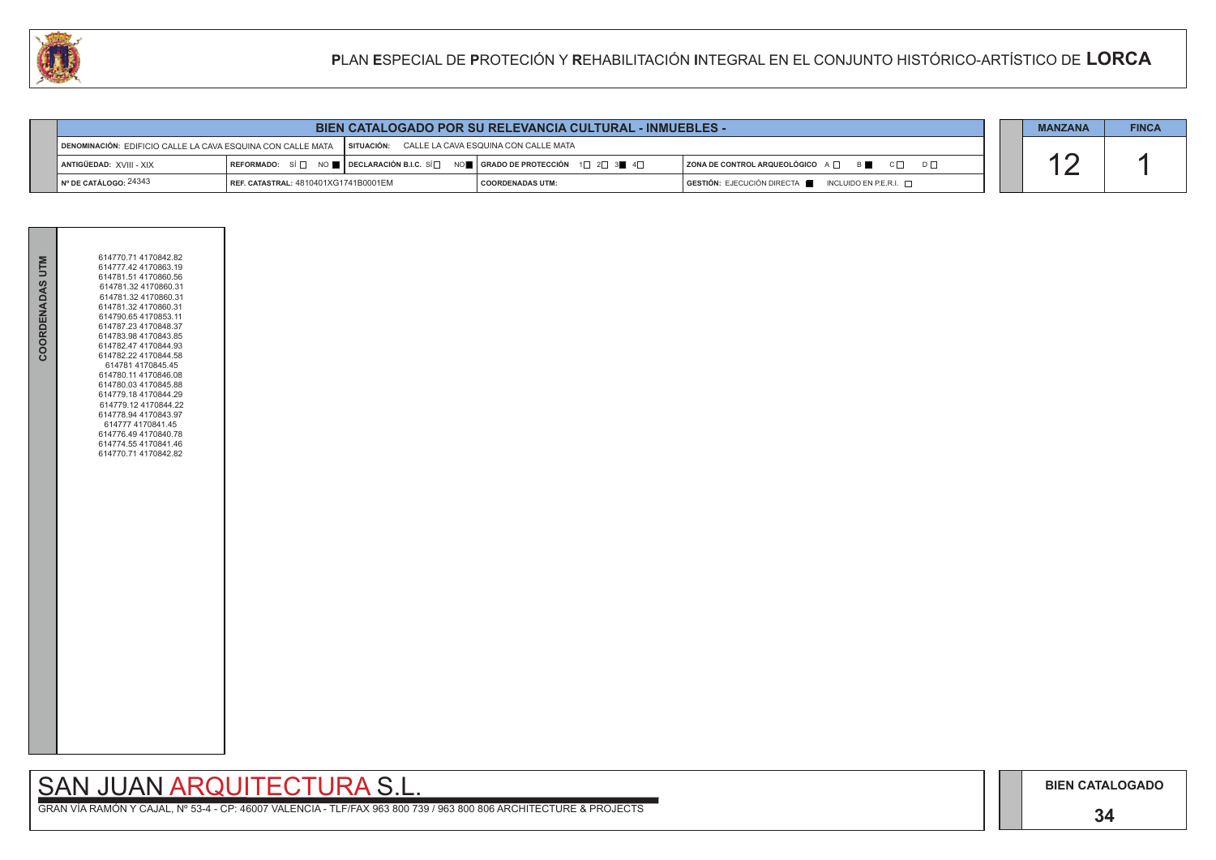# PLAN ESPECIAL DE PROTECIÓN Y REHABILITACIÓN INTEGRAL EN EL CONJUNTO HISTÓRICO-ARTÍSTICO DE LORCA

## BIEN CATALOGADO POR SU RELEVANCIA CULTURAL - INMUEBLES -

| | | | |
|---|---|---|---|
| **DENOMINACIÓN:** EDIFICIO CALLE LA CAVA ESQUINA CON CALLE MATA | **SITUACIÓN:** CALLE LA CAVA ESQUINA CON CALLE MATA | | |
| **ANTIGÜEDAD:** XVIII - XIX | **REFORMADO:** SÍ ☐ NO ■ **DECLARACIÓN B.I.C.** SÍ ☐ NO ■ | **GRADO DE PROTECCIÓN** 1☐ 2☐ 3■ 4☐ | **ZONA DE CONTROL ARQUEOLÓGICO** A ☐ B ■ C ☐ D ☐ |
| **Nº DE CATÁLOGO:** 24343 | **REF. CATASTRAL:** 4810401XG1741B0001EM | **COORDENADAS UTM:** | **GESTIÓN:** EJECUCIÓN DIRECTA ■ INCLUIDO EN P.E.R.I. ☐ |

| MANZANA | FINCA |
|---|---|
| 12 | 1 |

**COORDENADAS UTM**

614770.71 4170842.82
614777.42 4170863.19
614781.51 4170860.56
614781.32 4170860.31
614781.32 4170860.31
614781.32 4170860.31
614790.65 4170853.11
614787.23 4170848.37
614783.98 4170843.85
614782.47 4170844.93
614782.22 4170844.58
614781 4170845.45
614780.11 4170846.08
614780.03 4170845.88
614779.18 4170844.29
614779.12 4170844.22
614778.94 4170843.97
614777 4170841.45
614776.49 4170840.78
614774.55 4170841.46
614770.71 4170842.82

SAN JUAN ARQUITECTURA S.L.

GRAN VÍA RAMÓN Y CAJAL, Nº 53-4 - CP: 46007 VALENCIA - TLF/FAX 963 800 739 / 963 800 806 ARCHITECTURE & PROJECTS

**BIEN CATALOGADO**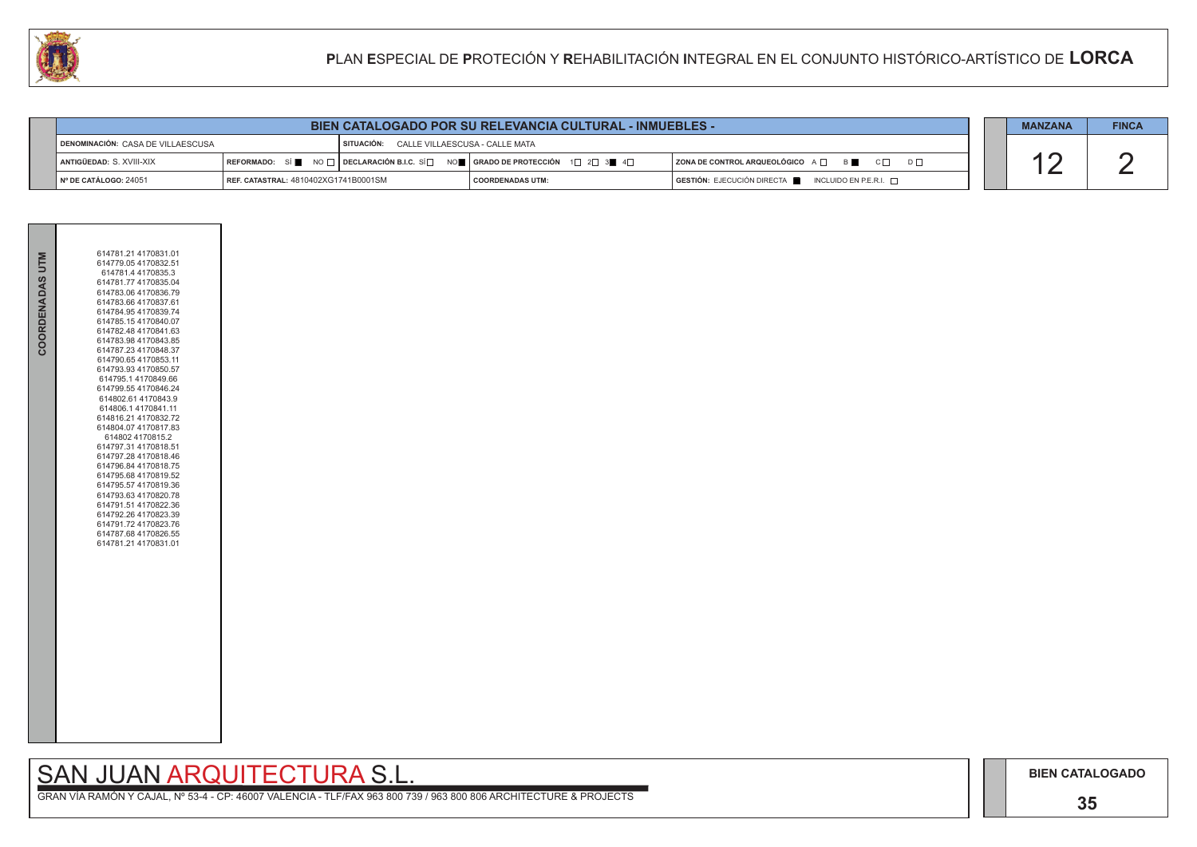# PLAN ESPECIAL DE PROTECIÓN Y REHABILITACIÓN INTEGRAL EN EL CONJUNTO HISTÓRICO-ARTÍSTICO DE LORCA

## BIEN CATALOGADO POR SU RELEVANCIA CULTURAL - INMUEBLES -

| | | | |
|---|---|---|---|
| DENOMINACIÓN: CASA DE VILLAESCUSA | SITUACIÓN: CALLE VILLAESCUSA - CALLE MATA | | |
| ANTIGÜEDAD: S. XVIII-XIX | REFORMADO: SÍ ■ NO □ / DECLARACIÓN B.I.C. SÍ □ NO ■ | GRADO DE PROTECCIÓN 1□ 2□ 3■ 4□ | ZONA DE CONTROL ARQUEOLÓGICO A □ B ■ C □ D □ |
| Nº DE CATÁLOGO: 24051 | REF. CATASTRAL: 4810402XG1741B0001SM | COORDENADAS UTM: | GESTIÓN: EJECUCIÓN DIRECTA ■ INCLUIDO EN P.E.R.I. □ |

| MANZANA | FINCA |
|---|---|
| 12 | 2 |

**COORDENADAS UTM**

614781.21 4170831.01
614779.05 4170832.51
614781.4 4170835.3
614781.77 4170835.04
614783.06 4170836.79
614783.66 4170837.61
614784.95 4170839.74
614785.15 4170840.07
614782.48 4170841.63
614783.98 4170843.85
614787.23 4170848.37
614790.65 4170853.11
614793.93 4170850.57
614795.1 4170849.66
614799.55 4170846.24
614802.61 4170843.9
614806.1 4170841.11
614816.21 4170832.72
614804.07 4170817.83
614802 4170815.2
614797.31 4170818.51
614797.28 4170818.46
614796.84 4170818.75
614795.68 4170819.52
614795.57 4170819.36
614793.63 4170820.78
614791.51 4170822.36
614792.26 4170823.39
614791.72 4170823.76
614787.68 4170826.55
614781.21 4170831.01

SAN JUAN ARQUITECTURA S.L.

GRAN VÍA RAMÓN Y CAJAL, Nº 53-4 - CP: 46007 VALENCIA - TLF/FAX 963 800 739 / 963 800 806 ARCHITECTURE & PROJECTS

BIEN CATALOGADO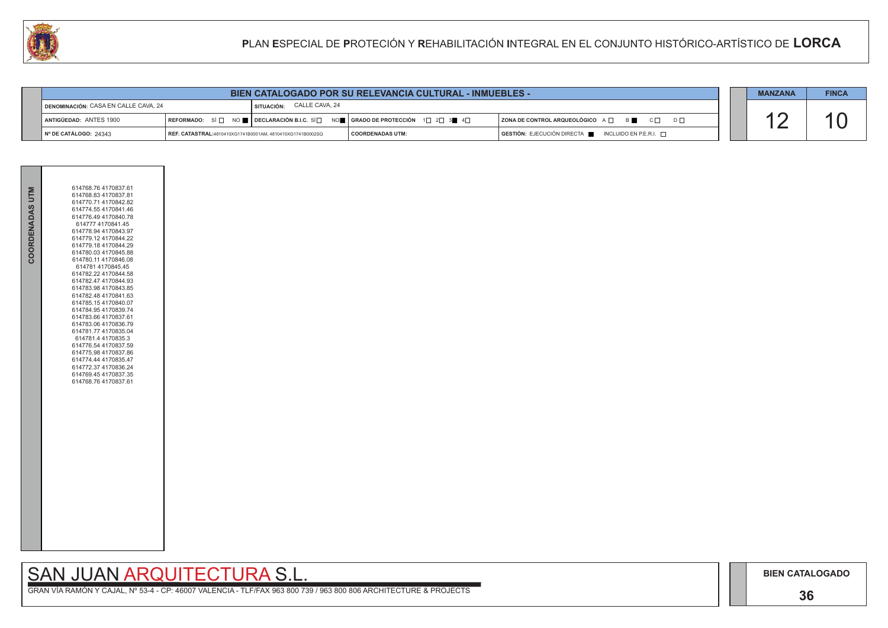# PLAN ESPECIAL DE PROTECIÓN Y REHABILITACIÓN INTEGRAL EN EL CONJUNTO HISTÓRICO-ARTÍSTICO DE LORCA

## BIEN CATALOGADO POR SU RELEVANCIA CULTURAL - INMUEBLES -

| | | | |
|---|---|---|---|
| DENOMINACIÓN: CASA EN CALLE CAVA, 24 | SITUACIÓN: CALLE CAVA, 24 | | |
| ANTIGÜEDAD: ANTES 1900 | REFORMADO: SÍ ☐ NO ■ / DECLARACIÓN B.I.C. SÍ ☐ NO ■ | GRADO DE PROTECCIÓN 1☐ 2☐ 3■ 4☐ | ZONA DE CONTROL ARQUEOLÓGICO A ☐ B ■ C ☐ D ☐ |
| Nº DE CATÁLOGO: 24343 | REF. CATASTRAL: 4810410XG1741B0001AM, 4810410XG1741B0002SQ | COORDENADAS UTM: | GESTIÓN: EJECUCIÓN DIRECTA ■ INCLUIDO EN P.E.R.I. ☐ |

| MANZANA | FINCA |
|---|---|
| 12 | 10 |

**COORDENADAS UTM**

614768.76 4170837.61
614768.83 4170837.81
614770.71 4170842.82
614774.55 4170841.46
614776.49 4170840.78
614777 4170841.45
614778.94 4170843.97
614779.12 4170844.22
614779.18 4170844.29
614780.03 4170845.88
614780.11 4170846.08
614781 4170845.45
614782.22 4170844.58
614782.47 4170844.93
614783.98 4170843.85
614782.48 4170841.63
614785.15 4170840.07
614784.95 4170839.74
614783.66 4170837.61
614783.06 4170836.79
614781.77 4170835.04
614781.4 4170835.3
614776.54 4170837.59
614775.98 4170837.86
614774.44 4170835.47
614772.37 4170836.24
614769.45 4170837.35
614768.76 4170837.61

SAN JUAN ARQUITECTURA S.L.

GRAN VÍA RAMÓN Y CAJAL, Nº 53-4 - CP: 46007 VALENCIA - TLF/FAX 963 800 739 / 963 800 806 ARCHITECTURE & PROJECTS

BIEN CATALOGADO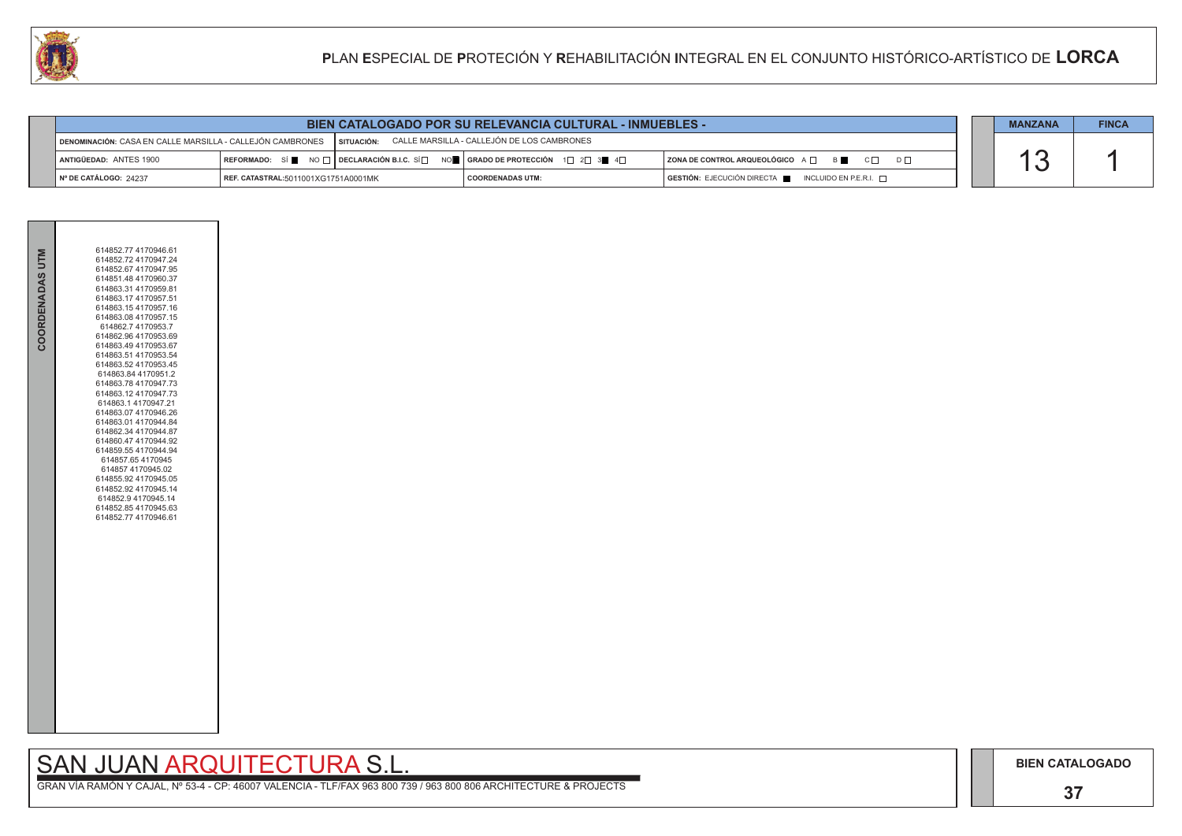# PLAN ESPECIAL DE PROTECIÓN Y REHABILITACIÓN INTEGRAL EN EL CONJUNTO HISTÓRICO-ARTÍSTICO DE LORCA

| BIEN CATALOGADO POR SU RELEVANCIA CULTURAL - INMUEBLES - | | | | |
|---|---|---|---|---|
| DENOMINACIÓN: CASA EN CALLE MARSILLA - CALLEJÓN CAMBRONES | SITUACIÓN: CALLE MARSILLA - CALLEJÓN DE LOS CAMBRONES | | | |
| ANTIGÜEDAD: ANTES 1900 | REFORMADO: SÍ ■ NO □ | DECLARACIÓN B.I.C. SÍ □ NO ■ | GRADO DE PROTECCIÓN 1□ 2□ 3■ 4□ | ZONA DE CONTROL ARQUEOLÓGICO A □ B ■ C □ D □ |
| Nº DE CATÁLOGO: 24237 | REF. CATASTRAL: 5011001XG1751A0001MK | | COORDENADAS UTM: | GESTIÓN: EJECUCIÓN DIRECTA ■ INCLUIDO EN P.E.R.I. □ |

| MANZANA | FINCA |
|---|---|
| 13 | 1 |

**COORDENADAS UTM**

614852.77 4170946.61
614852.72 4170947.24
614852.67 4170947.95
614851.48 4170960.37
614863.31 4170959.81
614863.17 4170957.51
614863.15 4170957.16
614863.08 4170957.15
614862.7 4170953.7
614862.96 4170953.69
614863.49 4170953.67
614863.51 4170953.54
614863.52 4170953.45
614863.84 4170951.2
614863.78 4170947.73
614863.12 4170947.73
614863.1 4170947.21
614863.07 4170946.26
614863.01 4170944.84
614862.34 4170944.87
614860.47 4170944.92
614859.55 4170944.94
614857.65 4170945
614857 4170945.02
614855.92 4170945.05
614852.92 4170945.14
614852.9 4170945.14
614852.85 4170945.63
614852.77 4170946.61

SAN JUAN ARQUITECTURA S.L.

GRAN VÍA RAMÓN Y CAJAL, Nº 53-4 - CP: 46007 VALENCIA - TLF/FAX 963 800 739 / 963 800 806 ARCHITECTURE & PROJECTS

BIEN CATALOGADO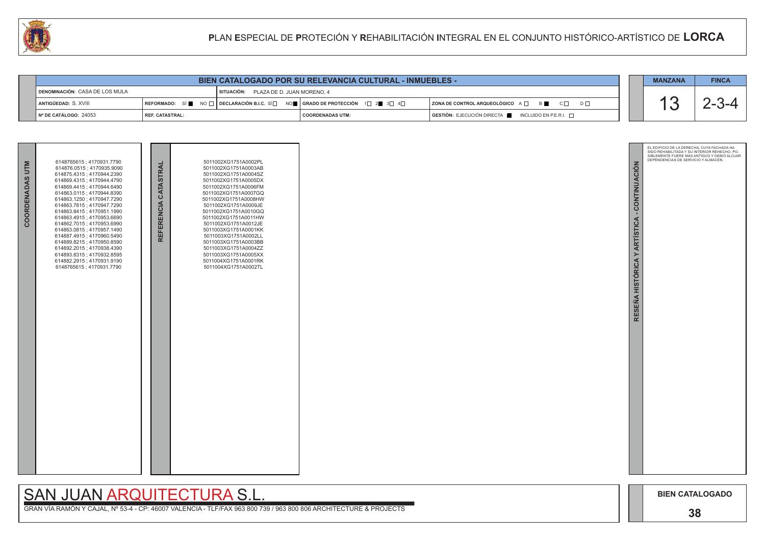# PLAN ESPECIAL DE PROTECIÓN Y REHABILITACIÓN INTEGRAL EN EL CONJUNTO HISTÓRICO-ARTÍSTICO DE LORCA

## BIEN CATALOGADO POR SU RELEVANCIA CULTURAL - INMUEBLES -

| | | | | |
|---|---|---|---|---|
| DENOMINACIÓN: CASA DE LOS MULA | | SITUACIÓN: PLAZA DE D. JUAN MORENO, 4 | | |
| ANTIGÜEDAD: S. XVIII | REFORMADO: SÍ ■ NO □ | DECLARACIÓN B.I.C. SÍ □ NO ■ | GRADO DE PROTECCIÓN 1□ 2■ 3□ 4□ | ZONA DE CONTROL ARQUEOLÓGICO A □ B ■ C □ D □ |
| Nº DE CATÁLOGO: 24053 | REF. CATASTRAL: | | COORDENADAS UTM: | GESTIÓN: EJECUCIÓN DIRECTA ■ INCLUIDO EN P.E.R.I. □ |

| MANZANA | FINCA |
|---|---|
| 13 | 2-3-4 |

### COORDENADAS UTM

6148765615 ; 4170931.7790
614876.0515 ; 4170935.9090
614875.4315 ; 4170944.2390
614869.4315 ; 4170944.4790
614869.4415 ; 4170944.6490
614863.0115 ; 4170944.8390
614863.1250 ; 4170947.7290
614863.7815 ; 4170947.7290
614863.8415 ; 4170951.1990
614863.4915 ; 4170953.6690
614862.7015 ; 4170953.6990
614863.0815 ; 4170957.1490
614887.4915 ; 4170960.5490
614889.8215 ; 4170950.8590
614892.2015 ; 4170938.4390
614893.8315 ; 4170932.8595
614882.2915 ; 4170931.9190
6148765615 ; 4170931.7790

### REFERENCIA CATASTRAL

5011002XG1751A0002PL
5011002XG1751A0003AB
5011002XG1751A0004SZ
5011002XG1751A0005DX
5011002XG1751A0006FM
5011002XG1751A0007GQ
5011002XG1751A0008HW
5011002XG1751A0009JE
5011002XG1751A0010GQ
5011002XG1751A0011HW
5011002XG1751A0012JE
5011003XG1751A0001KK
5011003XG1751A0002LL
5011003XG1751A0003BB
5011003XG1751A0004ZZ
5011003XG1751A0005XX
5011004XG1751A0001RK
5011004XG1751A0002TL

### RESEÑA HISTÓRICA Y ARTÍSTICA - CONTINUACIÓN

EL EDIFICIO DE LA DERECHA, CUYA FACHADA HA SIDO REHABILITADA Y SU INTERIOR REHECHO, POSIBLEMENTE FUERE MÁS ANTIGUO Y DEBIÓ ALOJAR DEPENDENCIAS DE SERVICIO Y ALMACÉN.

SAN JUAN ARQUITECTURA S.L.

GRAN VÍA RAMÓN Y CAJAL, Nº 53-4 - CP: 46007 VALENCIA - TLF/FAX 963 800 739 / 963 800 806 ARCHITECTURE & PROJECTS

BIEN CATALOGADO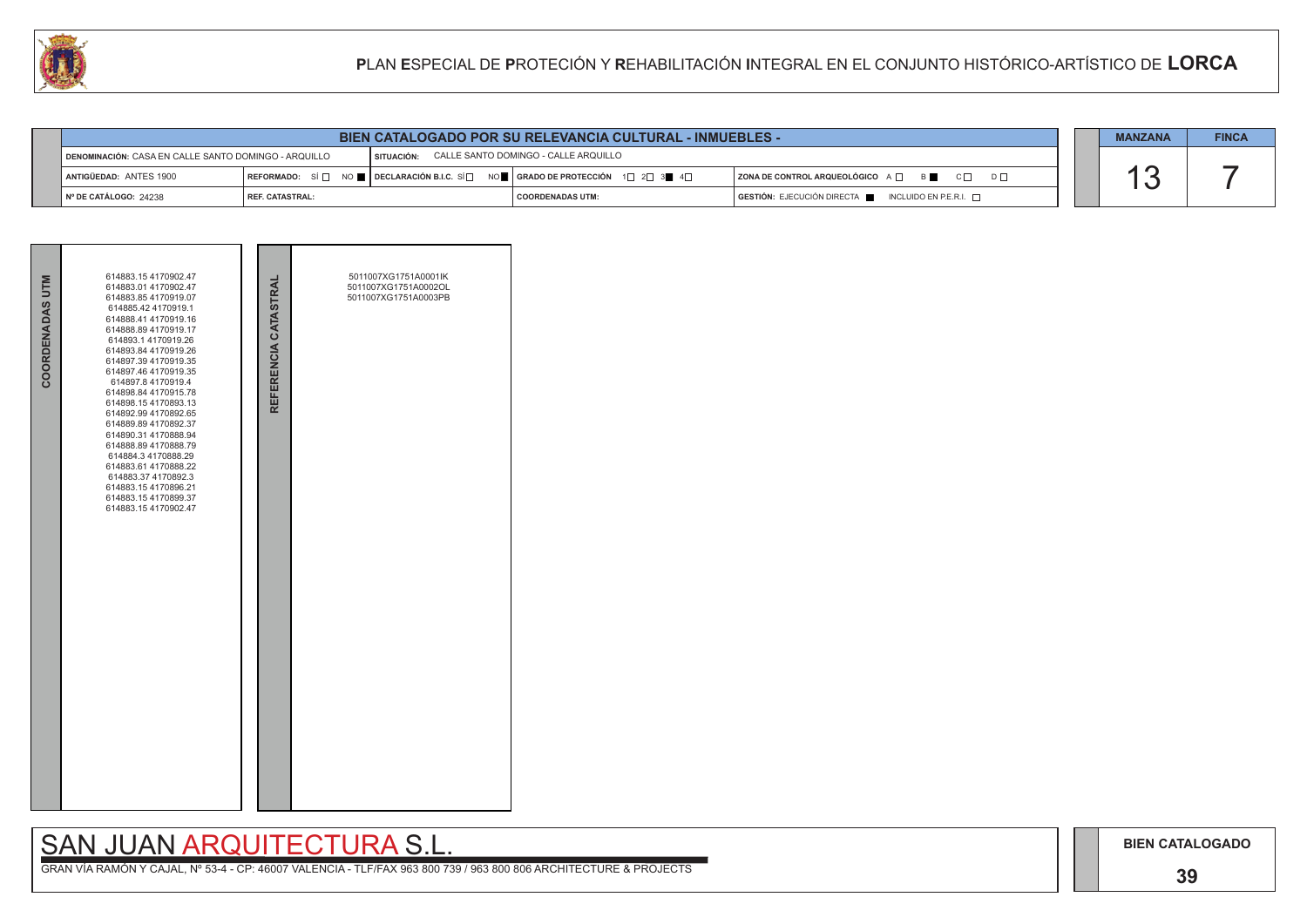# PLAN ESPECIAL DE PROTECIÓN Y REHABILITACIÓN INTEGRAL EN EL CONJUNTO HISTÓRICO-ARTÍSTICO DE LORCA

## BIEN CATALOGADO POR SU RELEVANCIA CULTURAL - INMUEBLES -

| | | | | |
|---|---|---|---|---|
| **DENOMINACIÓN:** CASA EN CALLE SANTO DOMINGO - ARQUILLO | | **SITUACIÓN:** CALLE SANTO DOMINGO - CALLE ARQUILLO | | |
| **ANTIGÜEDAD:** ANTES 1900 | **REFORMADO:** SÍ ☐ NO ■ | **DECLARACIÓN B.I.C.** SÍ ☐ NO ■ | **GRADO DE PROTECCIÓN** 1☐ 2☐ 3■ 4☐ | **ZONA DE CONTROL ARQUEOLÓGICO** A ☐ B ■ C ☐ D ☐ |
| **Nº DE CATÁLOGO:** 24238 | **REF. CATASTRAL:** | | **COORDENADAS UTM:** | **GESTIÓN:** EJECUCIÓN DIRECTA ■ INCLUIDO EN P.E.R.I. ☐ |

| MANZANA | FINCA |
|---|---|
| 13 | 7 |

| COORDENADAS UTM | REFERENCIA CATASTRAL |
|---|---|
| 614883.15 4170902.47<br>614883.01 4170902.47<br>614883.85 4170919.07<br>614885.42 4170919.1<br>614888.41 4170919.16<br>614888.89 4170919.17<br>614893.1 4170919.26<br>614893.84 4170919.26<br>614897.39 4170919.35<br>614897.46 4170919.35<br>614897.8 4170919.4<br>614898.84 4170915.78<br>614898.15 4170893.13<br>614892.99 4170892.65<br>614889.89 4170892.37<br>614890.31 4170888.94<br>614888.89 4170888.79<br>614884.3 4170888.29<br>614883.61 4170888.22<br>614883.37 4170892.3<br>614883.15 4170896.21<br>614883.15 4170899.37<br>614883.15 4170902.47 | 5011007XG1751A0001IK<br>5011007XG1751A0002OL<br>5011007XG1751A0003PB |

SAN JUAN ARQUITECTURA S.L.

GRAN VÍA RAMÓN Y CAJAL, Nº 53-4 - CP: 46007 VALENCIA - TLF/FAX 963 800 739 / 963 800 806 ARCHITECTURE & PROJECTS

**BIEN CATALOGADO**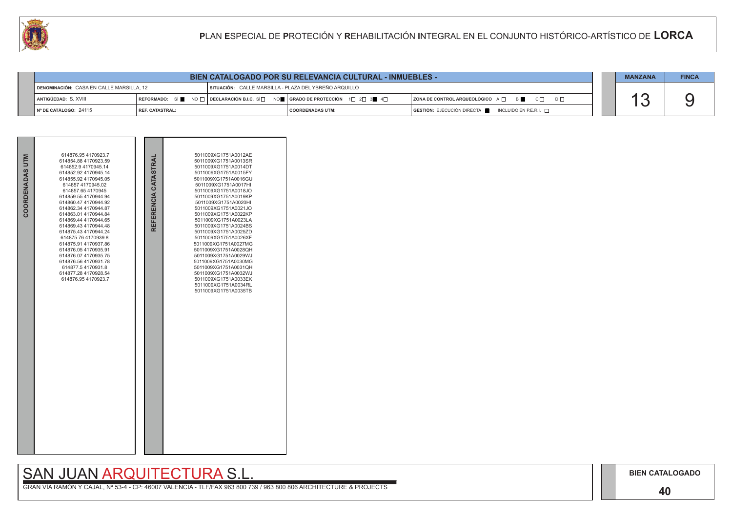# PLAN ESPECIAL DE PROTECIÓN Y REHABILITACIÓN INTEGRAL EN EL CONJUNTO HISTÓRICO-ARTÍSTICO DE LORCA

## BIEN CATALOGADO POR SU RELEVANCIA CULTURAL - INMUEBLES -

| | | | | |
|---|---|---|---|---|
| DENOMINACIÓN: CASA EN CALLE MARSILLA, 12 | | SITUACIÓN: CALLE MARSILLA - PLAZA DEL YBREÑO ARQUILLO | | |
| ANTIGÜEDAD: S. XVIII | REFORMADO: SÍ ■ NO □ | DECLARACIÓN B.I.C. SÍ □ NO ■ | GRADO DE PROTECCIÓN 1□ 2□ 3■ 4□ | ZONA DE CONTROL ARQUEOLÓGICO A □ B ■ C □ D □ |
| Nº DE CATÁLOGO: 24115 | REF. CATASTRAL: | | COORDENADAS UTM: | GESTIÓN: EJECUCIÓN DIRECTA ■ INCLUIDO EN P.E.R.I. □ |

| MANZANA | FINCA |
|---|---|
| 13 | 9 |

| COORDENADAS UTM | REFERENCIA CATASTRAL |
|---|---|
| 614876.95 4170923.7 | 5011009XG1751A0012AE |
| 614854.88 4170923.59 | 5011009XG1751A0013SR |
| 614852.9 4170945.14 | 5011009XG1751A0014DT |
| 614852.92 4170945.14 | 5011009XG1751A0015FY |
| 614855.92 4170945.05 | 5011009XG1751A0016GU |
| 614857 4170945.02 | 5011009XG1751A0017HI |
| 614857.65 4170945 | 5011009XG1751A0018JO |
| 614859.55 4170944.94 | 5011009XG1751A0019KP |
| 614860.47 4170944.92 | 5011009XG1751A0020HI |
| 614862.34 4170944.87 | 5011009XG1751A0021JO |
| 614863.01 4170944.84 | 5011009XG1751A0022KP |
| 614869.44 4170944.65 | 5011009XG1751A0023LA |
| 614869.43 4170944.48 | 5011009XG1751A0024BS |
| 614875.43 4170944.24 | 5011009XG1751A0025ZD |
| 614875.76 4170939.8 | 5011009XG1751A0026XF |
| 614875.91 4170937.86 | 5011009XG1751A0027MG |
| 614876.05 4170935.91 | 5011009XG1751A0028QH |
| 614876.07 4170935.75 | 5011009XG1751A0029WJ |
| 614876.56 4170931.78 | 5011009XG1751A0030MG |
| 614877.5 4170931.8 | 5011009XG1751A0031QH |
| 614877.28 4170928.54 | 5011009XG1751A0032WJ |
| 614876.95 4170923.7 | 5011009XG1751A0033EK |
| | 5011009XG1751A0034RL |
| | 5011009XG1751A0035TB |

SAN JUAN ARQUITECTURA S.L.

GRAN VÍA RAMÓN Y CAJAL, Nº 53-4 - CP: 46007 VALENCIA - TLF/FAX 963 800 739 / 963 800 806 ARCHITECTURE & PROJECTS

BIEN CATALOGADO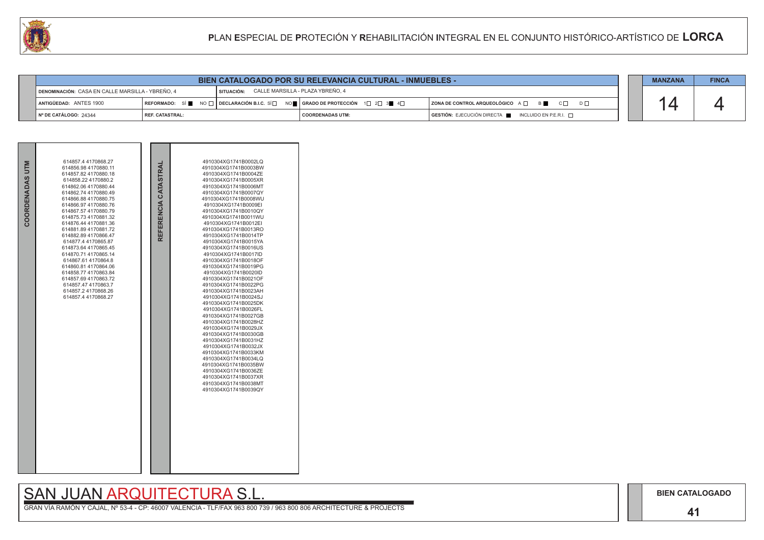# PLAN ESPECIAL DE PROTECIÓN Y REHABILITACIÓN INTEGRAL EN EL CONJUNTO HISTÓRICO-ARTÍSTICO DE LORCA

## BIEN CATALOGADO POR SU RELEVANCIA CULTURAL - INMUEBLES -

| | | | | |
|---|---|---|---|---|
| DENOMINACIÓN: CASA EN CALLE MARSILLA - YBREÑO, 4 | | SITUACIÓN: CALLE MARSILLA - PLAZA YBREÑO, 4 | | |
| ANTIGÜEDAD: ANTES 1900 | REFORMADO: SÍ ■ NO □ | DECLARACIÓN B.I.C. SÍ □ NO ■ | GRADO DE PROTECCIÓN 1□ 2□ 3■ 4□ | ZONA DE CONTROL ARQUEOLÓGICO A □ B ■ C □ D □ |
| Nº DE CATÁLOGO: 24344 | REF. CATASTRAL: | | COORDENADAS UTM: | GESTIÓN: EJECUCIÓN DIRECTA ■ INCLUIDO EN P.E.R.I. □ |

| MANZANA | FINCA |
|---|---|
| 14 | 4 |

| COORDENADAS UTM | REFERENCIA CATASTRAL |
|---|---|
| 614857.4 4170868.27 | 4910304XG1741B0002LQ |
| 614856.98 4170880.11 | 4910304XG1741B0003BW |
| 614857.82 4170880.18 | 4910304XG1741B0004ZE |
| 614858.22 4170880.2 | 4910304XG1741B0005XR |
| 614862.06 4170880.44 | 4910304XG1741B0006MT |
| 614862.74 4170880.49 | 4910304XG1741B0007QY |
| 614866.88 4170880.75 | 4910304XG1741B0008WU |
| 614866.97 4170880.76 | 4910304XG1741B0009EI |
| 614867.57 4170880.79 | 4910304XG1741B0010QY |
| 614875.73 4170881.32 | 4910304XG1741B0011WU |
| 614876.44 4170881.36 | 4910304XG1741B0012EI |
| 614881.89 4170881.72 | 4910304XG1741B0013RO |
| 614882.89 4170866.47 | 4910304XG1741B0014TP |
| 614877.4 4170865.87 | 4910304XG1741B0015YA |
| 614873.64 4170865.45 | 4910304XG1741B0016US |
| 614870.71 4170865.14 | 4910304XG1741B0017ID |
| 614867.61 4170864.8 | 4910304XG1741B0018OF |
| 614860.81 4170864.06 | 4910304XG1741B0019PG |
| 614858.77 4170863.84 | 4910304XG1741B0020ID |
| 614857.69 4170863.72 | 4910304XG1741B0021OF |
| 614857.47 4170863.7 | 4910304XG1741B0022PG |
| 614857.2 4170868.26 | 4910304XG1741B0023AH |
| 614857.4 4170868.27 | 4910304XG1741B0024SJ |
| | 4910304XG1741B0025DK |
| | 4910304XG1741B0026FL |
| | 4910304XG1741B0027GB |
| | 4910304XG1741B0028HZ |
| | 4910304XG1741B0029JX |
| | 4910304XG1741B0030GB |
| | 4910304XG1741B0031HZ |
| | 4910304XG1741B0032JX |
| | 4910304XG1741B0033KM |
| | 4910304XG1741B0034LQ |
| | 4910304XG1741B0035BW |
| | 4910304XG1741B0036ZE |
| | 4910304XG1741B0037XR |
| | 4910304XG1741B0038MT |
| | 4910304XG1741B0039QY |

SAN JUAN ARQUITECTURA S.L.

GRAN VÍA RAMÓN Y CAJAL, Nº 53-4 - CP: 46007 VALENCIA - TLF/FAX 963 800 739 / 963 800 806 ARCHITECTURE & PROJECTS

BIEN CATALOGADO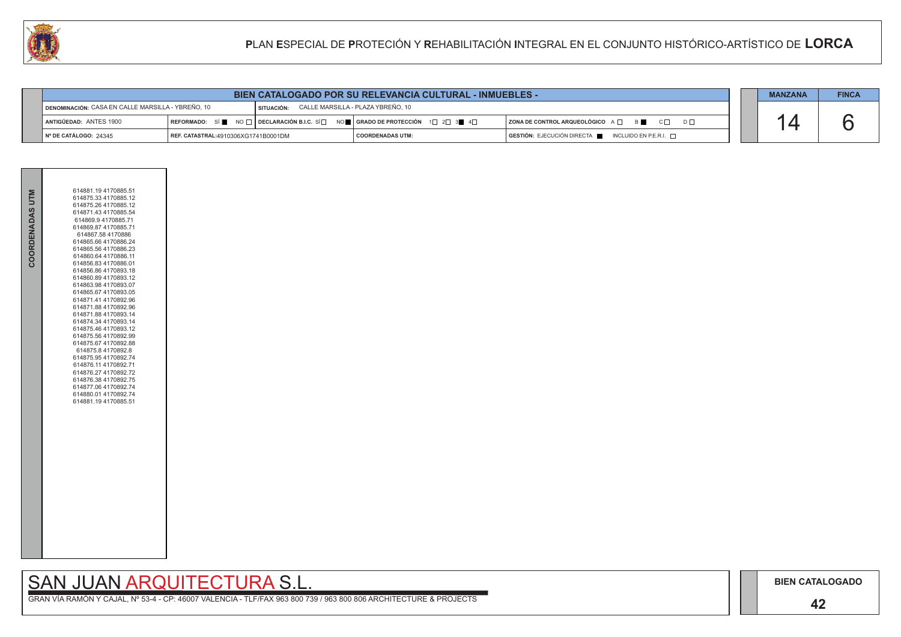# PLAN ESPECIAL DE PROTECIÓN Y REHABILITACIÓN INTEGRAL EN EL CONJUNTO HISTÓRICO-ARTÍSTICO DE LORCA

## BIEN CATALOGADO POR SU RELEVANCIA CULTURAL - INMUEBLES -

| | | | |
|---|---|---|---|
| DENOMINACIÓN: CASA EN CALLE MARSILLA - YBREÑO, 10 | SITUACIÓN: CALLE MARSILLA - PLAZA YBREÑO, 10 | | |
| ANTIGÜEDAD: ANTES 1900 | REFORMADO: SÍ ■ NO ☐ · DECLARACIÓN B.I.C. SÍ ☐ NO ■ | GRADO DE PROTECCIÓN 1☐ 2☐ 3■ 4☐ | ZONA DE CONTROL ARQUEOLÓGICO A ☐ B ■ C ☐ D ☐ |
| Nº DE CATÁLOGO: 24345 | REF. CATASTRAL: 4910306XG1741B0001DM | COORDENADAS UTM: | GESTIÓN: EJECUCIÓN DIRECTA ■ INCLUIDO EN P.E.R.I. ☐ |

| MANZANA | FINCA |
|---|---|
| 14 | 6 |

**COORDENADAS UTM**

614881.19 4170885.51
614875.33 4170885.12
614875.26 4170885.12
614871.43 4170885.54
614869.9 4170885.71
614869.87 4170885.71
614867.58 4170886
614865.66 4170886.24
614865.56 4170886.23
614860.64 4170886.11
614856.83 4170886.01
614856.86 4170893.18
614860.89 4170893.12
614863.98 4170893.07
614865.67 4170893.05
614871.41 4170892.96
614871.88 4170892.96
614871.88 4170893.14
614874.34 4170893.14
614875.46 4170893.12
614875.56 4170892.99
614875.67 4170892.88
614875.8 4170892.8
614875.95 4170892.74
614876.11 4170892.71
614876.27 4170892.72
614876.38 4170892.75
614877.06 4170892.74
614880.01 4170892.74
614881.19 4170885.51

SAN JUAN ARQUITECTURA S.L.

GRAN VÍA RAMÓN Y CAJAL, Nº 53-4 - CP: 46007 VALENCIA - TLF/FAX 963 800 739 / 963 800 806 ARCHITECTURE & PROJECTS

BIEN CATALOGADO

42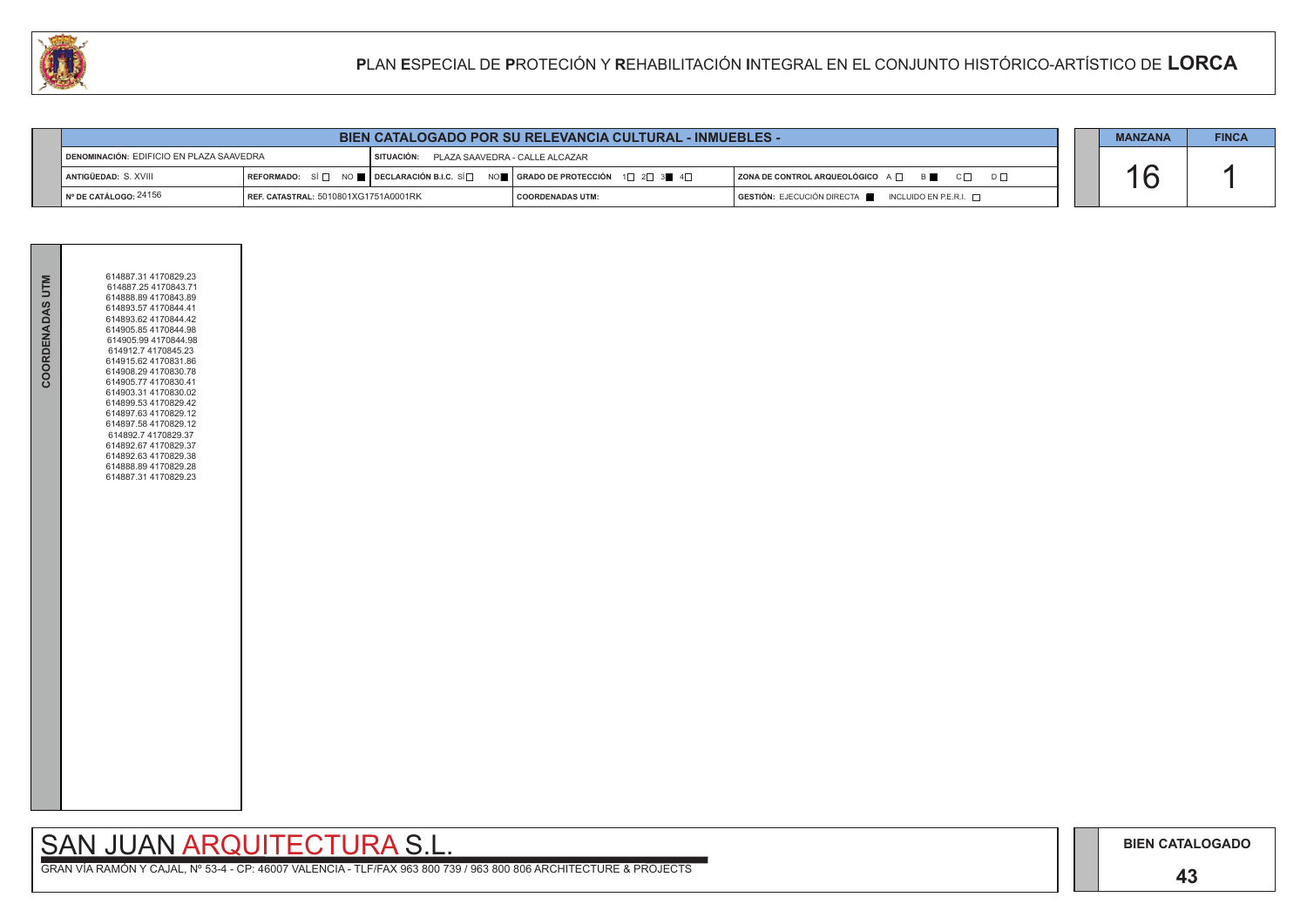## BIEN CATALOGADO POR SU RELEVANCIA CULTURAL - INMUEBLES -

| | | | | MANZANA | FINCA |
|---|---|---|---|---|---|
| DENOMINACIÓN: EDIFICIO EN PLAZA SAAVEDRA | SITUACIÓN: PLAZA SAAVEDRA - CALLE ALCAZAR | | | 16 | 1 |
| ANTIGÜEDAD: S. XVIII | REFORMADO: SÍ ☐ NO ■ | DECLARACIÓN B.I.C. SÍ ☐ NO ■ | GRADO DE PROTECCIÓN 1☐ 2☐ 3■ 4☐ | ZONA DE CONTROL ARQUEOLÓGICO A ☐ B ■ C ☐ D ☐ | |
| Nº DE CATÁLOGO: 24156 | REF. CATASTRAL: 5010801XG1751A0001RK | COORDENADAS UTM: | GESTIÓN: EJECUCIÓN DIRECTA ■ INCLUIDO EN P.E.R.I. ☐ | | |

**COORDENADAS UTM**

614887.31 4170829.23
614887.25 4170843.71
614888.89 4170843.89
614893.57 4170844.41
614893.62 4170844.42
614905.85 4170844.98
614905.99 4170844.98
614912.7 4170845.23
614915.62 4170831.86
614908.29 4170830.78
614905.77 4170830.41
614903.31 4170830.02
614899.53 4170829.42
614897.63 4170829.12
614897.58 4170829.12
614892.7 4170829.37
614892.67 4170829.37
614892.63 4170829.38
614888.89 4170829.28
614887.31 4170829.23

SAN JUAN ARQUITECTURA S.L.

GRAN VÍA RAMÓN Y CAJAL, Nº 53-4 - CP: 46007 VALENCIA - TLF/FAX 963 800 739 / 963 800 806 ARCHITECTURE & PROJECTS

BIEN CATALOGADO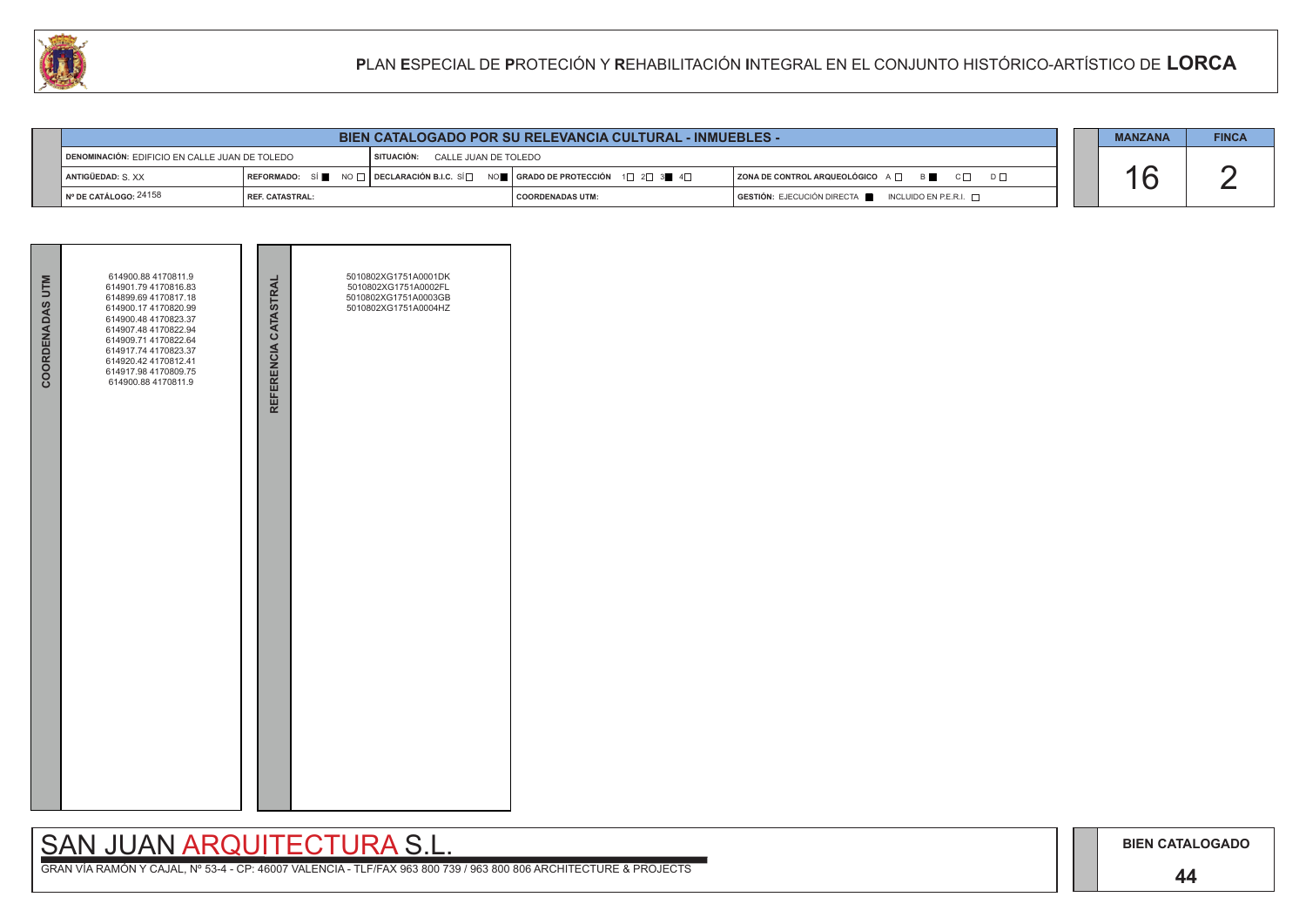# PLAN ESPECIAL DE PROTECIÓN Y REHABILITACIÓN INTEGRAL EN EL CONJUNTO HISTÓRICO-ARTÍSTICO DE LORCA

| BIEN CATALOGADO POR SU RELEVANCIA CULTURAL - INMUEBLES - | | | | |
|---|---|---|---|---|
| DENOMINACIÓN: EDIFICIO EN CALLE JUAN DE TOLEDO | | SITUACIÓN: CALLE JUAN DE TOLEDO | | |
| ANTIGÜEDAD: S. XX | REFORMADO: SÍ ■ NO □ | DECLARACIÓN B.I.C. SÍ □ NO ■ | GRADO DE PROTECCIÓN 1□ 2□ 3■ 4□ | ZONA DE CONTROL ARQUEOLÓGICO A □ B ■ C □ D □ |
| Nº DE CATÁLOGO: 24158 | REF. CATASTRAL: | | COORDENADAS UTM: | GESTIÓN: EJECUCIÓN DIRECTA ■ INCLUIDO EN P.E.R.I. □ |

| MANZANA | FINCA |
|---|---|
| 16 | 2 |

| COORDENADAS UTM | REFERENCIA CATASTRAL |
|---|---|
| 614900.88 4170811.9<br>614901.79 4170816.83<br>614899.69 4170817.18<br>614900.17 4170820.99<br>614900.48 4170823.37<br>614907.48 4170822.94<br>614909.71 4170822.64<br>614917.74 4170823.37<br>614920.42 4170812.41<br>614917.98 4170809.75<br>614900.88 4170811.9 | 5010802XG1751A0001DK<br>5010802XG1751A0002FL<br>5010802XG1751A0003GB<br>5010802XG1751A0004HZ |

SAN JUAN ARQUITECTURA S.L.

GRAN VÍA RAMÓN Y CAJAL, Nº 53-4 - CP: 46007 VALENCIA - TLF/FAX 963 800 739 / 963 800 806 ARCHITECTURE & PROJECTS

BIEN CATALOGADO

44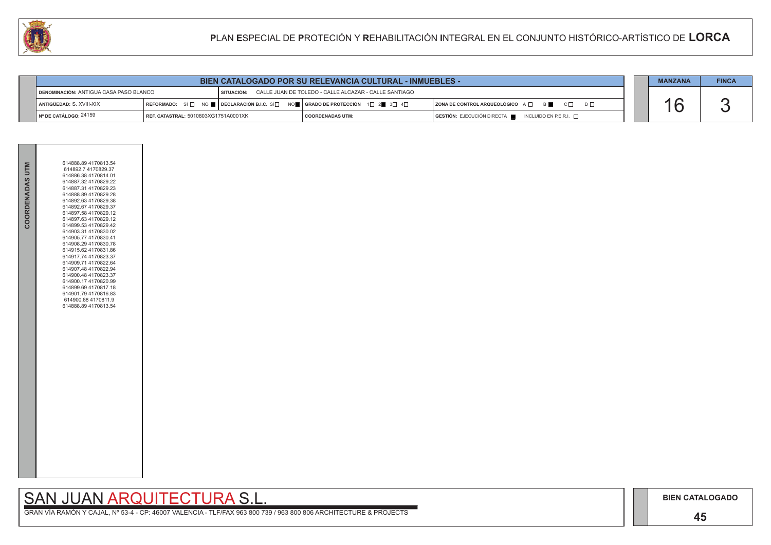# PLAN ESPECIAL DE PROTECIÓN Y REHABILITACIÓN INTEGRAL EN EL CONJUNTO HISTÓRICO-ARTÍSTICO DE LORCA

## BIEN CATALOGADO POR SU RELEVANCIA CULTURAL - INMUEBLES -

| | | | |
|---|---|---|---|
| DENOMINACIÓN: ANTIGUA CASA PASO BLANCO | SITUACIÓN: CALLE JUAN DE TOLEDO - CALLE ALCAZAR - CALLE SANTIAGO | | |
| ANTIGÜEDAD: S. XVIII-XIX | REFORMADO: SÍ ☐ NO ■ / DECLARACIÓN B.I.C. SÍ ☐ NO ■ | GRADO DE PROTECCIÓN 1☐ 2■ 3☐ 4☐ | ZONA DE CONTROL ARQUEOLÓGICO A ☐ B ■ C ☐ D ☐ |
| Nº DE CATÁLOGO: 24159 | REF. CATASTRAL: 5010803XG1751A0001XK | COORDENADAS UTM: | GESTIÓN: EJECUCIÓN DIRECTA ■ INCLUIDO EN P.E.R.I. ☐ |

| MANZANA | FINCA |
|---|---|
| 16 | 3 |

**COORDENADAS UTM**

614888.89 4170813.54
614892.7 4170829.37
614886.38 4170814.01
614887.32 4170829.22
614887.31 4170829.23
614888.89 4170829.28
614892.63 4170829.38
614892.67 4170829.37
614897.58 4170829.12
614897.63 4170829.12
614899.53 4170829.42
614903.31 4170830.02
614905.77 4170830.41
614908.29 4170830.78
614915.62 4170831.86
614917.74 4170823.37
614909.71 4170822.64
614907.48 4170822.94
614900.48 4170823.37
614900.17 4170820.99
614899.69 4170817.18
614901.79 4170816.83
614900.88 4170811.9
614888.89 4170813.54

SAN JUAN ARQUITECTURA S.L.

GRAN VÍA RAMÓN Y CAJAL, Nº 53-4 - CP: 46007 VALENCIA - TLF/FAX 963 800 739 / 963 800 806 ARCHITECTURE & PROJECTS

BIEN CATALOGADO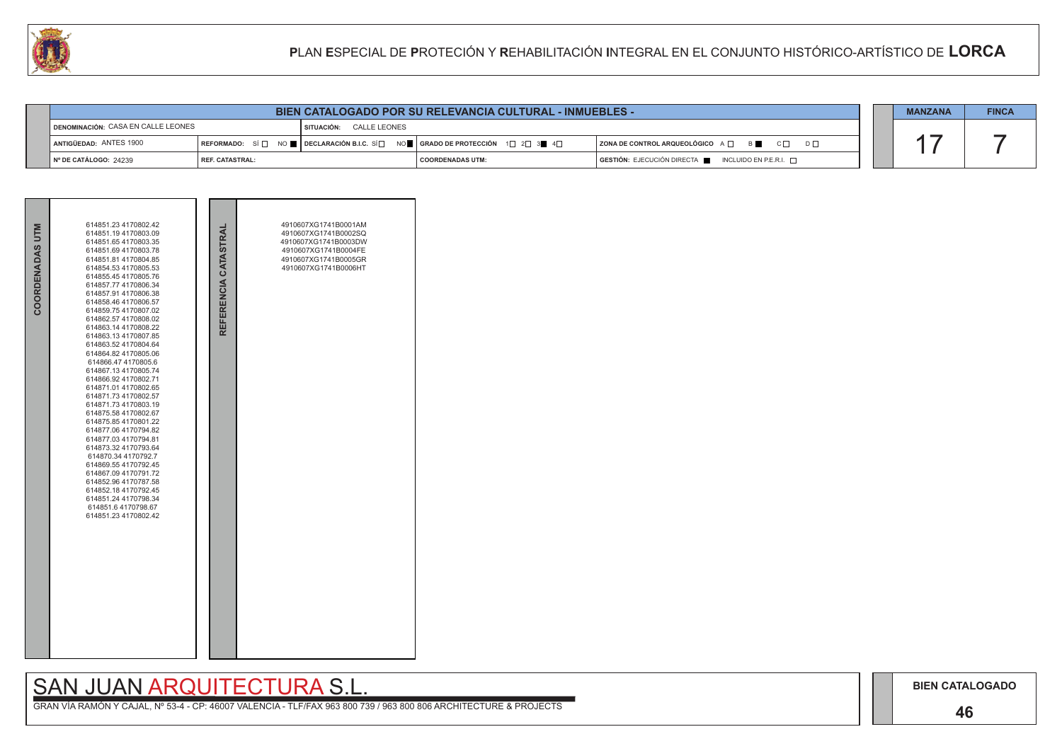## PLAN ESPECIAL DE PROTECIÓN Y REHABILITACIÓN INTEGRAL EN EL CONJUNTO HISTÓRICO-ARTÍSTICO DE LORCA

### BIEN CATALOGADO POR SU RELEVANCIA CULTURAL - INMUEBLES -

| | | | |
|---|---|---|---|
| DENOMINACIÓN: CASA EN CALLE LEONES | SITUACIÓN: CALLE LEONES | | |
| ANTIGÜEDAD: ANTES 1900 | REFORMADO: SÍ ☐ NO ■ / DECLARACIÓN B.I.C. SÍ ☐ NO ■ | GRADO DE PROTECCIÓN 1☐ 2☐ 3■ 4☐ | ZONA DE CONTROL ARQUEOLÓGICO A ☐ B ■ C ☐ D ☐ |
| Nº DE CATÁLOGO: 24239 | REF. CATASTRAL: | COORDENADAS UTM: | GESTIÓN: EJECUCIÓN DIRECTA ■ INCLUIDO EN P.E.R.I. ☐ |

| MANZANA | FINCA |
|---|---|
| 17 | 7 |

**COORDENADAS UTM**

614851.23 4170802.42
614851.19 4170803.09
614851.65 4170803.35
614851.69 4170803.78
614851.81 4170804.85
614854.53 4170805.53
614855.45 4170805.76
614857.77 4170806.34
614857.91 4170806.38
614858.46 4170806.57
614859.75 4170807.02
614862.57 4170808.02
614863.14 4170808.22
614863.13 4170807.85
614863.52 4170804.64
614864.82 4170805.06
614866.47 4170805.6
614867.13 4170805.74
614866.92 4170802.71
614871.01 4170802.65
614871.73 4170802.57
614871.73 4170803.19
614875.58 4170802.67
614875.85 4170801.22
614877.06 4170794.82
614877.03 4170794.81
614873.32 4170793.64
614870.34 4170792.7
614869.55 4170792.45
614867.09 4170791.72
614852.96 4170787.58
614852.18 4170792.45
614851.24 4170798.34
614851.6 4170798.67
614851.23 4170802.42

**REFERENCIA CATASTRAL**

4910607XG1741B0001AM
4910607XG1741B0002SQ
4910607XG1741B0003DW
4910607XG1741B0004FE
4910607XG1741B0005GR
4910607XG1741B0006HT

SAN JUAN ARQUITECTURA S.L.

GRAN VÍA RAMÓN Y CAJAL, Nº 53-4 - CP: 46007 VALENCIA - TLF/FAX 963 800 739 / 963 800 806 ARCHITECTURE & PROJECTS

BIEN CATALOGADO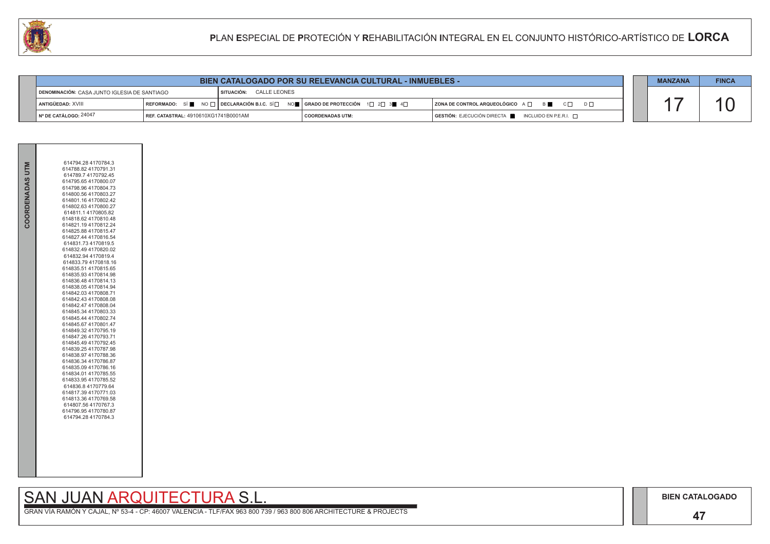# PLAN ESPECIAL DE PROTECIÓN Y REHABILITACIÓN INTEGRAL EN EL CONJUNTO HISTÓRICO-ARTÍSTICO DE LORCA

## BIEN CATALOGADO POR SU RELEVANCIA CULTURAL - INMUEBLES -

| | | | |
|---|---|---|---|
| DENOMINACIÓN: CASA JUNTO IGLESIA DE SANTIAGO | SITUACIÓN: CALLE LEONES | | |
| ANTIGÜEDAD: XVIII | REFORMADO: SÍ ■ NO □ / DECLARACIÓN B.I.C. SÍ □ NO ■ | GRADO DE PROTECCIÓN 1□ 2□ 3■ 4□ | ZONA DE CONTROL ARQUEOLÓGICO A □ B ■ C □ D □ |
| Nº DE CATÁLOGO: 24047 | REF. CATASTRAL: 4910610XG1741B0001AM | COORDENADAS UTM: | GESTIÓN: EJECUCIÓN DIRECTA ■ INCLUIDO EN P.E.R.I. □ |

| MANZANA | FINCA |
|---|---|
| 17 | 10 |

**COORDENADAS UTM**

614794.28 4170784.3
614788.82 4170791.31
614789.7 4170792.45
614795.65 4170800.07
614798.96 4170804.73
614800.56 4170803.27
614801.16 4170802.42
614802.63 4170800.27
614811.1 4170805.82
614818.62 4170810.48
614821.19 4170812.24
614825.88 4170815.47
614827.44 4170816.54
614831.73 4170819.5
614832.49 4170820.02
614832.94 4170819.4
614833.79 4170818.16
614835.51 4170815.65
614835.93 4170814.98
614836.48 4170814.13
614838.05 4170814.94
614842.03 4170808.71
614842.43 4170808.08
614842.47 4170808.04
614845.34 4170803.33
614845.44 4170802.74
614845.67 4170801.47
614849.32 4170795.19
614847.26 4170793.71
614845.49 4170792.45
614839.25 4170787.98
614838.97 4170788.36
614836.34 4170786.87
614835.09 4170786.16
614834.01 4170785.55
614833.95 4170785.52
614836.8 4170779.64
614817.39 4170771.03
614813.36 4170769.58
614807.56 4170767.3
614796.95 4170780.87
614794.28 4170784.3

SAN JUAN ARQUITECTURA S.L.

GRAN VÍA RAMÓN Y CAJAL, Nº 53-4 - CP: 46007 VALENCIA - TLF/FAX 963 800 739 / 963 800 806 ARCHITECTURE & PROJECTS

BIEN CATALOGADO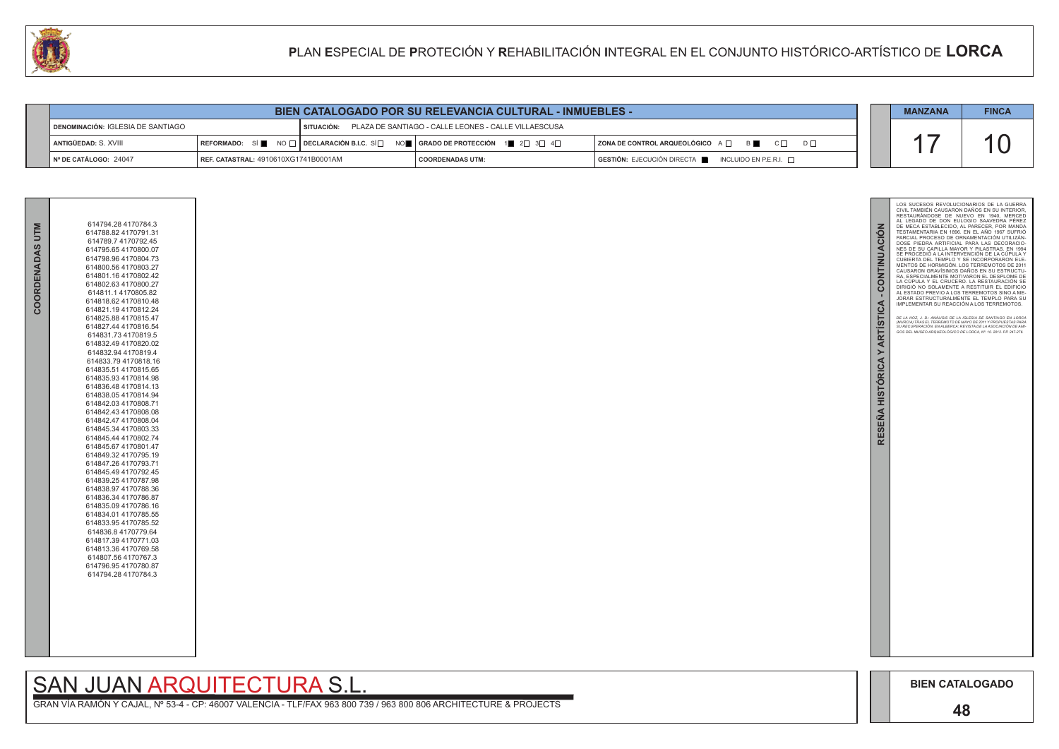# PLAN ESPECIAL DE PROTECIÓN Y REHABILITACIÓN INTEGRAL EN EL CONJUNTO HISTÓRICO-ARTÍSTICO DE LORCA

## BIEN CATALOGADO POR SU RELEVANCIA CULTURAL - INMUEBLES -

| | | | |
|---|---|---|---|
| DENOMINACIÓN: IGLESIA DE SANTIAGO | SITUACIÓN: PLAZA DE SANTIAGO - CALLE LEONES - CALLE VILLAESCUSA | | |
| ANTIGÜEDAD: S. XVIII | REFORMADO: SÍ ■ NO □ / DECLARACIÓN B.I.C. SÍ □ NO ■ | GRADO DE PROTECCIÓN 1 ■ 2 □ 3 □ 4 □ | ZONA DE CONTROL ARQUEOLÓGICO A □ B ■ C □ D □ |
| Nº DE CATÁLOGO: 24047 | REF. CATASTRAL: 4910610XG1741B0001AM | COORDENADAS UTM: | GESTIÓN: EJECUCIÓN DIRECTA ■ INCLUIDO EN P.E.R.I. □ |

| MANZANA | FINCA |
|---|---|
| 17 | 10 |

### COORDENADAS UTM

614794.28 4170784.3
614788.82 4170791.31
614789.7 4170792.45
614795.65 4170800.07
614798.96 4170804.73
614800.56 4170803.27
614801.16 4170802.42
614802.63 4170800.27
614811.1 4170805.82
614818.62 4170810.48
614821.19 4170812.24
614825.88 4170815.47
614827.44 4170816.54
614831.73 4170819.5
614832.49 4170820.02
614832.94 4170819.4
614833.79 4170818.16
614835.51 4170815.65
614835.93 4170814.98
614836.48 4170814.13
614838.05 4170814.94
614842.03 4170808.71
614842.43 4170808.08
614842.47 4170808.04
614845.34 4170803.33
614845.44 4170802.74
614845.67 4170801.47
614849.32 4170795.19
614847.26 4170793.71
614845.49 4170792.45
614839.25 4170787.98
614838.97 4170788.36
614836.34 4170786.87
614835.09 4170786.16
614834.01 4170785.55
614833.95 4170785.52
614836.8 4170779.64
614817.39 4170771.03
614813.36 4170769.58
614807.56 4170767.3
614796.95 4170780.87
614794.28 4170784.3

### RESEÑA HISTÓRICA Y ARTÍSTICA - CONTINUACIÓN

LOS SUCESOS REVOLUCIONARIOS DE LA GUERRA CIVIL TAMBIÉN CAUSARON DAÑOS EN SU INTERIOR, RESTAURÁNDOSE DE NUEVO EN 1940, MERCED AL LEGADO DE DON EULOGIO SAAVEDRA PÉREZ DE MECA ESTABLECIDO, AL PARECER, POR MANDA TESTAMENTARIA EN 1896. EN EL AÑO 1967 SUFRIÓ PARCIAL PROCESO DE ORNAMENTACIÓN UTILIZÁNDOSE PIEDRA ARTIFICIAL PARA LAS DECORACIONES DE SU CAPILLA MAYOR Y PILASTRAS. EN 1994 SE PROCEDIÓ A LA INTERVENCIÓN DE LA CÚPULA Y CUBIERTA DEL TEMPLO Y SE INCORPORARON ELEMENTOS DE HORMIGÓN. LOS TERREMOTOS DE 2011 CAUSARON GRAVÍSIMOS DAÑOS EN SU ESTRUCTURA, ESPECIALMENTE MOTIVARON EL DESPLOME DE LA CÚPULA Y EL CRUCERO. LA RESTAURACIÓN SE DIRIGIÓ NO SOLAMENTE A RESTITUIR EL EDIFICIO AL ESTADO PREVIO A LOS TERREMOTOS SINO A MEJORAR ESTRUCTURALMENTE EL TEMPLO PARA SU IMPLEMENTAR SU REACCIÓN A LOS TERREMOTOS.

*DE LA HOZ, J. D.: ANÁLISIS DE LA IGLESIA DE SANTIAGO EN LORCA (MURCIA) TRAS EL TERREMOTO DE MAYO DE 2011 Y PROPUESTAS PARA SU RECUPERACIÓN. EN ALBERCA. REVISTA DE LA ASOCIACIÓN DE AMIGOS DEL MUSEO ARQUEOLÓGICO DE LORCA, Nº 10, 2012, PP. 247-276.*

SAN JUAN ARQUITECTURA S.L.

GRAN VÍA RAMÓN Y CAJAL, Nº 53-4 - CP: 46007 VALENCIA - TLF/FAX 963 800 739 / 963 800 806 ARCHITECTURE & PROJECTS

BIEN CATALOGADO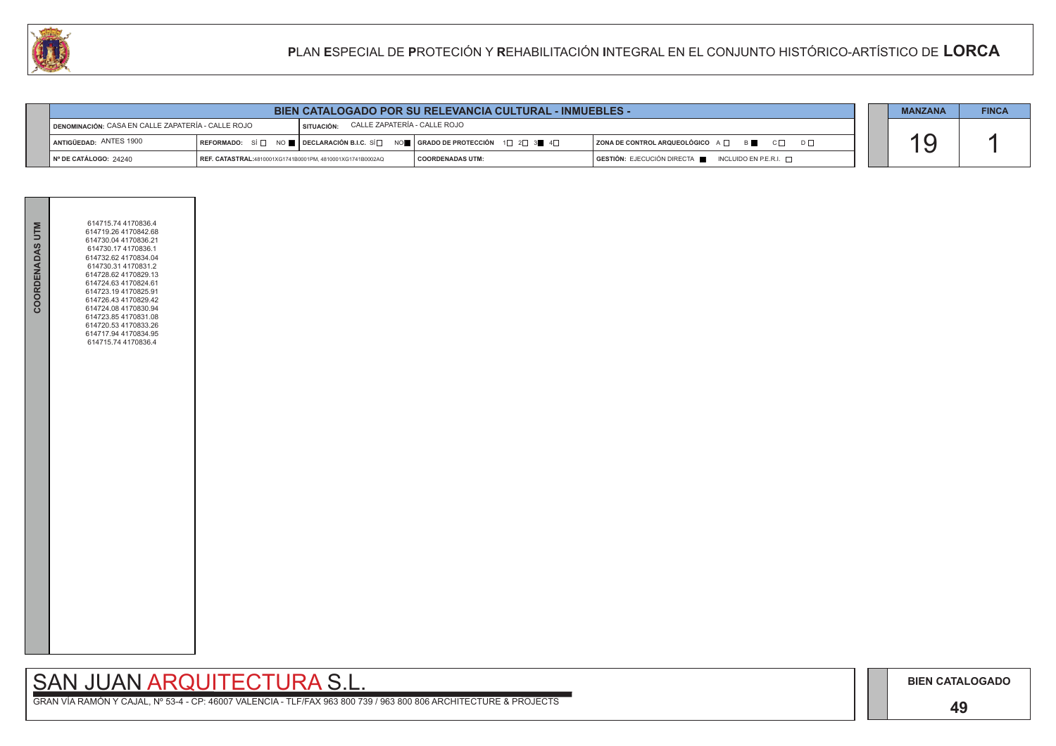# PLAN ESPECIAL DE PROTECIÓN Y REHABILITACIÓN INTEGRAL EN EL CONJUNTO HISTÓRICO-ARTÍSTICO DE LORCA

## BIEN CATALOGADO POR SU RELEVANCIA CULTURAL - INMUEBLES -

| | | | | |
|---|---|---|---|---|
| DENOMINACIÓN: CASA EN CALLE ZAPATERÍA - CALLE ROJO | | SITUACIÓN: CALLE ZAPATERÍA - CALLE ROJO | | |
| ANTIGÜEDAD: ANTES 1900 | REFORMADO: SÍ ☐ NO ■ | DECLARACIÓN B.I.C. SÍ ☐ NO ■ | GRADO DE PROTECCIÓN 1☐ 2☐ 3■ 4☐ | ZONA DE CONTROL ARQUEOLÓGICO A ☐ B ■ C ☐ D ☐ |
| Nº DE CATÁLOGO: 24240 | REF. CATASTRAL: 4810001XG1741B0001PM, 4810001XG1741B0002AQ | | COORDENADAS UTM: | GESTIÓN: EJECUCIÓN DIRECTA ■ INCLUIDO EN P.E.R.I. ☐ |

| MANZANA | FINCA |
|---|---|
| 19 | 1 |

**COORDENADAS UTM**

614715.74 4170836.4
614719.26 4170842.68
614730.04 4170836.21
614730.17 4170836.1
614732.62 4170834.04
614730.31 4170831.2
614728.62 4170829.13
614724.63 4170824.61
614723.19 4170825.91
614726.43 4170829.42
614724.08 4170830.94
614723.85 4170831.08
614720.53 4170833.26
614717.94 4170834.95
614715.74 4170836.4

SAN JUAN ARQUITECTURA S.L.

GRAN VÍA RAMÓN Y CAJAL, Nº 53-4 - CP: 46007 VALENCIA - TLF/FAX 963 800 739 / 963 800 806 ARCHITECTURE & PROJECTS

BIEN CATALOGADO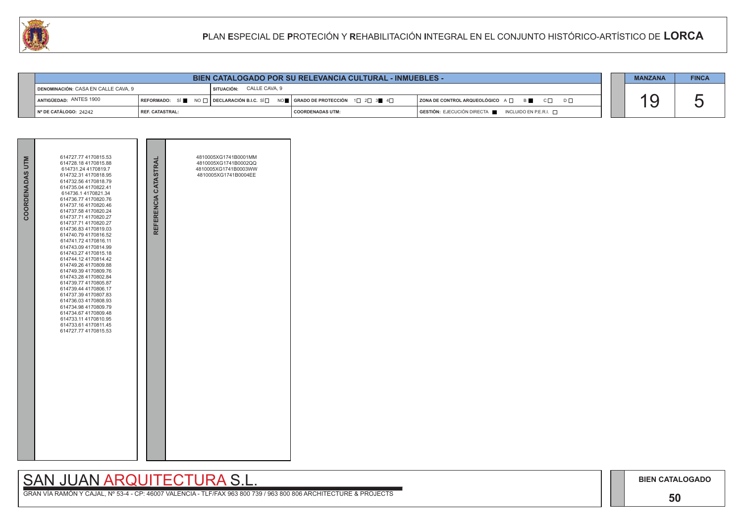# PLAN ESPECIAL DE PROTECIÓN Y REHABILITACIÓN INTEGRAL EN EL CONJUNTO HISTÓRICO-ARTÍSTICO DE LORCA

## BIEN CATALOGADO POR SU RELEVANCIA CULTURAL - INMUEBLES -

| | | | |
|---|---|---|---|
| DENOMINACIÓN: CASA EN CALLE CAVA, 9 | SITUACIÓN: CALLE CAVA, 9 | | |
| ANTIGÜEDAD: ANTES 1900 | REFORMADO: SÍ ■ NO □ / DECLARACIÓN B.I.C. SÍ □ NO ■ | GRADO DE PROTECCIÓN 1□ 2□ 3■ 4□ | ZONA DE CONTROL ARQUEOLÓGICO A □ B ■ C □ D □ |
| Nº DE CATÁLOGO: 24242 | REF. CATASTRAL: | COORDENADAS UTM: | GESTIÓN: EJECUCIÓN DIRECTA ■ INCLUIDO EN P.E.R.I. □ |

| MANZANA | FINCA |
|---|---|
| 19 | 5 |

**COORDENADAS UTM**

614727.77 4170815.53
614728.18 4170815.88
614731.24 4170819.7
614732.31 4170818.95
614732.56 4170818.79
614735.04 4170822.41
614736.1 4170821.34
614736.77 4170820.76
614737.16 4170820.46
614737.58 4170820.24
614737.71 4170820.27
614737.71 4170820.27
614736.83 4170819.03
614740.79 4170816.52
614741.72 4170816.11
614743.09 4170814.99
614743.27 4170815.18
614744.12 4170814.42
614749.26 4170809.88
614749.39 4170809.76
614743.28 4170802.84
614739.77 4170805.87
614739.44 4170806.17
614737.39 4170807.83
614736.03 4170808.93
614734.98 4170809.79
614734.67 4170809.48
614733.11 4170810.95
614733.61 4170811.45
614727.77 4170815.53

**REFERENCIA CATASTRAL**

4810005XG1741B0001MM
4810005XG1741B0002QQ
4810005XG1741B0003WW
4810005XG1741B0004EE

SAN JUAN ARQUITECTURA S.L.

GRAN VÍA RAMÓN Y CAJAL, Nº 53-4 - CP: 46007 VALENCIA - TLF/FAX 963 800 739 / 963 800 806 ARCHITECTURE & PROJECTS

BIEN CATALOGADO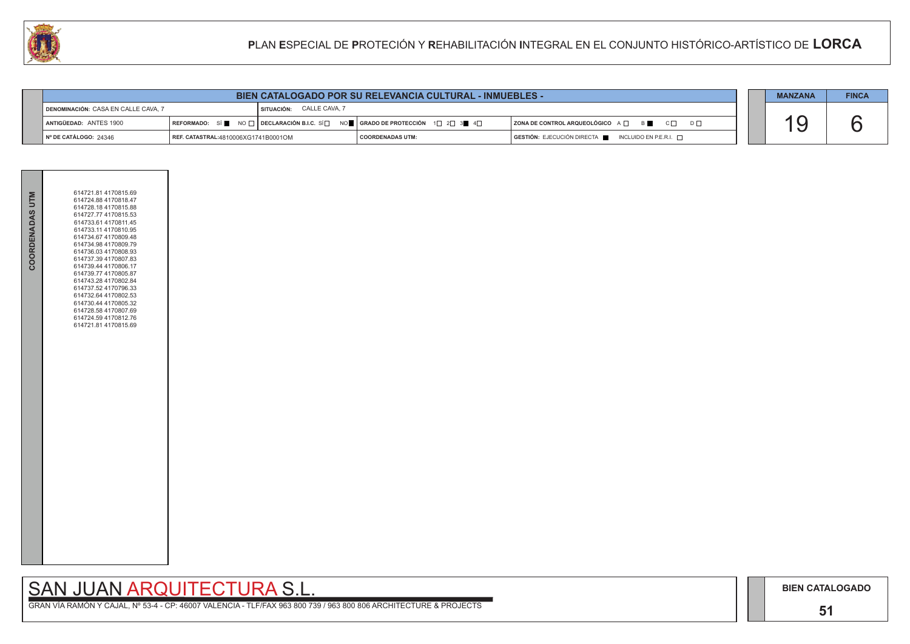# PLAN ESPECIAL DE PROTECIÓN Y REHABILITACIÓN INTEGRAL EN EL CONJUNTO HISTÓRICO-ARTÍSTICO DE LORCA

| BIEN CATALOGADO POR SU RELEVANCIA CULTURAL - INMUEBLES - | | | | |
|---|---|---|---|---|
| DENOMINACIÓN: CASA EN CALLE CAVA, 7 | SITUACIÓN: CALLE CAVA, 7 | | | |
| ANTIGÜEDAD: ANTES 1900 | REFORMADO: SÍ ■ NO ☐ | DECLARACIÓN B.I.C. SÍ ☐ NO ■ | GRADO DE PROTECCIÓN 1☐ 2☐ 3■ 4☐ | ZONA DE CONTROL ARQUEOLÓGICO A ☐ B ■ C ☐ D ☐ |
| Nº DE CATÁLOGO: 24346 | REF. CATASTRAL: 4810006XG1741B0001OM | | COORDENADAS UTM: | GESTIÓN: EJECUCIÓN DIRECTA ■ INCLUIDO EN P.E.R.I. ☐ |

| MANZANA | FINCA |
|---|---|
| 19 | 6 |

**COORDENADAS UTM**

614721.81 4170815.69
614724.88 4170818.47
614728.18 4170815.88
614727.77 4170815.53
614733.61 4170811.45
614733.11 4170810.95
614734.67 4170809.48
614734.98 4170809.79
614736.03 4170808.93
614737.39 4170807.83
614739.44 4170806.17
614739.77 4170805.87
614743.28 4170802.84
614737.52 4170796.33
614732.64 4170802.53
614730.44 4170805.32
614728.58 4170807.69
614724.59 4170812.76
614721.81 4170815.69

SAN JUAN ARQUITECTURA S.L.

GRAN VÍA RAMÓN Y CAJAL, Nº 53-4 - CP: 46007 VALENCIA - TLF/FAX 963 800 739 / 963 800 806 ARCHITECTURE & PROJECTS

BIEN CATALOGADO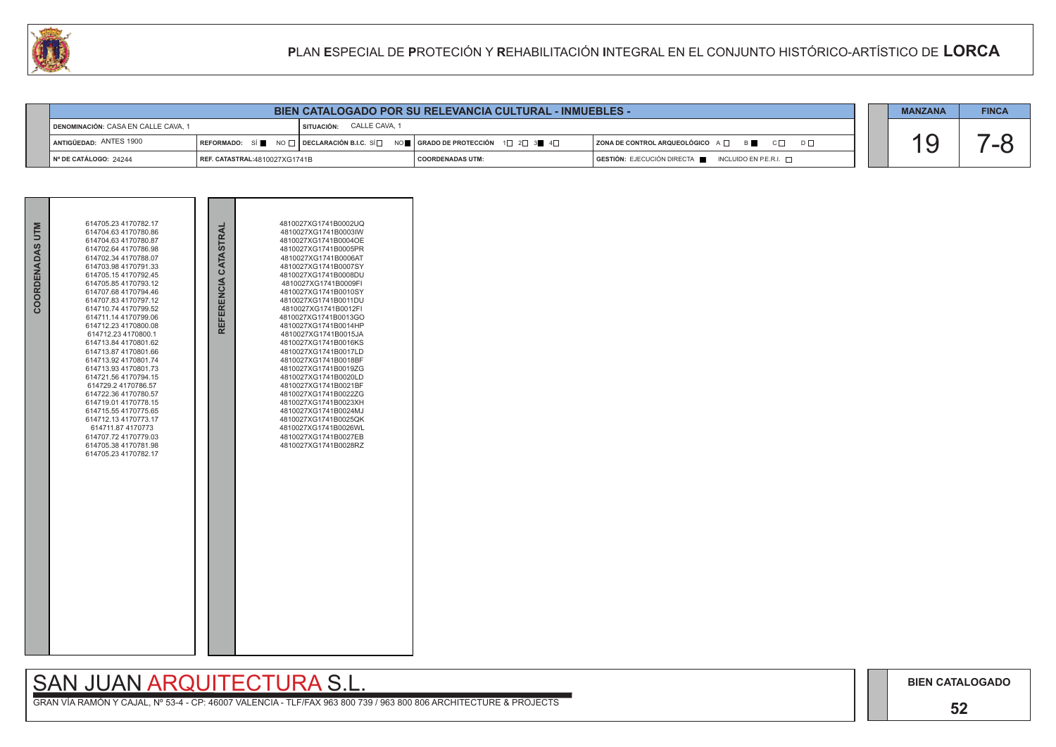# PLAN ESPECIAL DE PROTECIÓN Y REHABILITACIÓN INTEGRAL EN EL CONJUNTO HISTÓRICO-ARTÍSTICO DE LORCA

| BIEN CATALOGADO POR SU RELEVANCIA CULTURAL - INMUEBLES - | | | | |
|---|---|---|---|---|
| DENOMINACIÓN: CASA EN CALLE CAVA, 1 | | SITUACIÓN: CALLE CAVA, 1 | | |
| ANTIGÜEDAD: ANTES 1900 | REFORMADO: SÍ ■ NO □ | DECLARACIÓN B.I.C. SÍ □ NO ■ | GRADO DE PROTECCIÓN 1□ 2□ 3■ 4□ | ZONA DE CONTROL ARQUEOLÓGICO A □ B ■ C □ D □ |
| Nº DE CATÁLOGO: 24244 | REF. CATASTRAL:4810027XG1741B | | COORDENADAS UTM: | GESTIÓN: EJECUCIÓN DIRECTA ■ INCLUIDO EN P.E.R.I. □ |

| MANZANA | FINCA |
|---|---|
| 19 | 7-8 |

| COORDENADAS UTM | REFERENCIA CATASTRAL |
|---|---|
| 614705.23 4170782.17 | 4810027XG1741B0002UQ |
| 614704.63 4170780.86 | 4810027XG1741B0003IW |
| 614704.63 4170780.87 | 4810027XG1741B0004OE |
| 614702.64 4170786.98 | 4810027XG1741B0005PR |
| 614702.34 4170788.07 | 4810027XG1741B0006AT |
| 614703.98 4170791.33 | 4810027XG1741B0007SY |
| 614705.15 4170792.45 | 4810027XG1741B0008DU |
| 614705.85 4170793.12 | 4810027XG1741B0009FI |
| 614707.68 4170794.46 | 4810027XG1741B0010SY |
| 614707.83 4170797.12 | 4810027XG1741B0011DU |
| 614710.74 4170799.52 | 4810027XG1741B0012FI |
| 614711.14 4170799.06 | 4810027XG1741B0013GO |
| 614712.23 4170800.08 | 4810027XG1741B0014HP |
| 614712.23 4170800.1 | 4810027XG1741B0015JA |
| 614713.84 4170801.62 | 4810027XG1741B0016KS |
| 614713.87 4170801.66 | 4810027XG1741B0017LD |
| 614713.92 4170801.74 | 4810027XG1741B0018BF |
| 614713.93 4170801.73 | 4810027XG1741B0019ZG |
| 614721.56 4170794.15 | 4810027XG1741B0020LD |
| 614729.2 4170786.57 | 4810027XG1741B0021BF |
| 614722.36 4170780.57 | 4810027XG1741B0022ZG |
| 614719.01 4170778.15 | 4810027XG1741B0023XH |
| 614715.55 4170775.65 | 4810027XG1741B0024MJ |
| 614712.13 4170773.17 | 4810027XG1741B0025QK |
| 614711.87 4170773 | 4810027XG1741B0026WL |
| 614707.72 4170779.03 | 4810027XG1741B0027EB |
| 614705.38 4170781.98 | 4810027XG1741B0028RZ |
| 614705.23 4170782.17 | |

SAN JUAN ARQUITECTURA S.L.

GRAN VÍA RAMÓN Y CAJAL, Nº 53-4 - CP: 46007 VALENCIA - TLF/FAX 963 800 739 / 963 800 806 ARCHITECTURE & PROJECTS

BIEN CATALOGADO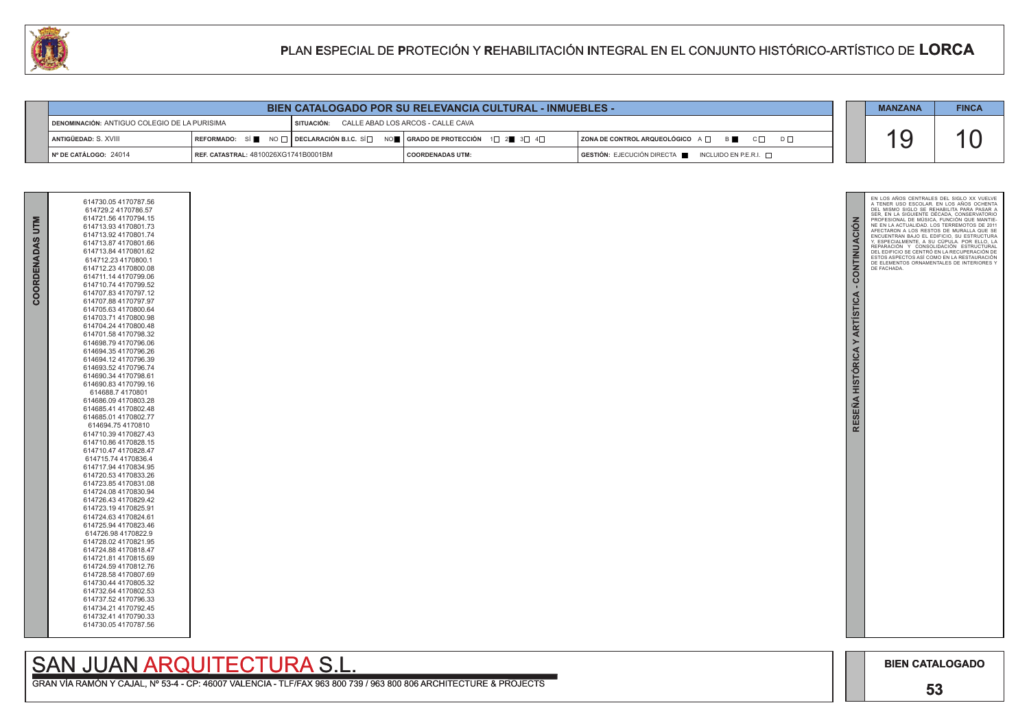# PLAN ESPECIAL DE PROTECIÓN Y REHABILITACIÓN INTEGRAL EN EL CONJUNTO HISTÓRICO-ARTÍSTICO DE LORCA

## BIEN CATALOGADO POR SU RELEVANCIA CULTURAL - INMUEBLES -

| | | | |
|---|---|---|---|
| DENOMINACIÓN: ANTIGUO COLEGIO DE LA PURISIMA | SITUACIÓN: CALLE ABAD LOS ARCOS - CALLE CAVA | | |
| ANTIGÜEDAD: S. XVIII | REFORMADO: SÍ ■ NO □ \| DECLARACIÓN B.I.C. SÍ □ NO ■ | GRADO DE PROTECCIÓN 1□ 2■ 3□ 4□ | ZONA DE CONTROL ARQUEOLÓGICO A □ B ■ C □ D □ |
| Nº DE CATÁLOGO: 24014 | REF. CATASTRAL: 4810026XG1741B0001BM | COORDENADAS UTM: | GESTIÓN: EJECUCIÓN DIRECTA ■ INCLUIDO EN P.E.R.I. □ |

| MANZANA | FINCA |
|---|---|
| 19 | 10 |

### COORDENADAS UTM

614730.05 4170787.56
614729.2 4170786.57
614721.56 4170794.15
614713.93 4170801.73
614713.92 4170801.74
614713.87 4170801.66
614713.84 4170801.62
614712.23 4170800.1
614712.23 4170800.08
614711.14 4170799.06
614710.74 4170799.52
614707.83 4170797.12
614707.88 4170797.97
614705.63 4170800.64
614703.71 4170800.98
614704.24 4170800.48
614701.58 4170798.32
614698.79 4170796.06
614694.35 4170796.26
614694.12 4170796.39
614693.52 4170796.74
614690.34 4170798.61
614690.83 4170799.16
614688.7 4170801
614686.09 4170803.28
614685.41 4170802.48
614685.01 4170802.77
614694.75 4170810
614710.39 4170827.43
614710.86 4170828.15
614710.47 4170828.47
614715.74 4170836.4
614717.94 4170834.95
614720.53 4170833.26
614723.85 4170831.08
614724.08 4170830.94
614726.43 4170829.42
614723.19 4170825.91
614724.63 4170824.61
614725.94 4170823.46
614726.98 4170822.9
614728.02 4170821.95
614724.88 4170818.47
614721.81 4170815.69
614724.59 4170812.76
614728.58 4170807.69
614730.44 4170805.32
614732.64 4170802.53
614737.52 4170796.33
614734.21 4170792.45
614732.41 4170790.33
614730.05 4170787.56

### RESEÑA HISTÓRICA Y ARTÍSTICA - CONTINUACIÓN

EN LOS AÑOS CENTRALES DEL SIGLO XX VUELVE A TENER USO ESCOLAR. EN LOS AÑOS OCHENTA DEL MISMO SIGLO SE REHABILITA PARA PASAR A SER, EN LA SIGUIENTE DÉCADA, CONSERVATORIO PROFESIONAL DE MÚSICA, FUNCIÓN QUE MANTIENE EN LA ACTUALIDAD. LOS TERREMOTOS DE 2011 AFECTARON A LOS RESTOS DE MURALLA QUE SE ENCUENTRAN BAJO EL EDIFICIO, SU ESTRUCTURA Y, ESPECIALMENTE, A SU CÚPULA. POR ELLO, LA REPARACIÓN Y CONSOLIDACIÓN ESTRUCTURAL DEL EDIFICIO SE CENTRÓ EN LA RECUPERACIÓN DE ESTOS ASPECTOS ASÍ COMO EN LA RESTAURACIÓN DE ELEMENTOS ORNAMENTALES DE INTERIORES Y DE FACHADA.

SAN JUAN ARQUITECTURA S.L.

GRAN VÍA RAMÓN Y CAJAL, Nº 53-4 - CP: 46007 VALENCIA - TLF/FAX 963 800 739 / 963 800 806 ARCHITECTURE & PROJECTS

BIEN CATALOGADO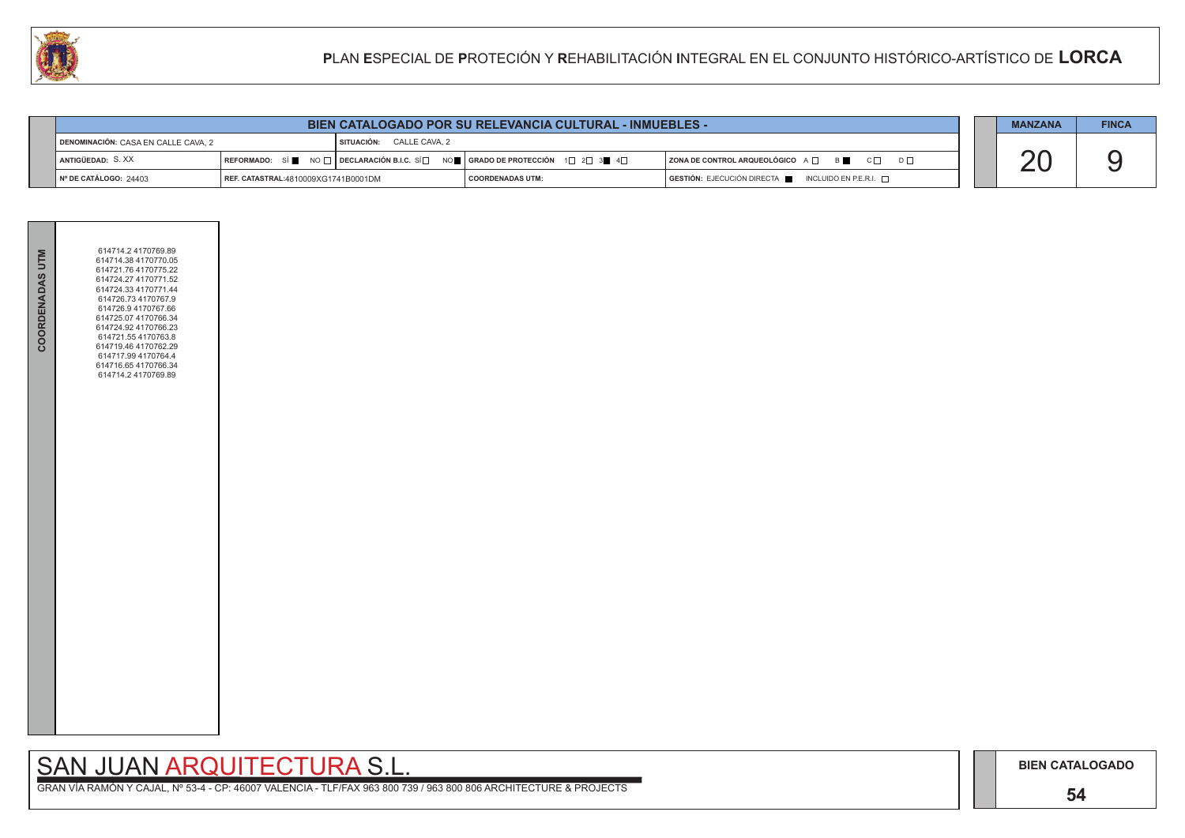# PLAN ESPECIAL DE PROTECIÓN Y REHABILITACIÓN INTEGRAL EN EL CONJUNTO HISTÓRICO-ARTÍSTICO DE LORCA

## BIEN CATALOGADO POR SU RELEVANCIA CULTURAL - INMUEBLES -

| | | | |
|---|---|---|---|
| DENOMINACIÓN: CASA EN CALLE CAVA, 2 | SITUACIÓN: CALLE CAVA, 2 | | |
| ANTIGÜEDAD: S. XX | REFORMADO: SÍ ■ NO □ DECLARACIÓN B.I.C. SÍ □ NO ■ | GRADO DE PROTECCIÓN 1□ 2□ 3■ 4□ | ZONA DE CONTROL ARQUEOLÓGICO A □ B ■ C □ D □ |
| Nº DE CATÁLOGO: 24403 | REF. CATASTRAL:4810009XG1741B0001DM | COORDENADAS UTM: | GESTIÓN: EJECUCIÓN DIRECTA ■ INCLUIDO EN P.E.R.I. □ |

| MANZANA | FINCA |
|---|---|
| 20 | 9 |

**COORDENADAS UTM**

614714.2 4170769.89
614714.38 4170770.05
614721.76 4170775.22
614724.27 4170771.52
614724.33 4170771.44
614726.73 4170767.9
614726.9 4170767.66
614725.07 4170766.34
614724.92 4170766.23
614721.55 4170763.8
614719.46 4170762.29
614717.99 4170764.4
614716.65 4170766.34
614714.2 4170769.89

SAN JUAN ARQUITECTURA S.L.

GRAN VÍA RAMÓN Y CAJAL, Nº 53-4 - CP: 46007 VALENCIA - TLF/FAX 963 800 739 / 963 800 806 ARCHITECTURE & PROJECTS

BIEN CATALOGADO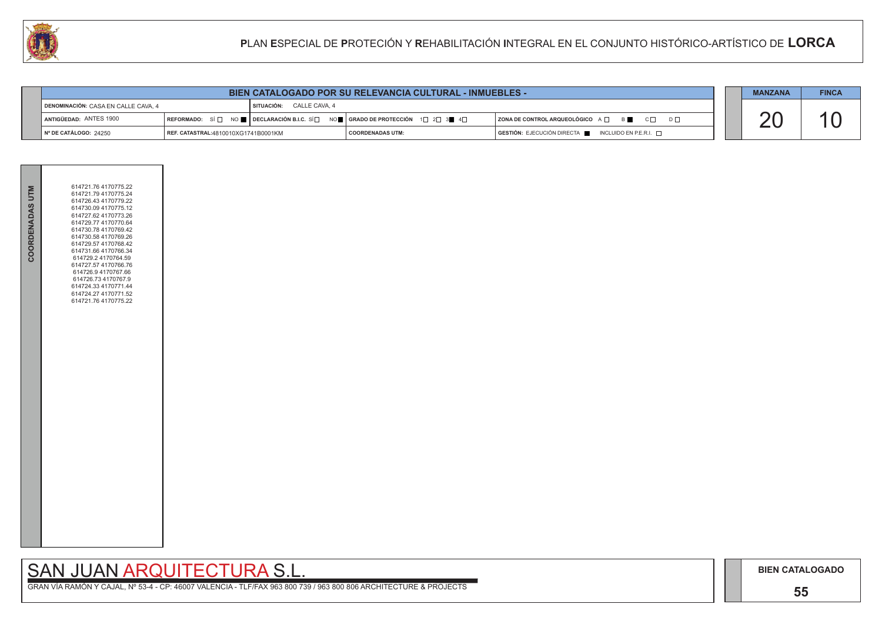# PLAN ESPECIAL DE PROTECIÓN Y REHABILITACIÓN INTEGRAL EN EL CONJUNTO HISTÓRICO-ARTÍSTICO DE LORCA

| BIEN CATALOGADO POR SU RELEVANCIA CULTURAL - INMUEBLES - | | | | |
|---|---|---|---|---|
| DENOMINACIÓN: CASA EN CALLE CAVA, 4 | SITUACIÓN: CALLE CAVA, 4 | | | |
| ANTIGÜEDAD: ANTES 1900 | REFORMADO: SÍ ☐ NO ■ | DECLARACIÓN B.I.C. SÍ ☐ NO ■ | GRADO DE PROTECCIÓN 1☐ 2☐ 3■ 4☐ | ZONA DE CONTROL ARQUEOLÓGICO A ☐ B ■ C ☐ D ☐ |
| Nº DE CATÁLOGO: 24250 | REF. CATASTRAL:4810010XG1741B0001KM | | COORDENADAS UTM: | GESTIÓN: EJECUCIÓN DIRECTA ■ INCLUIDO EN P.E.R.I. ☐ |

| MANZANA | FINCA |
|---|---|
| 20 | 10 |

**COORDENADAS UTM**

614721.76 4170775.22
614721.79 4170775.24
614726.43 4170779.22
614730.09 4170775.12
614727.62 4170773.26
614729.77 4170770.64
614730.78 4170769.42
614730.58 4170769.26
614729.57 4170768.42
614731.66 4170766.34
614729.2 4170764.59
614727.57 4170766.76
614726.9 4170767.66
614726.73 4170767.9
614724.33 4170771.44
614724.27 4170771.52
614721.76 4170775.22

SAN JUAN ARQUITECTURA S.L.

GRAN VÍA RAMÓN Y CAJAL, Nº 53-4 - CP: 46007 VALENCIA - TLF/FAX 963 800 739 / 963 800 806 ARCHITECTURE & PROJECTS

BIEN CATALOGADO

55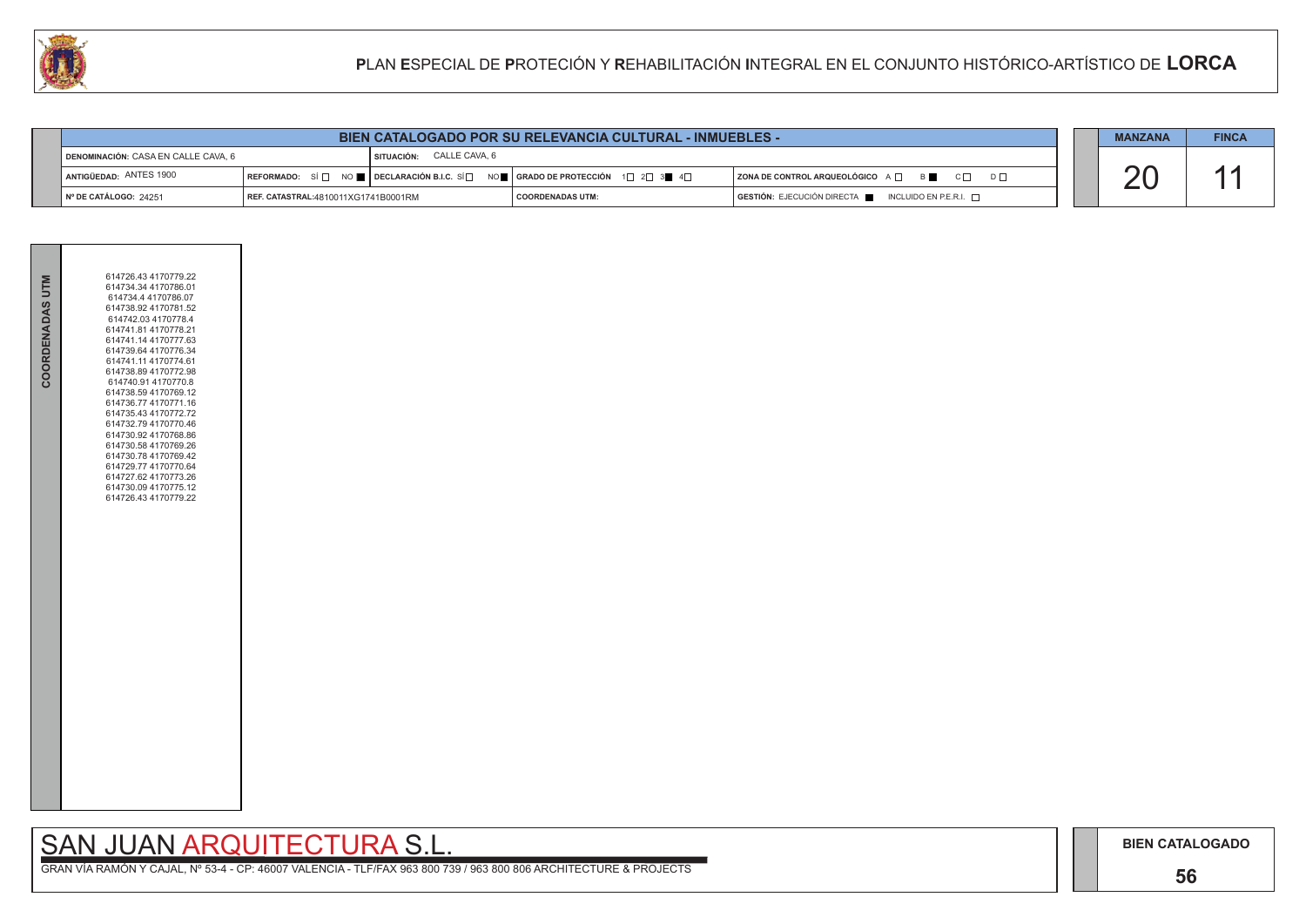# PLAN ESPECIAL DE PROTECIÓN Y REHABILITACIÓN INTEGRAL EN EL CONJUNTO HISTÓRICO-ARTÍSTICO DE LORCA

## BIEN CATALOGADO POR SU RELEVANCIA CULTURAL - INMUEBLES -

| | | | | |
|---|---|---|---|---|
| DENOMINACIÓN: CASA EN CALLE CAVA, 6 | SITUACIÓN: CALLE CAVA, 6 | | | |
| ANTIGÜEDAD: ANTES 1900 | REFORMADO: SÍ ☐ NO ■ | DECLARACIÓN B.I.C. SÍ ☐ NO ■ | GRADO DE PROTECCIÓN 1☐ 2☐ 3■ 4☐ | ZONA DE CONTROL ARQUEOLÓGICO A ☐ B ■ C ☐ D ☐ |
| Nº DE CATÁLOGO: 24251 | REF. CATASTRAL:4810011XG1741B0001RM | | COORDENADAS UTM: | GESTIÓN: EJECUCIÓN DIRECTA ■ INCLUIDO EN P.E.R.I. ☐ |

| MANZANA | FINCA |
|---|---|
| 20 | 11 |

**COORDENADAS UTM**

614726.43 4170779.22
614734.34 4170786.01
614734.4 4170786.07
614738.92 4170781.52
614742.03 4170778.4
614741.81 4170778.21
614741.14 4170777.63
614739.64 4170776.34
614741.11 4170774.61
614738.89 4170772.98
614740.91 4170770.8
614738.59 4170769.12
614736.77 4170771.16
614735.43 4170772.72
614732.79 4170770.46
614730.92 4170768.86
614730.58 4170769.26
614730.78 4170769.42
614729.77 4170770.64
614727.62 4170773.26
614730.09 4170775.12
614726.43 4170779.22

SAN JUAN ARQUITECTURA S.L.

GRAN VÍA RAMÓN Y CAJAL, Nº 53-4 - CP: 46007 VALENCIA - TLF/FAX 963 800 739 / 963 800 806 ARCHITECTURE & PROJECTS

BIEN CATALOGADO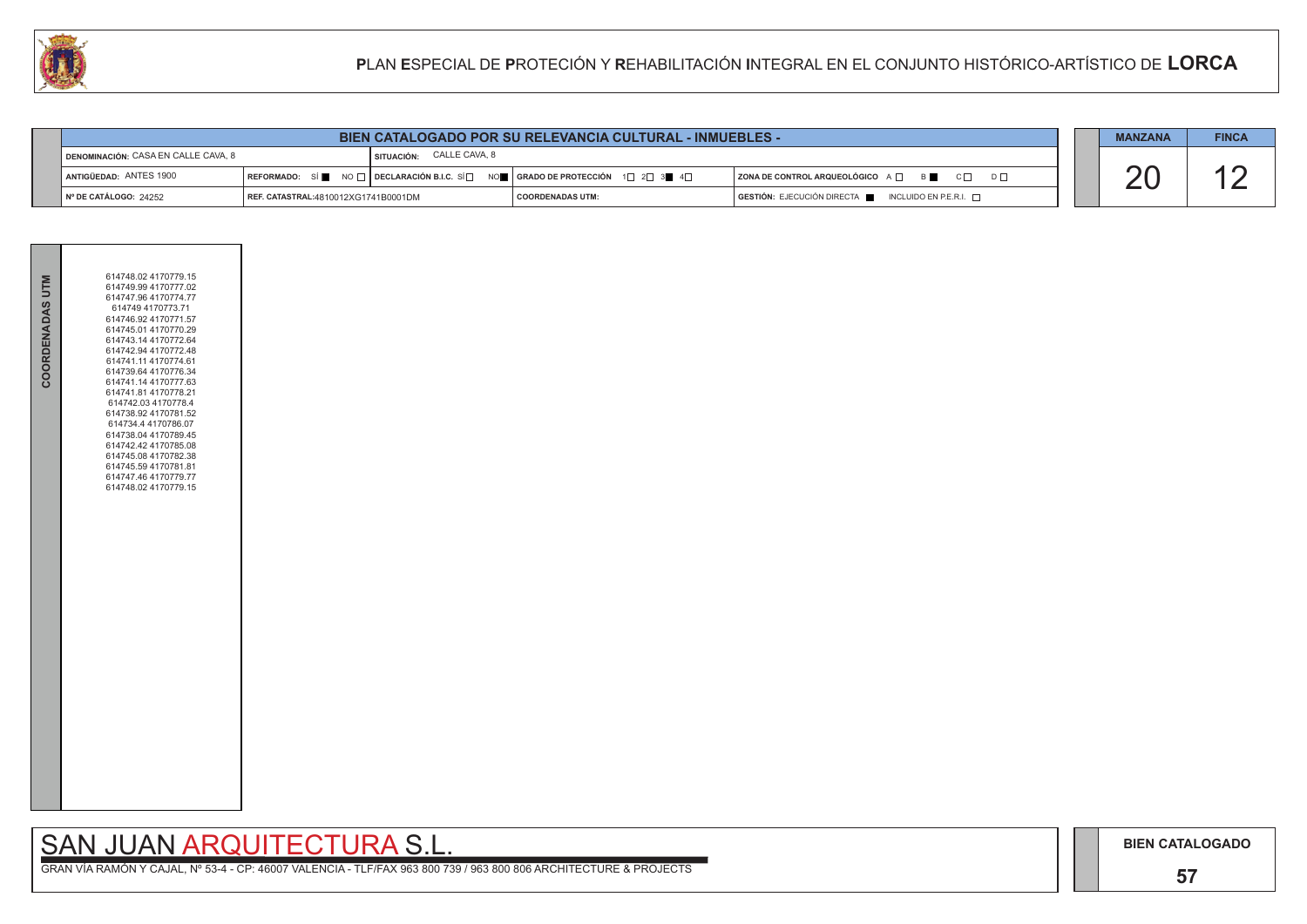# PLAN ESPECIAL DE PROTECIÓN Y REHABILITACIÓN INTEGRAL EN EL CONJUNTO HISTÓRICO-ARTÍSTICO DE LORCA

## BIEN CATALOGADO POR SU RELEVANCIA CULTURAL - INMUEBLES -

| | | | | |
|---|---|---|---|---|
| DENOMINACIÓN: CASA EN CALLE CAVA, 8 | SITUACIÓN: CALLE CAVA, 8 | | | |
| ANTIGÜEDAD: ANTES 1900 | REFORMADO: SÍ ■ NO □ | DECLARACIÓN B.I.C. SÍ □ NO ■ | GRADO DE PROTECCIÓN 1□ 2□ 3■ 4□ | ZONA DE CONTROL ARQUEOLÓGICO A □ B ■ C □ D □ |
| Nº DE CATÁLOGO: 24252 | REF. CATASTRAL:4810012XG1741B0001DM | | COORDENADAS UTM: | GESTIÓN: EJECUCIÓN DIRECTA ■ INCLUIDO EN P.E.R.I. □ |

| MANZANA | FINCA |
|---|---|
| 20 | 12 |

**COORDENADAS UTM**

614748.02 4170779.15
614749.99 4170777.02
614747.96 4170774.77
614749 4170773.71
614746.92 4170771.57
614745.01 4170770.29
614743.14 4170772.64
614742.94 4170772.48
614741.11 4170774.61
614739.64 4170776.34
614741.14 4170777.63
614741.81 4170778.21
614742.03 4170778.4
614738.92 4170781.52
614734.4 4170786.07
614738.04 4170789.45
614742.42 4170785.08
614745.08 4170782.38
614745.59 4170781.81
614747.46 4170779.77
614748.02 4170779.15

SAN JUAN ARQUITECTURA S.L.

GRAN VÍA RAMÓN Y CAJAL, Nº 53-4 - CP: 46007 VALENCIA - TLF/FAX 963 800 739 / 963 800 806 ARCHITECTURE & PROJECTS

BIEN CATALOGADO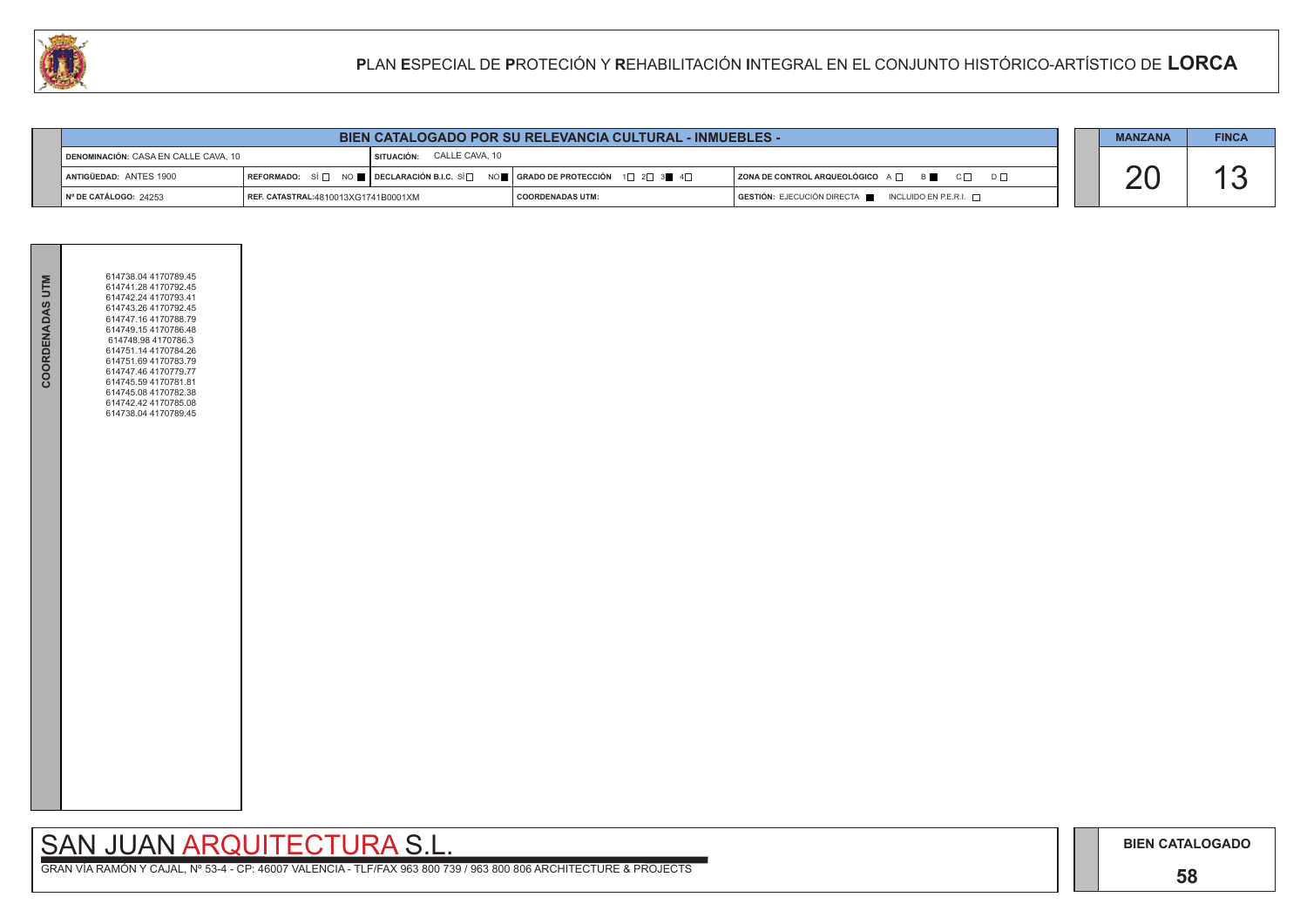# PLAN ESPECIAL DE PROTECIÓN Y REHABILITACIÓN INTEGRAL EN EL CONJUNTO HISTÓRICO-ARTÍSTICO DE LORCA

| BIEN CATALOGADO POR SU RELEVANCIA CULTURAL - INMUEBLES - | | | | |
|---|---|---|---|---|
| DENOMINACIÓN: CASA EN CALLE CAVA, 10 | SITUACIÓN: CALLE CAVA, 10 | | | |
| ANTIGÜEDAD: ANTES 1900 | REFORMADO: SÍ ☐ NO ■ | DECLARACIÓN B.I.C. SÍ ☐ NO ■ | GRADO DE PROTECCIÓN 1☐ 2☐ 3■ 4☐ | ZONA DE CONTROL ARQUEOLÓGICO A ☐ B ■ C ☐ D ☐ |
| Nº DE CATÁLOGO: 24253 | REF. CATASTRAL:4810013XG1741B0001XM | | COORDENADAS UTM: | GESTIÓN: EJECUCIÓN DIRECTA ■ INCLUIDO EN P.E.R.I. ☐ |

| MANZANA | FINCA |
|---|---|
| 20 | 13 |

**COORDENADAS UTM**

614738.04 4170789.45
614741.28 4170792.45
614742.24 4170793.41
614743.26 4170792.45
614747.16 4170788.79
614749.15 4170786.48
614748.98 4170786.3
614751.14 4170784.26
614751.69 4170783.79
614747.46 4170779.77
614745.59 4170781.81
614745.08 4170782.38
614742.42 4170785.08
614738.04 4170789.45

SAN JUAN ARQUITECTURA S.L.

GRAN VÍA RAMÓN Y CAJAL, Nº 53-4 - CP: 46007 VALENCIA - TLF/FAX 963 800 739 / 963 800 806 ARCHITECTURE & PROJECTS

BIEN CATALOGADO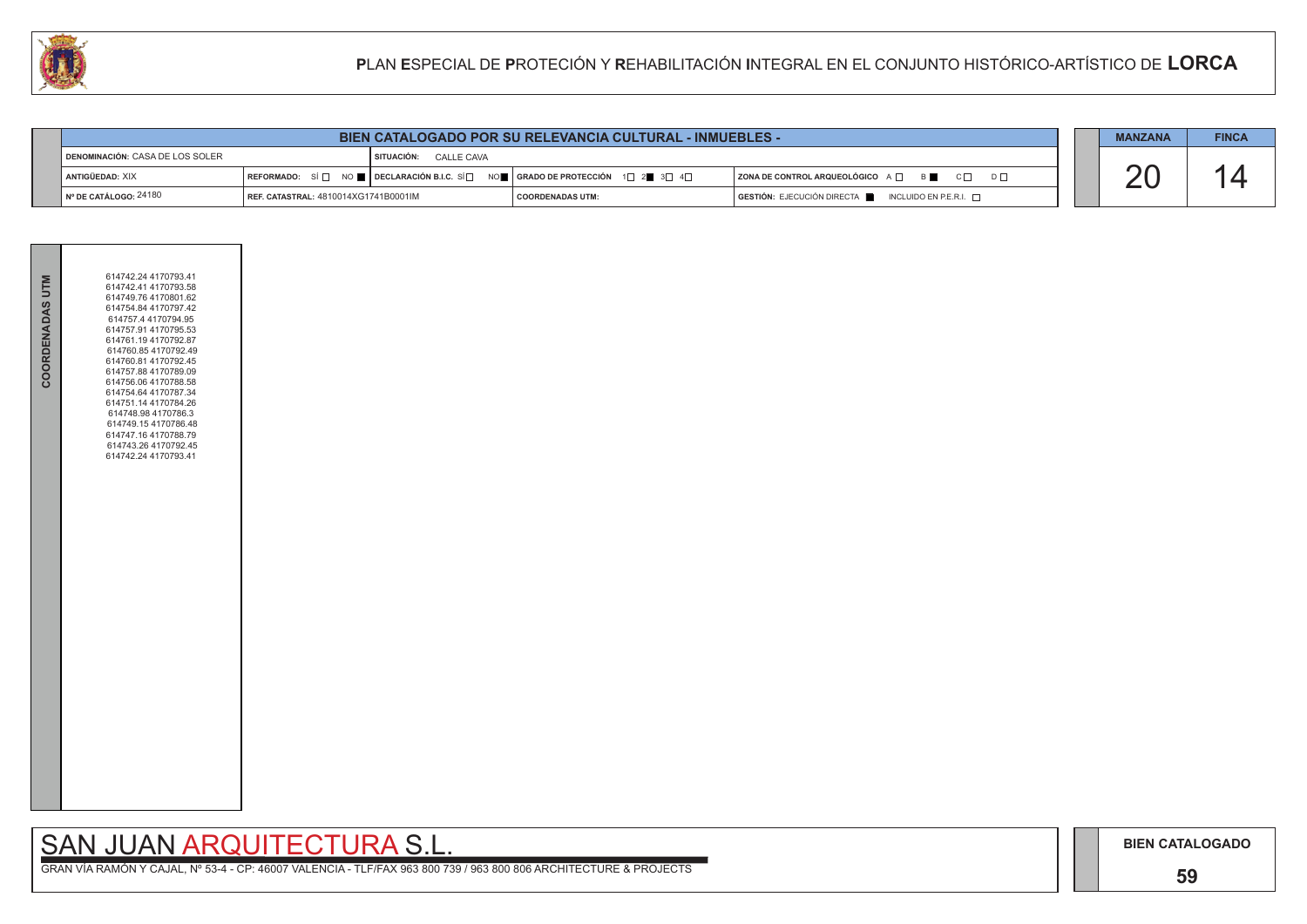# PLAN ESPECIAL DE PROTECIÓN Y REHABILITACIÓN INTEGRAL EN EL CONJUNTO HISTÓRICO-ARTÍSTICO DE LORCA

## BIEN CATALOGADO POR SU RELEVANCIA CULTURAL - INMUEBLES -

| | | | | |
|---|---|---|---|---|
| **DENOMINACIÓN:** CASA DE LOS SOLER | | **SITUACIÓN:** CALLE CAVA | | |
| **ANTIGÜEDAD:** XIX | **REFORMADO:** SÍ ☐ NO ■ | **DECLARACIÓN B.I.C.** SÍ ☐ NO ■ | **GRADO DE PROTECCIÓN** 1☐ 2■ 3☐ 4☐ | **ZONA DE CONTROL ARQUEOLÓGICO** A ☐ B ■ C ☐ D ☐ |
| **Nº DE CATÁLOGO:** 24180 | **REF. CATASTRAL:** 4810014XG1741B0001IM | | **COORDENADAS UTM:** | **GESTIÓN:** EJECUCIÓN DIRECTA ■ INCLUIDO EN P.E.R.I. ☐ |

| MANZANA | FINCA |
|---|---|
| 20 | 14 |

**COORDENADAS UTM**

614742.24 4170793.41
614742.41 4170793.58
614749.76 4170801.62
614754.84 4170797.42
614757.4 4170794.95
614757.91 4170795.53
614761.19 4170792.87
614760.85 4170792.49
614760.81 4170792.45
614757.88 4170789.09
614756.06 4170788.58
614754.64 4170787.34
614751.14 4170784.26
614748.98 4170786.3
614749.15 4170786.48
614747.16 4170788.79
614743.26 4170792.45
614742.24 4170793.41

SAN JUAN ARQUITECTURA S.L.

GRAN VÍA RAMÓN Y CAJAL, Nº 53-4 - CP: 46007 VALENCIA - TLF/FAX 963 800 739 / 963 800 806 ARCHITECTURE & PROJECTS

BIEN CATALOGADO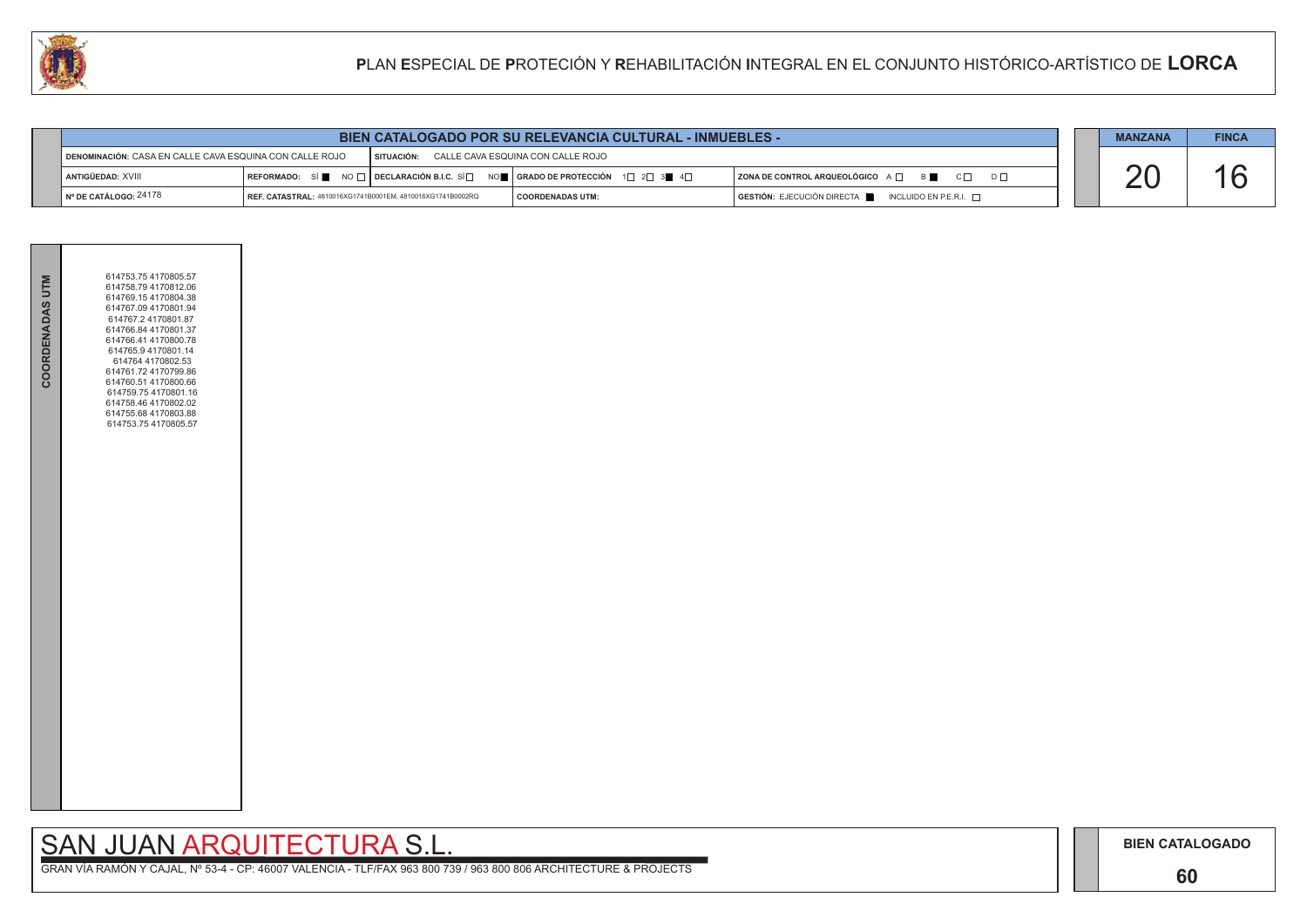# PLAN ESPECIAL DE PROTECIÓN Y REHABILITACIÓN INTEGRAL EN EL CONJUNTO HISTÓRICO-ARTÍSTICO DE LORCA

## BIEN CATALOGADO POR SU RELEVANCIA CULTURAL - INMUEBLES -

| | | | |
|---|---|---|---|
| **DENOMINACIÓN:** CASA EN CALLE CAVA ESQUINA CON CALLE ROJO | **SITUACIÓN:** CALLE CAVA ESQUINA CON CALLE ROJO | | |
| **ANTIGÜEDAD:** XVIII | **REFORMADO:** SÍ ■ NO ☐ / **DECLARACIÓN B.I.C.** SÍ ☐ NO ■ | **GRADO DE PROTECCIÓN** 1☐ 2☐ 3■ 4☐ | **ZONA DE CONTROL ARQUEOLÓGICO** A☐ B■ C☐ D☐ |
| **Nº DE CATÁLOGO:** 24178 | **REF. CATASTRAL:** 4810016XG1741B0001EM, 4810016XG1741B0002RQ | **COORDENADAS UTM:** | **GESTIÓN:** EJECUCIÓN DIRECTA ■ INCLUIDO EN P.E.R.I. ☐ |

| MANZANA | FINCA |
|---|---|
| 20 | 16 |

**COORDENADAS UTM**

614753.75 4170805.57
614758.79 4170812.06
614769.15 4170804.38
614767.09 4170801.94
614767.2 4170801.87
614766.84 4170801.37
614766.41 4170800.78
614765.9 4170801.14
614764 4170802.53
614761.72 4170799.86
614760.51 4170800.66
614759.75 4170801.16
614758.46 4170802.02
614755.68 4170803.88
614753.75 4170805.57

SAN JUAN ARQUITECTURA S.L.

GRAN VÍA RAMÓN Y CAJAL, Nº 53-4 - CP: 46007 VALENCIA - TLF/FAX 963 800 739 / 963 800 806 ARCHITECTURE & PROJECTS

**BIEN CATALOGADO**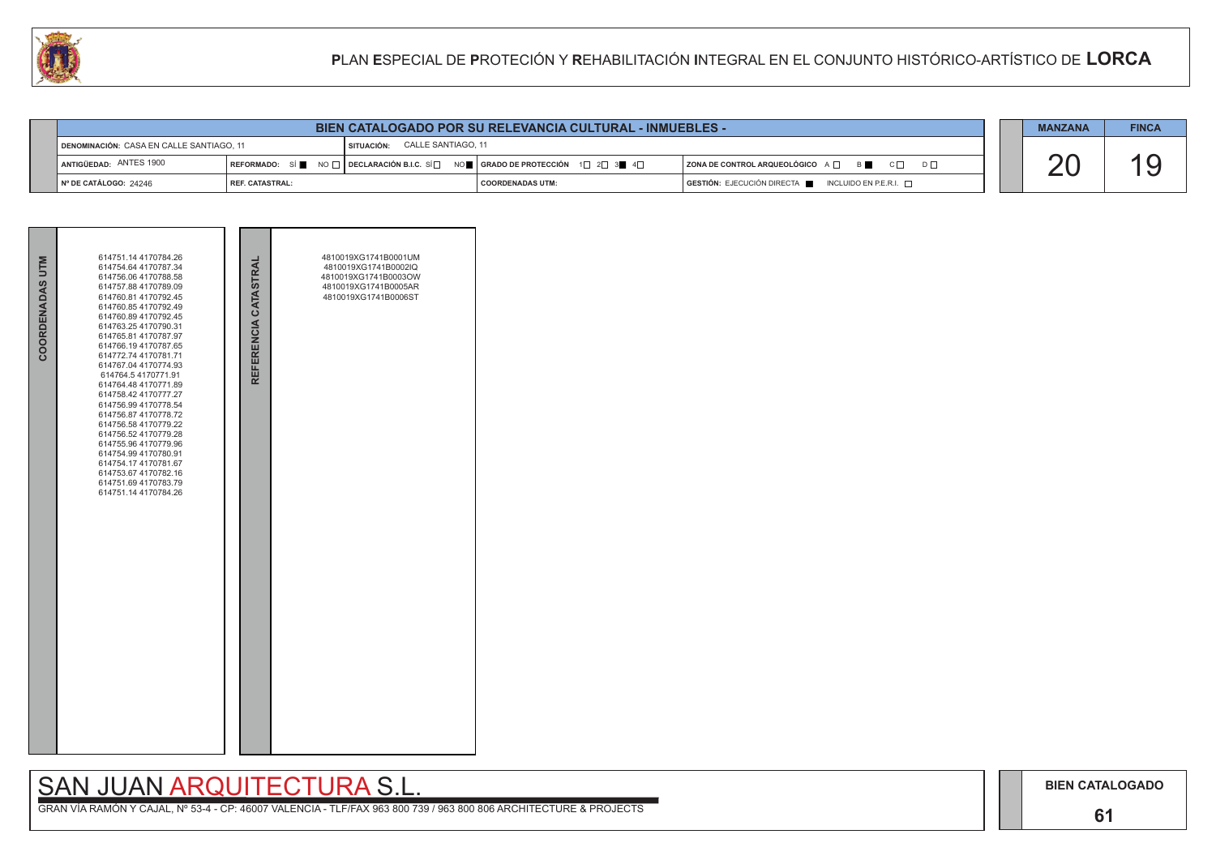# PLAN ESPECIAL DE PROTECIÓN Y REHABILITACIÓN INTEGRAL EN EL CONJUNTO HISTÓRICO-ARTÍSTICO DE LORCA

## BIEN CATALOGADO POR SU RELEVANCIA CULTURAL - INMUEBLES -

| | | | | |
|---|---|---|---|---|
| DENOMINACIÓN: CASA EN CALLE SANTIAGO, 11 | | SITUACIÓN: CALLE SANTIAGO, 11 | | |
| ANTIGÜEDAD: ANTES 1900 | REFORMADO: SÍ ■ NO □ | DECLARACIÓN B.I.C. SÍ □ NO ■ | GRADO DE PROTECCIÓN 1□ 2□ 3■ 4□ | ZONA DE CONTROL ARQUEOLÓGICO A □ B ■ C □ D □ |
| Nº DE CATÁLOGO: 24246 | REF. CATASTRAL: | | COORDENADAS UTM: | GESTIÓN: EJECUCIÓN DIRECTA ■ INCLUIDO EN P.E.R.I. □ |

| MANZANA | FINCA |
|---|---|
| 20 | 19 |

**COORDENADAS UTM**

614751.14 4170784.26
614754.64 4170787.34
614756.06 4170788.58
614757.88 4170789.09
614760.81 4170792.45
614760.85 4170792.49
614760.89 4170792.45
614763.25 4170790.31
614765.81 4170787.97
614766.19 4170787.65
614772.74 4170781.71
614767.04 4170774.93
614764.5 4170771.91
614764.48 4170771.89
614758.42 4170777.27
614756.99 4170778.54
614756.87 4170778.72
614756.58 4170779.22
614756.52 4170779.28
614755.96 4170779.96
614754.99 4170780.91
614754.17 4170781.67
614753.67 4170782.16
614751.69 4170783.79
614751.14 4170784.26

**REFERENCIA CATASTRAL**

4810019XG1741B0001UM
4810019XG1741B0002IQ
4810019XG1741B0003OW
4810019XG1741B0005AR
4810019XG1741B0006ST

SAN JUAN ARQUITECTURA S.L.

GRAN VÍA RAMÓN Y CAJAL, Nº 53-4 - CP: 46007 VALENCIA - TLF/FAX 963 800 739 / 963 800 806 ARCHITECTURE & PROJECTS

BIEN CATALOGADO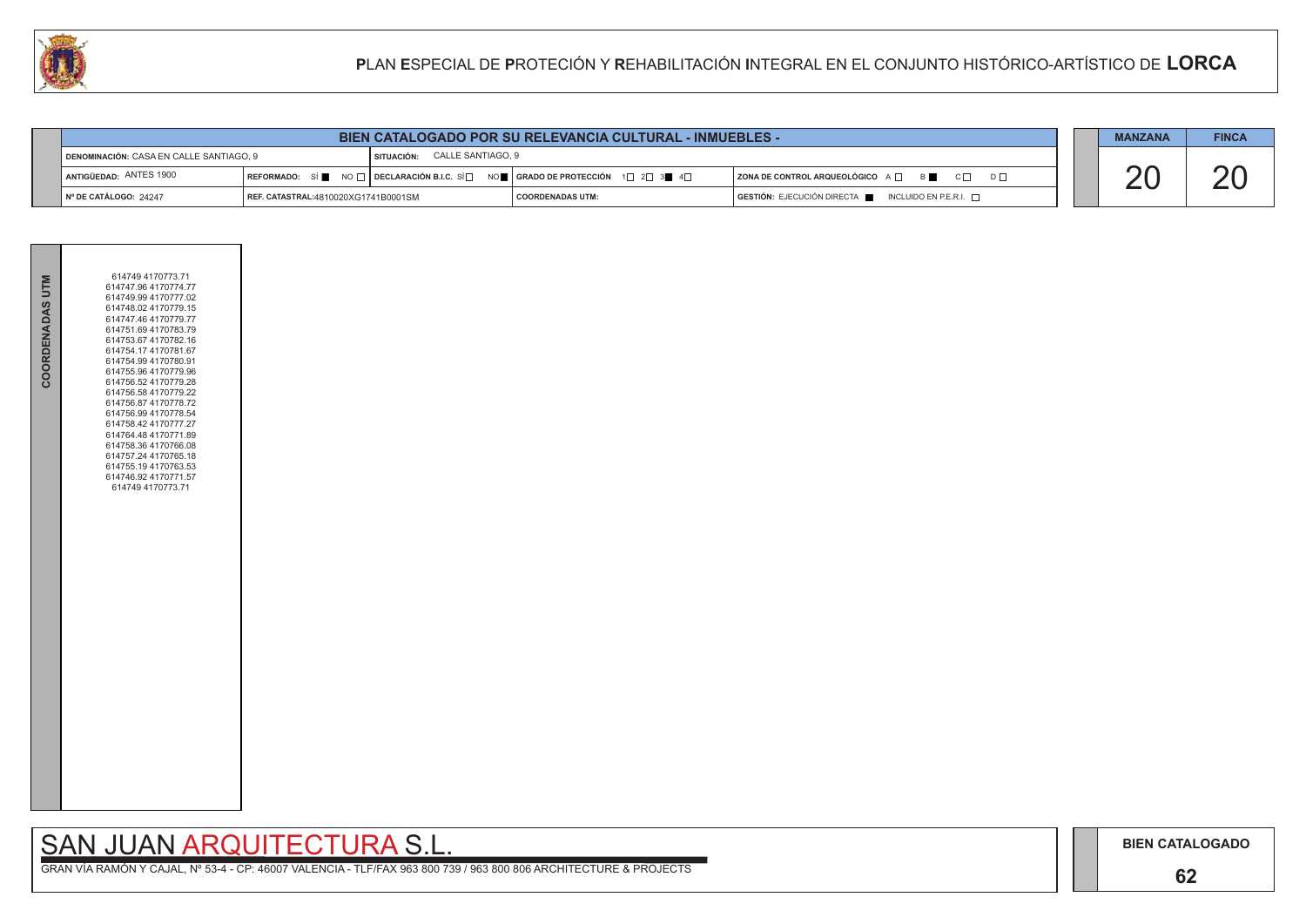# PLAN ESPECIAL DE PROTECIÓN Y REHABILITACIÓN INTEGRAL EN EL CONJUNTO HISTÓRICO-ARTÍSTICO DE LORCA

| BIEN CATALOGADO POR SU RELEVANCIA CULTURAL - INMUEBLES - | | | | |
|---|---|---|---|---|
| DENOMINACIÓN: CASA EN CALLE SANTIAGO, 9 | SITUACIÓN: CALLE SANTIAGO, 9 | | | |
| ANTIGÜEDAD: ANTES 1900 | REFORMADO: SÍ ■ NO □ | DECLARACIÓN B.I.C. SÍ □ NO ■ | GRADO DE PROTECCIÓN 1□ 2□ 3■ 4□ | ZONA DE CONTROL ARQUEOLÓGICO A □ B ■ C □ D □ |
| Nº DE CATÁLOGO: 24247 | REF. CATASTRAL: 4810020XG1741B0001SM | | COORDENADAS UTM: | GESTIÓN: EJECUCIÓN DIRECTA ■ INCLUIDO EN P.E.R.I. □ |

| MANZANA | FINCA |
|---|---|
| 20 | 20 |

**COORDENADAS UTM**

614749 4170773.71
614747.96 4170774.77
614749.99 4170777.02
614748.02 4170779.15
614747.46 4170779.77
614751.69 4170783.79
614753.67 4170782.16
614754.17 4170781.67
614754.99 4170780.91
614755.96 4170779.96
614756.52 4170779.28
614756.58 4170779.22
614756.87 4170778.72
614756.99 4170778.54
614758.42 4170777.27
614764.48 4170771.89
614758.36 4170766.08
614757.24 4170765.18
614755.19 4170763.53
614746.92 4170771.57
614749 4170773.71

SAN JUAN ARQUITECTURA S.L.

GRAN VÍA RAMÓN Y CAJAL, Nº 53-4 - CP: 46007 VALENCIA - TLF/FAX 963 800 739 / 963 800 806 ARCHITECTURE & PROJECTS

BIEN CATALOGADO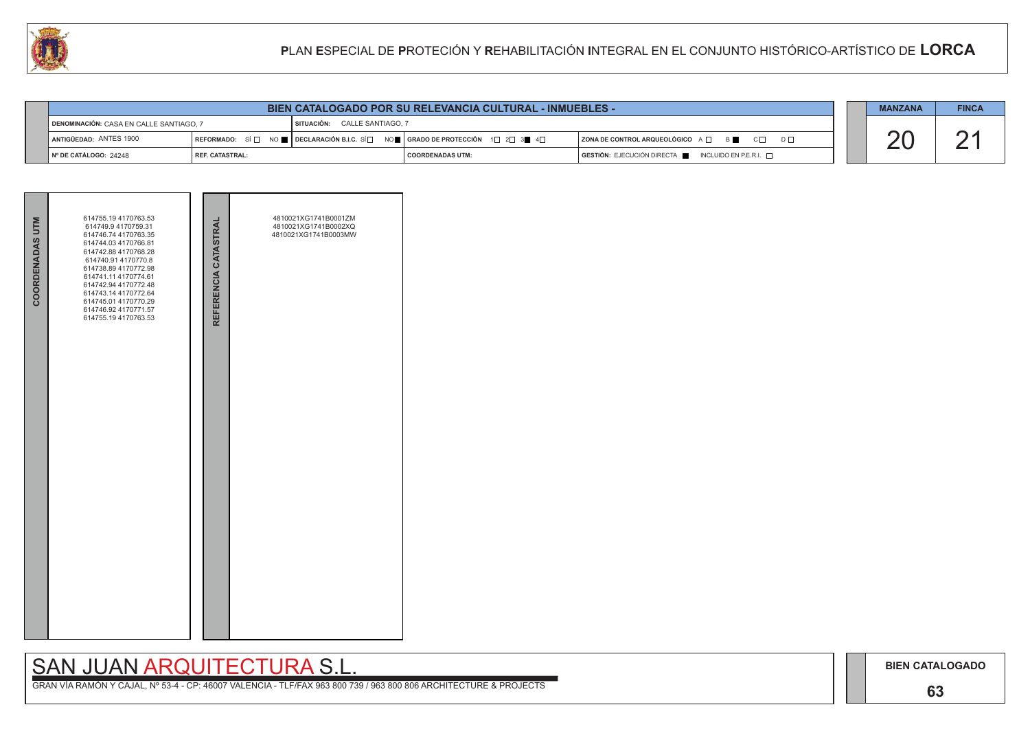# PLAN ESPECIAL DE PROTECIÓN Y REHABILITACIÓN INTEGRAL EN EL CONJUNTO HISTÓRICO-ARTÍSTICO DE LORCA

## BIEN CATALOGADO POR SU RELEVANCIA CULTURAL - INMUEBLES -

| | | | |
|---|---|---|---|
| DENOMINACIÓN: CASA EN CALLE SANTIAGO, 7 | SITUACIÓN: CALLE SANTIAGO, 7 | | |
| ANTIGÜEDAD: ANTES 1900 | REFORMADO: SÍ ☐ NO ■ / DECLARACIÓN B.I.C. SÍ ☐ NO ■ | GRADO DE PROTECCIÓN 1☐ 2☐ 3■ 4☐ | ZONA DE CONTROL ARQUEOLÓGICO A ☐ B ■ C ☐ D ☐ |
| Nº DE CATÁLOGO: 24248 | REF. CATASTRAL: | COORDENADAS UTM: | GESTIÓN: EJECUCIÓN DIRECTA ■ INCLUIDO EN P.E.R.I. ☐ |

| MANZANA | FINCA |
|---|---|
| 20 | 21 |

| COORDENADAS UTM | REFERENCIA CATASTRAL |
|---|---|
| 614755.19 4170763.53<br>614749.9 4170759.31<br>614746.74 4170763.35<br>614744.03 4170766.81<br>614742.88 4170768.28<br>614740.91 4170770.8<br>614738.89 4170772.98<br>614741.11 4170774.61<br>614742.94 4170772.48<br>614743.14 4170772.64<br>614745.01 4170770.29<br>614746.92 4170771.57<br>614755.19 4170763.53 | 4810021XG1741B0001ZM<br>4810021XG1741B0002XQ<br>4810021XG1741B0003MW |

SAN JUAN ARQUITECTURA S.L.

GRAN VÍA RAMÓN Y CAJAL, Nº 53-4 - CP: 46007 VALENCIA - TLF/FAX 963 800 739 / 963 800 806 ARCHITECTURE & PROJECTS

BIEN CATALOGADO

63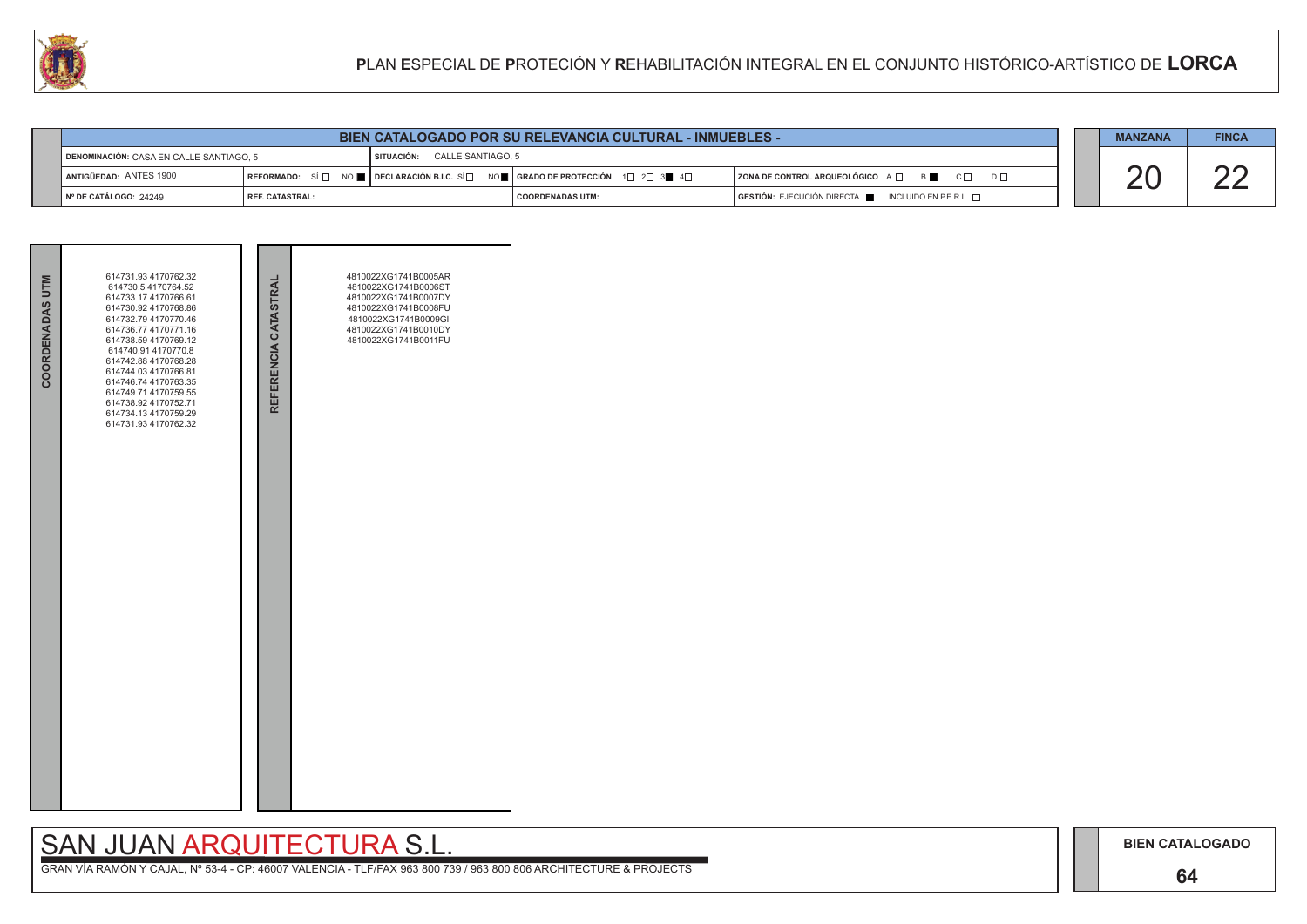# PLAN ESPECIAL DE PROTECIÓN Y REHABILITACIÓN INTEGRAL EN EL CONJUNTO HISTÓRICO-ARTÍSTICO DE LORCA

| BIEN CATALOGADO POR SU RELEVANCIA CULTURAL - INMUEBLES - | | | | | MANZANA | FINCA |
|---|---|---|---|---|---|---|
| DENOMINACIÓN: CASA EN CALLE SANTIAGO, 5 | | SITUACIÓN: CALLE SANTIAGO, 5 | | | 20 | 22 |
| ANTIGÜEDAD: ANTES 1900 | REFORMADO: SÍ ☐ NO ■ | DECLARACIÓN B.I.C. SÍ ☐ NO ■ | GRADO DE PROTECCIÓN 1☐ 2☐ 3■ 4☐ | ZONA DE CONTROL ARQUEOLÓGICO A ☐ B ■ C ☐ D ☐ | | |
| Nº DE CATÁLOGO: 24249 | REF. CATASTRAL: | | COORDENADAS UTM: | GESTIÓN: EJECUCIÓN DIRECTA ■ INCLUIDO EN P.E.R.I. ☐ | | |

| COORDENADAS UTM | REFERENCIA CATASTRAL |
|---|---|
| 614731.93 4170762.32<br>614730.5 4170764.52<br>614733.17 4170766.61<br>614730.92 4170768.86<br>614732.79 4170770.46<br>614736.77 4170771.16<br>614738.59 4170769.12<br>614740.91 4170770.8<br>614742.88 4170768.28<br>614744.03 4170766.81<br>614746.74 4170763.35<br>614749.71 4170759.55<br>614738.92 4170752.71<br>614734.13 4170759.29<br>614731.93 4170762.32 | 4810022XG1741B0005AR<br>4810022XG1741B0006ST<br>4810022XG1741B0007DY<br>4810022XG1741B0008FU<br>4810022XG1741B0009GI<br>4810022XG1741B0010DY<br>4810022XG1741B0011FU |

SAN JUAN ARQUITECTURA S.L.

GRAN VÍA RAMÓN Y CAJAL, Nº 53-4 - CP: 46007 VALENCIA - TLF/FAX 963 800 739 / 963 800 806 ARCHITECTURE & PROJECTS

BIEN CATALOGADO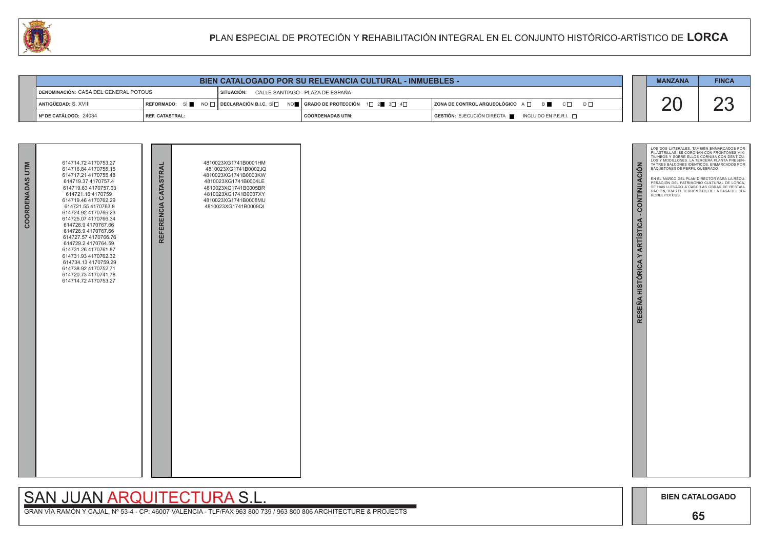# PLAN ESPECIAL DE PROTECIÓN Y REHABILITACIÓN INTEGRAL EN EL CONJUNTO HISTÓRICO-ARTÍSTICO DE LORCA

| BIEN CATALOGADO POR SU RELEVANCIA CULTURAL - INMUEBLES - | | | | |
|---|---|---|---|---|
| DENOMINACIÓN: CASA DEL GENERAL POTOUS | | SITUACIÓN: CALLE SANTIAGO - PLAZA DE ESPAÑA | | |
| ANTIGÜEDAD: S. XVIII | REFORMADO: SÍ ■ NO □ | DECLARACIÓN B.I.C. SÍ □ NO ■ | GRADO DE PROTECCIÓN 1□ 2■ 3□ 4□ | ZONA DE CONTROL ARQUEOLÓGICO A □ B ■ C □ D □ |
| Nº DE CATÁLOGO: 24034 | REF. CATASTRAL: | | COORDENADAS UTM: | GESTIÓN: EJECUCIÓN DIRECTA ■ INCLUIDO EN P.E.R.I. □ |

| MANZANA | FINCA |
|---|---|
| 20 | 23 |

## COORDENADAS UTM

614714.72 4170753.27
614716.84 4170755.15
614717.21 4170755.48
614719.37 4170757.4
614719.63 4170757.63
614721.16 4170759
614719.46 4170762.29
614721.55 4170763.8
614724.92 4170766.23
614725.07 4170766.34
614726.9 4170767.66
614726.9 4170767.66
614727.57 4170766.76
614729.2 4170764.59
614731.26 4170761.87
614731.93 4170762.32
614734.13 4170759.29
614738.92 4170752.71
614720.73 4170741.78
614714.72 4170753.27

## REFERENCIA CATASTRAL

4810023XG1741B0001HM
4810023XG1741B0002JQ
4810023XG1741B0003KW
4810023XG1741B0004LE
4810023XG1741B0005BR
4810023XG1741B0007XY
4810023XG1741B0008MU
4810023XG1741B0009QI

## RESEÑA HISTÓRICA Y ARTÍSTICA - CONTINUACIÓN

LOS DOS LATERALES, TAMBIÉN ENMARCADOS POR PILASTRILLAS, SE CORONAN CON FRONTONES MIXTILÍNEOS Y SOBRE ELLOS CORNISA CON DENTÍCULOS Y MODILLONES. LA TERCERA PLANTA PRESENTA TRES BALCONES IDÉNTICOS, ENMARCADOS POR BAQUETONES DE PERFIL QUEBRADO.

EN EL MARCO DEL PLAN DIRECTOR PARA LA RECUPERACIÓN DEL PATRIMONIO CULTURAL DE LORCA, SE HAN LLEVADO A CABO LAS OBRAS DE RESTAURACIÓN, TRAS EL TERREMOTO, DE LA CASA DEL CORONEL POTOUS.

SAN JUAN ARQUITECTURA S.L.

GRAN VÍA RAMÓN Y CAJAL, Nº 53-4 - CP: 46007 VALENCIA - TLF/FAX 963 800 739 / 963 800 806 ARCHITECTURE & PROJECTS

BIEN CATALOGADO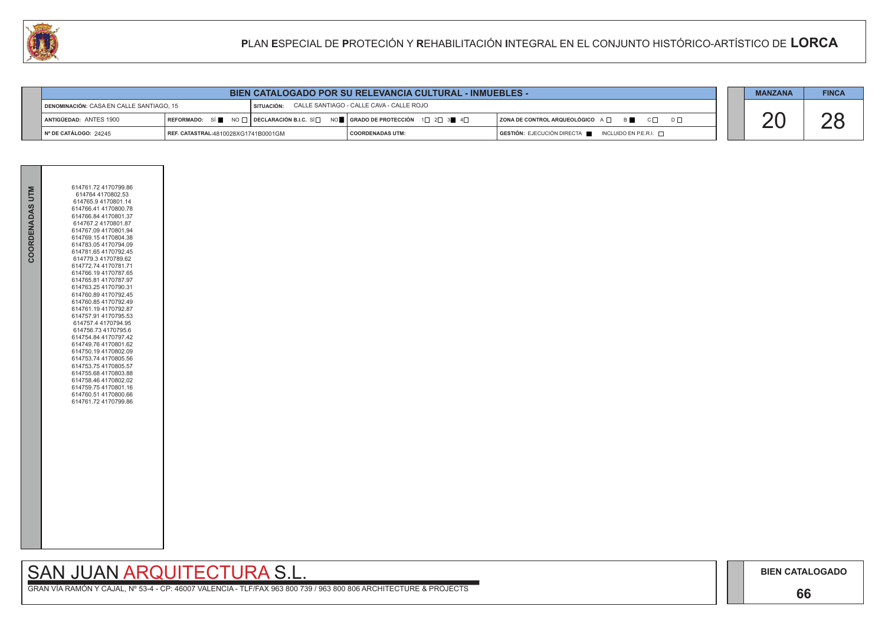# PLAN ESPECIAL DE PROTECIÓN Y REHABILITACIÓN INTEGRAL EN EL CONJUNTO HISTÓRICO-ARTÍSTICO DE LORCA

| BIEN CATALOGADO POR SU RELEVANCIA CULTURAL - INMUEBLES - | | | |
|---|---|---|---|
| DENOMINACIÓN: CASA EN CALLE SANTIAGO, 15 | SITUACIÓN: CALLE SANTIAGO - CALLE CAVA - CALLE ROJO | | |
| ANTIGÜEDAD: ANTES 1900 | REFORMADO: SÍ ■ NO ☐ \| DECLARACIÓN B.I.C. SÍ ☐ NO ■ | GRADO DE PROTECCIÓN 1☐ 2☐ 3■ 4☐ | ZONA DE CONTROL ARQUEOLÓGICO A ☐ B ■ C ☐ D ☐ |
| Nº DE CATÁLOGO: 24245 | REF. CATASTRAL:4810028XG1741B0001GM | COORDENADAS UTM: | GESTIÓN: EJECUCIÓN DIRECTA ■ INCLUIDO EN P.E.R.I. ☐ |

| MANZANA | FINCA |
|---|---|
| 20 | 28 |

**COORDENADAS UTM**

614761.72 4170799.86
614764 4170802.53
614765.9 4170801.14
614766.41 4170800.78
614766.84 4170801.37
614767.2 4170801.87
614767.09 4170801.94
614769.15 4170804.38
614783.05 4170794.09
614781.65 4170792.45
614779.3 4170789.62
614772.74 4170781.71
614766.19 4170787.65
614765.81 4170787.97
614763.25 4170790.31
614760.89 4170792.45
614760.85 4170792.49
614761.19 4170792.87
614757.91 4170795.53
614757.4 4170794.95
614756.73 4170795.6
614754.84 4170797.42
614749.76 4170801.62
614750.19 4170802.09
614753.74 4170805.56
614753.75 4170805.57
614755.68 4170803.88
614758.46 4170802.02
614759.75 4170801.16
614760.51 4170800.66
614761.72 4170799.86

SAN JUAN ARQUITECTURA S.L.

GRAN VÍA RAMÓN Y CAJAL, Nº 53-4 - CP: 46007 VALENCIA - TLF/FAX 963 800 739 / 963 800 806 ARCHITECTURE & PROJECTS

**BIEN CATALOGADO**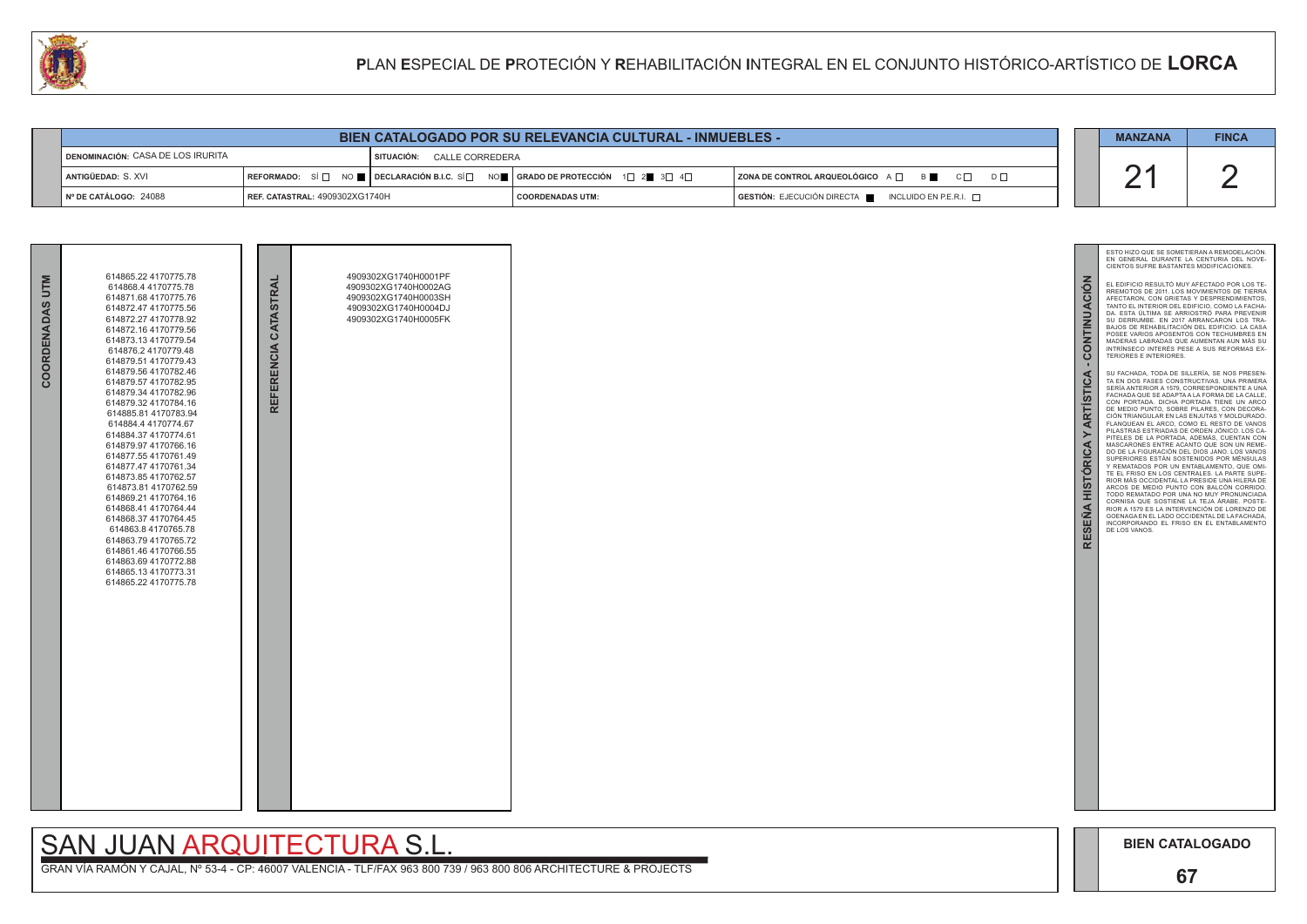# PLAN ESPECIAL DE PROTECIÓN Y REHABILITACIÓN INTEGRAL EN EL CONJUNTO HISTÓRICO-ARTÍSTICO DE LORCA

## BIEN CATALOGADO POR SU RELEVANCIA CULTURAL - INMUEBLES -

| | | | | MANZANA | FINCA |
|---|---|---|---|---|---|
| DENOMINACIÓN: CASA DE LOS IRURITA | | SITUACIÓN: CALLE CORREDERA | | 21 | 2 |
| ANTIGÜEDAD: S. XVI | REFORMADO: SÍ ☐ NO ■ | DECLARACIÓN B.I.C. SÍ ☐ NO ■ | GRADO DE PROTECCIÓN 1☐ 2■ 3☐ 4☐ | ZONA DE CONTROL ARQUEOLÓGICO A ☐ B ■ C ☐ D ☐ | |
| Nº DE CATÁLOGO: 24088 | REF. CATASTRAL: 4909302XG1740H | COORDENADAS UTM: | GESTIÓN: EJECUCIÓN DIRECTA ■ INCLUIDO EN P.E.R.I. ☐ | | |

**COORDENADAS UTM**

614865.22 4170775.78
614868.4 4170775.78
614871.68 4170775.76
614872.47 4170775.56
614872.27 4170778.92
614872.16 4170779.56
614873.13 4170779.54
614876.2 4170779.48
614879.51 4170779.43
614879.56 4170782.46
614879.57 4170782.95
614879.34 4170782.96
614879.32 4170784.16
614885.81 4170783.94
614884.4 4170774.67
614884.37 4170774.61
614879.97 4170766.16
614877.55 4170761.49
614877.47 4170761.34
614873.85 4170762.57
614873.81 4170762.59
614869.21 4170764.16
614868.41 4170764.44
614868.37 4170764.45
614863.8 4170765.78
614863.79 4170765.72
614861.46 4170766.55
614863.69 4170772.88
614865.13 4170773.31
614865.22 4170775.78

**REFERENCIA CATASTRAL**

4909302XG1740H0001PF
4909302XG1740H0002AG
4909302XG1740H0003SH
4909302XG1740H0004DJ
4909302XG1740H0005FK

**RESEÑA HISTÓRICA Y ARTÍSTICA - CONTINUACIÓN**

ESTO HIZO QUE SE SOMETIERAN A REMODELACIÓN. EN GENERAL DURANTE LA CENTURIA DEL NOVECIENTOS SUFRE BASTANTES MODIFICACIONES.

EL EDIFICIO RESULTÓ MUY AFECTADO POR LOS TERREMOTOS DE 2011. LOS MOVIMIENTOS DE TIERRA AFECTARON, CON GRIETAS Y DESPRENDIMIENTOS, TANTO EL INTERIOR DEL EDIFICIO, COMO LA FACHADA. ESTA ÚLTIMA SE ARRIOSTRÓ PARA PREVENIR SU DERRUMBE. EN 2017 ARRANCARON LOS TRABAJOS DE REHABILITACIÓN DEL EDIFICIO. LA CASA POSEE VARIOS APOSENTOS CON TECHUMBRES EN MADERAS LABRADAS QUE AUMENTAN AUN MÁS SU INTRÍNSECO INTERÉS PESE A SUS REFORMAS EXTERIORES E INTERIORES.

SU FACHADA, TODA DE SILLERÍA, SE NOS PRESENTA EN DOS FASES CONSTRUCTIVAS. UNA PRIMERA SERÍA ANTERIOR A 1579, CORRESPONDIENTE A UNA FACHADA QUE SE ADAPTA A LA FORMA DE LA CALLE, CON PORTADA. DICHA PORTADA TIENE UN ARCO DE MEDIO PUNTO, SOBRE PILARES, CON DECORACIÓN TRIANGULAR EN LAS ENJUTAS Y MOLDURADO. FLANQUEAN EL ARCO, COMO EL RESTO DE VANOS PILASTRAS ESTRIADAS DE ORDEN JÓNICO. LOS CAPITELES DE LA PORTADA, ADEMÁS, CUENTAN CON MASCARONES ENTRE ACANTO QUE SON UN REMEDO DE LA FIGURACIÓN DEL DIOS JANO. LOS VANOS SUPERIORES ESTÁN SOSTENIDOS POR MÉNSULAS Y REMATADOS POR UN ENTABLAMENTO, QUE OMITE EL FRISO EN LOS CENTRALES. LA PARTE SUPERIOR MÁS OCCIDENTAL LA PRESIDE UNA HILERA DE ARCOS DE MEDIO PUNTO CON BALCÓN CORRIDO. TODO REMATADO POR UNA NO MUY PRONUNCIADA CORNISA QUE SOSTIENE LA TEJA ÁRABE. POSTERIOR A 1579 ES LA INTERVENCIÓN DE LORENZO DE GOENAGA EN EL LADO OCCIDENTAL DE LA FACHADA, INCORPORANDO EL FRISO EN EL ENTABLAMENTO DE LOS VANOS.

SAN JUAN ARQUITECTURA S.L.
GRAN VÍA RAMÓN Y CAJAL, Nº 53-4 - CP: 46007 VALENCIA - TLF/FAX 963 800 739 / 963 800 806 ARCHITECTURE & PROJECTS

BIEN CATALOGADO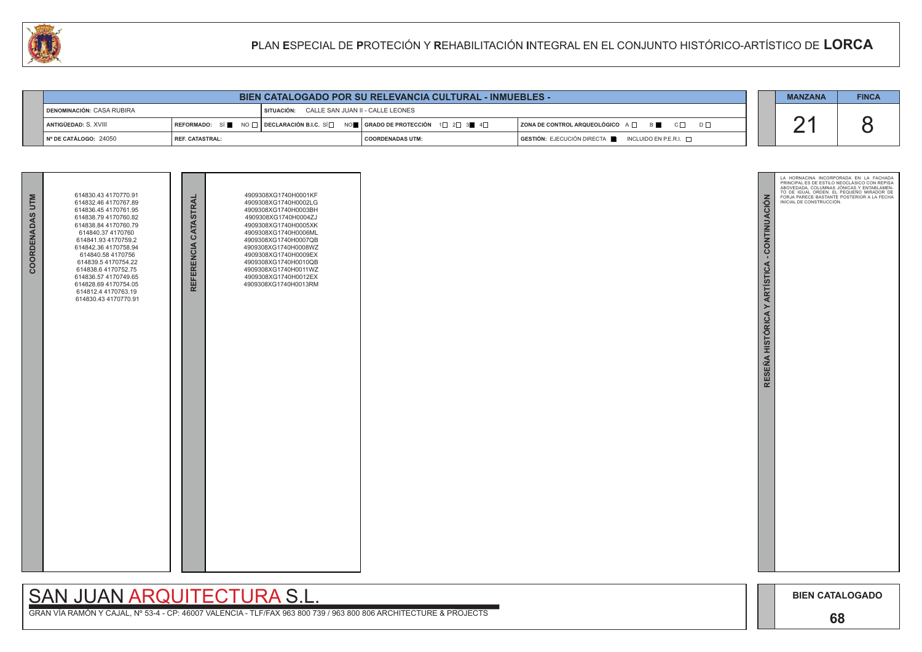# PLAN ESPECIAL DE PROTECIÓN Y REHABILITACIÓN INTEGRAL EN EL CONJUNTO HISTÓRICO-ARTÍSTICO DE LORCA

## BIEN CATALOGADO POR SU RELEVANCIA CULTURAL - INMUEBLES -

| | | | | |
|---|---|---|---|---|
| DENOMINACIÓN: CASA RUBIRA | | SITUACIÓN: CALLE SAN JUAN II - CALLE LEONES | | |
| ANTIGÜEDAD: S. XVIII | REFORMADO: SÍ ■ NO □ | DECLARACIÓN B.I.C. SÍ □ NO ■ | GRADO DE PROTECCIÓN 1□ 2□ 3■ 4□ | ZONA DE CONTROL ARQUEOLÓGICO A □ B ■ C □ D □ |
| Nº DE CATÁLOGO: 24050 | REF. CATASTRAL: | | COORDENADAS UTM: | GESTIÓN: EJECUCIÓN DIRECTA ■ INCLUIDO EN P.E.R.I. □ |

| MANZANA | FINCA |
|---|---|
| 21 | 8 |

### COORDENADAS UTM

614830.43 4170770.91
614832.46 4170767.89
614836.45 4170761.95
614838.79 4170760.82
614838.84 4170760.79
614840.37 4170760
614841.93 4170759.2
614842.36 4170758.94
614840.58 4170756
614839.5 4170754.22
614838.6 4170752.75
614836.57 4170749.65
614828.69 4170754.05
614812.4 4170763.19
614830.43 4170770.91

### REFERENCIA CATASTRAL

4909308XG1740H0001KF
4909308XG1740H0002LG
4909308XG1740H0003BH
4909308XG1740H0004ZJ
4909308XG1740H0005XK
4909308XG1740H0006ML
4909308XG1740H0007QB
4909308XG1740H0008WZ
4909308XG1740H0009EX
4909308XG1740H0010QB
4909308XG1740H0011WZ
4909308XG1740H0012EX
4909308XG1740H0013RM

### RESEÑA HISTÓRICA Y ARTÍSTICA - CONTINUACIÓN

LA HORNACINA INCORPORADA EN LA FACHADA PRINCIPAL ES DE ESTILO NEOCLÁSICO CON REPISA ABOVEDADA, COLUMNAS JÓNICAS Y ENTABLAMENTO DE IGUAL ORDEN. EL PEQUEÑO MIRADOR DE FORJA PARECE BASTANTE POSTERIOR A LA FECHA INICIAL DE CONSTRUCCIÓN.

SAN JUAN ARQUITECTURA S.L.

GRAN VÍA RAMÓN Y CAJAL, Nº 53-4 - CP: 46007 VALENCIA - TLF/FAX 963 800 739 / 963 800 806 ARCHITECTURE & PROJECTS

BIEN CATALOGADO

68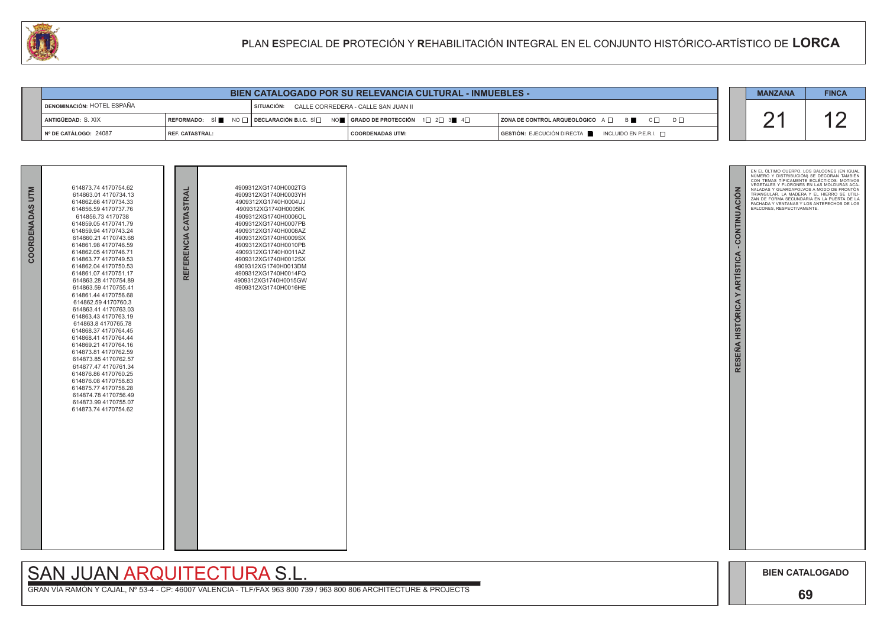# PLAN ESPECIAL DE PROTECIÓN Y REHABILITACIÓN INTEGRAL EN EL CONJUNTO HISTÓRICO-ARTÍSTICO DE LORCA

## BIEN CATALOGADO POR SU RELEVANCIA CULTURAL - INMUEBLES -

| | | | | |
|---|---|---|---|---|
| DENOMINACIÓN: HOTEL ESPAÑA | | SITUACIÓN: CALLE CORREDERA - CALLE SAN JUAN II | | |
| ANTIGÜEDAD: S. XIX | REFORMADO: SÍ ■ NO □ | DECLARACIÓN B.I.C. SÍ □ NO ■ | GRADO DE PROTECCIÓN 1□ 2□ 3■ 4□ | ZONA DE CONTROL ARQUEOLÓGICO A □ B ■ C □ D □ |
| Nº DE CATÁLOGO: 24087 | REF. CATASTRAL: | | COORDENADAS UTM: | GESTIÓN: EJECUCIÓN DIRECTA ■ INCLUIDO EN P.E.R.I. □ |

| MANZANA | FINCA |
|---|---|
| 21 | 12 |

### COORDENADAS UTM

614873.74 4170754.62
614863.01 4170734.13
614862.66 4170734.33
614856.59 4170737.76
614856.73 4170738
614859.05 4170741.79
614859.94 4170743.24
614860.21 4170743.68
614861.98 4170746.59
614862.05 4170746.71
614863.77 4170749.53
614862.04 4170750.53
614861.07 4170751.17
614863.28 4170754.89
614863.59 4170755.41
614861.44 4170756.68
614862.59 4170760.3
614863.41 4170763.03
614863.43 4170763.19
614863.8 4170765.78
614868.37 4170764.45
614868.41 4170764.44
614869.21 4170764.16
614873.81 4170762.59
614873.85 4170762.57
614877.47 4170761.34
614876.86 4170760.25
614876.08 4170758.83
614875.77 4170758.28
614874.78 4170756.49
614873.99 4170755.07
614873.74 4170754.62

### REFERENCIA CATASTRAL

4909312XG1740H0002TG
4909312XG1740H0003YH
4909312XG1740H0004UJ
4909312XG1740H0005IK
4909312XG1740H0006OL
4909312XG1740H0007PB
4909312XG1740H0008AZ
4909312XG1740H0009SX
4909312XG1740H0010PB
4909312XG1740H0011AZ
4909312XG1740H0012SX
4909312XG1740H0013DM
4909312XG1740H0014FQ
4909312XG1740H0015GW
4909312XG1740H0016HE

### RESEÑA HISTÓRICA Y ARTÍSTICA - CONTINUACIÓN

EN EL ÚLTIMO CUERPO, LOS BALCONES (EN IGUAL NÚMERO Y DISTRIBUCIÓN) SE DECORAN TAMBIÉN CON TEMAS TÍPICAMENTE ECLÉCTICOS: MOTIVOS VEGETALES Y FLORONES EN LAS MOLDURAS ACANALADAS Y GUARDAPOLVOS A MODO DE FRONTÓN TRIANGULAR. LA MADERA Y EL HIERRO SE UTILIZAN DE FORMA SECUNDARIA EN LA PUERTA DE LA FACHADA Y VENTANAS Y LOS ANTEPECHOS DE LOS BALCONES, RESPECTIVAMENTE.

SAN JUAN ARQUITECTURA S.L.

GRAN VÍA RAMÓN Y CAJAL, Nº 53-4 - CP: 46007 VALENCIA - TLF/FAX 963 800 739 / 963 800 806 ARCHITECTURE & PROJECTS

BIEN CATALOGADO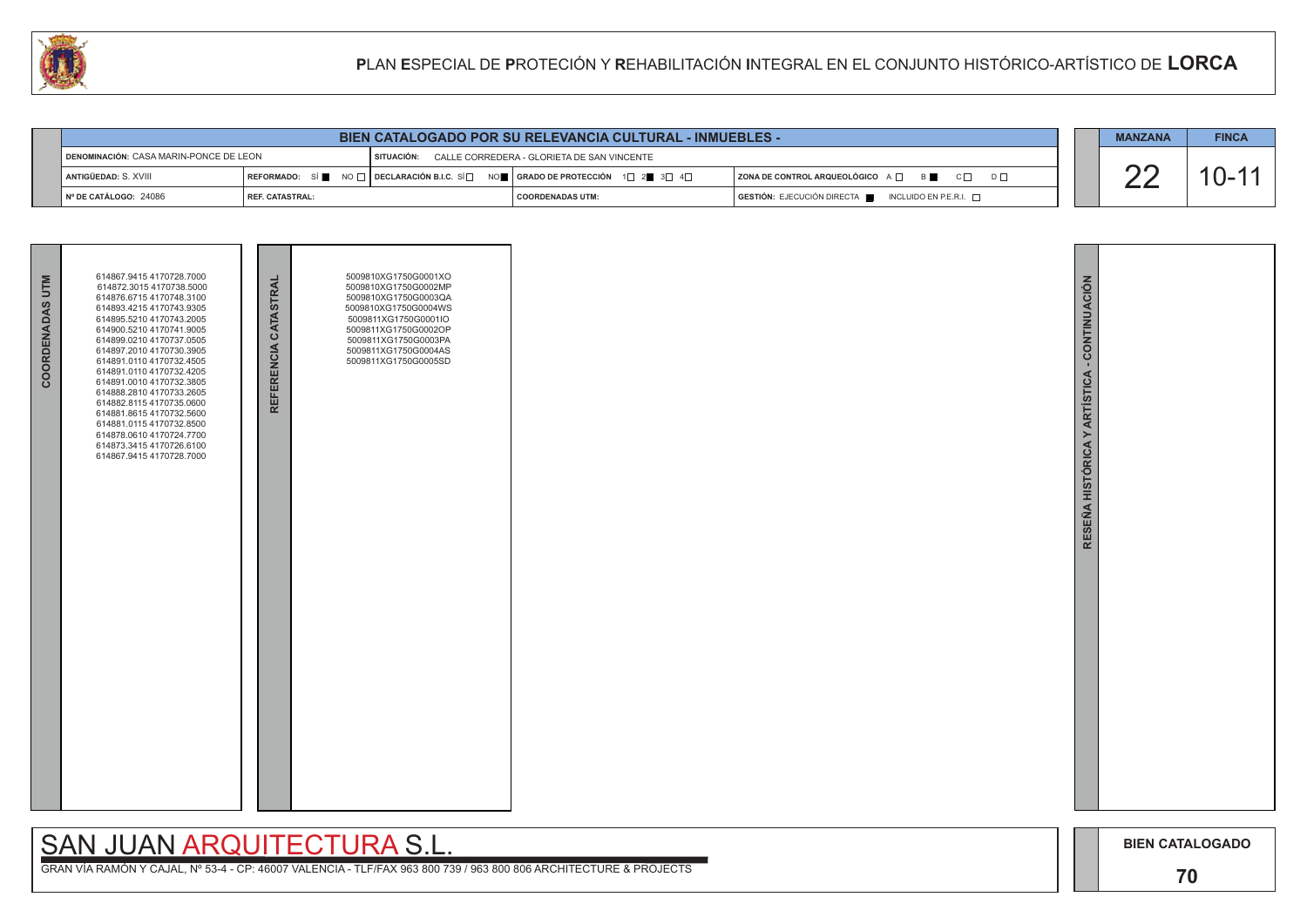# PLAN ESPECIAL DE PROTECIÓN Y REHABILITACIÓN INTEGRAL EN EL CONJUNTO HISTÓRICO-ARTÍSTICO DE LORCA

| BIEN CATALOGADO POR SU RELEVANCIA CULTURAL - INMUEBLES - | | | | |
|---|---|---|---|---|
| DENOMINACIÓN: CASA MARIN-PONCE DE LEON | SITUACIÓN: CALLE CORREDERA - GLORIETA DE SAN VINCENTE | | | |
| ANTIGÜEDAD: S. XVIII | REFORMADO: SÍ ■ NO □ | DECLARACIÓN B.I.C. SÍ □ NO ■ | GRADO DE PROTECCIÓN 1□ 2■ 3□ 4□ | ZONA DE CONTROL ARQUEOLÓGICO A □ B ■ C □ D □ |
| Nº DE CATÁLOGO: 24086 | REF. CATASTRAL: | | COORDENADAS UTM: | GESTIÓN: EJECUCIÓN DIRECTA ■ INCLUIDO EN P.E.R.I. □ |

| MANZANA | FINCA |
|---|---|
| 22 | 10-11 |

**COORDENADAS UTM**

614867.9415 4170728.7000
614872.3015 4170738.5000
614876.6715 4170748.3100
614893.4215 4170743.9305
614895.5210 4170743.2005
614900.5210 4170741.9005
614899.0210 4170737.0505
614897.2010 4170730.3905
614891.0110 4170732.4505
614891.0110 4170732.4205
614891.0010 4170732.3805
614888.2810 4170733.2605
614882.8115 4170735.0600
614881.8615 4170732.5600
614881.0115 4170732.8500
614878.0610 4170724.7700
614873.3415 4170726.6100
614867.9415 4170728.7000

**REFERENCIA CATASTRAL**

5009810XG1750G0001XO
5009810XG1750G0002MP
5009810XG1750G0003QA
5009810XG1750G0004WS
5009811XG1750G0001IO
5009811XG1750G0002OP
5009811XG1750G0003PA
5009811XG1750G0004AS
5009811XG1750G0005SD

**RESEÑA HISTÓRICA Y ARTÍSTICA - CONTINUACIÓN**

SAN JUAN ARQUITECTURA S.L.

GRAN VÍA RAMÓN Y CAJAL, Nº 53-4 - CP: 46007 VALENCIA - TLF/FAX 963 800 739 / 963 800 806 ARCHITECTURE & PROJECTS

BIEN CATALOGADO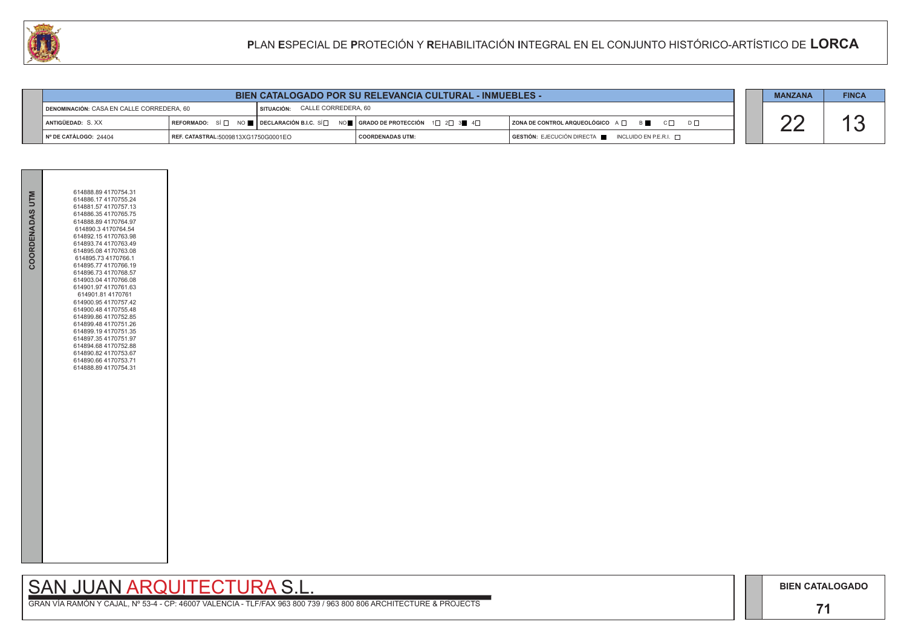# PLAN ESPECIAL DE PROTECCIÓN Y REHABILITACIÓN INTEGRAL EN EL CONJUNTO HISTÓRICO-ARTÍSTICO DE LORCA

## BIEN CATALOGADO POR SU RELEVANCIA CULTURAL - INMUEBLES -

| | | | | |
|---|---|---|---|---|
| DENOMINACIÓN: CASA EN CALLE CORREDERA, 60 | SITUACIÓN: CALLE CORREDERA, 60 | | | |
| ANTIGÜEDAD: S. XX | REFORMADO: SÍ ☐ NO ■ | DECLARACIÓN B.I.C. SÍ ☐ NO ■ | GRADO DE PROTECCIÓN 1☐ 2☐ 3■ 4☐ | ZONA DE CONTROL ARQUEOLÓGICO A ☐ B ■ C ☐ D ☐ |
| Nº DE CATÁLOGO: 24404 | REF. CATASTRAL: 5009813XG1750G0001EO | | COORDENADAS UTM: | GESTIÓN: EJECUCIÓN DIRECTA ■ INCLUIDO EN P.E.R.I. ☐ |

| MANZANA | FINCA |
|---|---|
| 22 | 13 |

**COORDENADAS UTM**

614888.89 4170754.31
614886.17 4170755.24
614881.57 4170757.13
614886.35 4170765.75
614888.89 4170764.97
614890.3 4170764.54
614892.15 4170763.98
614893.74 4170763.49
614895.08 4170763.08
614895.73 4170766.1
614895.77 4170766.19
614896.73 4170768.57
614903.04 4170766.08
614901.97 4170761.63
614901.81 4170761
614900.95 4170757.42
614900.48 4170755.48
614899.86 4170752.85
614899.48 4170751.26
614899.19 4170751.35
614897.35 4170751.97
614894.68 4170752.88
614890.82 4170753.67
614890.66 4170753.71
614888.89 4170754.31

SAN JUAN ARQUITECTURA S.L.

GRAN VÍA RAMÓN Y CAJAL, Nº 53-4 - CP: 46007 VALENCIA - TLF/FAX 963 800 739 / 963 800 806 ARCHITECTURE & PROJECTS

**BIEN CATALOGADO**

**71**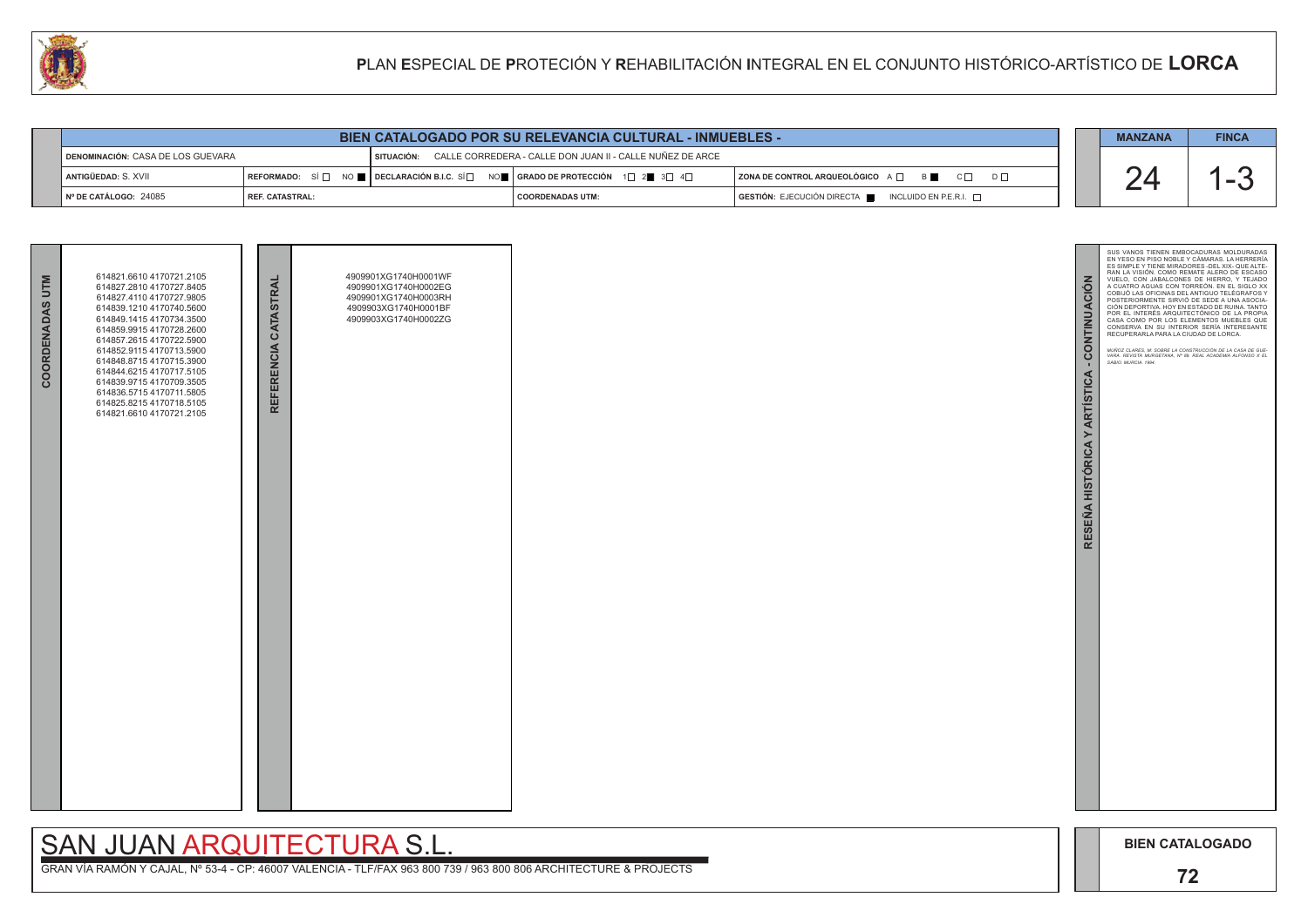# PLAN ESPECIAL DE PROTECIÓN Y REHABILITACIÓN INTEGRAL EN EL CONJUNTO HISTÓRICO-ARTÍSTICO DE LORCA

## BIEN CATALOGADO POR SU RELEVANCIA CULTURAL - INMUEBLES -

| | | | | | |
|---|---|---|---|---|---|
| DENOMINACIÓN: CASA DE LOS GUEVARA | | SITUACIÓN: CALLE CORREDERA - CALLE DON JUAN II - CALLE NUÑEZ DE ARCE | | | |
| ANTIGÜEDAD: S. XVII | REFORMADO: SÍ ☐ NO ■ | DECLARACIÓN B.I.C. SÍ ☐ NO ■ | GRADO DE PROTECCIÓN 1☐ 2■ 3☐ 4☐ | ZONA DE CONTROL ARQUEOLÓGICO A ☐ B ■ C ☐ D ☐ | |
| Nº DE CATÁLOGO: 24085 | REF. CATASTRAL: | | COORDENADAS UTM: | GESTIÓN: EJECUCIÓN DIRECTA ■ INCLUIDO EN P.E.R.I. ☐ | |

| MANZANA | FINCA |
|---|---|
| 24 | 1-3 |

**COORDENADAS UTM**

614821.6610 4170721.2105
614827.2810 4170727.8405
614827.4110 4170727.9805
614839.1210 4170740.5600
614849.1415 4170734.3500
614859.9915 4170728.2600
614857.2615 4170722.5900
614852.9115 4170713.5900
614848.8715 4170715.3900
614844.6215 4170717.5105
614839.9715 4170709.3505
614836.5715 4170711.5805
614825.8215 4170718.5105
614821.6610 4170721.2105

**REFERENCIA CATASTRAL**

4909901XG1740H0001WF
4909901XG1740H0002EG
4909901XG1740H0003RH
4909903XG1740H0001BF
4909903XG1740H0002ZG

**RESEÑA HISTÓRICA Y ARTÍSTICA - CONTINUACIÓN**

SUS VANOS TIENEN EMBOCADURAS MOLDURADAS EN YESO EN PISO NOBLE Y CÁMARAS. LA HERRERÍA ES SIMPLE Y TIENE MIRADORES -DEL XIX- QUE ALTERAN LA VISIÓN. COMO REMATE ALERO DE ESCASO VUELO, CON JABALCONES DE HIERRO, Y TEJADO A CUATRO AGUAS CON TORREÓN. EN EL SIGLO XX COBIJÓ LAS OFICINAS DEL ANTIGUO TELÉGRAFOS Y POSTERIORMENTE SIRVIÓ DE SEDE A UNA ASOCIACIÓN DEPORTIVA. HOY EN ESTADO DE RUINA. TANTO POR EL INTERÉS ARQUITECTÓNICO DE LA PROPIA CASA COMO POR LOS ELEMENTOS MUEBLES QUE CONSERVA EN SU INTERIOR SERÍA INTERESANTE RECUPERARLA PARA LA CIUDAD DE LORCA.

*MUÑOZ CLARES, M. SOBRE LA CONSTRUCCIÓN DE LA CASA DE GUEVARA. REVISTA MURGETANA, Nº 99. REAL ACADEMIA ALFONSO X EL SABIO. MURCIA. 1994.*

SAN JUAN ARQUITECTURA S.L.

GRAN VÍA RAMÓN Y CAJAL, Nº 53-4 - CP: 46007 VALENCIA - TLF/FAX 963 800 739 / 963 800 806 ARCHITECTURE & PROJECTS

**BIEN CATALOGADO**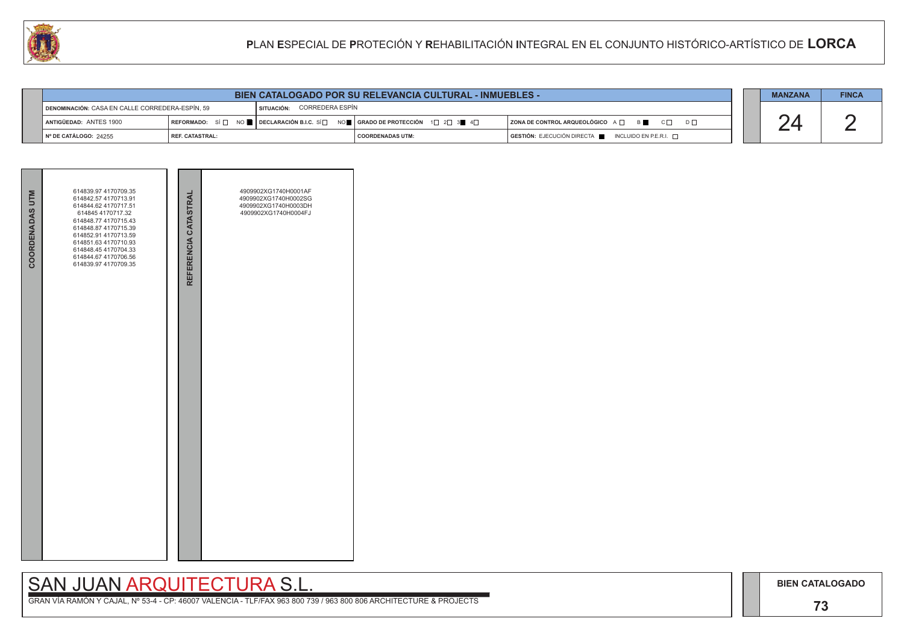# PLAN ESPECIAL DE PROTECIÓN Y REHABILITACIÓN INTEGRAL EN EL CONJUNTO HISTÓRICO-ARTÍSTICO DE LORCA

## BIEN CATALOGADO POR SU RELEVANCIA CULTURAL - INMUEBLES -

| | | | |
|---|---|---|---|
| DENOMINACIÓN: CASA EN CALLE CORREDERA-ESPÍN, 59 | SITUACIÓN: CORREDERA ESPÍN | | |
| ANTIGÜEDAD: ANTES 1900 | REFORMADO: SÍ ☐ NO ■ | DECLARACIÓN B.I.C. SÍ ☐ NO ■ | GRADO DE PROTECCIÓN 1☐ 2☐ 3■ 4☐ |
| ZONA DE CONTROL ARQUEOLÓGICO A ☐ B ■ C ☐ D ☐ | | | |
| Nº DE CATÁLOGO: 24255 | REF. CATASTRAL: | COORDENADAS UTM: | GESTIÓN: EJECUCIÓN DIRECTA ■ INCLUIDO EN P.E.R.I. ☐ |

| MANZANA | FINCA |
|---|---|
| 24 | 2 |

| COORDENADAS UTM | REFERENCIA CATASTRAL |
|---|---|
| 614839.97 4170709.35<br>614842.57 4170713.91<br>614844.62 4170717.51<br>614845 4170717.32<br>614848.77 4170715.43<br>614848.87 4170715.39<br>614852.91 4170713.59<br>614851.63 4170710.93<br>614848.45 4170704.33<br>614844.67 4170706.56<br>614839.97 4170709.35 | 4909902XG1740H0001AF<br>4909902XG1740H0002SG<br>4909902XG1740H0003DH<br>4909902XG1740H0004FJ |

SAN JUAN ARQUITECTURA S.L.

GRAN VÍA RAMÓN Y CAJAL, Nº 53-4 - CP: 46007 VALENCIA - TLF/FAX 963 800 739 / 963 800 806 ARCHITECTURE & PROJECTS

BIEN CATALOGADO

73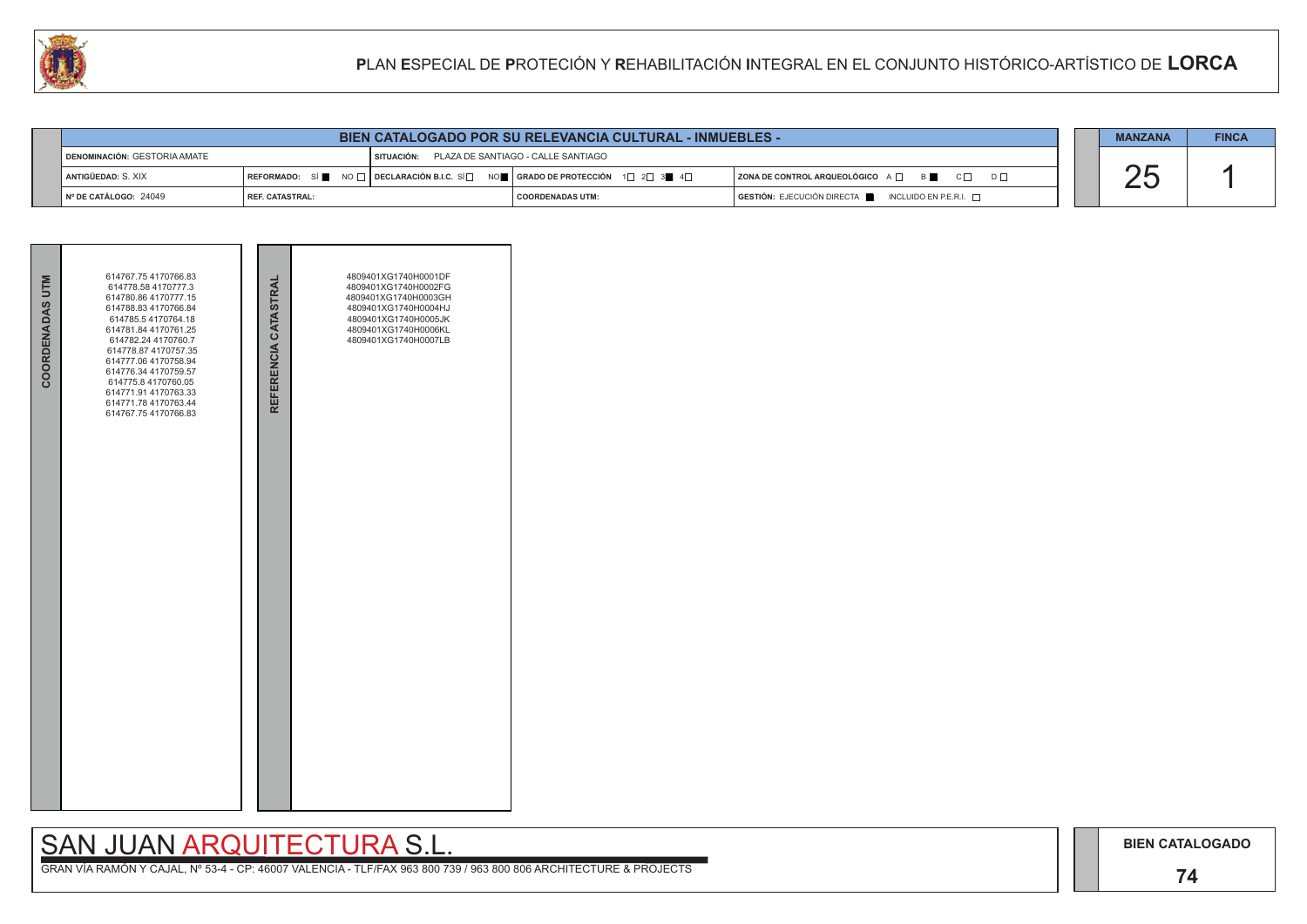# PLAN ESPECIAL DE PROTECIÓN Y REHABILITACIÓN INTEGRAL EN EL CONJUNTO HISTÓRICO-ARTÍSTICO DE LORCA

## BIEN CATALOGADO POR SU RELEVANCIA CULTURAL - INMUEBLES -

| | | | | |
|---|---|---|---|---|
| DENOMINACIÓN: GESTORIA AMATE | | SITUACIÓN: PLAZA DE SANTIAGO - CALLE SANTIAGO | | |
| ANTIGÜEDAD: S. XIX | REFORMADO: SÍ ■ NO ☐ | DECLARACIÓN B.I.C. SÍ ☐ NO ■ | GRADO DE PROTECCIÓN 1☐ 2☐ 3■ 4☐ | ZONA DE CONTROL ARQUEOLÓGICO A ☐ B ■ C ☐ D ☐ |
| Nº DE CATÁLOGO: 24049 | REF. CATASTRAL: | | COORDENADAS UTM: | GESTIÓN: EJECUCIÓN DIRECTA ■ INCLUIDO EN P.E.R.I. ☐ |

| MANZANA | FINCA |
|---|---|
| 25 | 1 |

| COORDENADAS UTM | REFERENCIA CATASTRAL |
|---|---|
| 614767.75 4170766.83<br>614778.58 4170777.3<br>614780.86 4170777.15<br>614788.83 4170766.84<br>614785.5 4170764.18<br>614781.84 4170761.25<br>614782.24 4170760.7<br>614778.87 4170757.35<br>614777.06 4170758.94<br>614776.34 4170759.57<br>614775.8 4170760.05<br>614771.91 4170763.33<br>614771.78 4170763.44<br>614767.75 4170766.83 | 4809401XG1740H0001DF<br>4809401XG1740H0002FG<br>4809401XG1740H0003GH<br>4809401XG1740H0004HJ<br>4809401XG1740H0005JK<br>4809401XG1740H0006KL<br>4809401XG1740H0007LB |

SAN JUAN ARQUITECTURA S.L.

GRAN VÍA RAMÓN Y CAJAL, Nº 53-4 - CP: 46007 VALENCIA - TLF/FAX 963 800 739 / 963 800 806 ARCHITECTURE & PROJECTS

BIEN CATALOGADO

74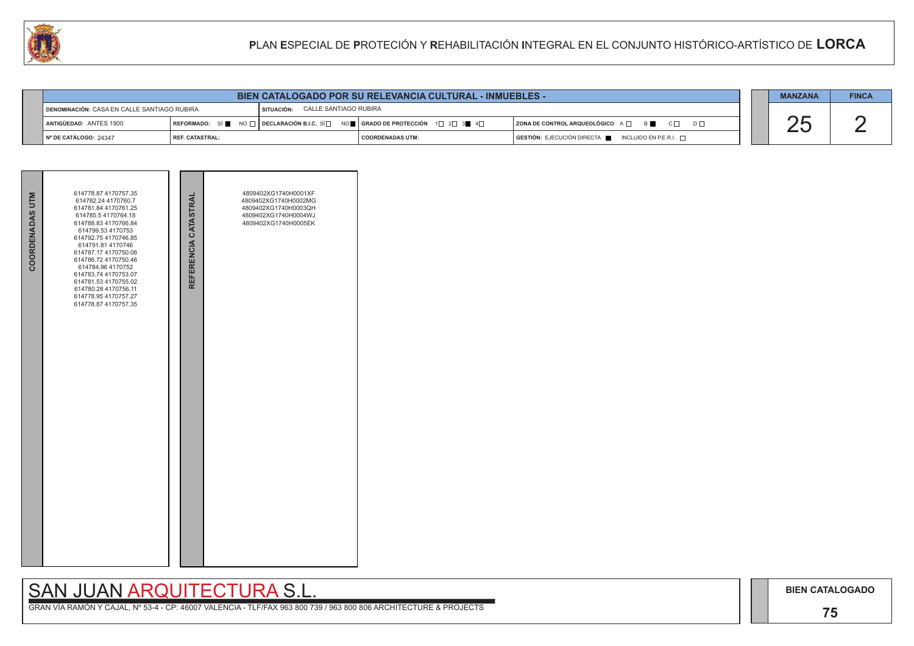# PLAN ESPECIAL DE PROTECIÓN Y REHABILITACIÓN INTEGRAL EN EL CONJUNTO HISTÓRICO-ARTÍSTICO DE LORCA

## BIEN CATALOGADO POR SU RELEVANCIA CULTURAL - INMUEBLES -

| | | | | |
|---|---|---|---|---|
| DENOMINACIÓN: CASA EN CALLE SANTIAGO RUBIRA | SITUACIÓN: CALLE SANTIAGO RUBIRA | | | |
| ANTIGÜEDAD: ANTES 1900 | REFORMADO: SÍ ■ NO ☐ | DECLARACIÓN B.I.C. SÍ ☐ NO ■ | GRADO DE PROTECCIÓN 1☐ 2☐ 3■ 4☐ | ZONA DE CONTROL ARQUEOLÓGICO A ☐ B ■ C ☐ D ☐ |
| Nº DE CATÁLOGO: 24347 | REF. CATASTRAL: | | COORDENADAS UTM: | GESTIÓN: EJECUCIÓN DIRECTA ■ INCLUIDO EN P.E.R.I. ☐ |

| MANZANA | FINCA |
|---|---|
| 25 | 2 |

**COORDENADAS UTM**

614778.87 4170757.35
614782.24 4170760.7
614781.84 4170761.25
614785.5 4170764.18
614788.83 4170766.84
614799.53 4170753
614792.75 4170746.85
614791.81 4170746
614787.17 4170750.06
614786.72 4170750.46
614784.96 4170752
614783.74 4170753.07
614781.53 4170755.02
614780.28 4170756.11
614778.95 4170757.27
614778.87 4170757.35

**REFERENCIA CATASTRAL**

4809402XG1740H0001XF
4809402XG1740H0002MG
4809402XG1740H0003QH
4809402XG1740H0004WJ
4809402XG1740H0005EK

SAN JUAN ARQUITECTURA S.L.

GRAN VÍA RAMÓN Y CAJAL, Nº 53-4 - CP: 46007 VALENCIA - TLF/FAX 963 800 739 / 963 800 806 ARCHITECTURE & PROJECTS

BIEN CATALOGADO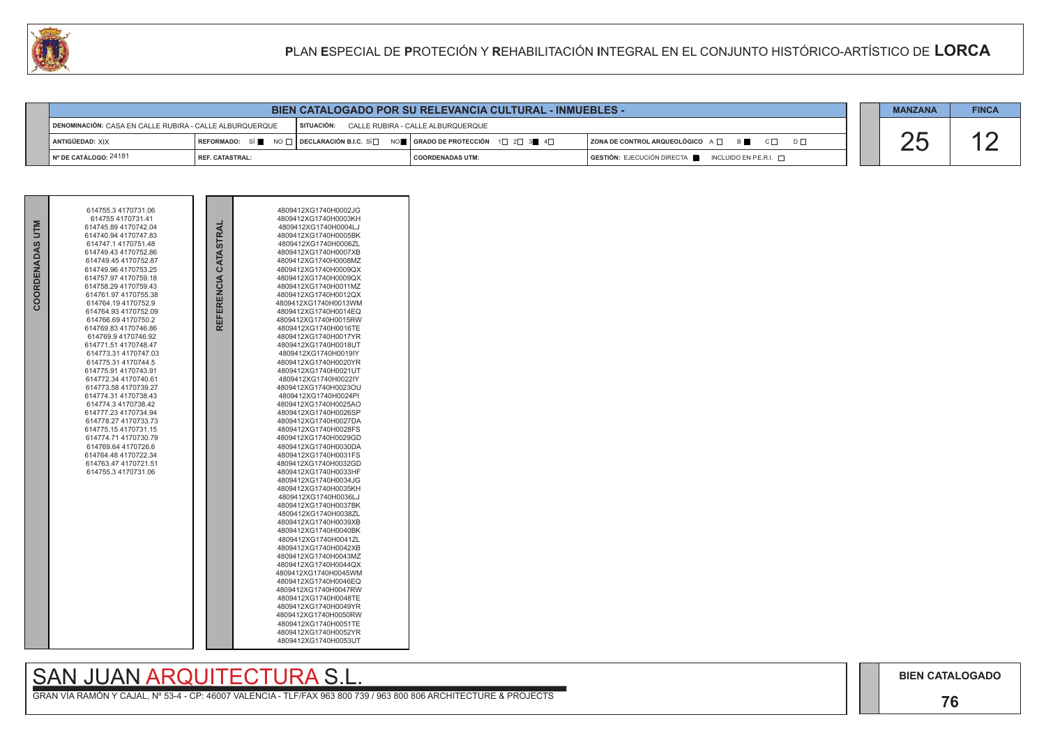# PLAN ESPECIAL DE PROTECIÓN Y REHABILITACIÓN INTEGRAL EN EL CONJUNTO HISTÓRICO-ARTÍSTICO DE LORCA

## BIEN CATALOGADO POR SU RELEVANCIA CULTURAL - INMUEBLES -

| | | | | |
|---|---|---|---|---|
| DENOMINACIÓN: CASA EN CALLE RUBIRA - CALLE ALBURQUERQUE | SITUACIÓN: CALLE RUBIRA - CALLE ALBURQUERQUE | | | |
| ANTIGÜEDAD: XIX | REFORMADO: SÍ ■ NO □ | DECLARACIÓN B.I.C. SÍ □ NO ■ | GRADO DE PROTECCIÓN 1□ 2□ 3■ 4□ | ZONA DE CONTROL ARQUEOLÓGICO A □ B ■ C □ D □ |
| Nº DE CATÁLOGO: 24181 | REF. CATASTRAL: | | COORDENADAS UTM: | GESTIÓN: EJECUCIÓN DIRECTA ■ INCLUIDO EN P.E.R.I. □ |

| MANZANA | FINCA |
|---|---|
| 25 | 12 |

| COORDENADAS UTM |
|---|
| 614755.3 4170731.06 |
| 614755 4170731.41 |
| 614745.89 4170742.04 |
| 614740.94 4170747.83 |
| 614747.1 4170751.48 |
| 614749.43 4170752.86 |
| 614749.45 4170752.87 |
| 614749.96 4170753.25 |
| 614757.97 4170759.18 |
| 614758.29 4170759.43 |
| 614761.97 4170755.38 |
| 614764.19 4170752.9 |
| 614764.93 4170752.09 |
| 614766.69 4170750.2 |
| 614769.83 4170746.86 |
| 614769.9 4170746.92 |
| 614771.51 4170748.47 |
| 614773.31 4170747.03 |
| 614775.31 4170744.5 |
| 614775.91 4170743.91 |
| 614772.34 4170740.61 |
| 614773.58 4170739.27 |
| 614774.31 4170738.43 |
| 614774.3 4170738.42 |
| 614777.23 4170734.94 |
| 614778.27 4170733.73 |
| 614775.15 4170731.15 |
| 614774.71 4170730.79 |
| 614769.64 4170726.6 |
| 614764.48 4170722.34 |
| 614763.47 4170721.51 |
| 614755.3 4170731.06 |

| REFERENCIA CATASTRAL |
|---|
| 4809412XG1740H0002JG |
| 4809412XG1740H0003KH |
| 4809412XG1740H0004LJ |
| 4809412XG1740H0005BK |
| 4809412XG1740H0006ZL |
| 4809412XG1740H0007XB |
| 4809412XG1740H0008MZ |
| 4809412XG1740H0009QX |
| 4809412XG1740H0009QX |
| 4809412XG1740H0011MZ |
| 4809412XG1740H0012QX |
| 4809412XG1740H0013WM |
| 4809412XG1740H0014EQ |
| 4809412XG1740H0015RW |
| 4809412XG1740H0016TE |
| 4809412XG1740H0017YR |
| 4809412XG1740H0018UT |
| 4809412XG1740H0019IY |
| 4809412XG1740H0020YR |
| 4809412XG1740H0021UT |
| 4809412XG1740H0022IY |
| 4809412XG1740H0023OU |
| 4809412XG1740H0024PI |
| 4809412XG1740H0025AO |
| 4809412XG1740H0026SP |
| 4809412XG1740H0027DA |
| 4809412XG1740H0028FS |
| 4809412XG1740H0029GD |
| 4809412XG1740H0030DA |
| 4809412XG1740H0031FS |
| 4809412XG1740H0032GD |
| 4809412XG1740H0033HF |
| 4809412XG1740H0034JG |
| 4809412XG1740H0035KH |
| 4809412XG1740H0036LJ |
| 4809412XG1740H0037BK |
| 4809412XG1740H0038ZL |
| 4809412XG1740H0039XB |
| 4809412XG1740H0040BK |
| 4809412XG1740H0041ZL |
| 4809412XG1740H0042XB |
| 4809412XG1740H0043MZ |
| 4809412XG1740H0044QX |
| 4809412XG1740H0045WM |
| 4809412XG1740H0046EQ |
| 4809412XG1740H0047RW |
| 4809412XG1740H0048TE |
| 4809412XG1740H0049YR |
| 4809412XG1740H0050RW |
| 4809412XG1740H0051TE |
| 4809412XG1740H0052YR |
| 4809412XG1740H0053UT |

SAN JUAN ARQUITECTURA S.L.

GRAN VÍA RAMÓN Y CAJAL, Nº 53-4 - CP: 46007 VALENCIA - TLF/FAX 963 800 739 / 963 800 806 ARCHITECTURE & PROJECTS

BIEN CATALOGADO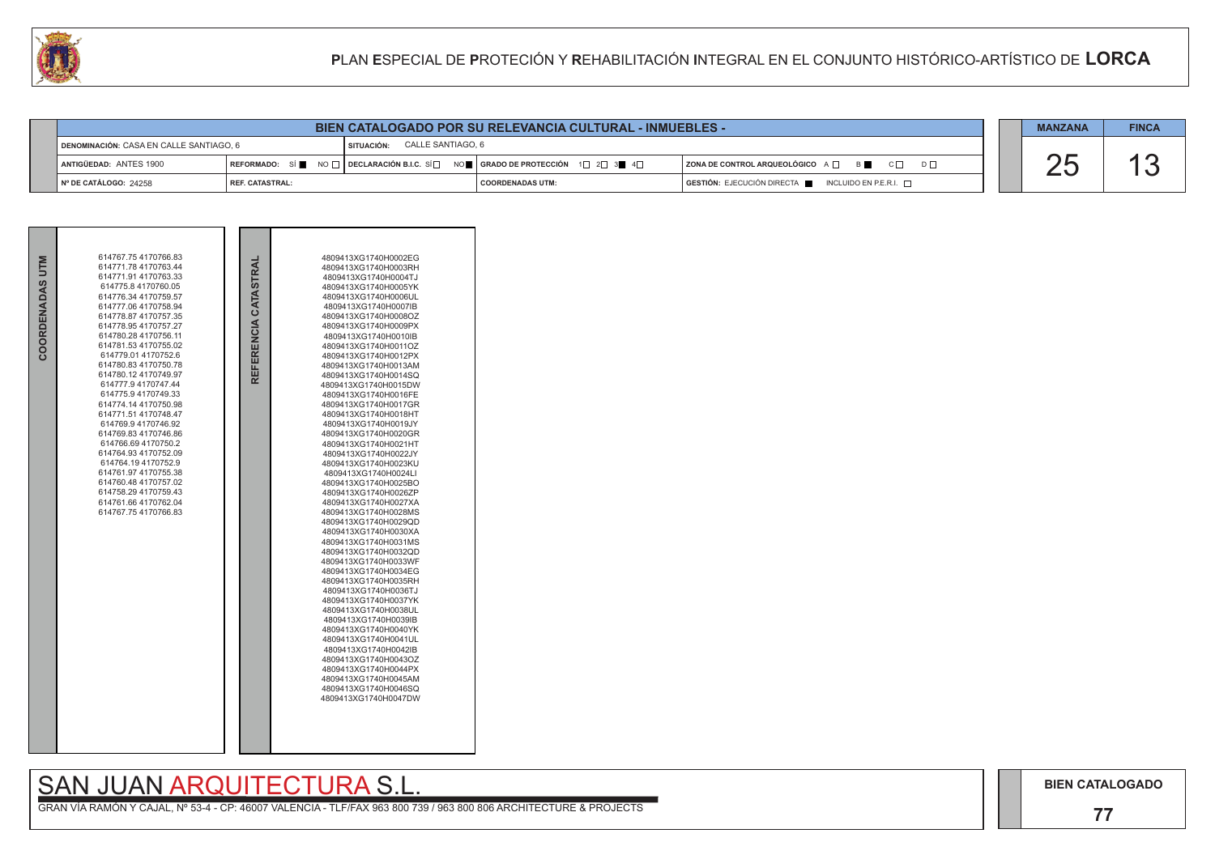# PLAN ESPECIAL DE PROTECIÓN Y REHABILITACIÓN INTEGRAL EN EL CONJUNTO HISTÓRICO-ARTÍSTICO DE LORCA

## BIEN CATALOGADO POR SU RELEVANCIA CULTURAL - INMUEBLES -

| | | | | |
|---|---|---|---|---|
| DENOMINACIÓN: CASA EN CALLE SANTIAGO, 6 | SITUACIÓN: CALLE SANTIAGO, 6 | | | |
| ANTIGÜEDAD: ANTES 1900 | REFORMADO: SÍ ■ NO ☐ | DECLARACIÓN B.I.C. SÍ ☐ NO ■ | GRADO DE PROTECCIÓN 1☐ 2☐ 3■ 4☐ | ZONA DE CONTROL ARQUEOLÓGICO A ☐ B ■ C ☐ D ☐ |
| Nº DE CATÁLOGO: 24258 | REF. CATASTRAL: | | COORDENADAS UTM: | GESTIÓN: EJECUCIÓN DIRECTA ■ INCLUIDO EN P.E.R.I. ☐ |

| MANZANA | FINCA |
|---|---|
| 25 | 13 |

**COORDENADAS UTM**

614767.75 4170766.83
614771.78 4170763.44
614771.91 4170763.33
614775.8 4170760.05
614776.34 4170759.57
614777.06 4170758.94
614778.87 4170757.35
614778.95 4170757.27
614780.28 4170756.11
614781.53 4170755.02
614779.01 4170752.6
614780.83 4170750.78
614780.12 4170749.97
614777.9 4170747.44
614775.9 4170749.33
614774.14 4170750.98
614771.51 4170748.47
614769.9 4170746.92
614769.83 4170746.86
614766.69 4170750.2
614764.93 4170752.09
614764.19 4170752.9
614761.97 4170755.38
614760.48 4170757.02
614758.29 4170759.43
614761.66 4170762.04
614767.75 4170766.83

**REFERENCIA CATASTRAL**

4809413XG1740H0002EG
4809413XG1740H0003RH
4809413XG1740H0004TJ
4809413XG1740H0005YK
4809413XG1740H0006UL
4809413XG1740H0007IB
4809413XG1740H0008OZ
4809413XG1740H0009PX
4809413XG1740H0010IB
4809413XG1740H0011OZ
4809413XG1740H0012PX
4809413XG1740H0013AM
4809413XG1740H0014SQ
4809413XG1740H0015DW
4809413XG1740H0016FE
4809413XG1740H0017GR
4809413XG1740H0018HT
4809413XG1740H0019JY
4809413XG1740H0020GR
4809413XG1740H0021HT
4809413XG1740H0022JY
4809413XG1740H0023KU
4809413XG1740H0024LI
4809413XG1740H0025BO
4809413XG1740H0026ZP
4809413XG1740H0027XA
4809413XG1740H0028MS
4809413XG1740H0029QD
4809413XG1740H0030XA
4809413XG1740H0031MS
4809413XG1740H0032QD
4809413XG1740H0033WF
4809413XG1740H0034EG
4809413XG1740H0035RH
4809413XG1740H0036TJ
4809413XG1740H0037YK
4809413XG1740H0038UL
4809413XG1740H0039IB
4809413XG1740H0040YK
4809413XG1740H0041UL
4809413XG1740H0042IB
4809413XG1740H0043OZ
4809413XG1740H0044PX
4809413XG1740H0045AM
4809413XG1740H0046SQ
4809413XG1740H0047DW

SAN JUAN ARQUITECTURA S.L.

GRAN VÍA RAMÓN Y CAJAL, Nº 53-4 - CP: 46007 VALENCIA - TLF/FAX 963 800 739 / 963 800 806 ARCHITECTURE & PROJECTS

BIEN CATALOGADO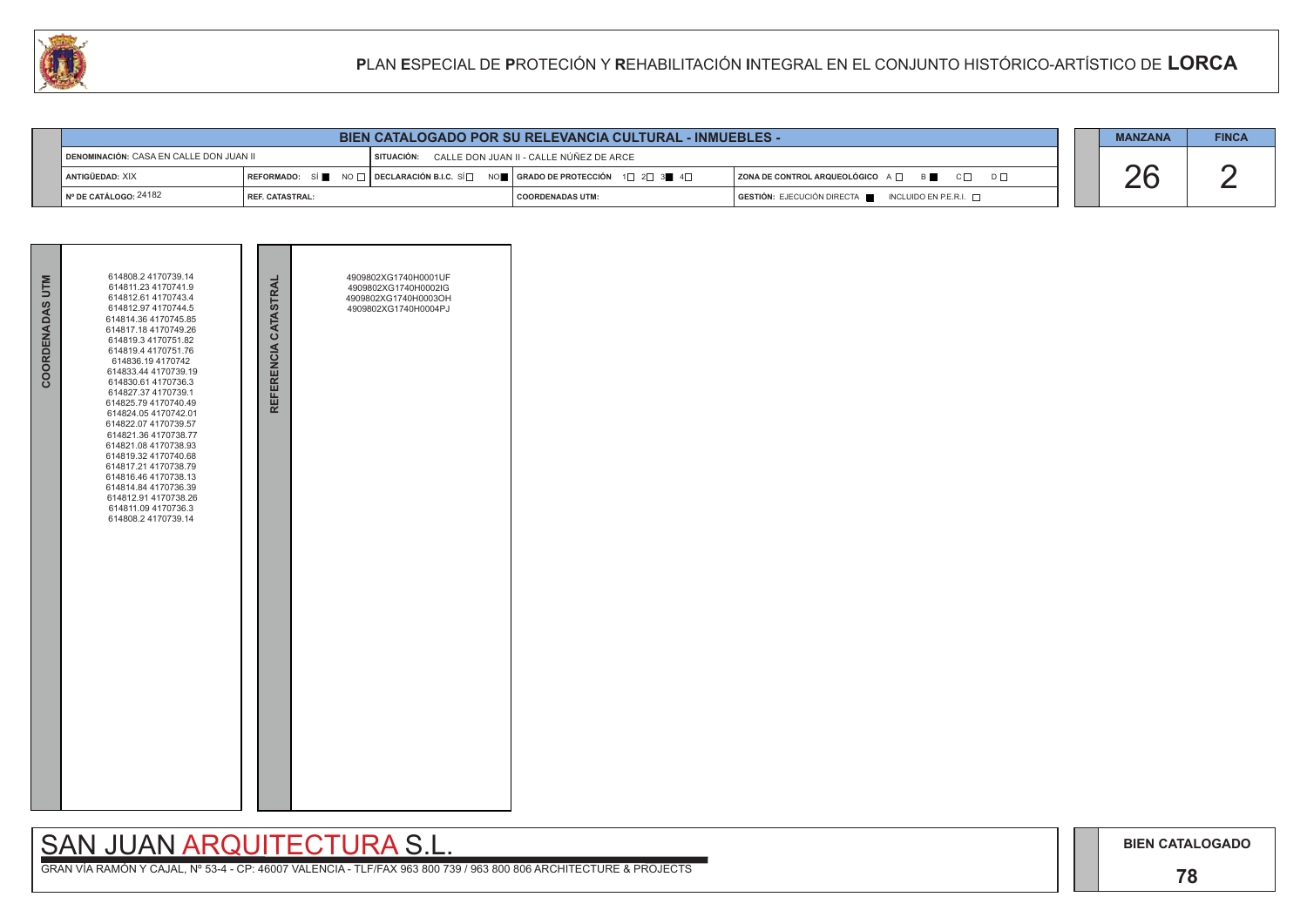# PLAN ESPECIAL DE PROTECIÓN Y REHABILITACIÓN INTEGRAL EN EL CONJUNTO HISTÓRICO-ARTÍSTICO DE LORCA

## BIEN CATALOGADO POR SU RELEVANCIA CULTURAL - INMUEBLES -

| | | | |
|---|---|---|---|
| DENOMINACIÓN: CASA EN CALLE DON JUAN II | SITUACIÓN: CALLE DON JUAN II - CALLE NÚÑEZ DE ARCE | | |
| ANTIGÜEDAD: XIX | REFORMADO: SÍ ■ NO □ / DECLARACIÓN B.I.C. SÍ □ NO ■ | GRADO DE PROTECCIÓN 1□ 2□ 3■ 4□ | ZONA DE CONTROL ARQUEOLÓGICO A □ B ■ C □ D □ |
| Nº DE CATÁLOGO: 24182 | REF. CATASTRAL: | COORDENADAS UTM: | GESTIÓN: EJECUCIÓN DIRECTA ■ INCLUIDO EN P.E.R.I. □ |

| MANZANA | FINCA |
|---|---|
| 26 | 2 |

| COORDENADAS UTM | REFERENCIA CATASTRAL |
|---|---|
| 614808.2 4170739.14<br>614811.23 4170741.9<br>614812.61 4170743.4<br>614812.97 4170744.5<br>614814.36 4170745.85<br>614817.18 4170749.26<br>614819.3 4170751.82<br>614819.4 4170751.76<br>614836.19 4170742<br>614833.44 4170739.19<br>614830.61 4170736.3<br>614827.37 4170739.1<br>614825.79 4170740.49<br>614824.05 4170742.01<br>614822.07 4170739.57<br>614821.36 4170738.77<br>614821.08 4170738.93<br>614819.32 4170740.68<br>614817.21 4170738.79<br>614816.46 4170738.13<br>614814.84 4170736.39<br>614812.91 4170738.26<br>614811.09 4170736.3<br>614808.2 4170739.14 | 4909802XG1740H0001UF<br>4909802XG1740H0002IG<br>4909802XG1740H0003OH<br>4909802XG1740H0004PJ |

SAN JUAN ARQUITECTURA S.L.

GRAN VÍA RAMÓN Y CAJAL, Nº 53-4 - CP: 46007 VALENCIA - TLF/FAX 963 800 739 / 963 800 806 ARCHITECTURE & PROJECTS

BIEN CATALOGADO

78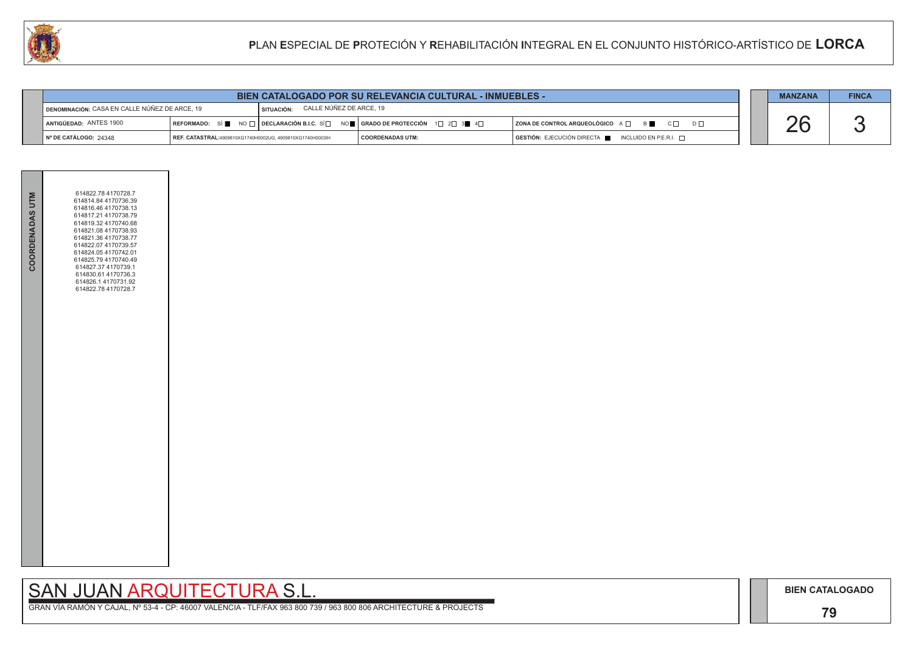# PLAN ESPECIAL DE PROTECIÓN Y REHABILITACIÓN INTEGRAL EN EL CONJUNTO HISTÓRICO-ARTÍSTICO DE LORCA

## BIEN CATALOGADO POR SU RELEVANCIA CULTURAL - INMUEBLES -

| | | | | |
|---|---|---|---|---|
| DENOMINACIÓN: CASA EN CALLE NÚÑEZ DE ARCE, 19 | SITUACIÓN: CALLE NÚÑEZ DE ARCE, 19 | | | |
| ANTIGÜEDAD: ANTES 1900 | REFORMADO: SÍ ■ NO ☐ | DECLARACIÓN B.I.C. SÍ ☐ NO ■ | GRADO DE PROTECCIÓN 1☐ 2☐ 3■ 4☐ | ZONA DE CONTROL ARQUEOLÓGICO A ☐ B ■ C ☐ D ☐ |
| Nº DE CATÁLOGO: 24348 | REF. CATASTRAL:4909810XG1740H0002UG, 4909810XG1740H0003IH | | COORDENADAS UTM: | GESTIÓN: EJECUCIÓN DIRECTA ■ INCLUIDO EN P.E.R.I. ☐ |

| MANZANA | FINCA |
|---|---|
| 26 | 3 |

**COORDENADAS UTM**

614822.78 4170728.7
614814.84 4170736.39
614816.46 4170738.13
614817.21 4170738.79
614819.32 4170740.68
614821.08 4170738.93
614821.36 4170738.77
614822.07 4170739.57
614824.05 4170742.01
614825.79 4170740.49
614827.37 4170739.1
614830.61 4170736.3
614826.1 4170731.92
614822.78 4170728.7

SAN JUAN ARQUITECTURA S.L.

GRAN VÍA RAMÓN Y CAJAL, Nº 53-4 - CP: 46007 VALENCIA - TLF/FAX 963 800 739 / 963 800 806 ARCHITECTURE & PROJECTS

BIEN CATALOGADO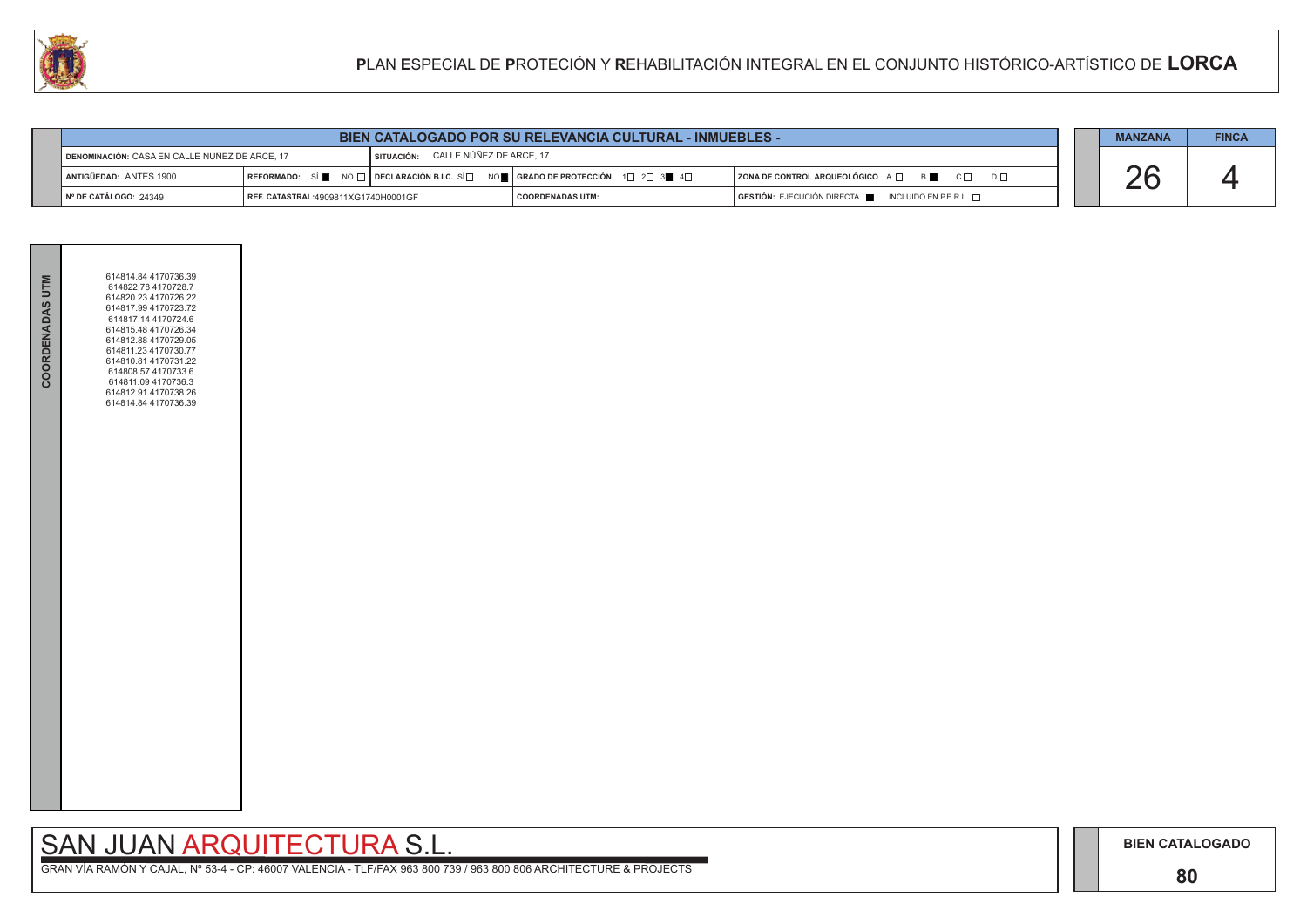# PLAN ESPECIAL DE PROTECIÓN Y REHABILITACIÓN INTEGRAL EN EL CONJUNTO HISTÓRICO-ARTÍSTICO DE LORCA

| BIEN CATALOGADO POR SU RELEVANCIA CULTURAL - INMUEBLES - | | | |
|---|---|---|---|
| DENOMINACIÓN: CASA EN CALLE NUÑEZ DE ARCE, 17 | SITUACIÓN: CALLE NÚÑEZ DE ARCE, 17 | | |
| ANTIGÜEDAD: ANTES 1900 | REFORMADO: SÍ ■ NO ☐ / DECLARACIÓN B.I.C. SÍ ☐ NO ■ | GRADO DE PROTECCIÓN 1☐ 2☐ 3■ 4☐ | ZONA DE CONTROL ARQUEOLÓGICO A ☐ B ■ C ☐ D ☐ |
| Nº DE CATÁLOGO: 24349 | REF. CATASTRAL:4909811XG1740H0001GF | COORDENADAS UTM: | GESTIÓN: EJECUCIÓN DIRECTA ■ INCLUIDO EN P.E.R.I. ☐ |

| MANZANA | FINCA |
|---|---|
| 26 | 4 |

**COORDENADAS UTM**

614814.84 4170736.39
614822.78 4170728.7
614820.23 4170726.22
614817.99 4170723.72
614817.14 4170724.6
614815.48 4170726.34
614812.88 4170729.05
614811.23 4170730.77
614810.81 4170731.22
614808.57 4170733.6
614811.09 4170736.3
614812.91 4170738.26
614814.84 4170736.39

SAN JUAN ARQUITECTURA S.L.

GRAN VÍA RAMÓN Y CAJAL, Nº 53-4 - CP: 46007 VALENCIA - TLF/FAX 963 800 739 / 963 800 806 ARCHITECTURE & PROJECTS

BIEN CATALOGADO

80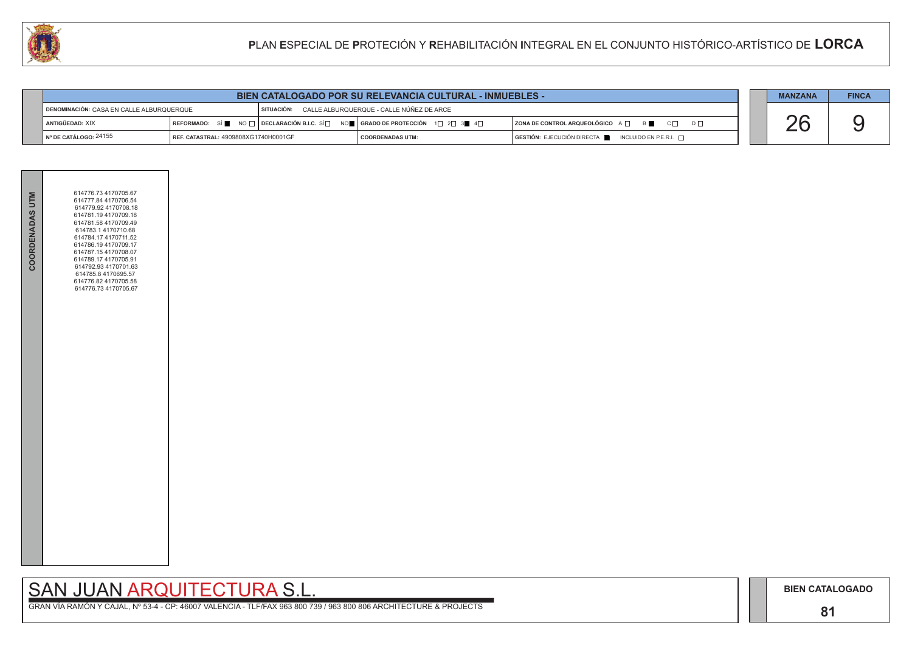# PLAN ESPECIAL DE PROTECIÓN Y REHABILITACIÓN INTEGRAL EN EL CONJUNTO HISTÓRICO-ARTÍSTICO DE LORCA

## BIEN CATALOGADO POR SU RELEVANCIA CULTURAL - INMUEBLES -

| | | | |
|---|---|---|---|
| DENOMINACIÓN: CASA EN CALLE ALBURQUERQUE | SITUACIÓN: CALLE ALBURQUERQUE - CALLE NÚÑEZ DE ARCE | | |
| ANTIGÜEDAD: XIX | REFORMADO: SÍ ■ NO ☐ \| DECLARACIÓN B.I.C. SÍ ☐ NO ■ | GRADO DE PROTECCIÓN 1☐ 2☐ 3■ 4☐ | ZONA DE CONTROL ARQUEOLÓGICO A ☐ B ■ C ☐ D ☐ |
| Nº DE CATÁLOGO: 24155 | REF. CATASTRAL: 4909808XG1740H0001GF | COORDENADAS UTM: | GESTIÓN: EJECUCIÓN DIRECTA ■ INCLUIDO EN P.E.R.I. ☐ |

| MANZANA | FINCA |
|---|---|
| 26 | 9 |

**COORDENADAS UTM**

614776.73 4170705.67
614777.84 4170706.54
614779.92 4170708.18
614781.19 4170709.18
614781.58 4170709.49
614783.1 4170710.68
614784.17 4170711.52
614786.19 4170709.17
614787.15 4170708.07
614789.17 4170705.91
614792.93 4170701.63
614785.8 4170695.57
614776.82 4170705.58
614776.73 4170705.67

SAN JUAN ARQUITECTURA S.L.

GRAN VÍA RAMÓN Y CAJAL, Nº 53-4 - CP: 46007 VALENCIA - TLF/FAX 963 800 739 / 963 800 806 ARCHITECTURE & PROJECTS

BIEN CATALOGADO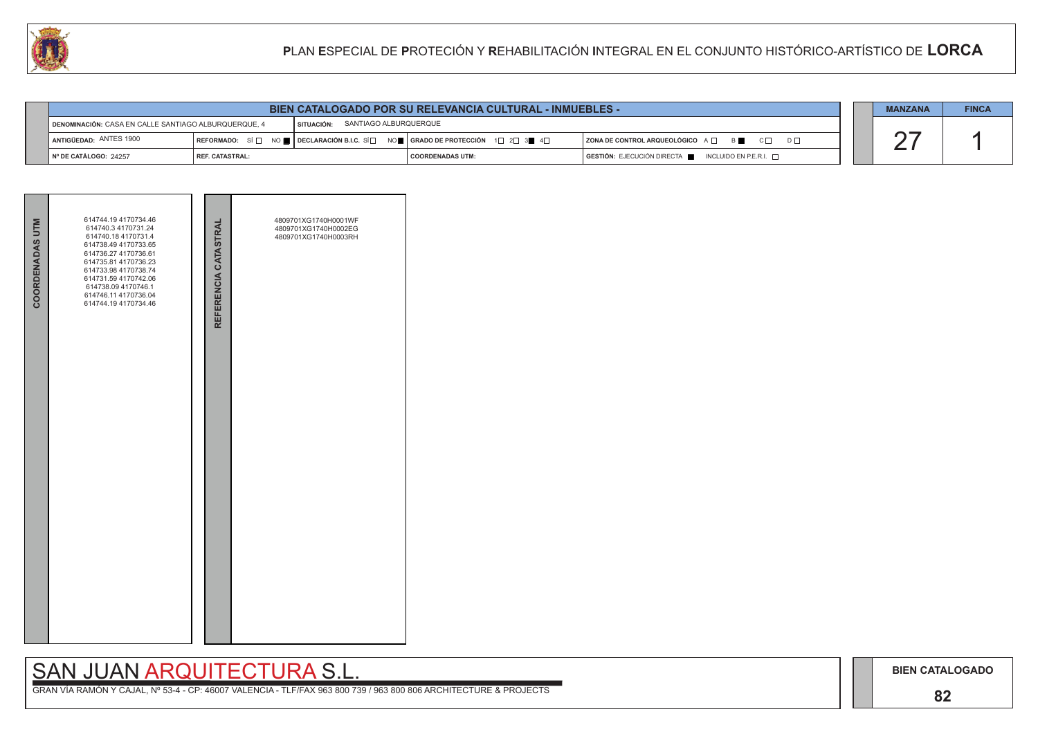# PLAN ESPECIAL DE PROTECIÓN Y REHABILITACIÓN INTEGRAL EN EL CONJUNTO HISTÓRICO-ARTÍSTICO DE LORCA

## BIEN CATALOGADO POR SU RELEVANCIA CULTURAL - INMUEBLES -

| | | | |
|---|---|---|---|
| DENOMINACIÓN: CASA EN CALLE SANTIAGO ALBURQUERQUE, 4 | SITUACIÓN: SANTIAGO ALBURQUERQUE | | |
| ANTIGÜEDAD: ANTES 1900 | REFORMADO: SÍ ☐ NO ■ | DECLARACIÓN B.I.C. SÍ ☐ NO ■ | GRADO DE PROTECCIÓN 1☐ 2☐ 3■ 4☐ | ZONA DE CONTROL ARQUEOLÓGICO A ☐ B ■ C ☐ D ☐ |
| Nº DE CATÁLOGO: 24257 | REF. CATASTRAL: | COORDENADAS UTM: | GESTIÓN: EJECUCIÓN DIRECTA ■ INCLUIDO EN P.E.R.I. ☐ |

| MANZANA | FINCA |
|---|---|
| 27 | 1 |

| COORDENADAS UTM | REFERENCIA CATASTRAL |
|---|---|
| 614744.19 4170734.46<br>614740.3 4170731.24<br>614740.18 4170731.4<br>614738.49 4170733.65<br>614736.27 4170736.61<br>614735.81 4170736.23<br>614733.98 4170738.74<br>614731.59 4170742.06<br>614738.09 4170746.1<br>614746.11 4170736.04<br>614744.19 4170734.46 | 4809701XG1740H0001WF<br>4809701XG1740H0002EG<br>4809701XG1740H0003RH |

SAN JUAN ARQUITECTURA S.L.

GRAN VÍA RAMÓN Y CAJAL, Nº 53-4 - CP: 46007 VALENCIA - TLF/FAX 963 800 739 / 963 800 806 ARCHITECTURE & PROJECTS

BIEN CATALOGADO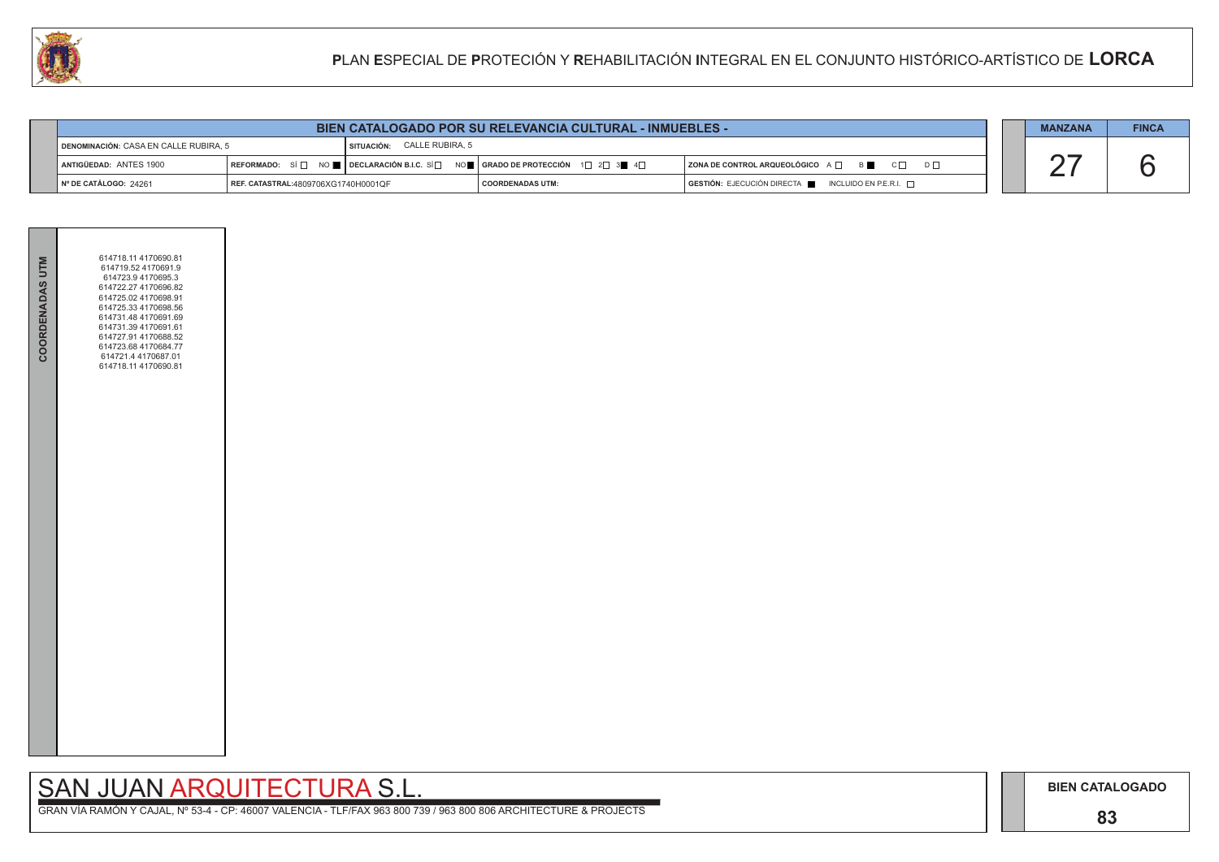# PLAN ESPECIAL DE PROTECIÓN Y REHABILITACIÓN INTEGRAL EN EL CONJUNTO HISTÓRICO-ARTÍSTICO DE LORCA

| BIEN CATALOGADO POR SU RELEVANCIA CULTURAL - INMUEBLES - | | | | |
|---|---|---|---|---|
| DENOMINACIÓN: CASA EN CALLE RUBIRA, 5 | | SITUACIÓN: CALLE RUBIRA, 5 | | |
| ANTIGÜEDAD: ANTES 1900 | REFORMADO: SÍ ☐ NO ■ | DECLARACIÓN B.I.C. SÍ ☐ NO ■ | GRADO DE PROTECCIÓN 1☐ 2☐ 3■ 4☐ | ZONA DE CONTROL ARQUEOLÓGICO A ☐ B ■ C ☐ D ☐ |
| Nº DE CATÁLOGO: 24261 | REF. CATASTRAL:4809706XG1740H0001QF | | COORDENADAS UTM: | GESTIÓN: EJECUCIÓN DIRECTA ■ INCLUIDO EN P.E.R.I. ☐ |

| MANZANA | FINCA |
|---|---|
| 27 | 6 |

**COORDENADAS UTM**

614718.11 4170690.81
614719.52 4170691.9
614723.9 4170695.3
614722.27 4170696.82
614725.02 4170698.91
614725.33 4170698.56
614731.48 4170691.69
614731.39 4170691.61
614727.91 4170688.52
614723.68 4170684.77
614721.4 4170687.01
614718.11 4170690.81

SAN JUAN ARQUITECTURA S.L.

GRAN VÍA RAMÓN Y CAJAL, Nº 53-4 - CP: 46007 VALENCIA - TLF/FAX 963 800 739 / 963 800 806 ARCHITECTURE & PROJECTS

BIEN CATALOGADO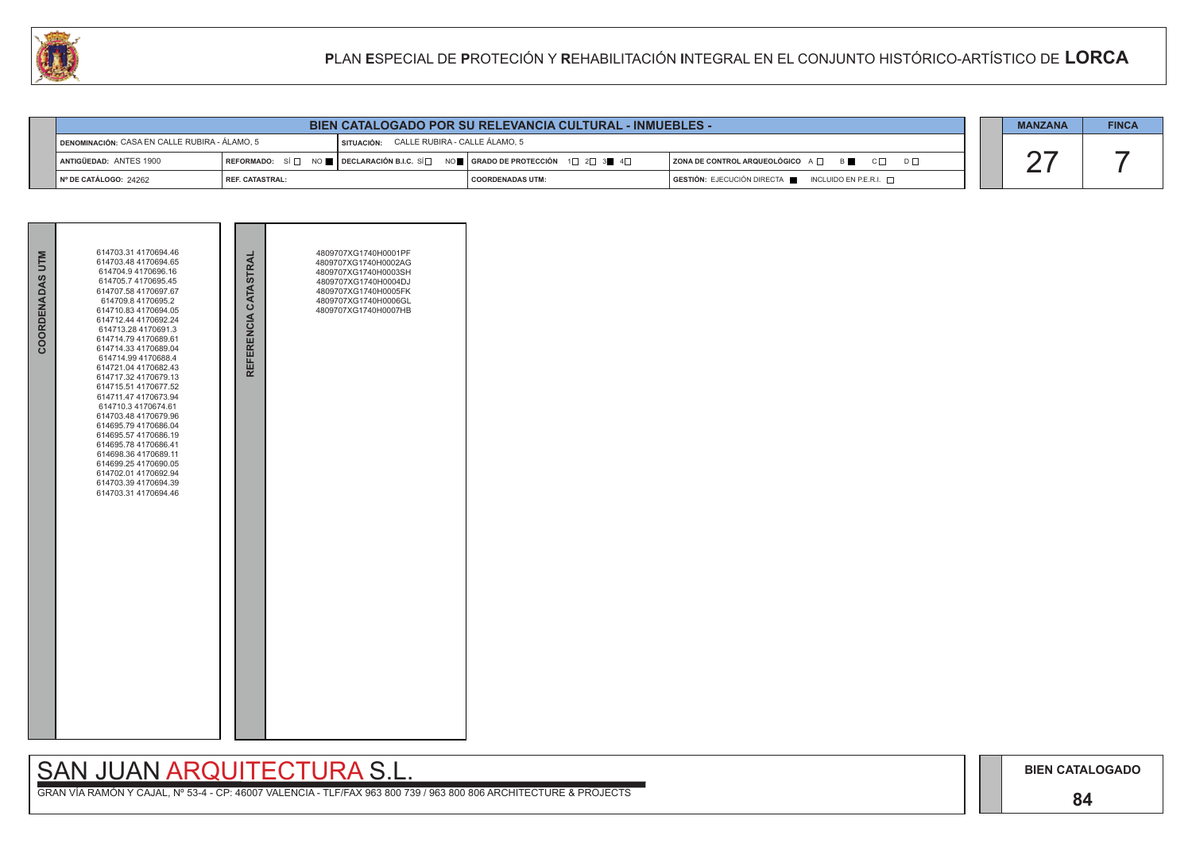# PLAN ESPECIAL DE PROTECIÓN Y REHABILITACIÓN INTEGRAL EN EL CONJUNTO HISTÓRICO-ARTÍSTICO DE LORCA

## BIEN CATALOGADO POR SU RELEVANCIA CULTURAL - INMUEBLES -

| | | | | | |
|---|---|---|---|---|---|
| DENOMINACIÓN: CASA EN CALLE RUBIRA - ÁLAMO, 5 | | SITUACIÓN: CALLE RUBIRA - CALLE ÁLAMO, 5 | | | |
| ANTIGÜEDAD: ANTES 1900 | REFORMADO: SÍ ☐ NO ■ | DECLARACIÓN B.I.C. SÍ ☐ NO ■ | GRADO DE PROTECCIÓN 1☐ 2☐ 3■ 4☐ | ZONA DE CONTROL ARQUEOLÓGICO A ☐ B ■ C ☐ D ☐ | |
| Nº DE CATÁLOGO: 24262 | REF. CATASTRAL: | | COORDENADAS UTM: | GESTIÓN: EJECUCIÓN DIRECTA ■ INCLUIDO EN P.E.R.I. ☐ | |

| MANZANA | FINCA |
|---|---|
| 27 | 7 |

**COORDENADAS UTM**

614703.31 4170694.46
614703.48 4170694.65
614704.9 4170696.16
614705.7 4170695.45
614707.58 4170697.67
614709.8 4170695.2
614710.83 4170694.05
614712.44 4170692.24
614713.28 4170691.3
614714.79 4170689.61
614714.33 4170689.04
614714.99 4170688.4
614721.04 4170682.43
614717.32 4170679.13
614715.51 4170677.52
614711.47 4170673.94
614710.3 4170674.61
614703.48 4170679.96
614695.79 4170686.04
614695.57 4170686.19
614695.78 4170686.41
614698.36 4170689.11
614699.25 4170690.05
614702.01 4170692.94
614703.39 4170694.39
614703.31 4170694.46

**REFERENCIA CATASTRAL**

4809707XG1740H0001PF
4809707XG1740H0002AG
4809707XG1740H0003SH
4809707XG1740H0004DJ
4809707XG1740H0005FK
4809707XG1740H0006GL
4809707XG1740H0007HB

SAN JUAN ARQUITECTURA S.L.

GRAN VÍA RAMÓN Y CAJAL, Nº 53-4 - CP: 46007 VALENCIA - TLF/FAX 963 800 739 / 963 800 806 ARCHITECTURE & PROJECTS

BIEN CATALOGADO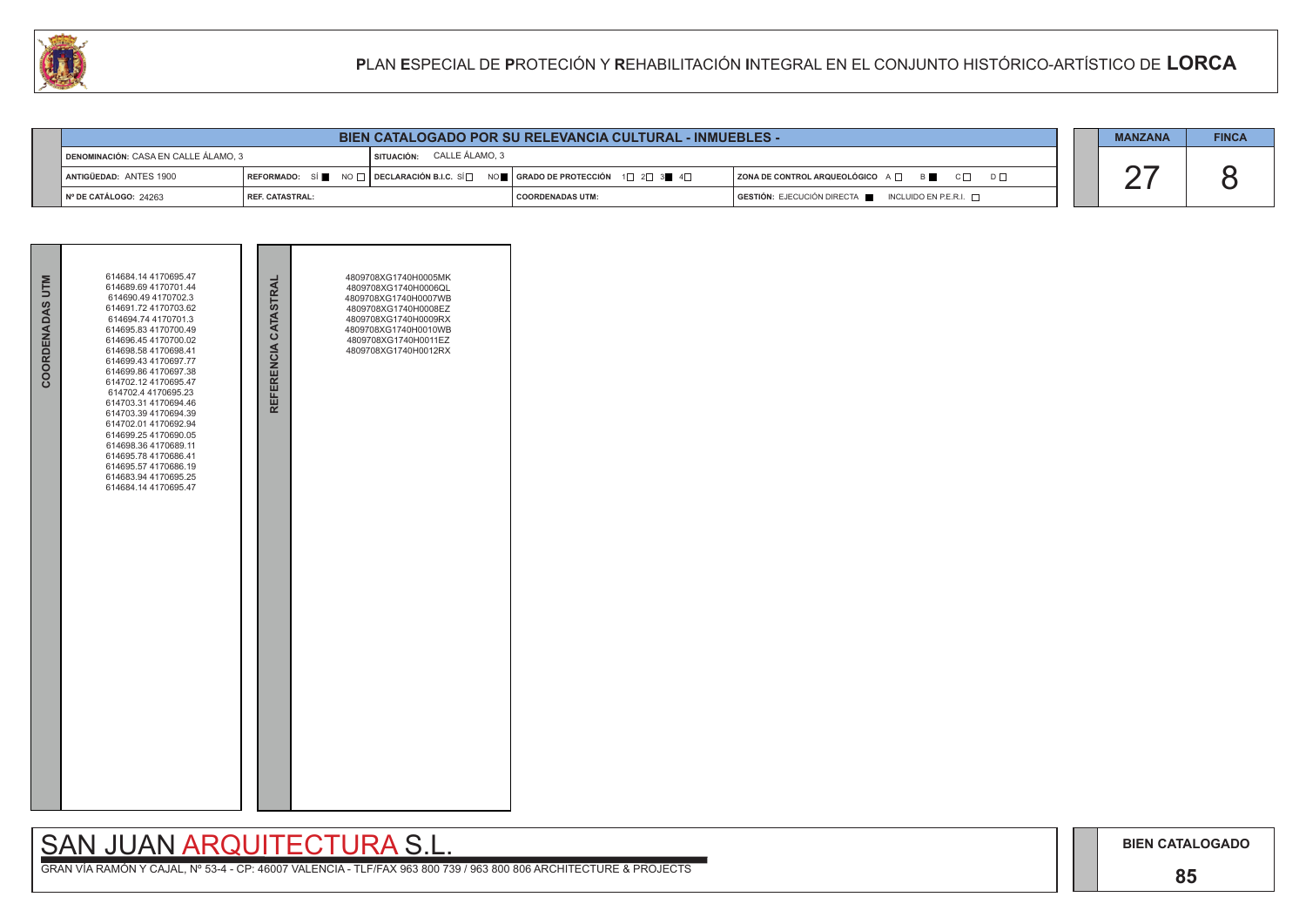# PLAN ESPECIAL DE PROTECIÓN Y REHABILITACIÓN INTEGRAL EN EL CONJUNTO HISTÓRICO-ARTÍSTICO DE LORCA

## BIEN CATALOGADO POR SU RELEVANCIA CULTURAL - INMUEBLES -

| | | | | |
|---|---|---|---|---|
| DENOMINACIÓN: CASA EN CALLE ÁLAMO, 3 | | SITUACIÓN: CALLE ÁLAMO, 3 | | |
| ANTIGÜEDAD: ANTES 1900 | REFORMADO: SÍ ■ NO □ | DECLARACIÓN B.I.C. SÍ □ NO ■ | GRADO DE PROTECCIÓN 1□ 2□ 3■ 4□ | ZONA DE CONTROL ARQUEOLÓGICO A □ B ■ C □ D □ |
| Nº DE CATÁLOGO: 24263 | REF. CATASTRAL: | | COORDENADAS UTM: | GESTIÓN: EJECUCIÓN DIRECTA ■ INCLUIDO EN P.E.R.I. □ |

| MANZANA | FINCA |
|---|---|
| 27 | 8 |

| COORDENADAS UTM | REFERENCIA CATASTRAL |
|---|---|
| 614684.14 4170695.47<br>614689.69 4170701.44<br>614690.49 4170702.3<br>614691.72 4170703.62<br>614694.74 4170701.3<br>614695.83 4170700.49<br>614696.45 4170700.02<br>614698.58 4170698.41<br>614699.43 4170697.77<br>614699.86 4170697.38<br>614702.12 4170695.47<br>614702.4 4170695.23<br>614703.31 4170694.46<br>614703.39 4170694.39<br>614702.01 4170692.94<br>614699.25 4170690.05<br>614698.36 4170689.11<br>614695.78 4170686.41<br>614695.57 4170686.19<br>614683.94 4170695.25<br>614684.14 4170695.47 | 4809708XG1740H0005MK<br>4809708XG1740H0006QL<br>4809708XG1740H0007WB<br>4809708XG1740H0008EZ<br>4809708XG1740H0009RX<br>4809708XG1740H0010WB<br>4809708XG1740H0011EZ<br>4809708XG1740H0012RX |

SAN JUAN ARQUITECTURA S.L.

GRAN VÍA RAMÓN Y CAJAL, Nº 53-4 - CP: 46007 VALENCIA - TLF/FAX 963 800 739 / 963 800 806 ARCHITECTURE & PROJECTS

BIEN CATALOGADO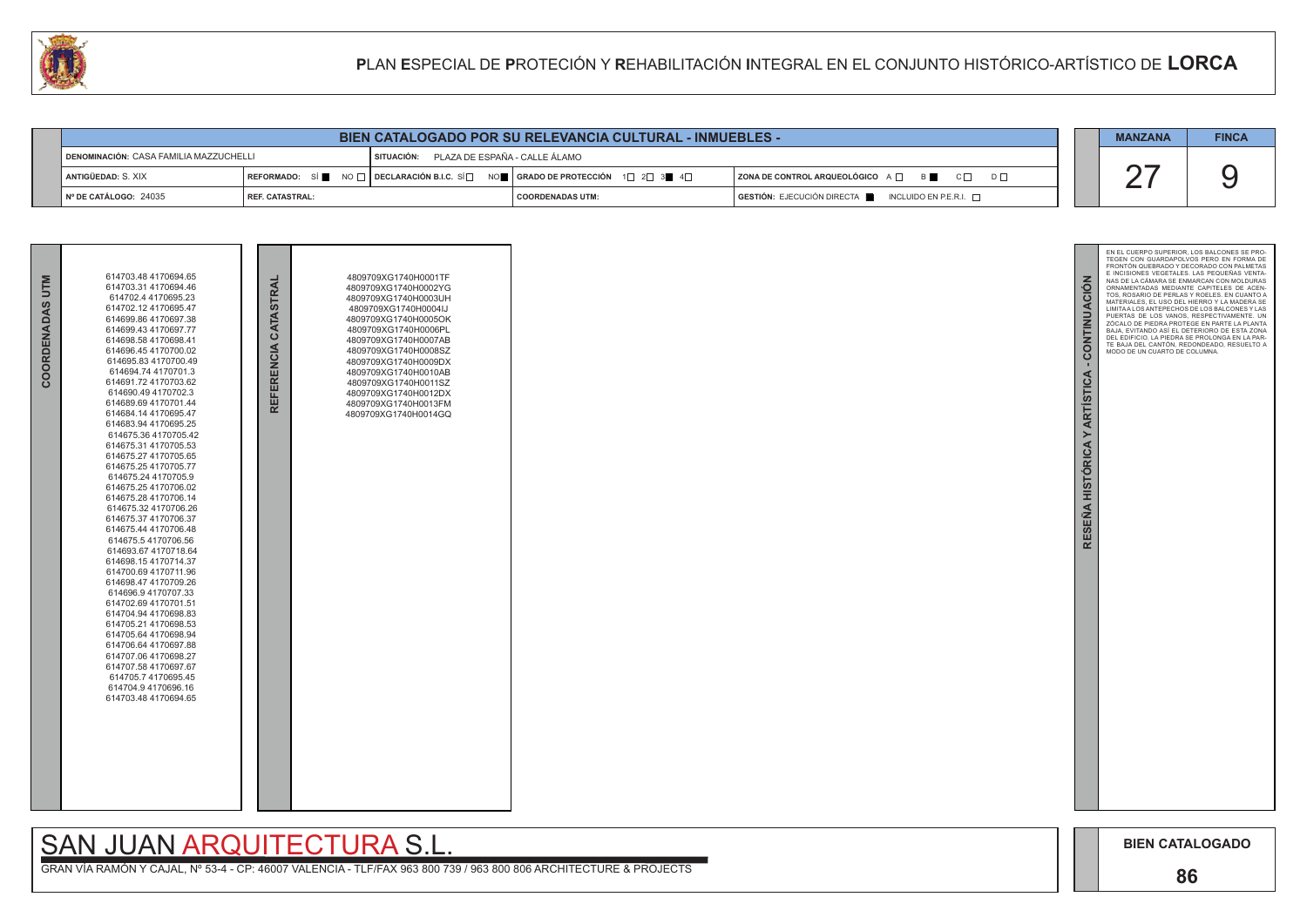# PLAN ESPECIAL DE PROTECIÓN Y REHABILITACIÓN INTEGRAL EN EL CONJUNTO HISTÓRICO-ARTÍSTICO DE LORCA

| BIEN CATALOGADO POR SU RELEVANCIA CULTURAL - INMUEBLES - | | | | |
|---|---|---|---|---|
| DENOMINACIÓN: CASA FAMILIA MAZZUCHELLI | | SITUACIÓN: PLAZA DE ESPAÑA - CALLE ÁLAMO | | |
| ANTIGÜEDAD: S. XIX | REFORMADO: SÍ ■ NO □ | DECLARACIÓN B.I.C. SÍ □ NO ■ | GRADO DE PROTECCIÓN 1□ 2□ 3■ 4□ | ZONA DE CONTROL ARQUEOLÓGICO A □ B ■ C □ D □ |
| Nº DE CATÁLOGO: 24035 | REF. CATASTRAL: | | COORDENADAS UTM: | GESTIÓN: EJECUCIÓN DIRECTA ■ INCLUIDO EN P.E.R.I. □ |

| MANZANA | FINCA |
|---|---|
| 27 | 9 |

## COORDENADAS UTM

614703.48 4170694.65
614703.31 4170694.46
614702.4 4170695.23
614702.12 4170695.47
614699.86 4170697.38
614699.43 4170697.77
614698.58 4170698.41
614696.45 4170700.02
614695.83 4170700.49
614694.74 4170701.3
614691.72 4170703.62
614690.49 4170702.3
614689.69 4170701.44
614684.14 4170695.47
614683.94 4170695.25
614675.36 4170705.42
614675.31 4170705.53
614675.27 4170705.65
614675.25 4170705.77
614675.24 4170705.9
614675.25 4170706.02
614675.28 4170706.14
614675.32 4170706.26
614675.37 4170706.37
614675.44 4170706.48
614675.5 4170706.56
614693.67 4170718.64
614698.15 4170714.37
614700.69 4170711.96
614698.47 4170709.26
614696.9 4170707.33
614702.69 4170701.51
614704.94 4170698.83
614705.21 4170698.53
614705.64 4170698.94
614706.64 4170697.88
614707.06 4170698.27
614707.58 4170697.67
614705.7 4170695.45
614704.9 4170696.16
614703.48 4170694.65

## REFERENCIA CATASTRAL

4809709XG1740H0001TF
4809709XG1740H0002YG
4809709XG1740H0003UH
4809709XG1740H0004IJ
4809709XG1740H0005OK
4809709XG1740H0006PL
4809709XG1740H0007AB
4809709XG1740H0008SZ
4809709XG1740H0009DX
4809709XG1740H0010AB
4809709XG1740H0011SZ
4809709XG1740H0012DX
4809709XG1740H0013FM
4809709XG1740H0014GQ

## RESEÑA HISTÓRICA Y ARTÍSTICA - CONTINUACIÓN

EN EL CUERPO SUPERIOR, LOS BALCONES SE PROTEGEN CON GUARDAPOLVOS PERO EN FORMA DE FRONTÓN QUEBRADO Y DECORADO CON PALMETAS E INCISIONES VEGETALES. LAS PEQUEÑAS VENTANAS DE LA CÁMARA SE ENMARCAN CON MOLDURAS ORNAMENTADAS MEDIANTE CAPITELES DE ACENTOS, ROSARIO DE PERLAS Y ROELES. EN CUANTO A MATERIALES, EL USO DEL HIERRO Y LA MADERA SE LIMITA A LOS ANTEPECHOS DE LOS BALCONES Y LAS PUERTAS DE LOS VANOS, RESPECTIVAMENTE. UN ZÓCALO DE PIEDRA PROTEGE EN PARTE LA PLANTA BAJA, EVITANDO ASÍ EL DETERIORO DE ESTA ZONA DEL EDIFICIO. LA PIEDRA SE PROLONGA EN LA PARTE BAJA DEL CANTÓN, REDONDEADO, RESUELTO A MODO DE UN CUARTO DE COLUMNA.

SAN JUAN ARQUITECTURA S.L.

GRAN VÍA RAMÓN Y CAJAL, Nº 53-4 - CP: 46007 VALENCIA - TLF/FAX 963 800 739 / 963 800 806 ARCHITECTURE & PROJECTS

BIEN CATALOGADO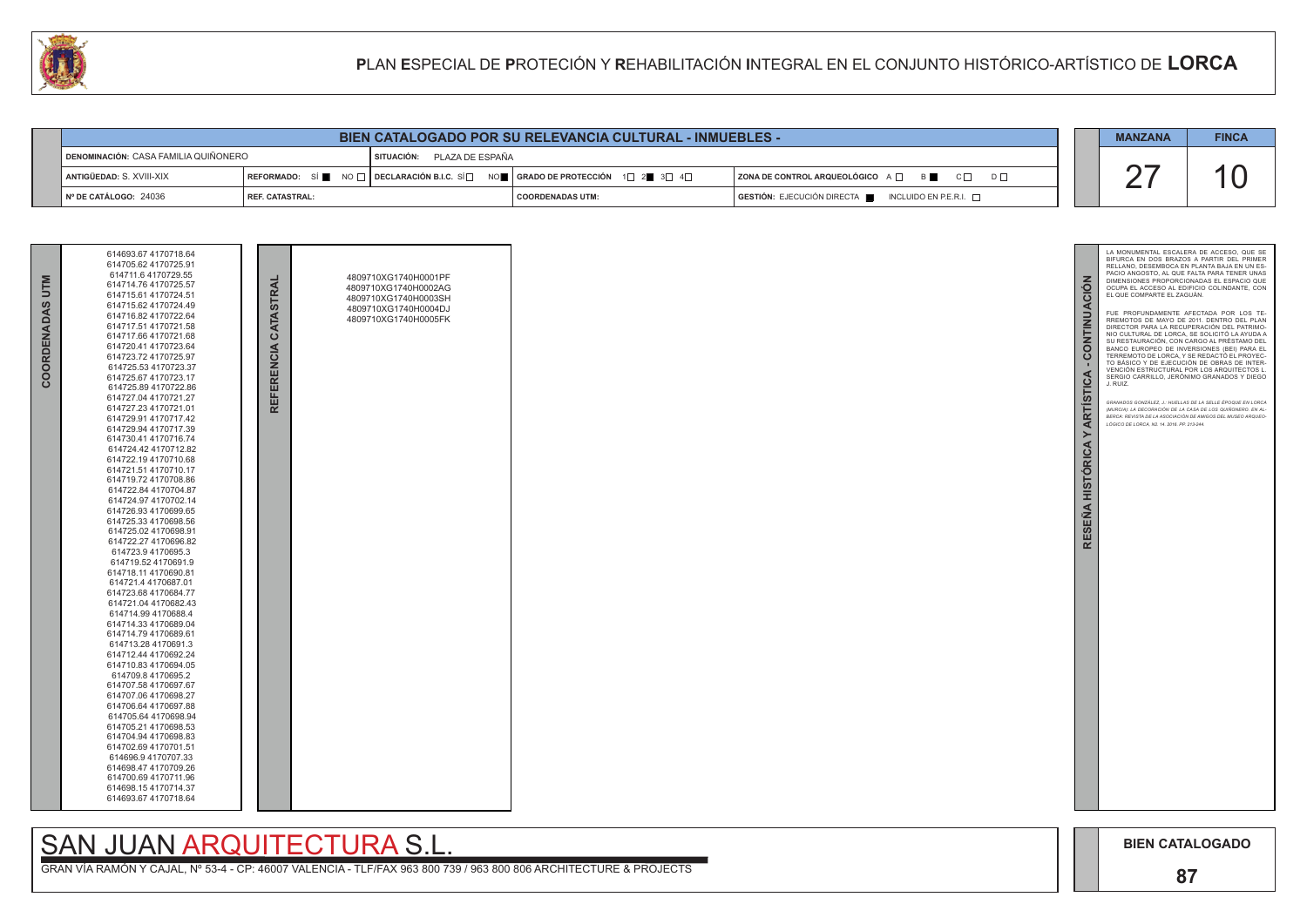# PLAN ESPECIAL DE PROTECIÓN Y REHABILITACIÓN INTEGRAL EN EL CONJUNTO HISTÓRICO-ARTÍSTICO DE LORCA

## BIEN CATALOGADO POR SU RELEVANCIA CULTURAL - INMUEBLES -

| | | | | |
|---|---|---|---|---|
| DENOMINACIÓN: CASA FAMILIA QUIÑONERO | | SITUACIÓN: PLAZA DE ESPAÑA | | |
| ANTIGÜEDAD: S. XVIII-XIX | REFORMADO: SÍ ■ NO □ | DECLARACIÓN B.I.C. SÍ □ NO ■ | GRADO DE PROTECCIÓN 1□ 2■ 3□ 4□ | ZONA DE CONTROL ARQUEOLÓGICO A □ B ■ C □ D □ |
| Nº DE CATÁLOGO: 24036 | REF. CATASTRAL: | | COORDENADAS UTM: | GESTIÓN: EJECUCIÓN DIRECTA ■ INCLUIDO EN P.E.R.I. □ |

| MANZANA | FINCA |
|---|---|
| 27 | 10 |

### COORDENADAS UTM

614693.67 4170718.64
614705.62 4170725.91
614711.6 4170729.55
614714.76 4170725.57
614715.61 4170724.51
614715.62 4170724.49
614716.82 4170722.64
614717.51 4170721.58
614717.66 4170721.68
614720.41 4170723.64
614723.72 4170725.97
614725.53 4170723.37
614725.67 4170723.17
614725.89 4170722.86
614727.04 4170721.27
614727.23 4170721.01
614729.91 4170717.42
614729.94 4170717.39
614730.41 4170716.74
614724.42 4170712.82
614722.19 4170710.68
614721.51 4170710.17
614719.72 4170708.86
614722.84 4170704.87
614724.97 4170702.14
614726.93 4170699.65
614725.33 4170698.56
614725.02 4170698.91
614722.27 4170696.82
614723.9 4170695.3
614719.52 4170691.9
614718.11 4170690.81
614721.4 4170687.01
614723.68 4170684.77
614721.04 4170682.43
614714.99 4170688.4
614714.33 4170689.04
614714.79 4170689.61
614713.28 4170691.3
614712.44 4170692.24
614710.83 4170694.05
614709.8 4170695.2
614707.58 4170697.67
614707.06 4170698.27
614706.64 4170697.88
614705.64 4170698.94
614705.21 4170698.53
614704.94 4170698.83
614702.69 4170701.51
614696.9 4170707.33
614698.47 4170709.26
614700.69 4170711.96
614698.15 4170714.37
614693.67 4170718.64

### REFERENCIA CATASTRAL

4809710XG1740H0001PF
4809710XG1740H0002AG
4809710XG1740H0003SH
4809710XG1740H0004DJ
4809710XG1740H0005FK

### RESEÑA HISTÓRICA Y ARTÍSTICA - CONTINUACIÓN

LA MONUMENTAL ESCALERA DE ACCESO, QUE SE BIFURCA EN DOS BRAZOS A PARTIR DEL PRIMER RELLANO, DESEMBOCA EN PLANTA BAJA EN UN ESPACIO ANGOSTO, AL QUE FALTA PARA TENER UNAS DIMENSIONES PROPORCIONADAS EL ESPACIO QUE OCUPA EL ACCESO AL EDIFICIO COLINDANTE, CON EL QUE COMPARTE EL ZAGUÁN.

FUE PROFUNDAMENTE AFECTADA POR LOS TERREMOTOS DE MAYO DE 2011. DENTRO DEL PLAN DIRECTOR PARA LA RECUPERACIÓN DEL PATRIMONIO CULTURAL DE LORCA, SE SOLICITÓ LA AYUDA A SU RESTAURACIÓN, CON CARGO AL PRÉSTAMO DEL BANCO EUROPEO DE INVERSIONES (BEI) PARA EL TERREMOTO DE LORCA, Y SE REDACTÓ EL PROYECTO BÁSICO Y DE EJECUCIÓN DE OBRAS DE INTERVENCIÓN ESTRUCTURAL POR LOS ARQUITECTOS L. SERGIO CARRILLO, JERÓNIMO GRANADOS Y DIEGO J. RUIZ.

*GRANADOS GONZÁLEZ, J.: HUELLAS DE LA BELLE ÉPOQUE EN LORCA (MURCIA): LA DECORACIÓN DE LA CASA DE LOS QUIÑONERO. EN ALBERCA: REVISTA DE LA ASOCIACIÓN DE AMIGOS DEL MUSEO ARQUEOLÓGICO DE LORCA, Nº 14, 2016. PP. 213-244.*

SAN JUAN ARQUITECTURA S.L.

GRAN VÍA RAMÓN Y CAJAL, Nº 53-4 - CP: 46007 VALENCIA - TLF/FAX 963 800 739 / 963 800 806 ARCHITECTURE & PROJECTS

**BIEN CATALOGADO**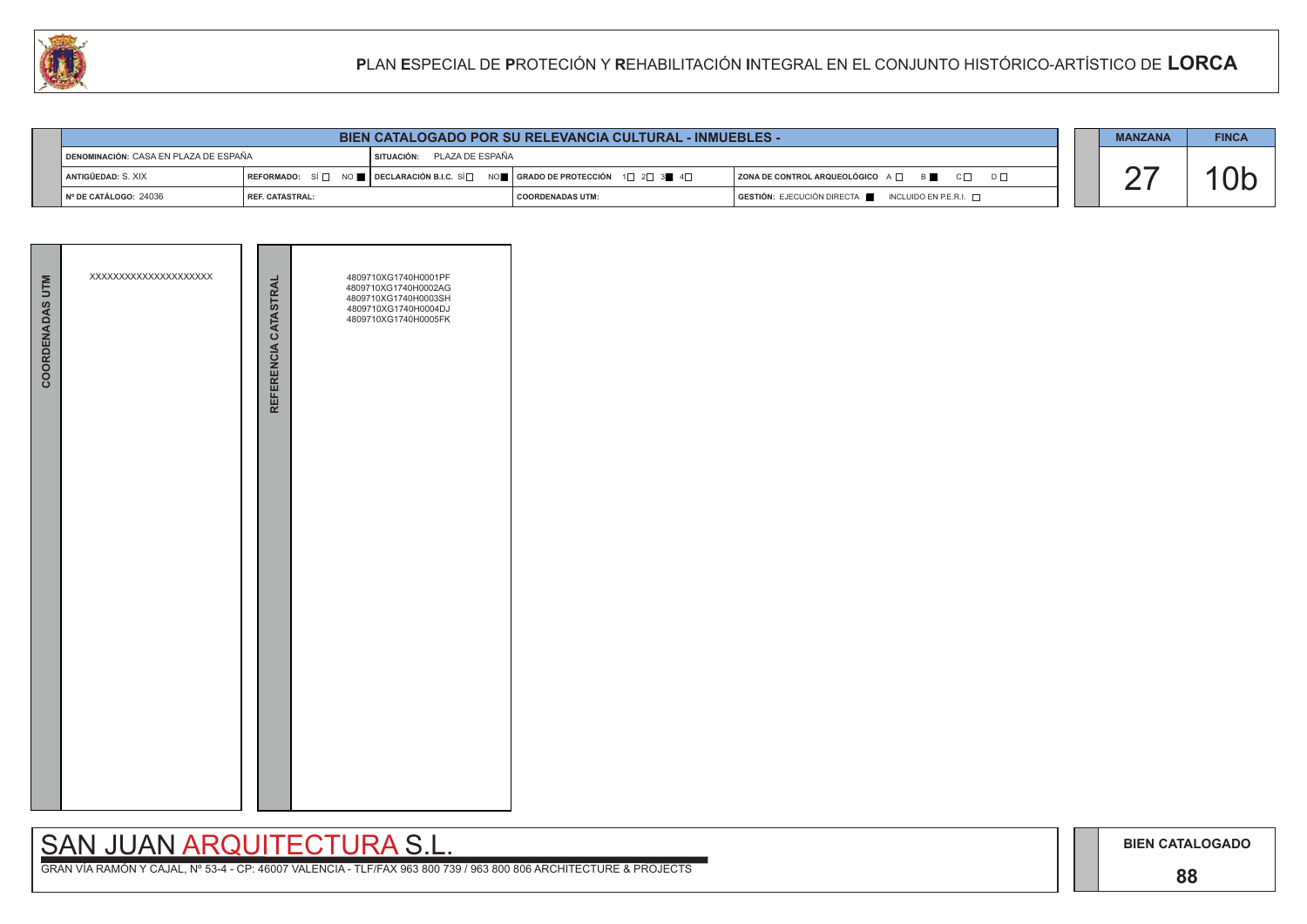# PLAN ESPECIAL DE PROTECIÓN Y REHABILITACIÓN INTEGRAL EN EL CONJUNTO HISTÓRICO-ARTÍSTICO DE LORCA

## BIEN CATALOGADO POR SU RELEVANCIA CULTURAL - INMUEBLES -

| | | | | |
|---|---|---|---|---|
| DENOMINACIÓN: CASA EN PLAZA DE ESPAÑA | | SITUACIÓN: PLAZA DE ESPAÑA | | |
| ANTIGÜEDAD: S. XIX | REFORMADO: SÍ ☐ NO ■ | DECLARACIÓN B.I.C. SÍ ☐ NO ■ | GRADO DE PROTECCIÓN 1☐ 2☐ 3■ 4☐ | ZONA DE CONTROL ARQUEOLÓGICO A ☐ B ■ C ☐ D ☐ |
| Nº DE CATÁLOGO: 24036 | REF. CATASTRAL: | | COORDENADAS UTM: | GESTIÓN: EJECUCIÓN DIRECTA ■ INCLUIDO EN P.E.R.I. ☐ |

| MANZANA | FINCA |
|---|---|
| 27 | 10b |

**COORDENADAS UTM**

XXXXXXXXXXXXXXXXXXXX

**REFERENCIA CATASTRAL**

4809710XG1740H0001PF
4809710XG1740H0002AG
4809710XG1740H0003SH
4809710XG1740H0004DJ
4809710XG1740H0005FK

SAN JUAN ARQUITECTURA S.L.

GRAN VÍA RAMÓN Y CAJAL, Nº 53-4 - CP: 46007 VALENCIA - TLF/FAX 963 800 739 / 963 800 806 ARCHITECTURE & PROJECTS

BIEN CATALOGADO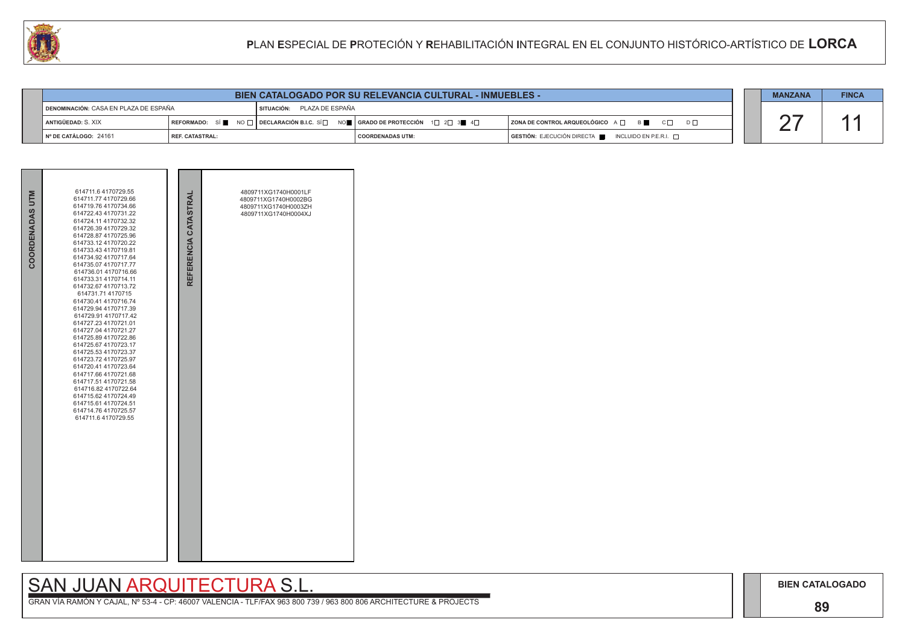# PLAN ESPECIAL DE PROTECIÓN Y REHABILITACIÓN INTEGRAL EN EL CONJUNTO HISTÓRICO-ARTÍSTICO DE LORCA

## BIEN CATALOGADO POR SU RELEVANCIA CULTURAL - INMUEBLES -

| | | | | |
|---|---|---|---|---|
| DENOMINACIÓN: CASA EN PLAZA DE ESPAÑA | SITUACIÓN: PLAZA DE ESPAÑA | | | |
| ANTIGÜEDAD: S. XIX | REFORMADO: SÍ ■ NO □ | DECLARACIÓN B.I.C. SÍ □ NO ■ | GRADO DE PROTECCIÓN 1□ 2□ 3■ 4□ | ZONA DE CONTROL ARQUEOLÓGICO A □ B ■ C □ D □ |
| Nº DE CATÁLOGO: 24161 | REF. CATASTRAL: | | COORDENADAS UTM: | GESTIÓN: EJECUCIÓN DIRECTA ■ INCLUIDO EN P.E.R.I. □ |

| MANZANA | FINCA |
|---|---|
| 27 | 11 |

| COORDENADAS UTM | REFERENCIA CATASTRAL |
|---|---|
| 614711.6 4170729.55<br>614711.77 4170729.66<br>614719.76 4170734.66<br>614722.43 4170731.22<br>614724.11 4170732.32<br>614726.39 4170729.32<br>614728.87 4170725.96<br>614733.12 4170720.22<br>614733.43 4170719.81<br>614734.92 4170717.64<br>614735.07 4170717.77<br>614736.01 4170716.66<br>614733.31 4170714.11<br>614732.67 4170713.72<br>614731.71 4170715<br>614730.41 4170716.74<br>614729.94 4170717.39<br>614729.91 4170717.42<br>614727.23 4170721.01<br>614727.04 4170721.27<br>614725.89 4170722.86<br>614725.67 4170723.17<br>614725.53 4170723.37<br>614723.72 4170725.97<br>614720.41 4170723.64<br>614717.66 4170721.68<br>614717.51 4170721.58<br>614716.82 4170722.64<br>614715.62 4170724.49<br>614715.61 4170724.51<br>614714.76 4170725.57<br>614711.6 4170729.55 | 4809711XG1740H0001LF<br>4809711XG1740H0002BG<br>4809711XG1740H0003ZH<br>4809711XG1740H0004XJ |

SAN JUAN ARQUITECTURA S.L.

GRAN VÍA RAMÓN Y CAJAL, Nº 53-4 - CP: 46007 VALENCIA - TLF/FAX 963 800 739 / 963 800 806 ARCHITECTURE & PROJECTS

BIEN CATALOGADO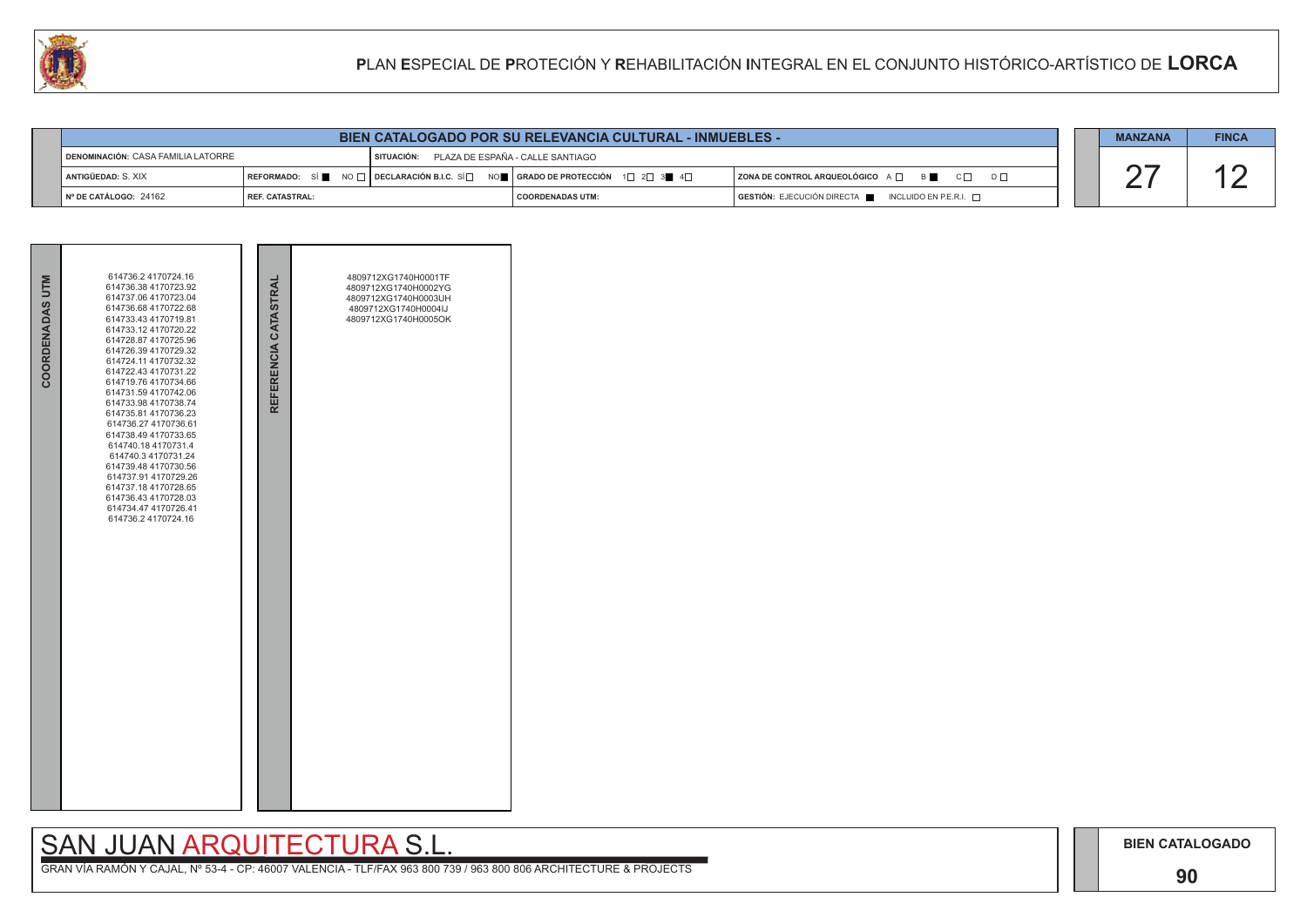# PLAN ESPECIAL DE PROTECIÓN Y REHABILITACIÓN INTEGRAL EN EL CONJUNTO HISTÓRICO-ARTÍSTICO DE LORCA

## BIEN CATALOGADO POR SU RELEVANCIA CULTURAL - INMUEBLES -

| | | | |
|---|---|---|---|
| DENOMINACIÓN: CASA FAMILIA LATORRE | | SITUACIÓN: PLAZA DE ESPAÑA - CALLE SANTIAGO | |
| ANTIGÜEDAD: S. XIX | REFORMADO: SÍ ■ NO □ | DECLARACIÓN B.I.C. SÍ □ NO ■ | GRADO DE PROTECCIÓN 1□ 2□ 3■ 4□ | ZONA DE CONTROL ARQUEOLÓGICO A □ B ■ C □ D □ |
| Nº DE CATÁLOGO: 24162 | REF. CATASTRAL: | COORDENADAS UTM: | GESTIÓN: EJECUCIÓN DIRECTA ■ INCLUIDO EN P.E.R.I. □ |

| MANZANA | FINCA |
|---|---|
| 27 | 12 |

| COORDENADAS UTM | REFERENCIA CATASTRAL |
|---|---|
| 614736.2 4170724.16<br>614736.38 4170723.92<br>614737.06 4170723.04<br>614736.68 4170722.68<br>614733.43 4170719.81<br>614733.12 4170720.22<br>614728.87 4170725.96<br>614726.39 4170729.32<br>614724.11 4170732.32<br>614722.43 4170731.22<br>614719.76 4170734.66<br>614731.59 4170742.06<br>614733.98 4170738.74<br>614735.81 4170736.23<br>614736.27 4170736.61<br>614738.49 4170733.65<br>614740.18 4170731.4<br>614740.3 4170731.24<br>614739.48 4170730.56<br>614737.91 4170729.26<br>614737.18 4170728.65<br>614736.43 4170728.03<br>614734.47 4170726.41<br>614736.2 4170724.16 | 4809712XG1740H0001TF<br>4809712XG1740H0002YG<br>4809712XG1740H0003UH<br>4809712XG1740H0004IJ<br>4809712XG1740H0005OK |

SAN JUAN ARQUITECTURA S.L.

GRAN VÍA RAMÓN Y CAJAL, Nº 53-4 - CP: 46007 VALENCIA - TLF/FAX 963 800 739 / 963 800 806 ARCHITECTURE & PROJECTS

BIEN CATALOGADO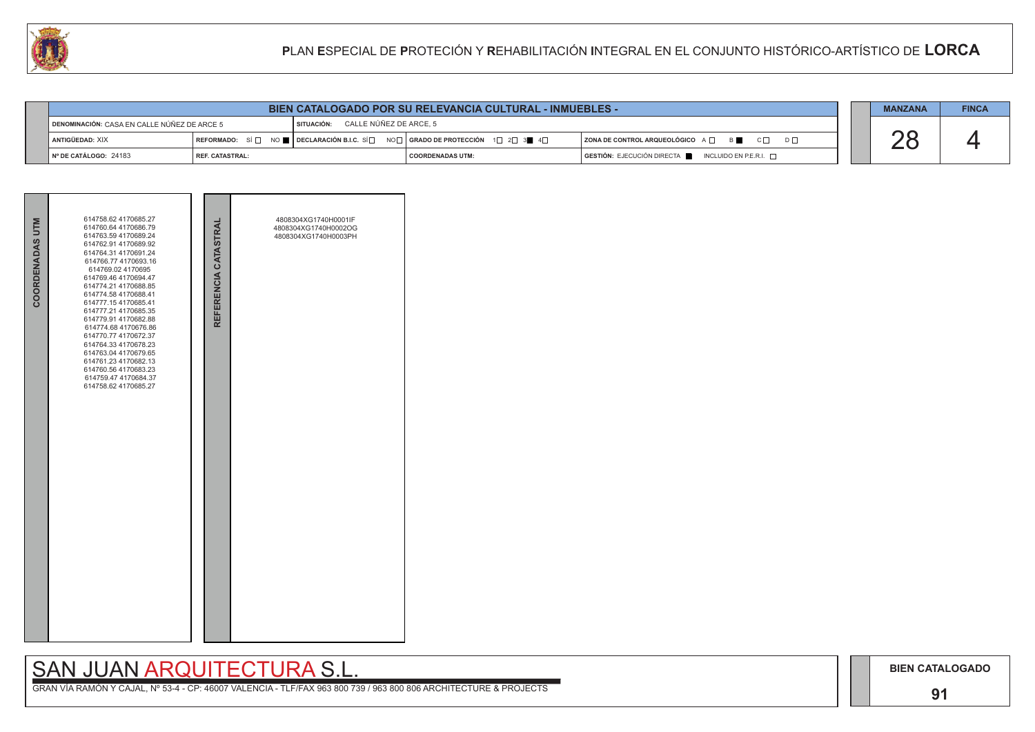# PLAN ESPECIAL DE PROTECIÓN Y REHABILITACIÓN INTEGRAL EN EL CONJUNTO HISTÓRICO-ARTÍSTICO DE LORCA

## BIEN CATALOGADO POR SU RELEVANCIA CULTURAL - INMUEBLES -

| | | | |
|---|---|---|---|
| DENOMINACIÓN: CASA EN CALLE NÚÑEZ DE ARCE 5 | SITUACIÓN: CALLE NÚÑEZ DE ARCE, 5 | | |
| ANTIGÜEDAD: XIX | REFORMADO: SÍ ☐ NO ■ / DECLARACIÓN B.I.C. SÍ ☐ NO ☐ | GRADO DE PROTECCIÓN 1☐ 2☐ 3■ 4☐ | ZONA DE CONTROL ARQUEOLÓGICO A ☐ B ■ C ☐ D ☐ |
| Nº DE CATÁLOGO: 24183 | REF. CATASTRAL: | COORDENADAS UTM: | GESTIÓN: EJECUCIÓN DIRECTA ■ INCLUIDO EN P.E.R.I. ☐ |

| MANZANA | FINCA |
|---|---|
| 28 | 4 |

**COORDENADAS UTM**

614758.62 4170685.27
614760.64 4170686.79
614763.59 4170689.24
614762.91 4170689.92
614764.31 4170691.24
614766.77 4170693.16
614769.02 4170695
614769.46 4170694.47
614774.21 4170688.85
614774.58 4170688.41
614777.15 4170685.41
614777.21 4170685.35
614779.91 4170682.88
614774.68 4170676.86
614770.77 4170672.37
614764.33 4170678.23
614763.04 4170679.65
614761.23 4170682.13
614760.56 4170683.23
614759.47 4170684.37
614758.62 4170685.27

**REFERENCIA CATASTRAL**

4808304XG1740H0001IF
4808304XG1740H0002OG
4808304XG1740H0003PH

SAN JUAN ARQUITECTURA S.L.

GRAN VÍA RAMÓN Y CAJAL, Nº 53-4 - CP: 46007 VALENCIA - TLF/FAX 963 800 739 / 963 800 806 ARCHITECTURE & PROJECTS

**BIEN CATALOGADO**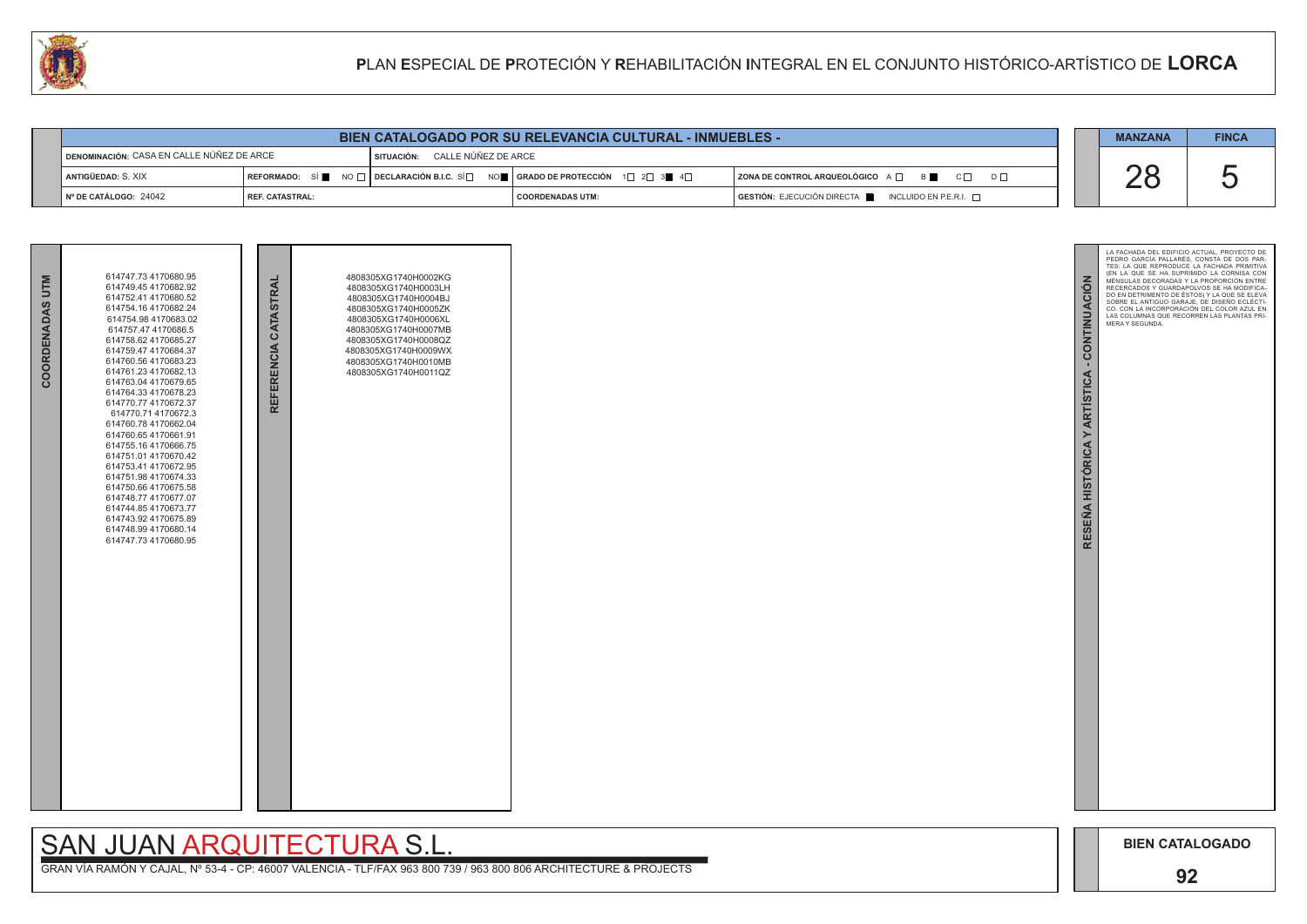# PLAN ESPECIAL DE PROTECIÓN Y REHABILITACIÓN INTEGRAL EN EL CONJUNTO HISTÓRICO-ARTÍSTICO DE LORCA

## BIEN CATALOGADO POR SU RELEVANCIA CULTURAL - INMUEBLES -

| | | | |
|---|---|---|---|
| DENOMINACIÓN: CASA EN CALLE NÚÑEZ DE ARCE | SITUACIÓN: CALLE NÚÑEZ DE ARCE | | |
| ANTIGÜEDAD: S. XIX | REFORMADO: SÍ ■ NO □ / DECLARACIÓN B.I.C. SÍ □ NO ■ | GRADO DE PROTECCIÓN 1□ 2□ 3■ 4□ | ZONA DE CONTROL ARQUEOLÓGICO A □ B ■ C □ D □ |
| Nº DE CATÁLOGO: 24042 | REF. CATASTRAL: | COORDENADAS UTM: | GESTIÓN: EJECUCIÓN DIRECTA ■ INCLUIDO EN P.E.R.I. □ |

| MANZANA | FINCA |
|---|---|
| 28 | 5 |

### COORDENADAS UTM

614747.73 4170680.95
614749.45 4170682.92
614752.41 4170680.52
614754.16 4170682.24
614754.98 4170683.02
614757.47 4170686.5
614758.62 4170685.27
614759.47 4170684.37
614760.56 4170683.23
614761.23 4170682.13
614763.04 4170679.65
614764.33 4170678.23
614770.77 4170672.37
614770.71 4170672.3
614760.78 4170662.04
614760.65 4170661.91
614755.16 4170666.75
614751.01 4170670.42
614753.41 4170672.95
614751.98 4170674.33
614750.66 4170675.58
614748.77 4170677.07
614744.85 4170673.77
614743.92 4170675.89
614748.99 4170680.14
614747.73 4170680.95

### REFERENCIA CATASTRAL

4808305XG1740H0002KG
4808305XG1740H0003LH
4808305XG1740H0004BJ
4808305XG1740H0005ZK
4808305XG1740H0006XL
4808305XG1740H0007MB
4808305XG1740H0008QZ
4808305XG1740H0009WX
4808305XG1740H0010MB
4808305XG1740H0011QZ

### RESEÑA HISTÓRICA Y ARTÍSTICA - CONTINUACIÓN

LA FACHADA DEL EDIFICIO ACTUAL, PROYECTO DE PEDRO GARCÍA PALLARÉS, CONSTA DE DOS PARTES: LA QUE REPRODUCE LA FACHADA PRIMITIVA (EN LA QUE SE HA SUPRIMIDO LA CORNISA CON MÉNSULAS DECORADAS Y LA PROPORCIÓN ENTRE RECERCADOS Y GUARDAPOLVOS SE HA MODIFICADO EN DETRIMENTO DE ÉSTOS) Y LA QUE SE ELEVA SOBRE EL ANTIGUO GARAJE, DE DISEÑO ECLÉCTICO. CON LA INCORPORACIÓN DEL COLOR AZUL EN LAS COLUMNAS QUE RECORREN LAS PLANTAS PRIMERA Y SEGUNDA.

SAN JUAN ARQUITECTURA S.L.

GRAN VÍA RAMÓN Y CAJAL, Nº 53-4 - CP: 46007 VALENCIA - TLF/FAX 963 800 739 / 963 800 806 ARCHITECTURE & PROJECTS

BIEN CATALOGADO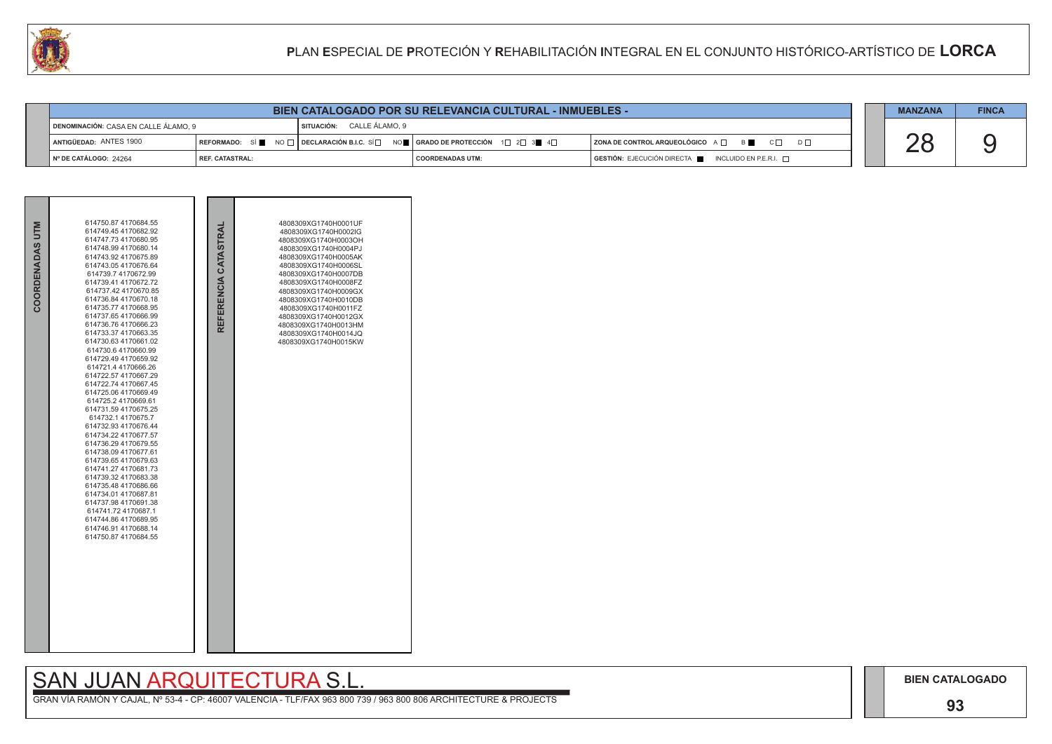# PLAN ESPECIAL DE PROTECIÓN Y REHABILITACIÓN INTEGRAL EN EL CONJUNTO HISTÓRICO-ARTÍSTICO DE LORCA

| BIEN CATALOGADO POR SU RELEVANCIA CULTURAL - INMUEBLES - | | | | |
|---|---|---|---|---|
| DENOMINACIÓN: CASA EN CALLE ÁLAMO, 9 | | SITUACIÓN: CALLE ÁLAMO, 9 | | |
| ANTIGÜEDAD: ANTES 1900 | REFORMADO: SÍ ■ NO □ | DECLARACIÓN B.I.C. SÍ □ NO ■ | GRADO DE PROTECCIÓN 1□ 2□ 3■ 4□ | ZONA DE CONTROL ARQUEOLÓGICO A □ B ■ C □ D □ |
| Nº DE CATÁLOGO: 24264 | REF. CATASTRAL: | | COORDENADAS UTM: | GESTIÓN: EJECUCIÓN DIRECTA ■ INCLUIDO EN P.E.R.I. □ |

| MANZANA | FINCA |
|---|---|
| 28 | 9 |

| COORDENADAS UTM | REFERENCIA CATASTRAL |
|---|---|
| 614750.87 4170684.55<br>614749.45 4170682.92<br>614747.73 4170680.95<br>614748.99 4170680.14<br>614743.92 4170675.89<br>614743.05 4170676.64<br>614739.7 4170672.99<br>614739.41 4170672.72<br>614737.42 4170670.85<br>614736.84 4170670.18<br>614735.77 4170668.95<br>614737.65 4170666.99<br>614736.76 4170666.23<br>614733.37 4170663.35<br>614730.63 4170661.02<br>614730.6 4170660.99<br>614729.49 4170659.92<br>614721.4 4170666.26<br>614722.57 4170667.29<br>614722.74 4170667.45<br>614725.06 4170669.49<br>614725.2 4170669.61<br>614731.59 4170675.25<br>614732.1 4170675.7<br>614732.93 4170676.44<br>614734.22 4170677.57<br>614736.29 4170679.55<br>614738.09 4170677.61<br>614739.65 4170679.63<br>614741.27 4170681.73<br>614739.32 4170683.38<br>614735.48 4170686.66<br>614734.01 4170687.81<br>614737.98 4170691.38<br>614741.72 4170687.1<br>614744.86 4170689.95<br>614746.91 4170688.14<br>614750.87 4170684.55 | 4808309XG1740H0001UF<br>4808309XG1740H0002IG<br>4808309XG1740H0003OH<br>4808309XG1740H0004PJ<br>4808309XG1740H0005AK<br>4808309XG1740H0006SL<br>4808309XG1740H0007DB<br>4808309XG1740H0008FZ<br>4808309XG1740H0009GX<br>4808309XG1740H0010DB<br>4808309XG1740H0011FZ<br>4808309XG1740H0012GX<br>4808309XG1740H0013HM<br>4808309XG1740H0014JQ<br>4808309XG1740H0015KW |

SAN JUAN ARQUITECTURA S.L.

GRAN VÍA RAMÓN Y CAJAL, Nº 53-4 - CP: 46007 VALENCIA - TLF/FAX 963 800 739 / 963 800 806 ARCHITECTURE & PROJECTS

BIEN CATALOGADO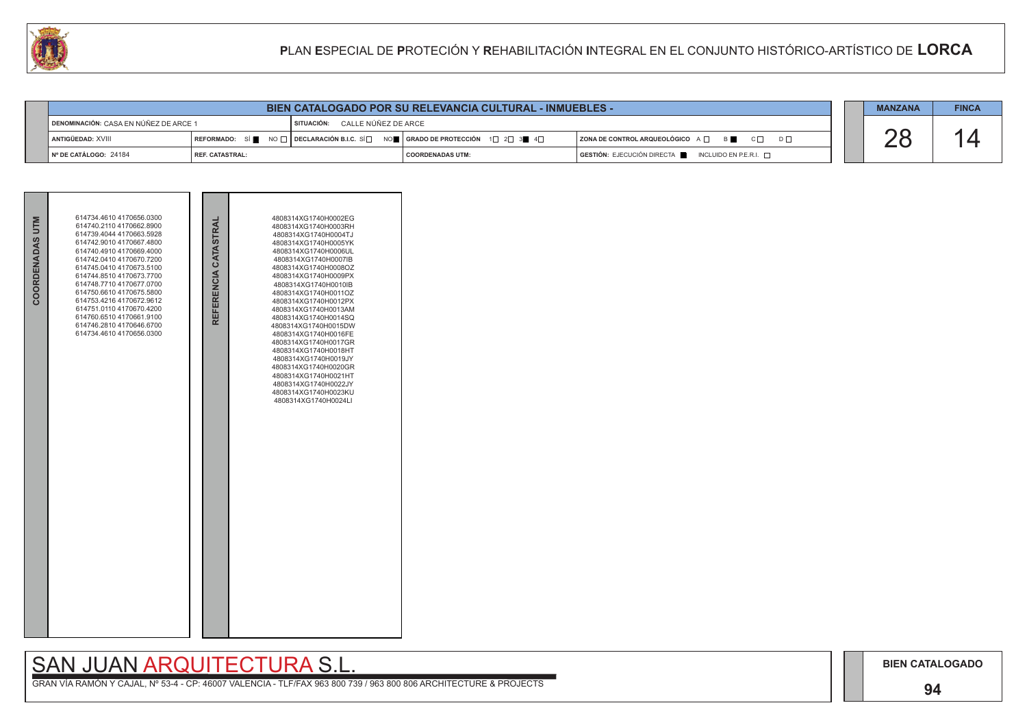# PLAN ESPECIAL DE PROTECIÓN Y REHABILITACIÓN INTEGRAL EN EL CONJUNTO HISTÓRICO-ARTÍSTICO DE LORCA

## BIEN CATALOGADO POR SU RELEVANCIA CULTURAL - INMUEBLES -

| | | | | | |
|---|---|---|---|---|---|
| DENOMINACIÓN: CASA EN NÚÑEZ DE ARCE 1 | | SITUACIÓN: CALLE NÚÑEZ DE ARCE | | | |
| ANTIGÜEDAD: XVIII | REFORMADO: SÍ ■ NO □ | DECLARACIÓN B.I.C. SÍ □ NO ■ | GRADO DE PROTECCIÓN 1□ 2□ 3■ 4□ | ZONA DE CONTROL ARQUEOLÓGICO A □ B ■ C □ D □ | |
| Nº DE CATÁLOGO: 24184 | REF. CATASTRAL: | | COORDENADAS UTM: | GESTIÓN: EJECUCIÓN DIRECTA ■ INCLUIDO EN P.E.R.I. □ | |

| MANZANA | FINCA |
|---|---|
| 28 | 14 |

| COORDENADAS UTM | REFERENCIA CATASTRAL |
|---|---|
| 614734.4610 4170656.0300 | 4808314XG1740H0002EG |
| 614740.2110 4170662.8900 | 4808314XG1740H0003RH |
| 614739.4044 4170663.5928 | 4808314XG1740H0004TJ |
| 614742.9010 4170667.4800 | 4808314XG1740H0005YK |
| 614740.4910 4170669.4000 | 4808314XG1740H0006UL |
| 614742.0410 4170670.7200 | 4808314XG1740H0007IB |
| 614745.0410 4170673.5100 | 4808314XG1740H0008OZ |
| 614744.8510 4170673.7700 | 4808314XG1740H0009PX |
| 614748.7710 4170677.0700 | 4808314XG1740H0010IB |
| 614750.6610 4170675.5800 | 4808314XG1740H0011OZ |
| 614753.4216 4170672.9612 | 4808314XG1740H0012PX |
| 614751.0110 4170670.4200 | 4808314XG1740H0013AM |
| 614760.6510 4170661.9100 | 4808314XG1740H0014SQ |
| 614746.2810 4170646.6700 | 4808314XG1740H0015DW |
| 614734.4610 4170656.0300 | 4808314XG1740H0016FE |
| | 4808314XG1740H0017GR |
| | 4808314XG1740H0018HT |
| | 4808314XG1740H0019JY |
| | 4808314XG1740H0020GR |
| | 4808314XG1740H0021HT |
| | 4808314XG1740H0022JY |
| | 4808314XG1740H0023KU |
| | 4808314XG1740H0024LI |

SAN JUAN ARQUITECTURA S.L.

GRAN VÍA RAMÓN Y CAJAL, Nº 53-4 - CP: 46007 VALENCIA - TLF/FAX 963 800 739 / 963 800 806 ARCHITECTURE & PROJECTS

BIEN CATALOGADO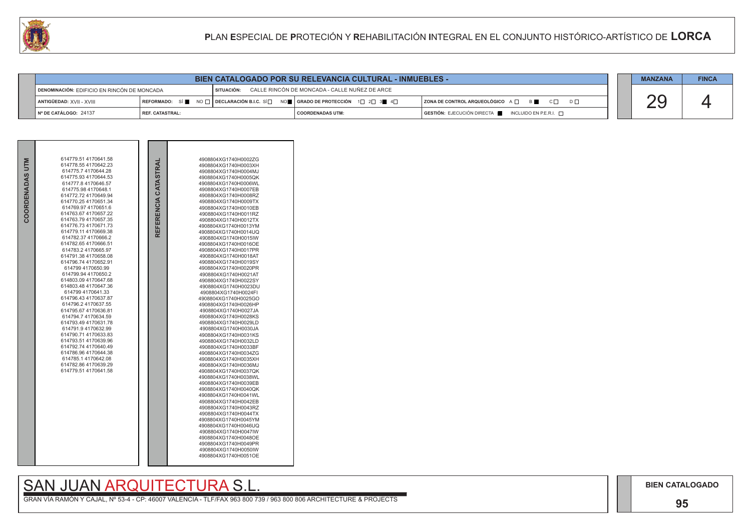## BIEN CATALOGADO POR SU RELEVANCIA CULTURAL - INMUEBLES -

| | | | |
|---|---|---|---|
| DENOMINACIÓN: EDIFICIO EN RINCÓN DE MONCADA | SITUACIÓN: CALLE RINCÓN DE MONCADA - CALLE NUÑEZ DE ARCE | | |
| ANTIGÜEDAD: XVII - XVIII | REFORMADO: SÍ ■ NO □ / DECLARACIÓN B.I.C. SÍ □ NO ■ | GRADO DE PROTECCIÓN 1□ 2□ 3■ 4□ | ZONA DE CONTROL ARQUEOLÓGICO A □ B ■ C □ D □ |
| Nº DE CATÁLOGO: 24137 | REF. CATASTRAL: | COORDENADAS UTM: | GESTIÓN: EJECUCIÓN DIRECTA ■ INCLUIDO EN P.E.R.I. □ |

| MANZANA | FINCA |
|---|---|
| 29 | 4 |

**COORDENADAS UTM**

614779.51 4170641.58
614778.55 4170642.23
614775.7 4170644.28
614775.93 4170644.53
614777.8 4170646.57
614775.98 4170648.1
614772.72 4170649.94
614770.25 4170651.34
614769.97 4170651.6
614763.67 4170657.22
614763.79 4170657.35
614776.73 4170671.73
614779.11 4170669.38
614782.37 4170666.2
614782.65 4170666.51
614783.2 4170665.97
614791.38 4170658.08
614796.74 4170652.91
614799 4170650.99
614799.94 4170650.2
614803.09 4170647.68
614803.48 4170647.36
614799 4170641.33
614796.43 4170637.87
614796.2 4170637.55
614795.67 4170636.81
614794.7 4170634.59
614793.49 4170631.78
614791.9 4170632.99
614790.71 4170633.83
614793.51 4170639.96
614792.74 4170640.49
614786.96 4170644.38
614785.1 4170642.08
614782.86 4170639.29
614779.51 4170641.58

**REFERENCIA CATASTRAL**

4908804XG1740H0002ZG
4908804XG1740H0003XH
4908804XG1740H0004MJ
4908804XG1740H0005QK
4908804XG1740H0006WL
4908804XG1740H0007EB
4908804XG1740H0008RZ
4908804XG1740H0009TX
4908804XG1740H0010EB
4908804XG1740H0011RZ
4908804XG1740H0012TX
4908804XG1740H0013YM
4908804XG1740H0014UQ
4908804XG1740H0015IW
4908804XG1740H0016OE
4908804XG1740H0017PR
4908804XG1740H0018AT
4908804XG1740H0019SY
4908804XG1740H0020PR
4908804XG1740H0021AT
4908804XG1740H0022SY
4908804XG1740H0023DU
4908804XG1740H0024FI
4908804XG1740H0025GO
4908804XG1740H0026HP
4908804XG1740H0027JA
4908804XG1740H0028KS
4908804XG1740H0029LD
4908804XG1740H0030JA
4908804XG1740H0031KS
4908804XG1740H0032LD
4908804XG1740H0033BF
4908804XG1740H0034ZG
4908804XG1740H0035XH
4908804XG1740H0036MJ
4908804XG1740H0037QK
4908804XG1740H0038WL
4908804XG1740H0039EB
4908804XG1740H0040QK
4908804XG1740H0041WL
4908804XG1740H0042EB
4908804XG1740H0043RZ
4908804XG1740H0044TX
4908804XG1740H0045YM
4908804XG1740H0046UQ
4908804XG1740H0047IW
4908804XG1740H0048OE
4908804XG1740H0049PR
4908804XG1740H0050IW
4908804XG1740H0051OE

SAN JUAN ARQUITECTURA S.L.

GRAN VÍA RAMÓN Y CAJAL, Nº 53-4 - CP: 46007 VALENCIA - TLF/FAX 963 800 739 / 963 800 806 ARCHITECTURE & PROJECTS

BIEN CATALOGADO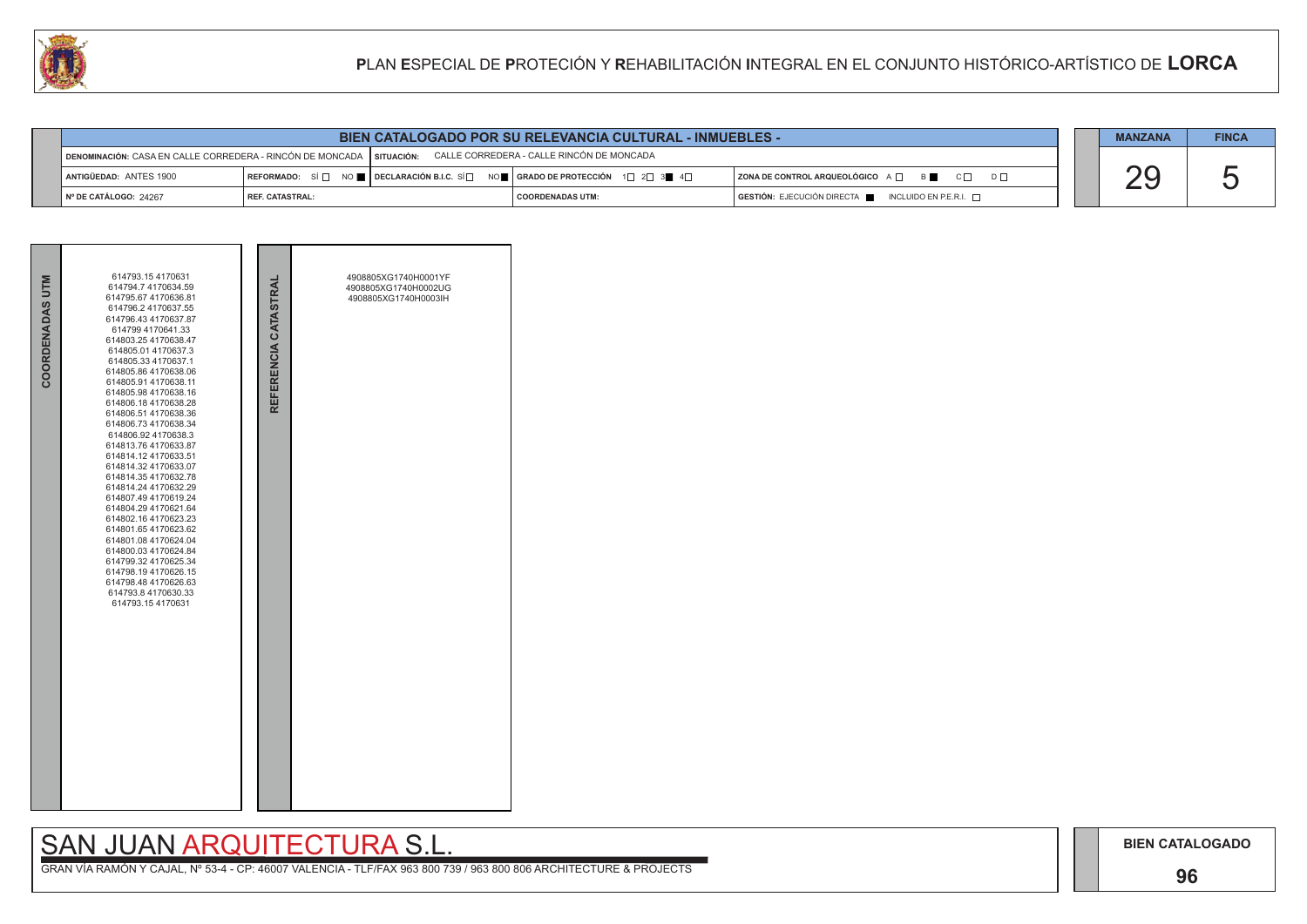# PLAN ESPECIAL DE PROTECIÓN Y REHABILITACIÓN INTEGRAL EN EL CONJUNTO HISTÓRICO-ARTÍSTICO DE LORCA

| BIEN CATALOGADO POR SU RELEVANCIA CULTURAL - INMUEBLES - | | | |
|---|---|---|---|
| DENOMINACIÓN: CASA EN CALLE CORREDERA - RINCÓN DE MONCADA | SITUACIÓN: CALLE CORREDERA - CALLE RINCÓN DE MONCADA | | |
| ANTIGÜEDAD: ANTES 1900 | REFORMADO: SÍ ☐ NO ■ DECLARACIÓN B.I.C. SÍ ☐ NO ■ | GRADO DE PROTECCIÓN 1☐ 2☐ 3■ 4☐ | ZONA DE CONTROL ARQUEOLÓGICO A ☐ B ■ C ☐ D ☐ |
| Nº DE CATÁLOGO: 24267 | REF. CATASTRAL: | COORDENADAS UTM: | GESTIÓN: EJECUCIÓN DIRECTA ■ INCLUIDO EN P.E.R.I. ☐ |

| MANZANA | FINCA |
|---|---|
| 29 | 5 |

| COORDENADAS UTM | REFERENCIA CATASTRAL |
|---|---|
| 614793.15 4170631<br>614794.7 4170634.59<br>614795.67 4170636.81<br>614796.2 4170637.55<br>614796.43 4170637.87<br>614799 4170641.33<br>614803.25 4170638.47<br>614805.01 4170637.3<br>614805.33 4170637.1<br>614805.86 4170638.06<br>614805.91 4170638.11<br>614805.98 4170638.16<br>614806.18 4170638.28<br>614806.51 4170638.36<br>614806.73 4170638.34<br>614806.92 4170638.3<br>614813.76 4170633.87<br>614814.12 4170633.51<br>614814.32 4170633.07<br>614814.35 4170632.78<br>614814.24 4170632.29<br>614807.49 4170619.24<br>614804.29 4170621.64<br>614802.16 4170623.23<br>614801.65 4170623.62<br>614801.08 4170624.04<br>614800.03 4170624.84<br>614799.32 4170625.34<br>614798.19 4170626.15<br>614798.48 4170626.63<br>614793.8 4170630.33<br>614793.15 4170631 | 4908805XG1740H0001YF<br>4908805XG1740H0002UG<br>4908805XG1740H0003IH |

SAN JUAN ARQUITECTURA S.L.

GRAN VÍA RAMÓN Y CAJAL, Nº 53-4 - CP: 46007 VALENCIA - TLF/FAX 963 800 739 / 963 800 806 ARCHITECTURE & PROJECTS

BIEN CATALOGADO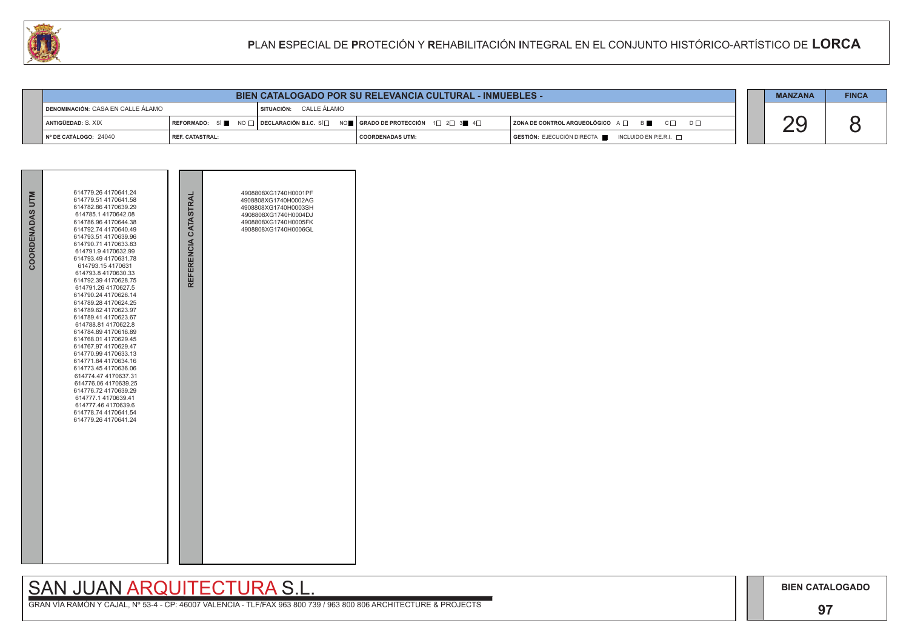# PLAN ESPECIAL DE PROTECIÓN Y REHABILITACIÓN INTEGRAL EN EL CONJUNTO HISTÓRICO-ARTÍSTICO DE LORCA

| BIEN CATALOGADO POR SU RELEVANCIA CULTURAL - INMUEBLES - | | | |
|---|---|---|---|
| DENOMINACIÓN: CASA EN CALLE ÁLAMO | SITUACIÓN: CALLE ÁLAMO | | |
| ANTIGÜEDAD: S. XIX | REFORMADO: SÍ ■ NO ☐ · DECLARACIÓN B.I.C. SÍ ☐ NO ■ | GRADO DE PROTECCIÓN 1☐ 2☐ 3■ 4☐ | ZONA DE CONTROL ARQUEOLÓGICO A ☐ B ■ C ☐ D ☐ |
| Nº DE CATÁLOGO: 24040 | REF. CATASTRAL: | COORDENADAS UTM: | GESTIÓN: EJECUCIÓN DIRECTA ■ INCLUIDO EN P.E.R.I. ☐ |

| MANZANA | FINCA |
|---|---|
| 29 | 8 |

| COORDENADAS UTM | REFERENCIA CATASTRAL |
|---|---|
| 614779.26 4170641.24<br>614779.51 4170641.58<br>614782.86 4170639.29<br>614785.1 4170642.08<br>614786.96 4170644.38<br>614792.74 4170640.49<br>614793.51 4170639.96<br>614790.71 4170633.83<br>614791.9 4170632.99<br>614793.49 4170631.78<br>614793.15 4170631<br>614793.8 4170630.33<br>614792.39 4170628.75<br>614791.26 4170627.5<br>614790.24 4170626.14<br>614789.28 4170624.25<br>614789.62 4170623.97<br>614789.41 4170623.67<br>614788.81 4170622.8<br>614784.89 4170616.89<br>614768.01 4170629.45<br>614767.97 4170629.47<br>614770.99 4170633.13<br>614771.84 4170634.16<br>614773.45 4170636.06<br>614774.47 4170637.31<br>614776.06 4170639.25<br>614776.72 4170639.29<br>614777.1 4170639.41<br>614777.46 4170639.6<br>614778.74 4170641.54<br>614779.26 4170641.24 | 4908808XG1740H0001PF<br>4908808XG1740H0002AG<br>4908808XG1740H0003SH<br>4908808XG1740H0004DJ<br>4908808XG1740H0005FK<br>4908808XG1740H0006GL |

SAN JUAN ARQUITECTURA S.L.

GRAN VÍA RAMÓN Y CAJAL, Nº 53-4 - CP: 46007 VALENCIA - TLF/FAX 963 800 739 / 963 800 806 ARCHITECTURE & PROJECTS

BIEN CATALOGADO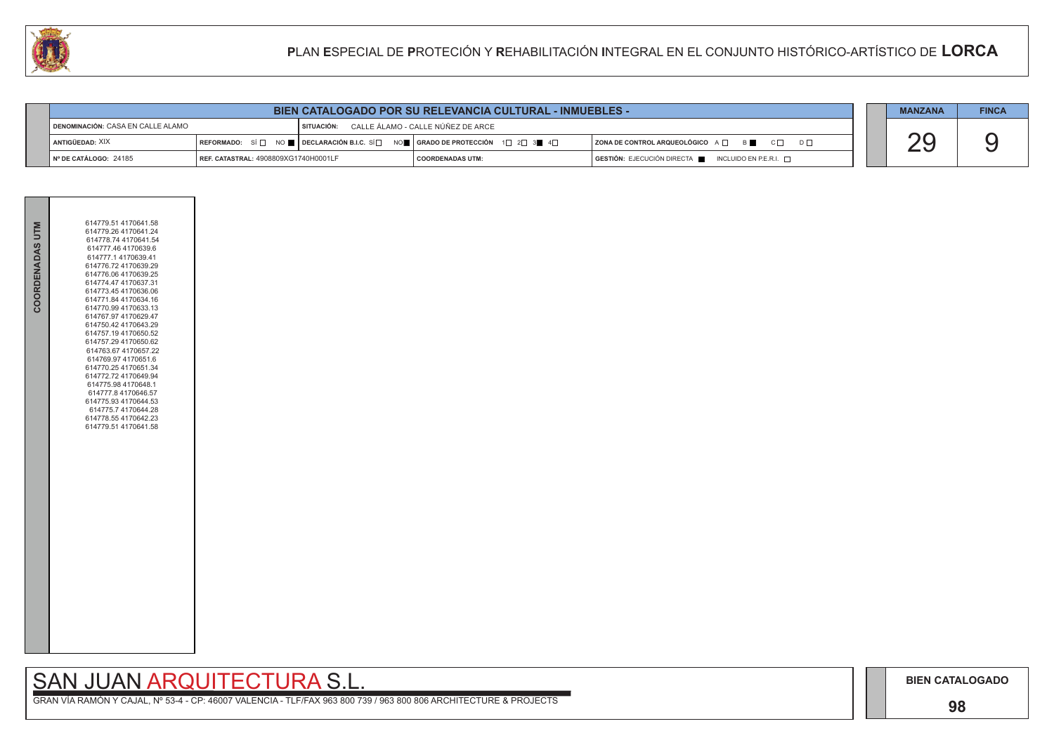# PLAN ESPECIAL DE PROTECIÓN Y REHABILITACIÓN INTEGRAL EN EL CONJUNTO HISTÓRICO-ARTÍSTICO DE LORCA

## BIEN CATALOGADO POR SU RELEVANCIA CULTURAL - INMUEBLES -

| | | | | |
|---|---|---|---|---|
| DENOMINACIÓN: CASA EN CALLE ALAMO | | SITUACIÓN: CALLE ÁLAMO - CALLE NÚÑEZ DE ARCE | | |
| ANTIGÜEDAD: XIX | REFORMADO: SÍ ☐ NO ■ | DECLARACIÓN B.I.C. SÍ ☐ NO ■ | GRADO DE PROTECCIÓN 1☐ 2☐ 3■ 4☐ | ZONA DE CONTROL ARQUEOLÓGICO A ☐ B ■ C ☐ D ☐ |
| Nº DE CATÁLOGO: 24185 | REF. CATASTRAL: 4908809XG1740H0001LF | | COORDENADAS UTM: | GESTIÓN: EJECUCIÓN DIRECTA ■ INCLUIDO EN P.E.R.I. ☐ |

| MANZANA | FINCA |
|---|---|
| 29 | 9 |

**COORDENADAS UTM**

614779.51 4170641.58
614779.26 4170641.24
614778.74 4170641.54
614777.46 4170639.6
614777.1 4170639.41
614776.72 4170639.29
614776.06 4170639.25
614774.47 4170637.31
614773.45 4170636.06
614771.84 4170634.16
614770.99 4170633.13
614767.97 4170629.47
614750.42 4170643.29
614757.19 4170650.52
614757.29 4170650.62
614763.67 4170657.22
614769.97 4170651.6
614770.25 4170651.34
614772.72 4170649.94
614775.98 4170648.1
614777.8 4170646.57
614775.93 4170644.53
614775.7 4170644.28
614778.55 4170642.23
614779.51 4170641.58

SAN JUAN ARQUITECTURA S.L.

GRAN VÍA RAMÓN Y CAJAL, Nº 53-4 - CP: 46007 VALENCIA - TLF/FAX 963 800 739 / 963 800 806 ARCHITECTURE & PROJECTS

BIEN CATALOGADO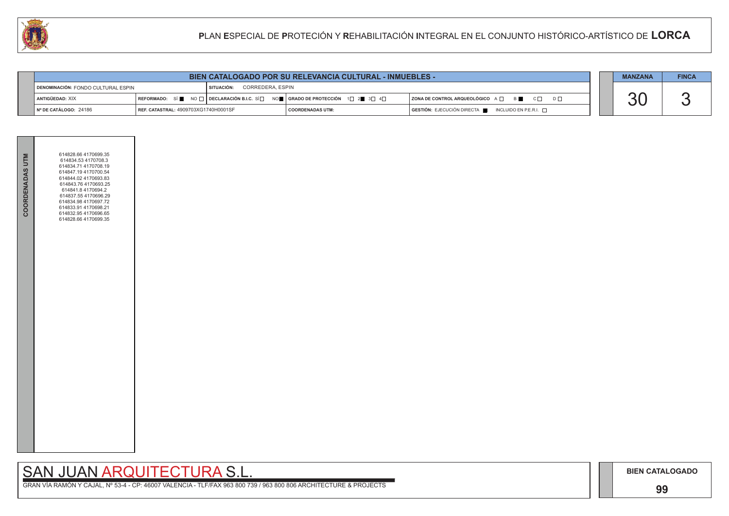# PLAN ESPECIAL DE PROTECIÓN Y REHABILITACIÓN INTEGRAL EN EL CONJUNTO HISTÓRICO-ARTÍSTICO DE LORCA

## BIEN CATALOGADO POR SU RELEVANCIA CULTURAL - INMUEBLES -

| | | | |
|---|---|---|---|
| DENOMINACIÓN: FONDO CULTURAL ESPIN | SITUACIÓN: CORREDERA, ESPIN | | |
| ANTIGÜEDAD: XIX | REFORMADO: SÍ ■ NO □ | DECLARACIÓN B.I.C. SÍ □ NO ■ | GRADO DE PROTECCIÓN 1□ 2■ 3□ 4□ | ZONA DE CONTROL ARQUEOLÓGICO A □ B ■ C □ D □ |
| Nº DE CATÁLOGO: 24186 | REF. CATASTRAL: 4909703XG1740H0001SF | COORDENADAS UTM: | GESTIÓN: EJECUCIÓN DIRECTA ■ INCLUIDO EN P.E.R.I. □ |

| MANZANA | FINCA |
|---|---|
| 30 | 3 |

**COORDENADAS UTM**

614828.66 4170699.35
614834.53 4170708.3
614834.71 4170708.19
614847.19 4170700.54
614844.02 4170693.83
614843.76 4170693.25
614841.8 4170694.2
614837.55 4170696.29
614834.98 4170697.72
614833.91 4170698.21
614832.95 4170696.65
614828.66 4170699.35

SAN JUAN ARQUITECTURA S.L.

GRAN VÍA RAMÓN Y CAJAL, Nº 53-4 - CP: 46007 VALENCIA - TLF/FAX 963 800 739 / 963 800 806 ARCHITECTURE & PROJECTS

BIEN CATALOGADO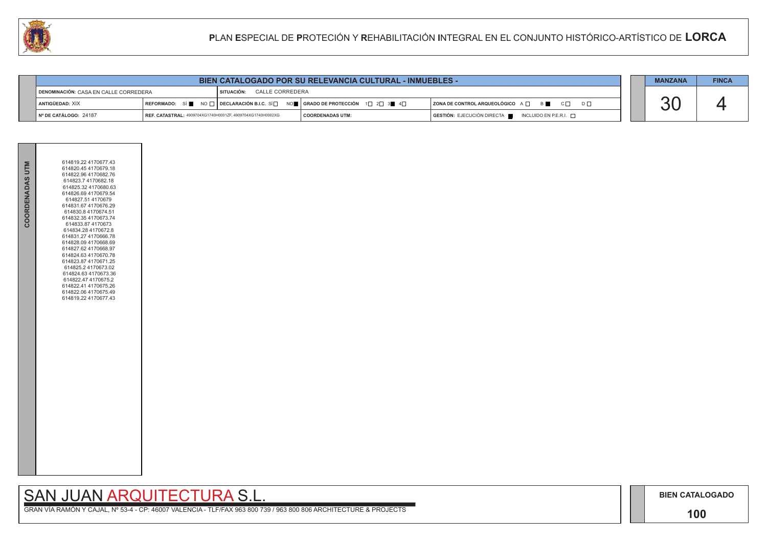# PLAN ESPECIAL DE PROTECIÓN Y REHABILITACIÓN INTEGRAL EN EL CONJUNTO HISTÓRICO-ARTÍSTICO DE LORCA

| BIEN CATALOGADO POR SU RELEVANCIA CULTURAL - INMUEBLES - | | | |
|---|---|---|---|
| DENOMINACIÓN: CASA EN CALLE CORREDERA | SITUACIÓN: CALLE CORREDERA | | |
| ANTIGÜEDAD: XIX | REFORMADO: SÍ ■ NO □ | DECLARACIÓN B.I.C. SÍ □ NO ■ | GRADO DE PROTECCIÓN 1□ 2□ 3■ 4□ | ZONA DE CONTROL ARQUEOLÓGICO A □ B ■ C □ D □ |
| Nº DE CATÁLOGO: 24187 | REF. CATASTRAL: 4909704XG1740H0001ZF, 4909704XG1740H0002XG | COORDENADAS UTM: | GESTIÓN: EJECUCIÓN DIRECTA ■ INCLUIDO EN P.E.R.I. □ |

| MANZANA | FINCA |
|---|---|
| 30 | 4 |

**COORDENADAS UTM**

614819.22 4170677.43
614820.45 4170679.18
614822.96 4170682.76
614823.7 4170682.18
614825.32 4170680.63
614826.69 4170679.54
614827.51 4170679
614831.67 4170676.29
614830.8 4170674.51
614832.35 4170673.74
614833.87 4170673
614834.28 4170672.8
614831.27 4170666.78
614828.09 4170668.69
614827.62 4170668.97
614824.63 4170670.78
614823.87 4170671.25
614825.2 4170673.02
614824.63 4170673.36
614822.47 4170675.2
614822.41 4170675.26
614822.06 4170675.49
614819.22 4170677.43

SAN JUAN ARQUITECTURA S.L.

GRAN VÍA RAMÓN Y CAJAL, Nº 53-4 - CP: 46007 VALENCIA - TLF/FAX 963 800 739 / 963 800 806 ARCHITECTURE & PROJECTS

BIEN CATALOGADO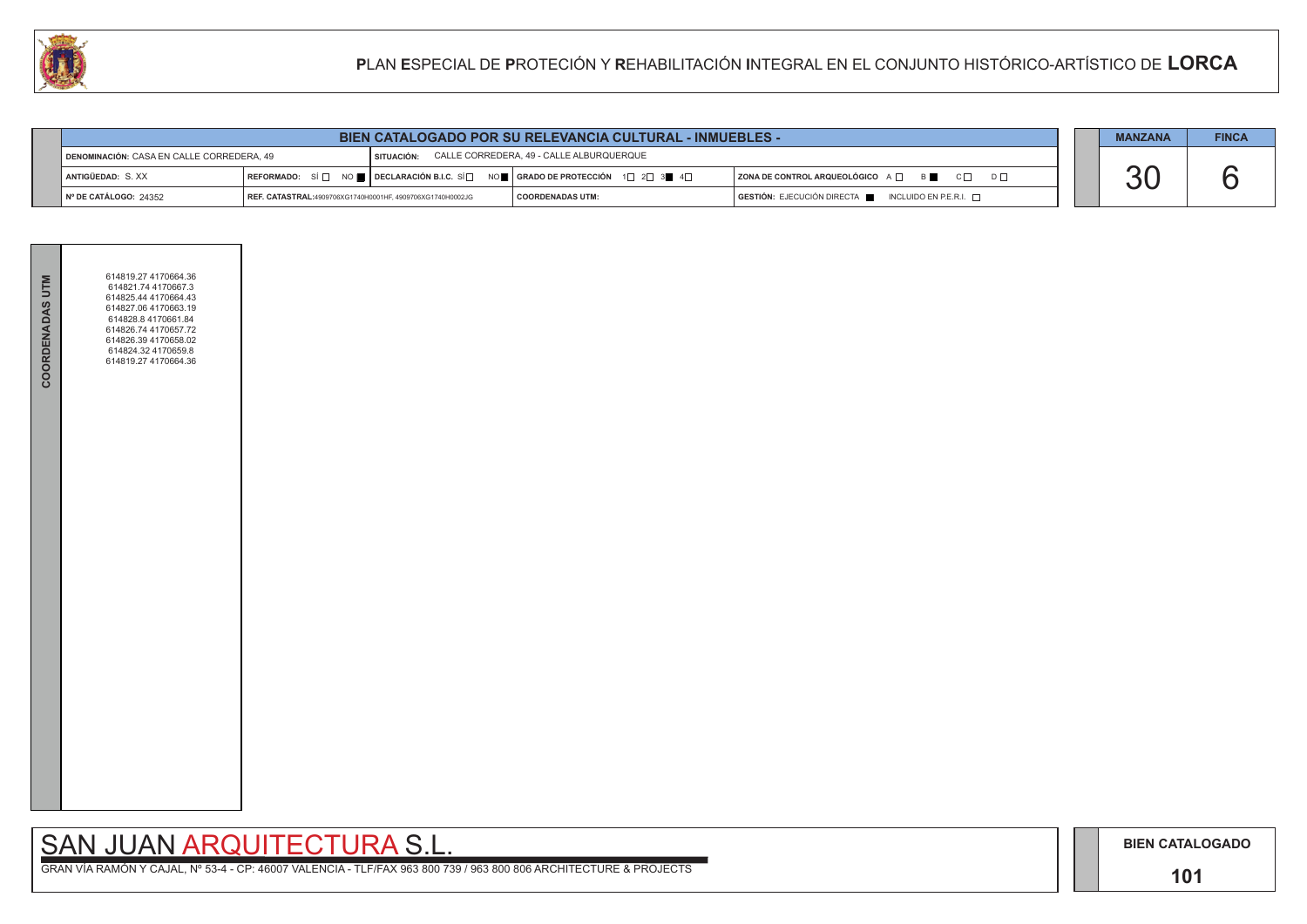# PLAN ESPECIAL DE PROTECIÓN Y REHABILITACIÓN INTEGRAL EN EL CONJUNTO HISTÓRICO-ARTÍSTICO DE LORCA

| BIEN CATALOGADO POR SU RELEVANCIA CULTURAL - INMUEBLES - | | | | |
|---|---|---|---|---|
| DENOMINACIÓN: CASA EN CALLE CORREDERA, 49 | SITUACIÓN: CALLE CORREDERA, 49 - CALLE ALBURQUERQUE | | | |
| ANTIGÜEDAD: S. XX | REFORMADO: SÍ ☐ NO ■ | DECLARACIÓN B.I.C. SÍ ☐ NO ■ | GRADO DE PROTECCIÓN 1☐ 2☐ 3■ 4☐ | ZONA DE CONTROL ARQUEOLÓGICO A ☐ B ■ C ☐ D ☐ |
| Nº DE CATÁLOGO: 24352 | REF. CATASTRAL:4909706XG1740H0001HF, 4909706XG1740H0002JG | | COORDENADAS UTM: | GESTIÓN: EJECUCIÓN DIRECTA ■ INCLUIDO EN P.E.R.I. ☐ |

| MANZANA | FINCA |
|---|---|
| 30 | 6 |

**COORDENADAS UTM**

614819.27 4170664.36
614821.74 4170667.3
614825.44 4170664.43
614827.06 4170663.19
614828.8 4170661.84
614826.74 4170657.72
614826.39 4170658.02
614824.32 4170659.8
614819.27 4170664.36

SAN JUAN ARQUITECTURA S.L.

GRAN VÍA RAMÓN Y CAJAL, Nº 53-4 - CP: 46007 VALENCIA - TLF/FAX 963 800 739 / 963 800 806 ARCHITECTURE & PROJECTS

BIEN CATALOGADO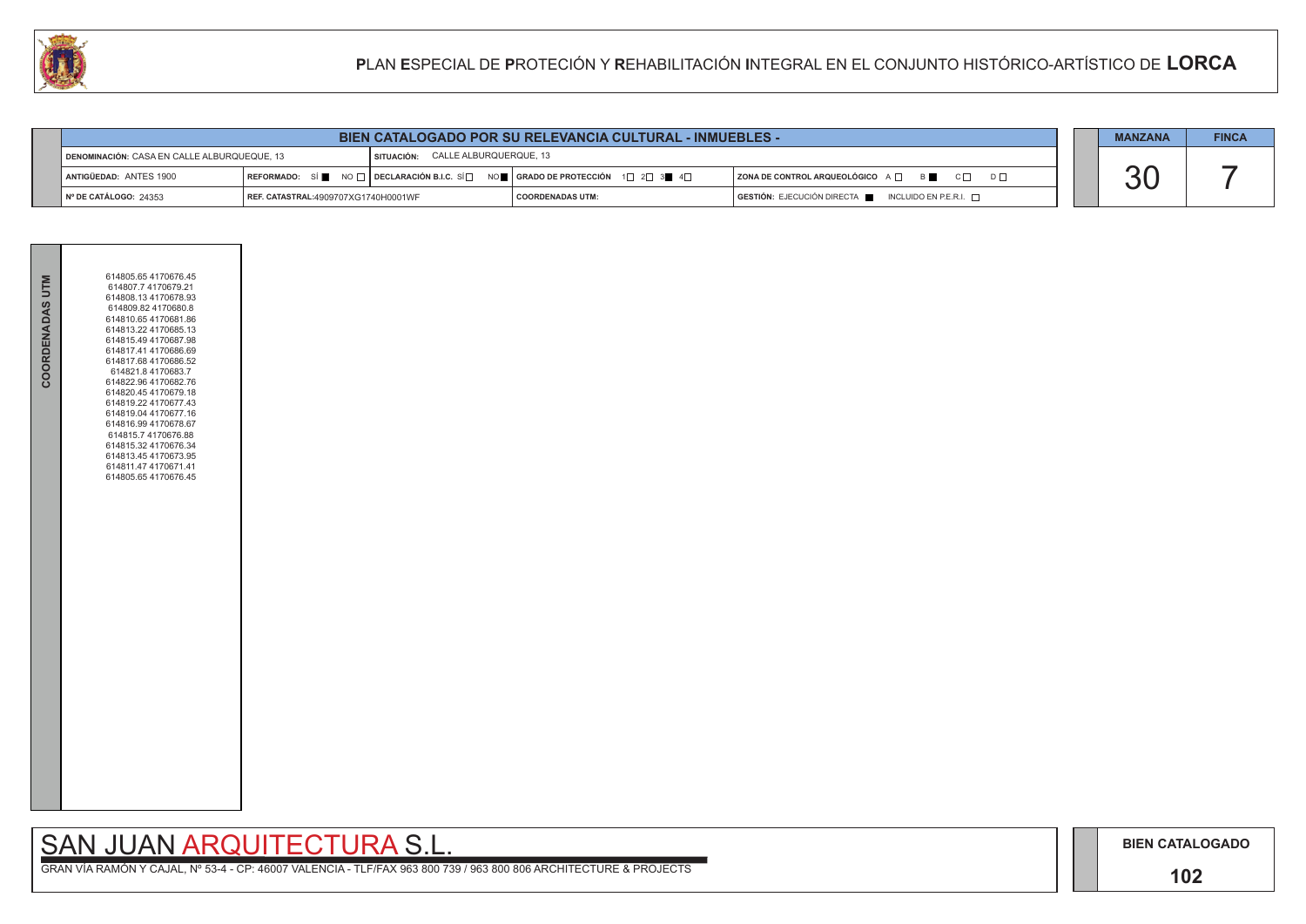# PLAN ESPECIAL DE PROTECIÓN Y REHABILITACIÓN INTEGRAL EN EL CONJUNTO HISTÓRICO-ARTÍSTICO DE LORCA

## BIEN CATALOGADO POR SU RELEVANCIA CULTURAL - INMUEBLES -

| | | | |
|---|---|---|---|
| DENOMINACIÓN: CASA EN CALLE ALBURQUEQUE, 13 | SITUACIÓN: CALLE ALBURQUERQUE, 13 | | |
| ANTIGÜEDAD: ANTES 1900 | REFORMADO: SÍ ■ NO □ \| DECLARACIÓN B.I.C. SÍ □ NO ■ | GRADO DE PROTECCIÓN 1□ 2□ 3■ 4□ | ZONA DE CONTROL ARQUEOLÓGICO A □ B ■ C □ D □ |
| Nº DE CATÁLOGO: 24353 | REF. CATASTRAL: 4909707XG1740H0001WF | COORDENADAS UTM: | GESTIÓN: EJECUCIÓN DIRECTA ■ INCLUIDO EN P.E.R.I. □ |

| MANZANA | FINCA |
|---|---|
| 30 | 7 |

**COORDENADAS UTM**

614805.65 4170676.45
614807.7 4170679.21
614808.13 4170678.93
614809.82 4170680.8
614810.65 4170681.86
614813.22 4170685.13
614815.49 4170687.98
614817.41 4170686.69
614817.68 4170686.52
614821.8 4170683.7
614822.96 4170682.76
614820.45 4170679.18
614819.22 4170677.43
614819.04 4170677.16
614816.99 4170678.67
614815.7 4170676.88
614815.32 4170676.34
614813.45 4170673.95
614811.47 4170671.41
614805.65 4170676.45

SAN JUAN ARQUITECTURA S.L.

GRAN VÍA RAMÓN Y CAJAL, Nº 53-4 - CP: 46007 VALENCIA - TLF/FAX 963 800 739 / 963 800 806 ARCHITECTURE & PROJECTS

BIEN CATALOGADO

102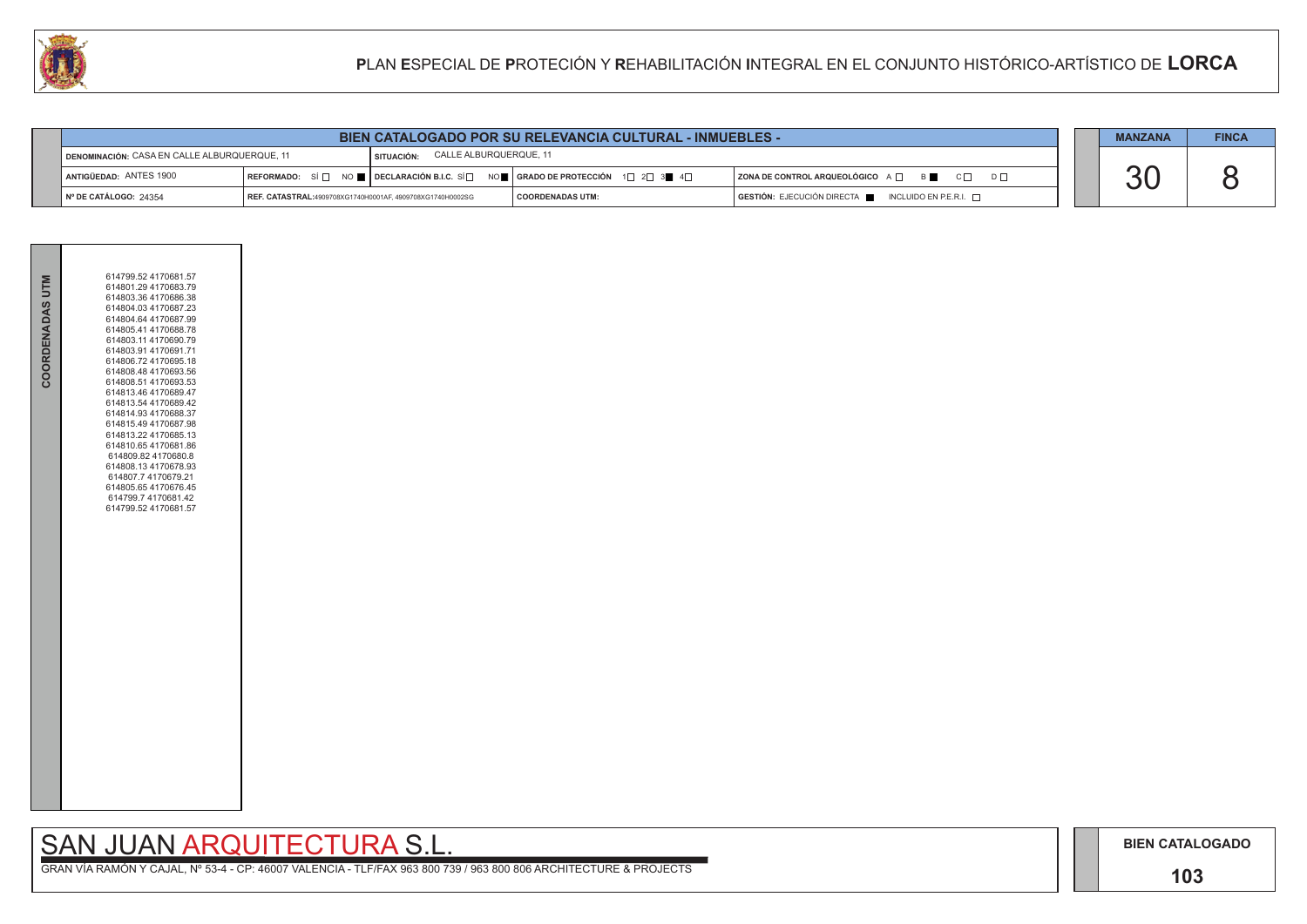# PLAN ESPECIAL DE PROTECIÓN Y REHABILITACIÓN INTEGRAL EN EL CONJUNTO HISTÓRICO-ARTÍSTICO DE LORCA

## BIEN CATALOGADO POR SU RELEVANCIA CULTURAL - INMUEBLES -

| | | | | |
|---|---|---|---|---|
| DENOMINACIÓN: CASA EN CALLE ALBURQUERQUE, 11 | SITUACIÓN: CALLE ALBURQUERQUE, 11 | | | |
| ANTIGÜEDAD: ANTES 1900 | REFORMADO: SÍ ☐ NO ■ | DECLARACIÓN B.I.C. SÍ ☐ NO ■ | GRADO DE PROTECCIÓN 1☐ 2☐ 3■ 4☐ | ZONA DE CONTROL ARQUEOLÓGICO A ☐ B ■ C ☐ D ☐ |
| Nº DE CATÁLOGO: 24354 | REF. CATASTRAL: 4909708XG1740H0001AF, 4909708XG1740H0002SG | | COORDENADAS UTM: | GESTIÓN: EJECUCIÓN DIRECTA ■ INCLUIDO EN P.E.R.I. ☐ |

| MANZANA | FINCA |
|---|---|
| 30 | 8 |

**COORDENADAS UTM**

614799.52 4170681.57
614801.29 4170683.79
614803.36 4170686.38
614804.03 4170687.23
614804.64 4170687.99
614805.41 4170688.78
614803.11 4170690.79
614803.91 4170691.71
614806.72 4170695.18
614808.48 4170693.56
614808.51 4170693.53
614813.46 4170689.47
614813.54 4170689.42
614814.93 4170688.37
614815.49 4170687.98
614813.22 4170685.13
614810.65 4170681.86
614809.82 4170680.8
614808.13 4170678.93
614807.7 4170679.21
614805.65 4170676.45
614799.7 4170681.42
614799.52 4170681.57

SAN JUAN ARQUITECTURA S.L.

GRAN VÍA RAMÓN Y CAJAL, Nº 53-4 - CP: 46007 VALENCIA - TLF/FAX 963 800 739 / 963 800 806 ARCHITECTURE & PROJECTS

BIEN CATALOGADO

103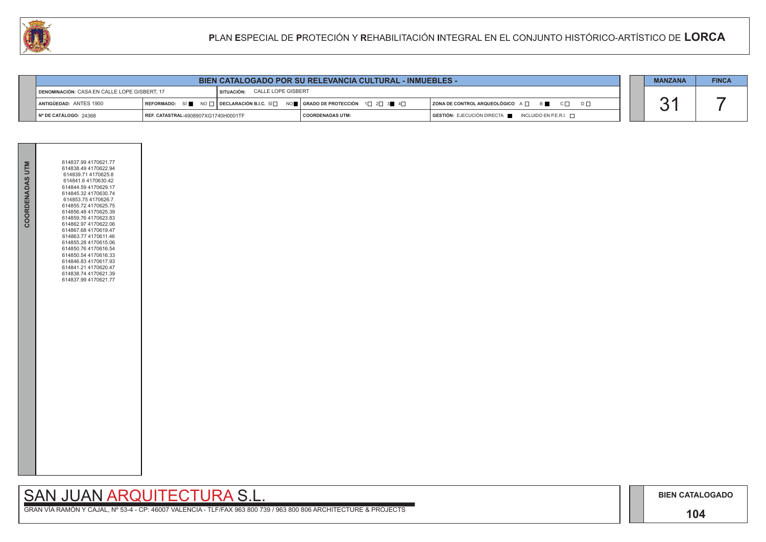# PLAN ESPECIAL DE PROTECIÓN Y REHABILITACIÓN INTEGRAL EN EL CONJUNTO HISTÓRICO-ARTÍSTICO DE LORCA

| BIEN CATALOGADO POR SU RELEVANCIA CULTURAL - INMUEBLES - | | | | |
|---|---|---|---|---|
| DENOMINACIÓN: CASA EN CALLE LOPE GISBERT, 17 | SITUACIÓN: CALLE LOPE GISBERT | | | |
| ANTIGÜEDAD: ANTES 1900 | REFORMADO: SÍ ■ NO □ | DECLARACIÓN B.I.C. SÍ □ NO ■ | GRADO DE PROTECCIÓN 1□ 2□ 3■ 4□ | ZONA DE CONTROL ARQUEOLÓGICO A □ B ■ C □ D □ |
| Nº DE CATÁLOGO: 24368 | REF. CATASTRAL: 4908907XG1740H0001TF | | COORDENADAS UTM: | GESTIÓN: EJECUCIÓN DIRECTA ■ INCLUIDO EN P.E.R.I. □ |

| MANZANA | FINCA |
|---|---|
| 31 | 7 |

**COORDENADAS UTM**

614837.99 4170621.77
614838.49 4170622.94
614839.71 4170625.8
614841.6 4170630.42
614844.59 4170629.17
614845.32 4170630.74
614853.75 4170626.7
614855.72 4170625.75
614856.48 4170625.39
614859.76 4170623.83
614862.97 4170622.06
614867.68 4170619.47
614863.77 4170611.46
614855.28 4170615.06
614850.76 4170616.54
614850.54 4170616.33
614846.83 4170617.93
614841.21 4170620.47
614838.74 4170621.39
614837.99 4170621.77

SAN JUAN ARQUITECTURA S.L.

GRAN VÍA RAMÓN Y CAJAL, Nº 53-4 - CP: 46007 VALENCIA - TLF/FAX 963 800 739 / 963 800 806 ARCHITECTURE & PROJECTS

BIEN CATALOGADO

104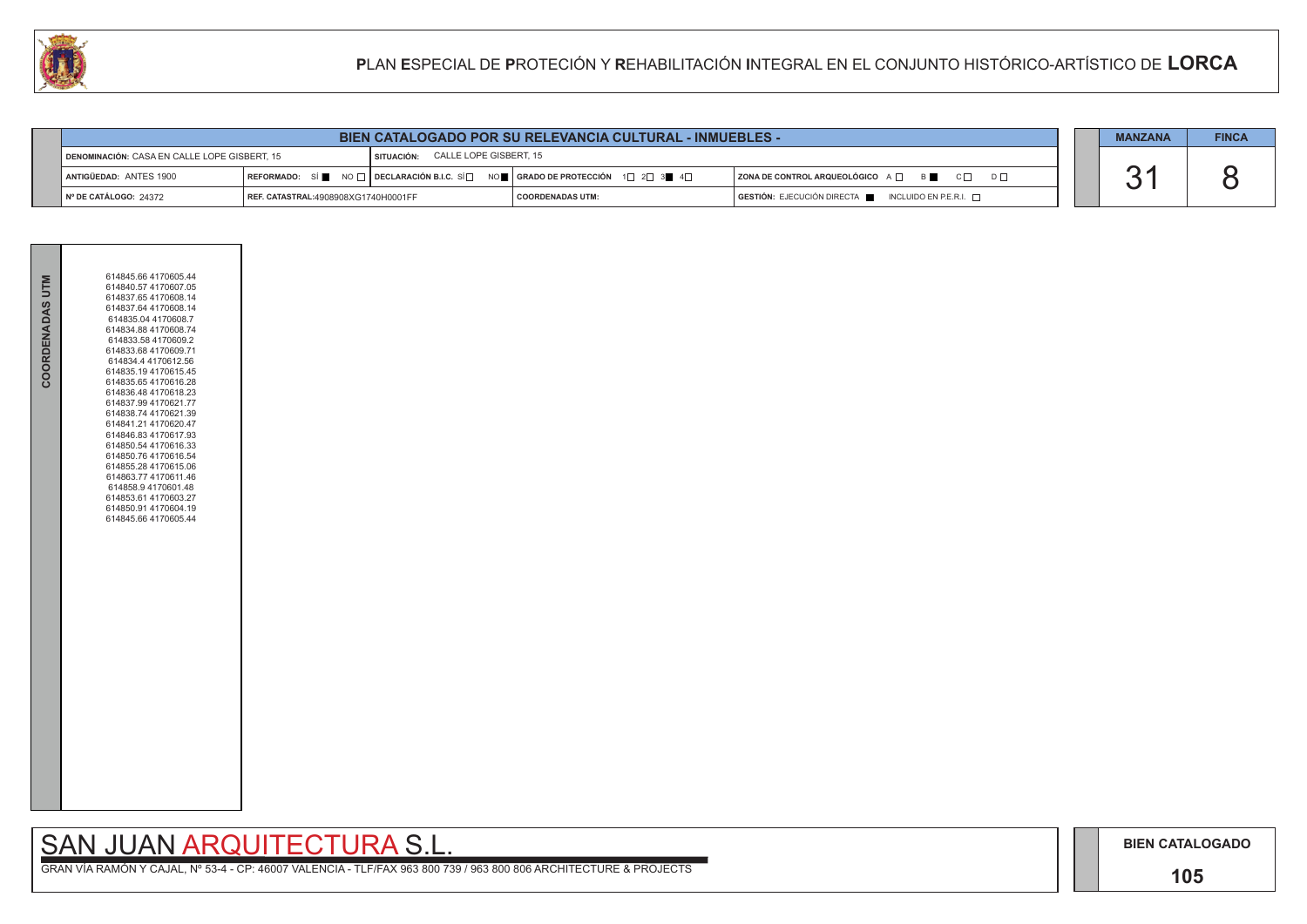## BIEN CATALOGADO POR SU RELEVANCIA CULTURAL - INMUEBLES -

| | | | | |
|---|---|---|---|---|
| DENOMINACIÓN: CASA EN CALLE LOPE GISBERT, 15 | SITUACIÓN: CALLE LOPE GISBERT, 15 | | | |
| ANTIGÜEDAD: ANTES 1900 | REFORMADO: SÍ ■ NO □ | DECLARACIÓN B.I.C. SÍ □ NO ■ | GRADO DE PROTECCIÓN 1□ 2□ 3■ 4□ | ZONA DE CONTROL ARQUEOLÓGICO A □ B ■ C □ D □ |
| Nº DE CATÁLOGO: 24372 | REF. CATASTRAL:4908908XG1740H0001FF | | COORDENADAS UTM: | GESTIÓN: EJECUCIÓN DIRECTA ■ INCLUIDO EN P.E.R.I. □ |

| MANZANA | FINCA |
|---|---|
| 31 | 8 |

**COORDENADAS UTM**

614845.66 4170605.44
614840.57 4170607.05
614837.65 4170608.14
614837.64 4170608.14
614835.04 4170608.7
614834.88 4170608.74
614833.58 4170609.2
614833.68 4170609.71
614834.4 4170612.56
614835.19 4170615.45
614835.65 4170616.28
614836.48 4170618.23
614837.99 4170621.77
614838.74 4170621.39
614841.21 4170620.47
614846.83 4170617.93
614850.54 4170616.33
614850.76 4170616.54
614855.28 4170615.06
614863.77 4170611.46
614858.9 4170601.48
614853.61 4170603.27
614850.91 4170604.19
614845.66 4170605.44

SAN JUAN ARQUITECTURA S.L.

GRAN VÍA RAMÓN Y CAJAL, Nº 53-4 - CP: 46007 VALENCIA - TLF/FAX 963 800 739 / 963 800 806 ARCHITECTURE & PROJECTS

BIEN CATALOGADO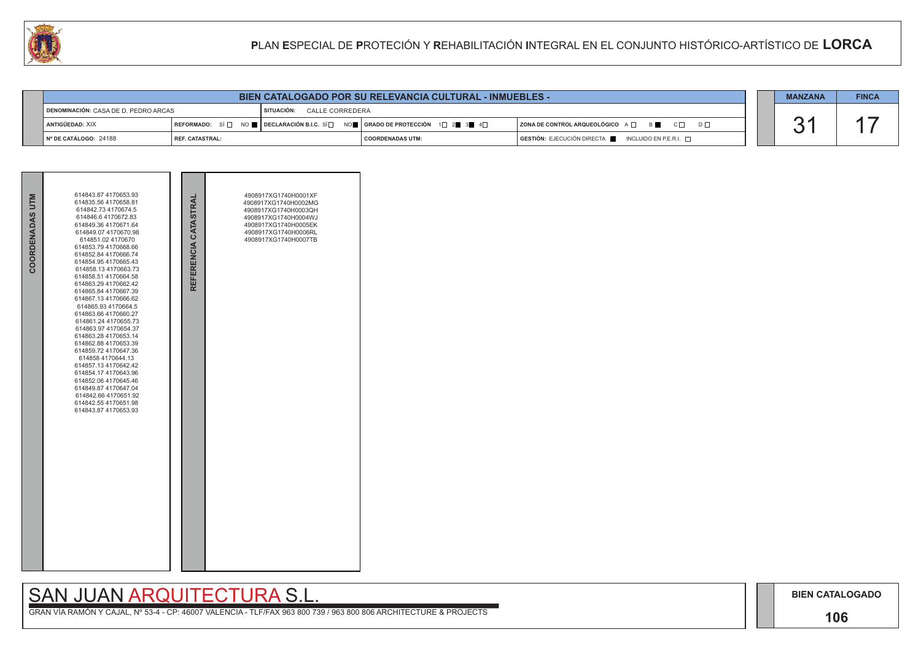# PLAN ESPECIAL DE PROTECIÓN Y REHABILITACIÓN INTEGRAL EN EL CONJUNTO HISTÓRICO-ARTÍSTICO DE LORCA

| BIEN CATALOGADO POR SU RELEVANCIA CULTURAL - INMUEBLES - | | | | |
|---|---|---|---|---|
| DENOMINACIÓN: CASA DE D. PEDRO ARCAS | | SITUACIÓN: CALLE CORREDERA | | |
| ANTIGÜEDAD: XIX | REFORMADO: SÍ ☐ NO ■ | DECLARACIÓN B.I.C. SÍ ☐ NO ■ | GRADO DE PROTECCIÓN 1☐ 2■ 3■ 4☐ | ZONA DE CONTROL ARQUEOLÓGICO A ☐ B ■ C ☐ D ☐ |
| Nº DE CATÁLOGO: 24188 | REF. CATASTRAL: | | COORDENADAS UTM: | GESTIÓN: EJECUCIÓN DIRECTA ■ INCLUIDO EN P.E.R.I. ☐ |

| MANZANA | FINCA |
|---|---|
| 31 | 17 |

| COORDENADAS UTM | REFERENCIA CATASTRAL |
|---|---|
| 614843.87 4170653.93<br>614835.56 4170658.81<br>614842.73 4170674.5<br>614846.6 4170672.83<br>614849.36 4170671.64<br>614849.07 4170670.98<br>614851.02 4170670<br>614853.79 4170668.66<br>614852.84 4170666.74<br>614854.95 4170665.43<br>614858.13 4170663.73<br>614858.51 4170664.58<br>614863.29 4170662.42<br>614865.84 4170667.39<br>614867.13 4170666.62<br>614865.93 4170664.5<br>614863.66 4170660.27<br>614861.24 4170655.73<br>614863.97 4170654.37<br>614863.28 4170653.14<br>614862.88 4170653.39<br>614859.72 4170647.36<br>614858 4170644.13<br>614857.13 4170642.42<br>614854.17 4170643.96<br>614852.06 4170645.46<br>614849.87 4170647.04<br>614842.66 4170651.92<br>614842.55 4170651.98<br>614843.87 4170653.93 | 4908917XG1740H0001XF<br>4908917XG1740H0002MG<br>4908917XG1740H0003QH<br>4908917XG1740H0004WJ<br>4908917XG1740H0005EK<br>4908917XG1740H0006RL<br>4908917XG1740H0007TB |

SAN JUAN ARQUITECTURA S.L.

GRAN VÍA RAMÓN Y CAJAL, Nº 53-4 - CP: 46007 VALENCIA - TLF/FAX 963 800 739 / 963 800 806 ARCHITECTURE & PROJECTS

BIEN CATALOGADO

106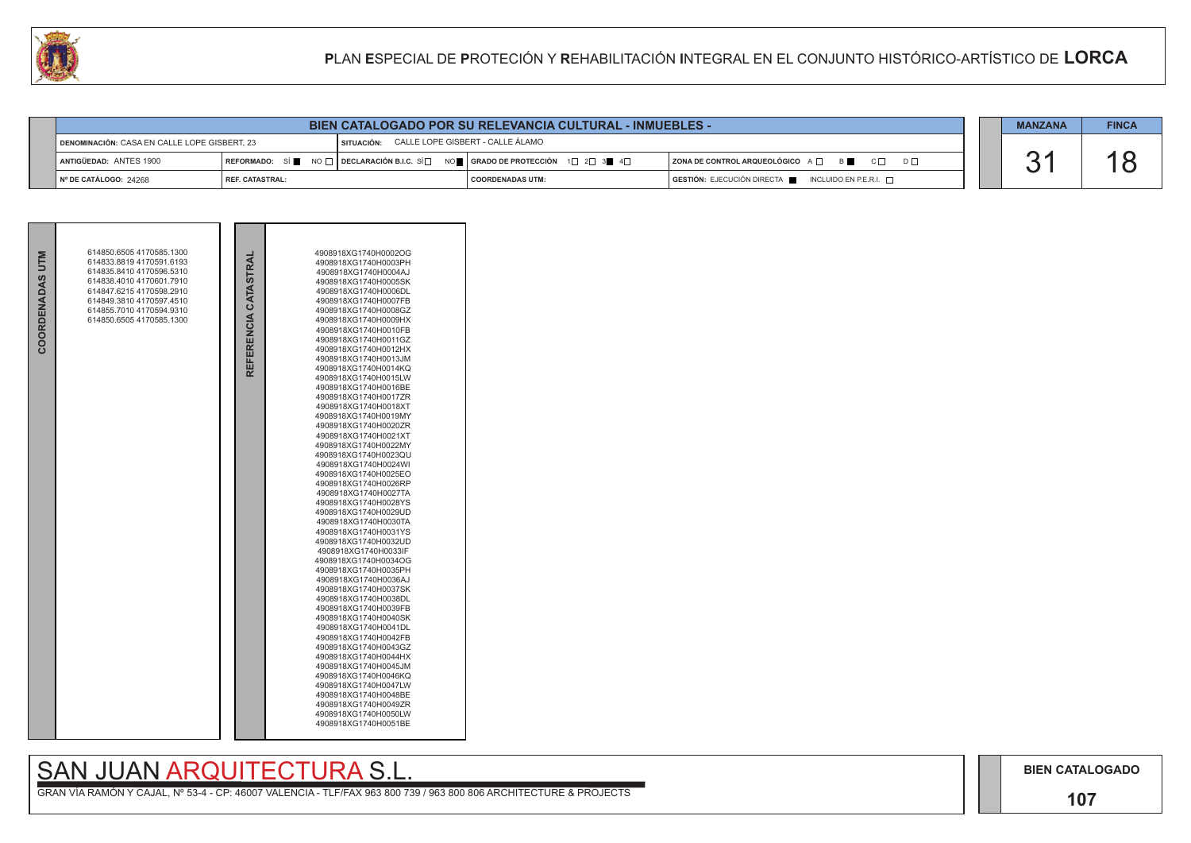# PLAN ESPECIAL DE PROTECIÓN Y REHABILITACIÓN INTEGRAL EN EL CONJUNTO HISTÓRICO-ARTÍSTICO DE LORCA

## BIEN CATALOGADO POR SU RELEVANCIA CULTURAL - INMUEBLES -

| | | | | |
|---|---|---|---|---|
| DENOMINACIÓN: CASA EN CALLE LOPE GISBERT, 23 | | SITUACIÓN: CALLE LOPE GISBERT - CALLE ÁLAMO | | |
| ANTIGÜEDAD: ANTES 1900 | REFORMADO: SÍ ■ NO □ | DECLARACIÓN B.I.C. SÍ □ NO ■ | GRADO DE PROTECCIÓN 1□ 2□ 3■ 4□ | ZONA DE CONTROL ARQUEOLÓGICO A □ B ■ C □ D □ |
| Nº DE CATÁLOGO: 24268 | REF. CATASTRAL: | | COORDENADAS UTM: | GESTIÓN: EJECUCIÓN DIRECTA ■ INCLUIDO EN P.E.R.I. □ |

| MANZANA | FINCA |
|---|---|
| 31 | 18 |

**COORDENADAS UTM**

614850.6505 4170585.1300
614833.8819 4170591.6193
614835.8410 4170596.5310
614838.4010 4170601.7910
614847.6215 4170598.2910
614849.3810 4170597.4510
614855.7010 4170594.9310
614850.6505 4170585.1300

**REFERENCIA CATASTRAL**

4908918XG1740H0002OG
4908918XG1740H0003PH
4908918XG1740H0004AJ
4908918XG1740H0005SK
4908918XG1740H0006DL
4908918XG1740H0007FB
4908918XG1740H0008GZ
4908918XG1740H0009HX
4908918XG1740H0010FB
4908918XG1740H0011GZ
4908918XG1740H0012HX
4908918XG1740H0013JM
4908918XG1740H0014KQ
4908918XG1740H0015LW
4908918XG1740H0016BE
4908918XG1740H0017ZR
4908918XG1740H0018XT
4908918XG1740H0019MY
4908918XG1740H0020ZR
4908918XG1740H0021XT
4908918XG1740H0022MY
4908918XG1740H0023QU
4908918XG1740H0024WI
4908918XG1740H0025EO
4908918XG1740H0026RP
4908918XG1740H0027TA
4908918XG1740H0028YS
4908918XG1740H0029UD
4908918XG1740H0030TA
4908918XG1740H0031YS
4908918XG1740H0032UD
4908918XG1740H0033IF
4908918XG1740H0034OG
4908918XG1740H0035PH
4908918XG1740H0036AJ
4908918XG1740H0037SK
4908918XG1740H0038DL
4908918XG1740H0039FB
4908918XG1740H0040SK
4908918XG1740H0041DL
4908918XG1740H0042FB
4908918XG1740H0043GZ
4908918XG1740H0044HX
4908918XG1740H0045JM
4908918XG1740H0046KQ
4908918XG1740H0047LW
4908918XG1740H0048BE
4908918XG1740H0049ZR
4908918XG1740H0050LW
4908918XG1740H0051BE

SAN JUAN ARQUITECTURA S.L.

GRAN VÍA RAMÓN Y CAJAL, Nº 53-4 - CP: 46007 VALENCIA - TLF/FAX 963 800 739 / 963 800 806 ARCHITECTURE & PROJECTS

**BIEN CATALOGADO**

**107**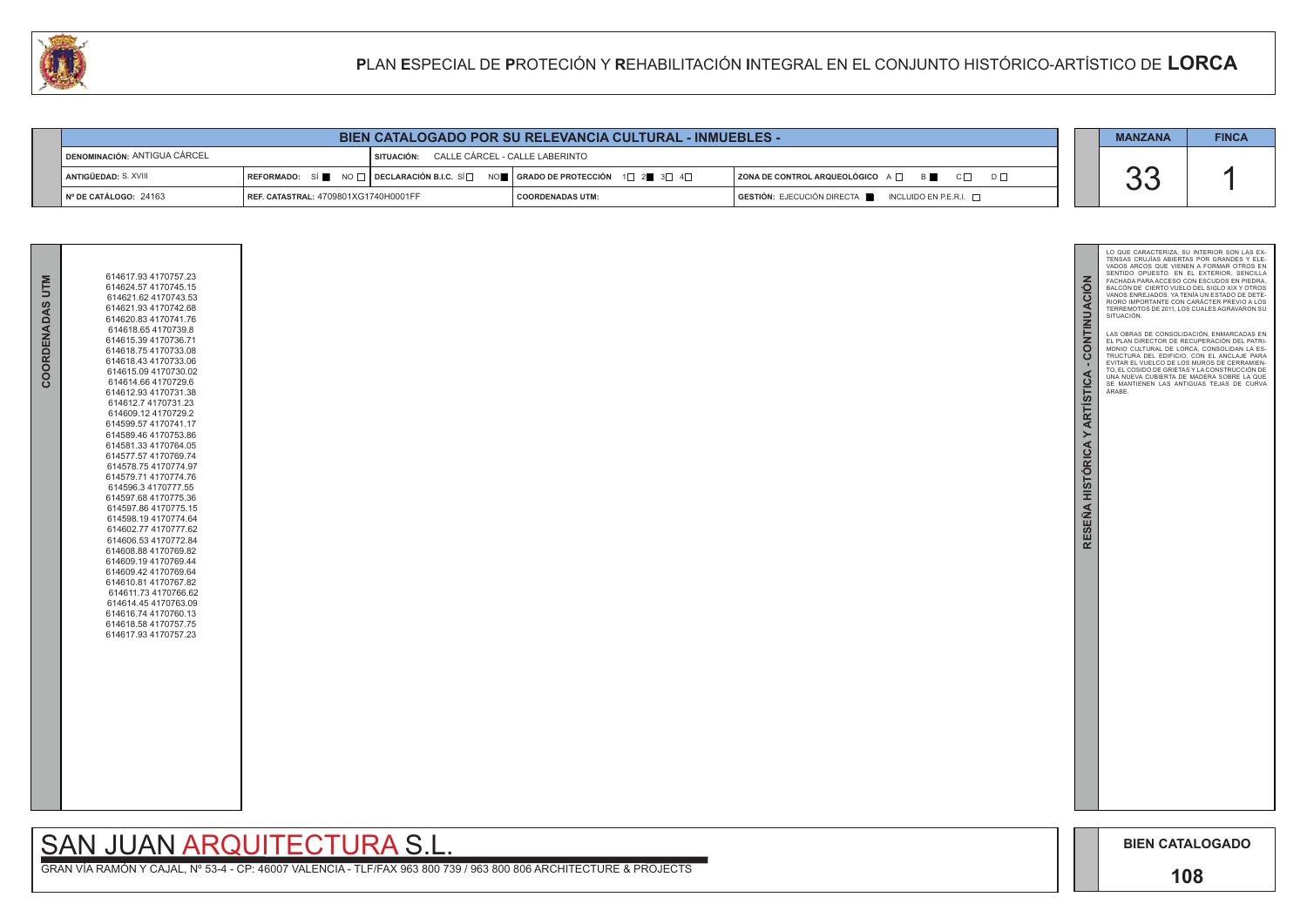# PLAN ESPECIAL DE PROTECIÓN Y REHABILITACIÓN INTEGRAL EN EL CONJUNTO HISTÓRICO-ARTÍSTICO DE LORCA

## BIEN CATALOGADO POR SU RELEVANCIA CULTURAL - INMUEBLES -

| | | | |
|---|---|---|---|
| DENOMINACIÓN: ANTIGUA CÁRCEL | SITUACIÓN: CALLE CÁRCEL - CALLE LABERINTO | | |
| ANTIGÜEDAD: S. XVIII | REFORMADO: SÍ ■ NO ☐ / DECLARACIÓN B.I.C. SÍ ☐ NO ■ | GRADO DE PROTECCIÓN 1☐ 2■ 3☐ 4☐ | ZONA DE CONTROL ARQUEOLÓGICO A ☐ B ■ C ☐ D ☐ |
| Nº DE CATÁLOGO: 24163 | REF. CATASTRAL: 4709801XG1740H0001FF | COORDENADAS UTM: | GESTIÓN: EJECUCIÓN DIRECTA ■ INCLUIDO EN P.E.R.I. ☐ |

| MANZANA | FINCA |
|---|---|
| 33 | 1 |

### COORDENADAS UTM

614617.93 4170757.23
614624.57 4170745.15
614621.62 4170743.53
614621.93 4170742.68
614620.83 4170741.76
614618.65 4170739.8
614615.39 4170736.71
614618.75 4170733.08
614618.43 4170733.06
614615.09 4170730.02
614614.66 4170729.6
614612.93 4170731.38
614612.7 4170731.23
614609.12 4170729.2
614599.57 4170741.17
614589.46 4170753.86
614581.33 4170764.05
614577.57 4170769.74
614578.75 4170774.97
614579.71 4170774.76
614596.3 4170777.55
614597.68 4170775.36
614597.86 4170775.15
614598.19 4170774.64
614602.77 4170777.62
614606.53 4170772.84
614608.88 4170769.82
614609.19 4170769.44
614609.42 4170769.64
614610.81 4170767.82
614611.73 4170766.62
614614.45 4170763.09
614616.74 4170760.13
614618.58 4170757.75
614617.93 4170757.23

### RESEÑA HISTÓRICA Y ARTÍSTICA - CONTINUACIÓN

LO QUE CARACTERIZA, SU INTERIOR SON LAS EXTENSAS CRUJÍAS ABIERTAS POR GRANDES Y ELEVADOS ARCOS QUE VIENEN A FORMAR OTROS EN SENTIDO OPUESTO. EN EL EXTERIOR, SENCILLA FACHADA PARA ACCESO CON ESCUDOS EN PIEDRA, BALCÓN DE CIERTO VUELO DEL SIGLO XIX Y OTROS VANOS ENREJADOS. YA TENÍA UN ESTADO DE DETERIORO IMPORTANTE CON CARÁCTER PREVIO A LOS TERREMOTOS DE 2011, LOS CUALES AGRAVARON SU SITUACIÓN.

LAS OBRAS DE CONSOLIDACIÓN, ENMARCADAS EN EL PLAN DIRECTOR DE RECUPERACIÓN DEL PATRIMONIO CULTURAL DE LORCA, CONSOLIDAN LA ESTRUCTURA DEL EDIFICIO, CON EL ANCLAJE PARA EVITAR EL VUELCO DE LOS MUROS DE CERRAMIENTO, EL COSIDO DE GRIETAS Y LA CONSTRUCCIÓN DE UNA NUEVA CUBIERTA DE MADERA SOBRE LA QUE SE MANTIENEN LAS ANTIGUAS TEJAS DE CURVA ÁRABE.

SAN JUAN ARQUITECTURA S.L.

GRAN VÍA RAMÓN Y CAJAL, Nº 53-4 - CP: 46007 VALENCIA - TLF/FAX 963 800 739 / 963 800 806 ARCHITECTURE & PROJECTS

BIEN CATALOGADO

108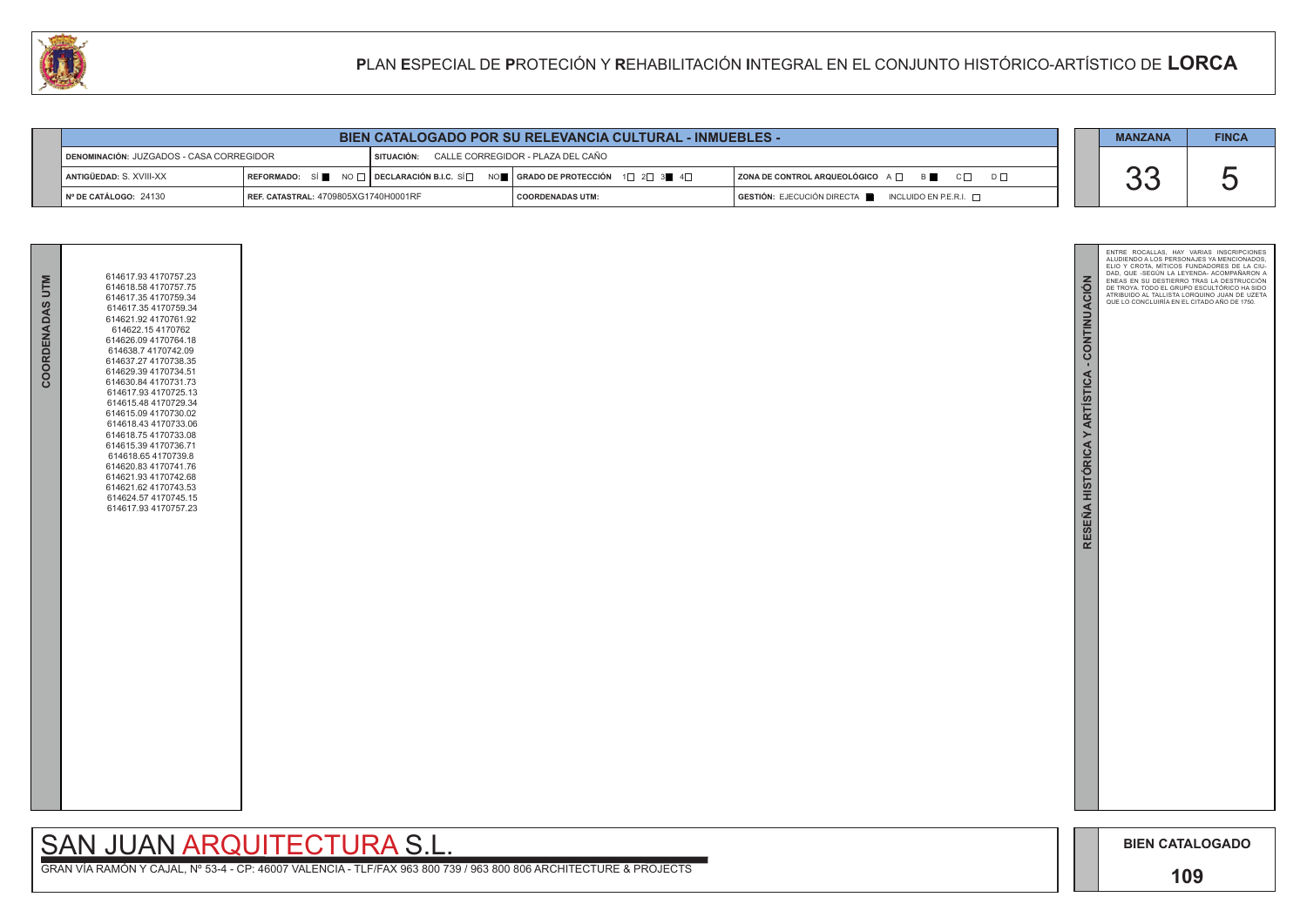# PLAN ESPECIAL DE PROTECIÓN Y REHABILITACIÓN INTEGRAL EN EL CONJUNTO HISTÓRICO-ARTÍSTICO DE LORCA

| BIEN CATALOGADO POR SU RELEVANCIA CULTURAL - INMUEBLES - | | | | |
|---|---|---|---|---|
| DENOMINACIÓN: JUZGADOS - CASA CORREGIDOR | SITUACIÓN: CALLE CORREGIDOR - PLAZA DEL CAÑO | | | |
| ANTIGÜEDAD: S. XVIII-XX | REFORMADO: SÍ ■ NO □ | DECLARACIÓN B.I.C. SÍ □ NO ■ | GRADO DE PROTECCIÓN 1□ 2□ 3■ 4□ | ZONA DE CONTROL ARQUEOLÓGICO A □ B ■ C □ D □ |
| Nº DE CATÁLOGO: 24130 | REF. CATASTRAL: 4709805XG1740H0001RF | | COORDENADAS UTM: | GESTIÓN: EJECUCIÓN DIRECTA ■ INCLUIDO EN P.E.R.I. □ |

| MANZANA | FINCA |
|---|---|
| 33 | 5 |

**COORDENADAS UTM**

614617.93 4170757.23
614618.58 4170757.75
614617.35 4170759.34
614617.35 4170759.34
614621.92 4170761.92
614622.15 4170762
614626.09 4170764.18
614638.7 4170742.09
614637.27 4170738.35
614629.39 4170734.51
614630.84 4170731.73
614617.93 4170725.13
614615.48 4170729.34
614615.09 4170730.02
614618.43 4170733.06
614618.75 4170733.08
614615.39 4170736.71
614618.65 4170739.8
614620.83 4170741.76
614621.93 4170742.68
614621.62 4170743.53
614624.57 4170745.15
614617.93 4170757.23

**RESEÑA HISTÓRICA Y ARTÍSTICA - CONTINUACIÓN**

ENTRE ROCALLAS, HAY VARIAS INSCRIPCIONES ALUDIENDO A LOS PERSONAJES YA MENCIONADOS, ELIO Y CROTA, MÍTICOS FUNDADORES DE LA CIUDAD, QUE -SEGÚN LA LEYENDA- ACOMPAÑARON A ENEAS EN SU DESTIERRO TRAS LA DESTRUCCIÓN DE TROYA. TODO EL GRUPO ESCULTÓRICO HA SIDO ATRIBUIDO AL TALLISTA LORQUINO JUAN DE UZETA QUE LO CONCLUIRÍA EN EL CITADO AÑO DE 1750.

SAN JUAN ARQUITECTURA S.L.

GRAN VÍA RAMÓN Y CAJAL, Nº 53-4 - CP: 46007 VALENCIA - TLF/FAX 963 800 739 / 963 800 806 ARCHITECTURE & PROJECTS

BIEN CATALOGADO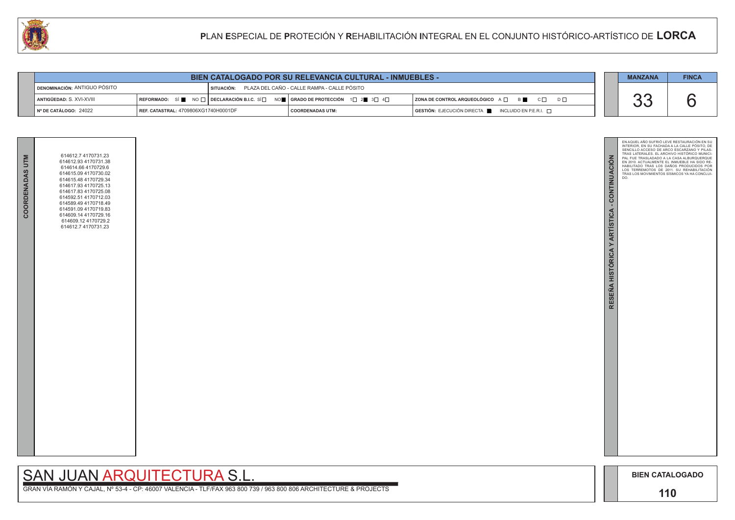# PLAN ESPECIAL DE PROTECIÓN Y REHABILITACIÓN INTEGRAL EN EL CONJUNTO HISTÓRICO-ARTÍSTICO DE LORCA

## BIEN CATALOGADO POR SU RELEVANCIA CULTURAL - INMUEBLES -

| | | | |
|---|---|---|---|
| DENOMINACIÓN: ANTIGUO PÓSITO | SITUACIÓN: PLAZA DEL CAÑO - CALLE RAMPA - CALLE PÓSITO | | |
| ANTIGÜEDAD: S. XVI-XVIII | REFORMADO: SÍ ■ NO □ · DECLARACIÓN B.I.C. SÍ □ NO ■ | GRADO DE PROTECCIÓN 1□ 2■ 3□ 4□ | ZONA DE CONTROL ARQUEOLÓGICO A □ B ■ C □ D □ |
| Nº DE CATÁLOGO: 24022 | REF. CATASTRAL: 4709806XG1740H0001DF | COORDENADAS UTM: | GESTIÓN: EJECUCIÓN DIRECTA ■ INCLUIDO EN P.E.R.I. □ |

| MANZANA | FINCA |
|---|---|
| 33 | 6 |

### COORDENADAS UTM

614612.7 4170731.23
614612.93 4170731.38
614614.66 4170729.6
614615.09 4170730.02
614615.48 4170729.34
614617.93 4170725.13
614617.83 4170725.08
614592.51 4170712.03
614589.49 4170718.49
614591.09 4170719.83
614609.14 4170729.16
614609.12 4170729.2
614612.7 4170731.23

### RESEÑA HISTÓRICA Y ARTÍSTICA - CONTINUACIÓN

EN AQUEL AÑO SUFRIÓ LEVE RESTAURACIÓN EN SU INTERIOR, EN SU FACHADA A LA CALLE PÓSITO, DE SENCILLO ACCESO DE ARCO ESCARZANO Y PILASTRAS LATERALES. EL ARCHIVO HISTÓRICO MUNICIPAL FUE TRASLADADO A LA CASA ALBURQUERQUE EN 2010. ACTUALMENTE EL INMUEBLE HA SIDO REHABILITADO TRAS LOS DAÑOS PRODUCIDOS POR LOS TERREMOTOS DE 2011. SU REHABILITACIÓN TRAS LOS MOVIMIENTOS SÍSMICOS YA HA CONCLUIDO.

SAN JUAN ARQUITECTURA S.L.

GRAN VÍA RAMÓN Y CAJAL, Nº 53-4 - CP: 46007 VALENCIA - TLF/FAX 963 800 739 / 963 800 806 ARCHITECTURE & PROJECTS

BIEN CATALOGADO

110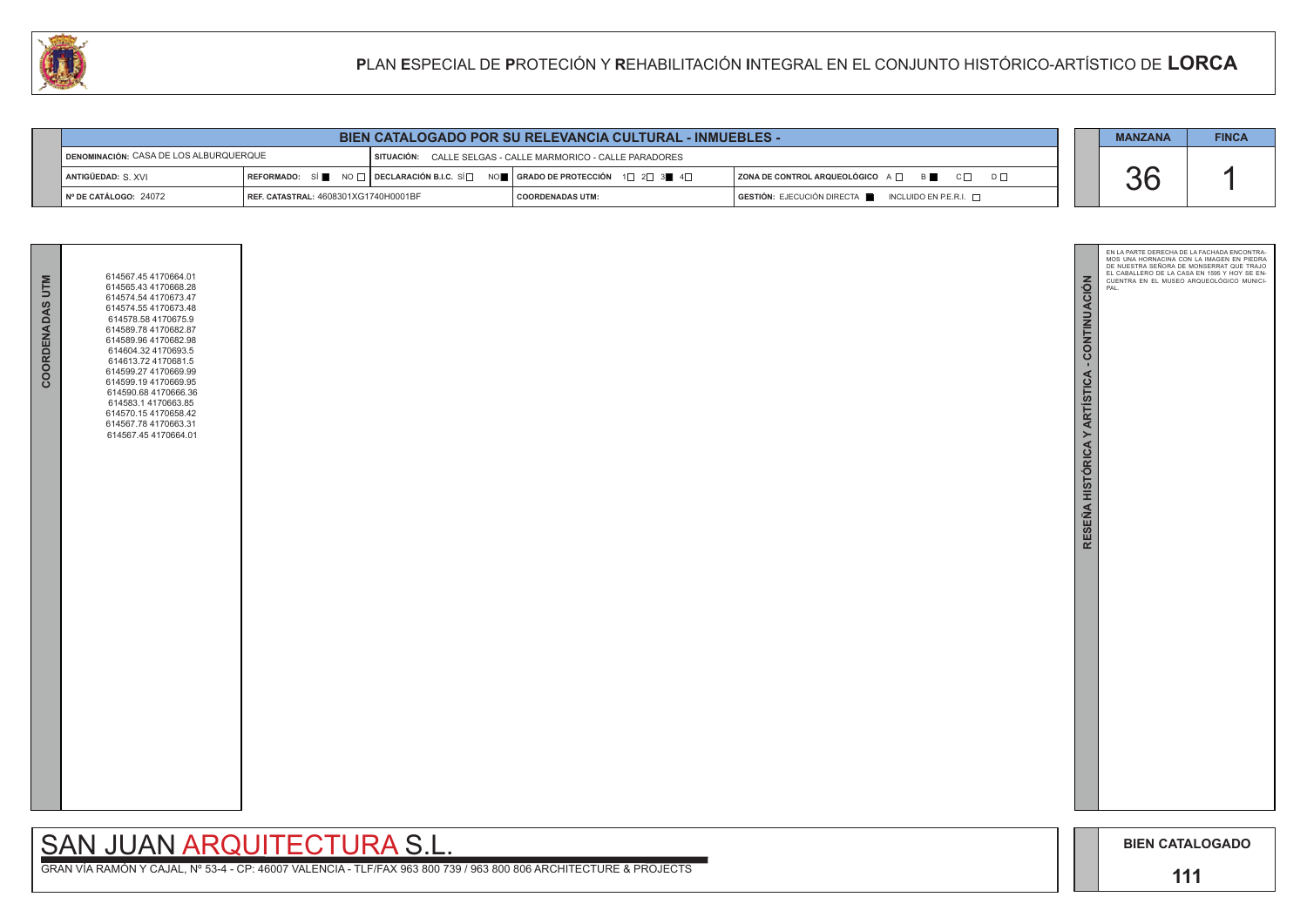# PLAN ESPECIAL DE PROTECIÓN Y REHABILITACIÓN INTEGRAL EN EL CONJUNTO HISTÓRICO-ARTÍSTICO DE LORCA

## BIEN CATALOGADO POR SU RELEVANCIA CULTURAL - INMUEBLES -

| | | | |
|---|---|---|---|
| DENOMINACIÓN: CASA DE LOS ALBURQUERQUE | SITUACIÓN: CALLE SELGAS - CALLE MARMORICO - CALLE PARADORES | | |
| ANTIGÜEDAD: S. XVI | REFORMADO: SÍ ■ NO □ | DECLARACIÓN B.I.C. SÍ □ NO ■ | GRADO DE PROTECCIÓN 1□ 2□ 3■ 4□ | ZONA DE CONTROL ARQUEOLÓGICO A □ B ■ C □ D □ |
| Nº DE CATÁLOGO: 24072 | REF. CATASTRAL: 4608301XG1740H0001BF | COORDENADAS UTM: | GESTIÓN: EJECUCIÓN DIRECTA ■ INCLUIDO EN P.E.R.I. □ |

| MANZANA | FINCA |
|---|---|
| 36 | 1 |

### COORDENADAS UTM

614567.45 4170664.01
614565.43 4170668.28
614574.54 4170673.47
614574.55 4170673.48
614578.58 4170675.9
614589.78 4170682.87
614589.96 4170682.98
614604.32 4170693.5
614613.72 4170681.5
614599.27 4170669.99
614599.19 4170669.95
614590.68 4170666.36
614583.1 4170663.85
614570.15 4170658.42
614567.78 4170663.31
614567.45 4170664.01

### RESEÑA HISTÓRICA Y ARTÍSTICA - CONTINUACIÓN

EN LA PARTE DERECHA DE LA FACHADA ENCONTRAMOS UNA HORNACINA CON LA IMAGEN EN PIEDRA DE NUESTRA SEÑORA DE MONSERRAT QUE TRAJO EL CABALLERO DE LA CASA EN 1595 Y HOY SE ENCUENTRA EN EL MUSEO ARQUEOLÓGICO MUNICIPAL.

SAN JUAN ARQUITECTURA S.L.

GRAN VÍA RAMÓN Y CAJAL, Nº 53-4 - CP: 46007 VALENCIA - TLF/FAX 963 800 739 / 963 800 806 ARCHITECTURE & PROJECTS

BIEN CATALOGADO

111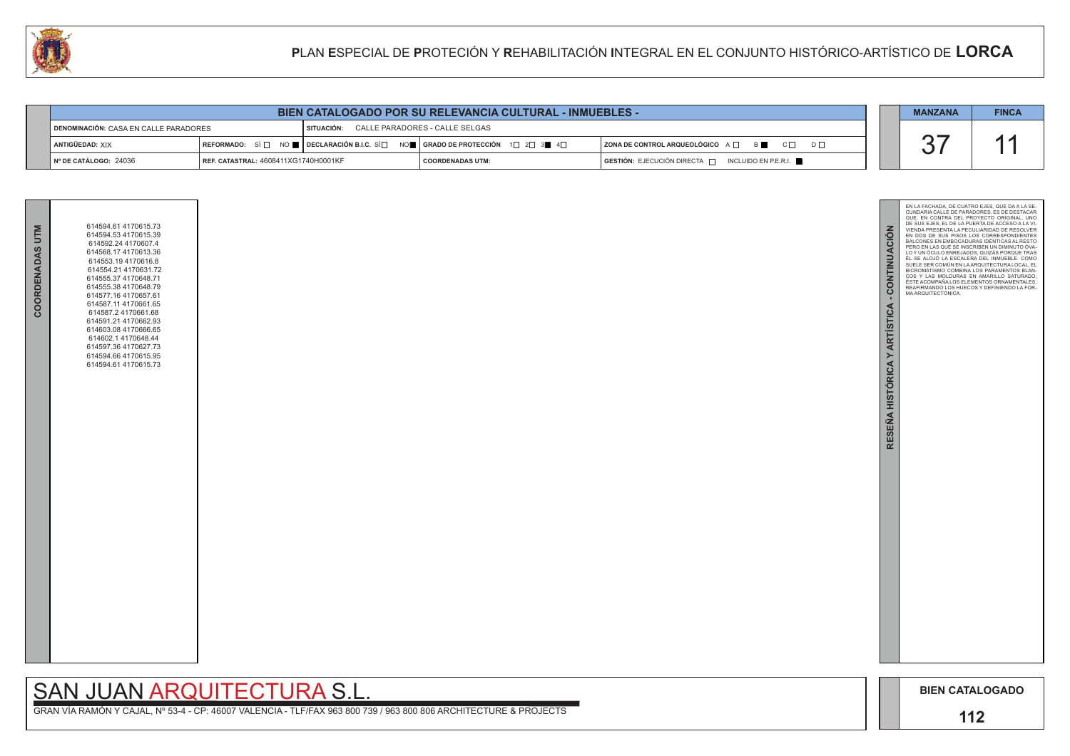# PLAN ESPECIAL DE PROTECIÓN Y REHABILITACIÓN INTEGRAL EN EL CONJUNTO HISTÓRICO-ARTÍSTICO DE LORCA

| BIEN CATALOGADO POR SU RELEVANCIA CULTURAL - INMUEBLES - | | | | |
|---|---|---|---|---|
| DENOMINACIÓN: CASA EN CALLE PARADORES | | SITUACIÓN: CALLE PARADORES - CALLE SELGAS | | |
| ANTIGÜEDAD: XIX | REFORMADO: SÍ ☐ NO ■ | DECLARACIÓN B.I.C. SÍ ☐ NO ■ | GRADO DE PROTECCIÓN 1☐ 2☐ 3■ 4☐ | ZONA DE CONTROL ARQUEOLÓGICO A ☐ B ■ C ☐ D ☐ |
| Nº DE CATÁLOGO: 24036 | REF. CATASTRAL: 4608411XG1740H0001KF | | COORDENADAS UTM: | GESTIÓN: EJECUCIÓN DIRECTA ☐ INCLUIDO EN P.E.R.I. ■ |

| MANZANA | FINCA |
|---|---|
| 37 | 11 |

## COORDENADAS UTM

614594.61 4170615.73
614594.53 4170615.39
614592.24 4170607.4
614568.17 4170613.36
614553.19 4170616.8
614554.21 4170631.72
614555.37 4170648.71
614555.38 4170648.79
614577.16 4170657.61
614587.11 4170661.65
614587.2 4170661.68
614591.21 4170662.93
614603.08 4170666.65
614602.1 4170648.44
614597.36 4170627.73
614594.66 4170615.95
614594.61 4170615.73

## RESEÑA HISTÓRICA Y ARTÍSTICA - CONTINUACIÓN

EN LA FACHADA, DE CUATRO EJES, QUE DA A LA SECUNDARIA CALLE DE PARADORES, ES DE DESTACAR QUE, EN CONTRA DEL PROYECTO ORIGINAL, UNO DE SUS EJES, EL DE LA PUERTA DE ACCESO A LA VIVIENDA PRESENTA LA PECULIARIDAD DE RESOLVER EN DOS DE SUS PISOS LOS CORRESPONDIENTES BALCONES EN EMBOCADURAS IDÉNTICAS AL RESTO PERO EN LAS QUE SE INSCRIBEN UN DIMINUTO ÓVALO Y UN ÓCULO ENREJADOS, QUIZÁS PORQUE TRAS ÉL SE ALOJÓ LA ESCALERA DEL INMUEBLE. COMO SUELE SER COMÚN EN LA ARQUITECTURA LOCAL, EL BICROMATISMO COMBINA LOS PARAMENTOS BLANCOS Y LAS MOLDURAS EN AMARILLO SATURADO; ÉSTE ACOMPAÑA LOS ELEMENTOS ORNAMENTALES, REAFIRMANDO LOS HUECOS Y DEFINIENDO LA FORMA ARQUITECTÓNICA.

SAN JUAN ARQUITECTURA S.L.

GRAN VÍA RAMÓN Y CAJAL, Nº 53-4 - CP: 46007 VALENCIA - TLF/FAX 963 800 739 / 963 800 806 ARCHITECTURE & PROJECTS

BIEN CATALOGADO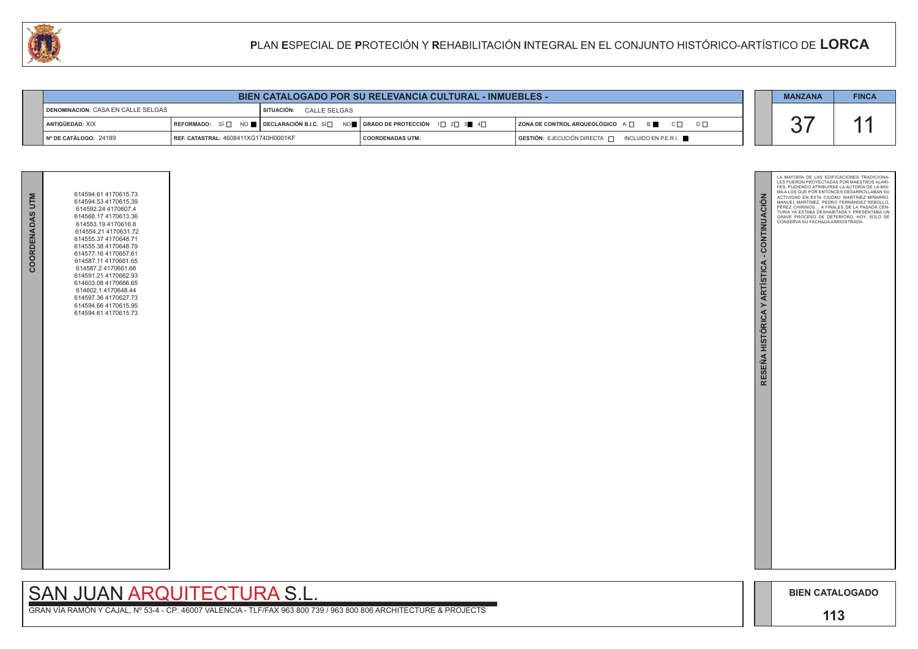# PLAN ESPECIAL DE PROTECIÓN Y REHABILITACIÓN INTEGRAL EN EL CONJUNTO HISTÓRICO-ARTÍSTICO DE LORCA

## BIEN CATALOGADO POR SU RELEVANCIA CULTURAL - INMUEBLES -

| | | | | |
|---|---|---|---|---|
| DENOMINACIÓN: CASA EN CALLE SELGAS | SITUACIÓN: CALLE SELGAS | | | |
| ANTIGÜEDAD: XIX | REFORMADO: SÍ ☐ NO ■ | DECLARACIÓN B.I.C. SÍ ☐ NO ■ | GRADO DE PROTECCIÓN 1☐ 2☐ 3■ 4☐ | ZONA DE CONTROL ARQUEOLÓGICO A ☐ B ■ C ☐ D ☐ |
| Nº DE CATÁLOGO: 24189 | REF. CATASTRAL: 4608411XG1740H0001KF | COORDENADAS UTM: | GESTIÓN: EJECUCIÓN DIRECTA ☐ INCLUIDO EN P.E.R.I. ■ | |

| MANZANA | FINCA |
|---|---|
| 37 | 11 |

### COORDENADAS UTM

614594.61 4170615.73
614594.53 4170615.39
614592.24 4170607.4
614568.17 4170613.36
614553.19 4170616.8
614554.21 4170631.72
614555.37 4170648.71
614555.38 4170648.79
614577.16 4170657.61
614587.11 4170661.65
614587.2 4170661.68
614591.21 4170662.93
614603.08 4170666.65
614602.1 4170648.44
614597.36 4170627.73
614594.66 4170615.95
614594.61 4170615.73

### RESEÑA HISTÓRICA Y ARTÍSTICA - CONTINUACIÓN

LA MAYORÍA DE LAS EDIFICACIONES TRADICIONALES FUERON PROYECTADAS POR MAESTROS ALARIFES, PUDIENDO ATRIBUIRSE LA AUTORÍA DE LA MISMA A LOS QUE POR ENTONCES DESARROLLABAN SU ACTIVIDAD EN ESTA CIUDAD: MARTÍNEZ MIÑARRO, MANUEL MARTÍNEZ, PEDRO FERNÁNDEZ REBOLLO, PÉREZ CHIRINOS... A FINALES DE LA PASADA CENTURIA YA ESTABA DESHABITADA Y PRESENTABA UN GRAVE PROCESO DE DETERIORO. HOY, SOLO SE CONSERVA SU FACHADA ARRIOSTRADA.

SAN JUAN ARQUITECTURA S.L.

GRAN VÍA RAMÓN Y CAJAL, Nº 53-4 - CP: 46007 VALENCIA - TLF/FAX 963 800 739 / 963 800 806 ARCHITECTURE & PROJECTS

BIEN CATALOGADO

113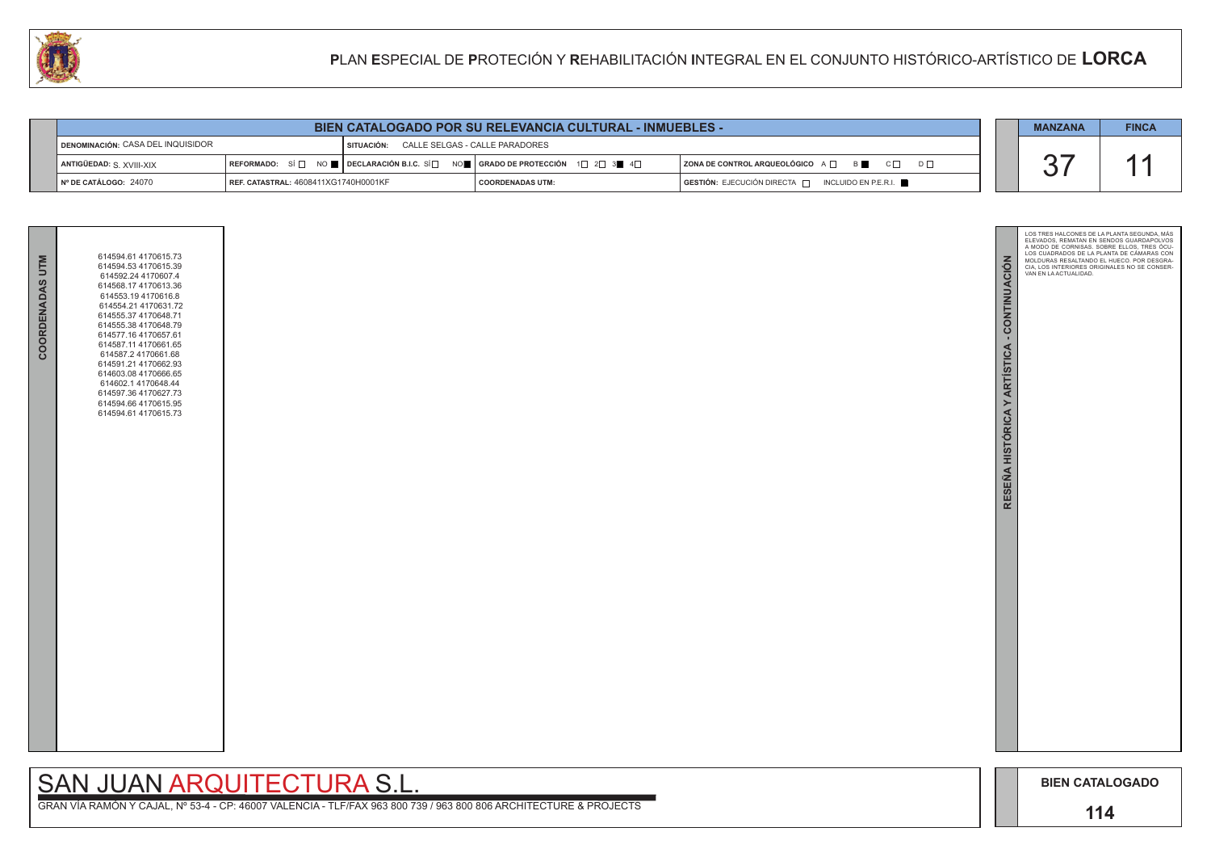# PLAN ESPECIAL DE PROTECIÓN Y REHABILITACIÓN INTEGRAL EN EL CONJUNTO HISTÓRICO-ARTÍSTICO DE LORCA

## BIEN CATALOGADO POR SU RELEVANCIA CULTURAL - INMUEBLES -

| | | | |
|---|---|---|---|
| DENOMINACIÓN: CASA DEL INQUISIDOR | SITUACIÓN: CALLE SELGAS - CALLE PARADORES | | |
| ANTIGÜEDAD: S. XVIII-XIX | REFORMADO: SÍ ☐ NO ■ / DECLARACIÓN B.I.C. SÍ ☐ NO ■ | GRADO DE PROTECCIÓN 1☐ 2☐ 3■ 4☐ | ZONA DE CONTROL ARQUEOLÓGICO A ☐ B ■ C ☐ D ☐ |
| Nº DE CATÁLOGO: 24070 | REF. CATASTRAL: 4608411XG1740H0001KF | COORDENADAS UTM: | GESTIÓN: EJECUCIÓN DIRECTA ☐ INCLUIDO EN P.E.R.I. ■ |

| MANZANA | FINCA |
|---|---|
| 37 | 11 |

### COORDENADAS UTM

614594.61 4170615.73
614594.53 4170615.39
614592.24 4170607.4
614568.17 4170613.36
614553.19 4170616.8
614554.21 4170631.72
614555.37 4170648.71
614555.38 4170648.79
614577.16 4170657.61
614587.11 4170661.65
614587.2 4170661.68
614591.21 4170662.93
614603.08 4170666.65
614602.1 4170648.44
614597.36 4170627.73
614594.66 4170615.95
614594.61 4170615.73

### RESEÑA HISTÓRICA Y ARTÍSTICA - CONTINUACIÓN

LOS TRES HALCONES DE LA PLANTA SEGUNDA, MÁS ELEVADOS, REMATAN EN SENDOS GUARDAPOLVOS A MODO DE CORNISAS. SOBRE ELLOS, TRES ÓCULOS CUADRADOS DE LA PLANTA DE CÁMARAS CON MOLDURAS RESALTANDO EL HUECO. POR DESGRACIA, LOS INTERIORES ORIGINALES NO SE CONSERVAN EN LA ACTUALIDAD.

SAN JUAN ARQUITECTURA S.L.

GRAN VÍA RAMÓN Y CAJAL, Nº 53-4 - CP: 46007 VALENCIA - TLF/FAX 963 800 739 / 963 800 806 ARCHITECTURE & PROJECTS

BIEN CATALOGADO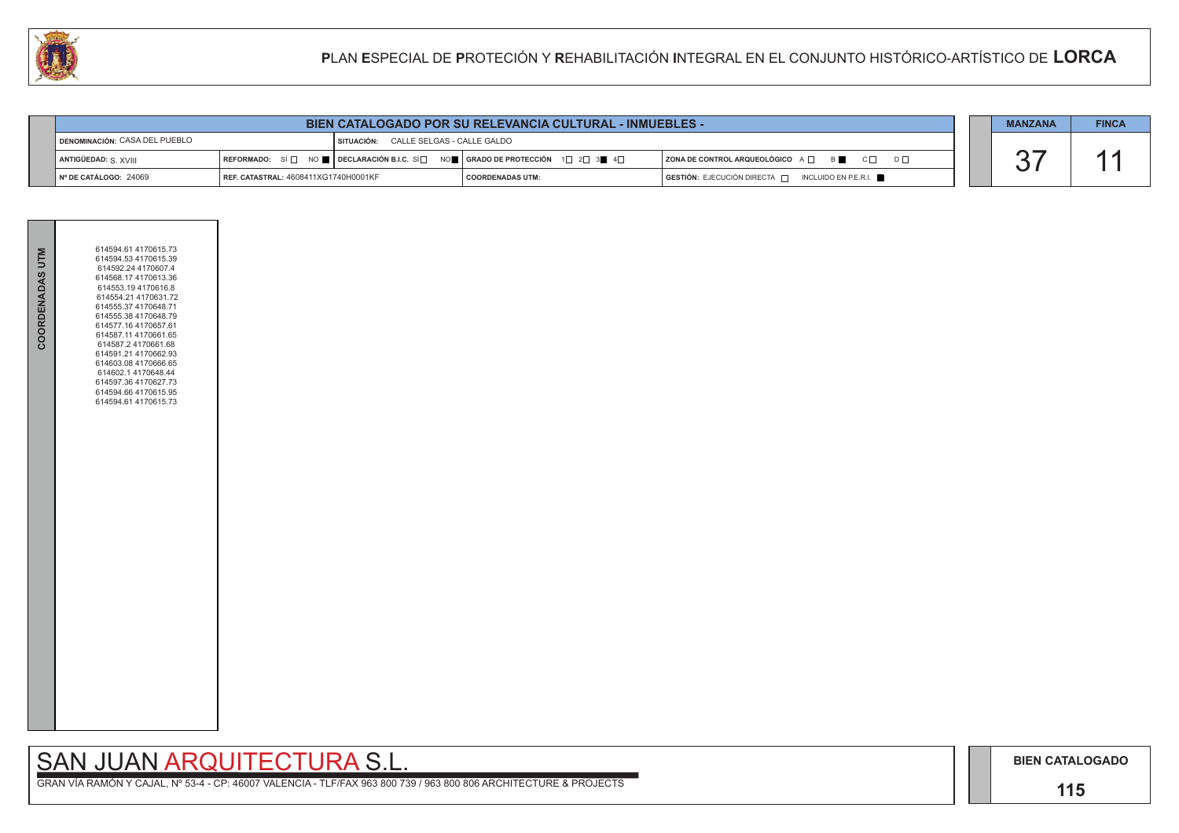# PLAN ESPECIAL DE PROTECIÓN Y REHABILITACIÓN INTEGRAL EN EL CONJUNTO HISTÓRICO-ARTÍSTICO DE LORCA

## BIEN CATALOGADO POR SU RELEVANCIA CULTURAL - INMUEBLES -

| | | | |
|---|---|---|---|
| DENOMINACIÓN: CASA DEL PUEBLO | SITUACIÓN: CALLE SELGAS - CALLE GALDO | | |
| ANTIGÜEDAD: S. XVIII | REFORMADO: SÍ ☐ NO ■ / DECLARACIÓN B.I.C. SÍ ☐ NO ■ | GRADO DE PROTECCIÓN 1☐ 2☐ 3■ 4☐ | ZONA DE CONTROL ARQUEOLÓGICO A☐ B■ C☐ D☐ |
| Nº DE CATÁLOGO: 24069 | REF. CATASTRAL: 4608411XG1740H0001KF | COORDENADAS UTM: | GESTIÓN: EJECUCIÓN DIRECTA ☐ INCLUIDO EN P.E.R.I. ■ |

| MANZANA | FINCA |
|---|---|
| 37 | 11 |

**COORDENADAS UTM**

614594.61 4170615.73
614594.53 4170615.39
614592.24 4170607.4
614568.17 4170613.36
614553.19 4170616.8
614554.21 4170631.72
614555.37 4170648.71
614555.38 4170648.79
614577.16 4170657.61
614587.11 4170661.65
614587.2 4170661.68
614591.21 4170662.93
614603.08 4170666.65
614602.1 4170648.44
614597.36 4170627.73
614594.66 4170615.95
614594.61 4170615.73

SAN JUAN ARQUITECTURA S.L.

GRAN VÍA RAMÓN Y CAJAL, Nº 53-4 - CP: 46007 VALENCIA - TLF/FAX 963 800 739 / 963 800 806 ARCHITECTURE & PROJECTS

BIEN CATALOGADO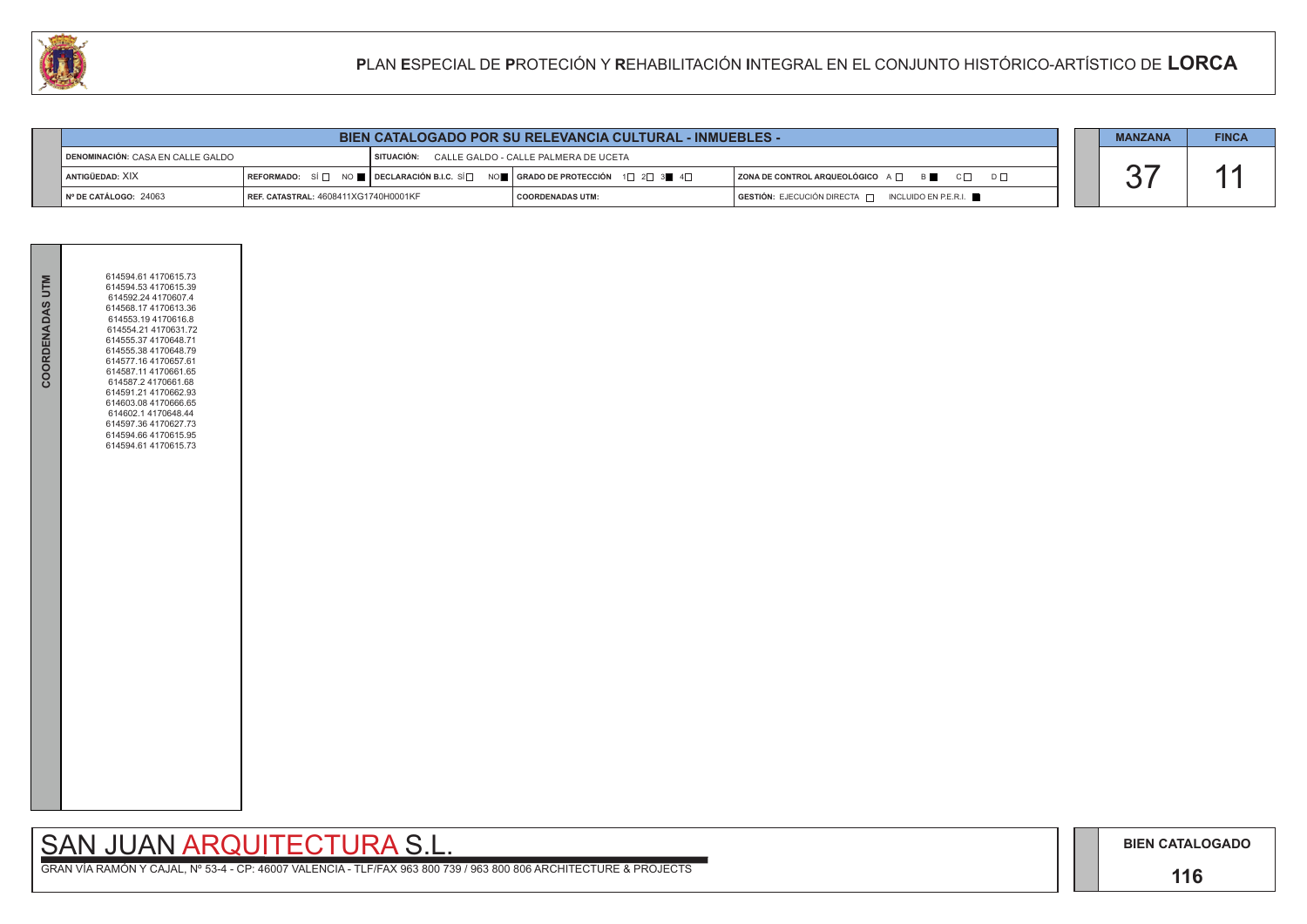# PLAN ESPECIAL DE PROTECIÓN Y REHABILITACIÓN INTEGRAL EN EL CONJUNTO HISTÓRICO-ARTÍSTICO DE LORCA

## BIEN CATALOGADO POR SU RELEVANCIA CULTURAL - INMUEBLES -

| | | | |
|---|---|---|---|
| DENOMINACIÓN: CASA EN CALLE GALDO | SITUACIÓN: CALLE GALDO - CALLE PALMERA DE UCETA | | |
| ANTIGÜEDAD: XIX | REFORMADO: SÍ ☐ NO ■ / DECLARACIÓN B.I.C. SÍ ☐ NO ■ | GRADO DE PROTECCIÓN 1☐ 2☐ 3■ 4☐ | ZONA DE CONTROL ARQUEOLÓGICO A ☐ B ■ C ☐ D ☐ |
| Nº DE CATÁLOGO: 24063 | REF. CATASTRAL: 4608411XG1740H0001KF | COORDENADAS UTM: | GESTIÓN: EJECUCIÓN DIRECTA ☐ INCLUIDO EN P.E.R.I. ■ |

| MANZANA | FINCA |
|---|---|
| 37 | 11 |

**COORDENADAS UTM**

614594.61 4170615.73
614594.53 4170615.39
614592.24 4170607.4
614568.17 4170613.36
614553.19 4170616.8
614554.21 4170631.72
614555.37 4170648.71
614555.38 4170648.79
614577.16 4170657.61
614587.11 4170661.65
614587.2 4170661.68
614591.21 4170662.93
614603.08 4170666.65
614602.1 4170648.44
614597.36 4170627.73
614594.66 4170615.95
614594.61 4170615.73

SAN JUAN ARQUITECTURA S.L.

GRAN VÍA RAMÓN Y CAJAL, Nº 53-4 - CP: 46007 VALENCIA - TLF/FAX 963 800 739 / 963 800 806 ARCHITECTURE & PROJECTS

BIEN CATALOGADO

116